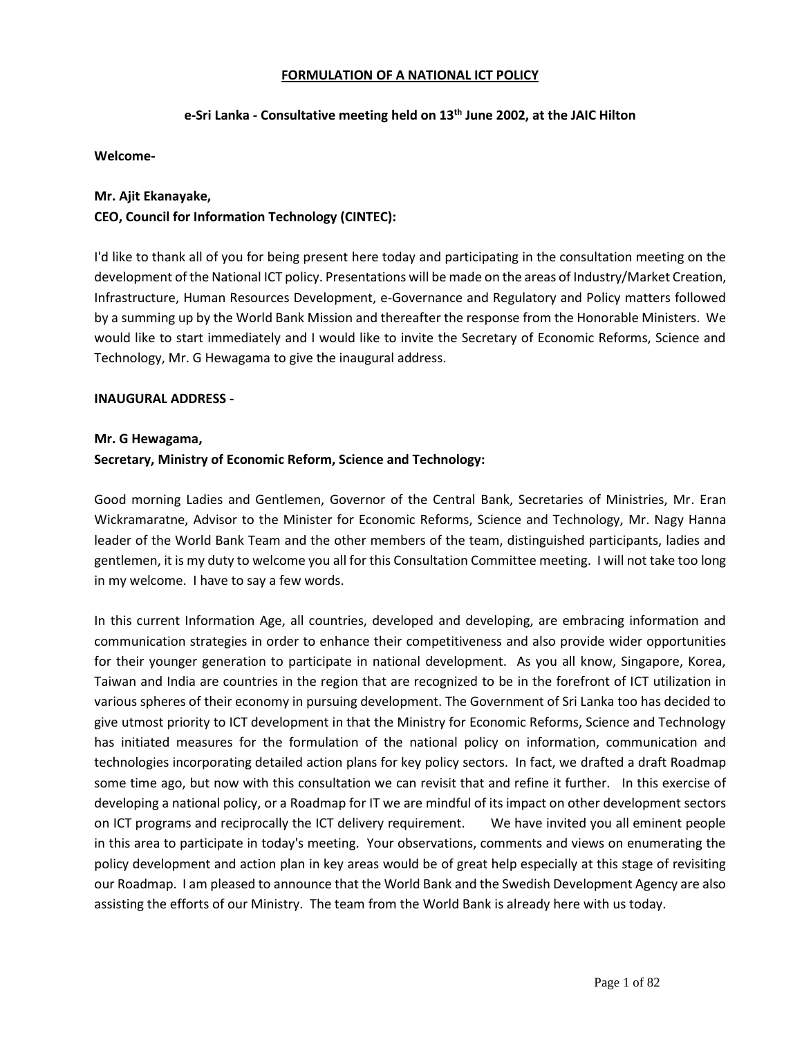# FORMULATION OF A NATIONAL ICT POLICY

## e-Sri Lanka - Consultative meeting held on 13th June 2002, at the JAIC Hilton

**Welcome-**

**Mr. Ajit Ekanayake,**
**CEO, Council for Information Technology (CINTEC):**

I'd like to thank all of you for being present here today and participating in the consultation meeting on the development of the National ICT policy. Presentations will be made on the areas of Industry/Market Creation, Infrastructure, Human Resources Development, e-Governance and Regulatory and Policy matters followed by a summing up by the World Bank Mission and thereafter the response from the Honorable Ministers. We would like to start immediately and I would like to invite the Secretary of Economic Reforms, Science and Technology, Mr. G Hewagama to give the inaugural address.

**INAUGURAL ADDRESS -**

**Mr. G Hewagama,**
**Secretary, Ministry of Economic Reform, Science and Technology:**

Good morning Ladies and Gentlemen, Governor of the Central Bank, Secretaries of Ministries, Mr. Eran Wickramaratne, Advisor to the Minister for Economic Reforms, Science and Technology, Mr. Nagy Hanna leader of the World Bank Team and the other members of the team, distinguished participants, ladies and gentlemen, it is my duty to welcome you all for this Consultation Committee meeting. I will not take too long in my welcome. I have to say a few words.

In this current Information Age, all countries, developed and developing, are embracing information and communication strategies in order to enhance their competitiveness and also provide wider opportunities for their younger generation to participate in national development. As you all know, Singapore, Korea, Taiwan and India are countries in the region that are recognized to be in the forefront of ICT utilization in various spheres of their economy in pursuing development. The Government of Sri Lanka too has decided to give utmost priority to ICT development in that the Ministry for Economic Reforms, Science and Technology has initiated measures for the formulation of the national policy on information, communication and technologies incorporating detailed action plans for key policy sectors. In fact, we drafted a draft Roadmap some time ago, but now with this consultation we can revisit that and refine it further. In this exercise of developing a national policy, or a Roadmap for IT we are mindful of its impact on other development sectors on ICT programs and reciprocally the ICT delivery requirement. We have invited you all eminent people in this area to participate in today's meeting. Your observations, comments and views on enumerating the policy development and action plan in key areas would be of great help especially at this stage of revisiting our Roadmap. I am pleased to announce that the World Bank and the Swedish Development Agency are also assisting the efforts of our Ministry. The team from the World Bank is already here with us today.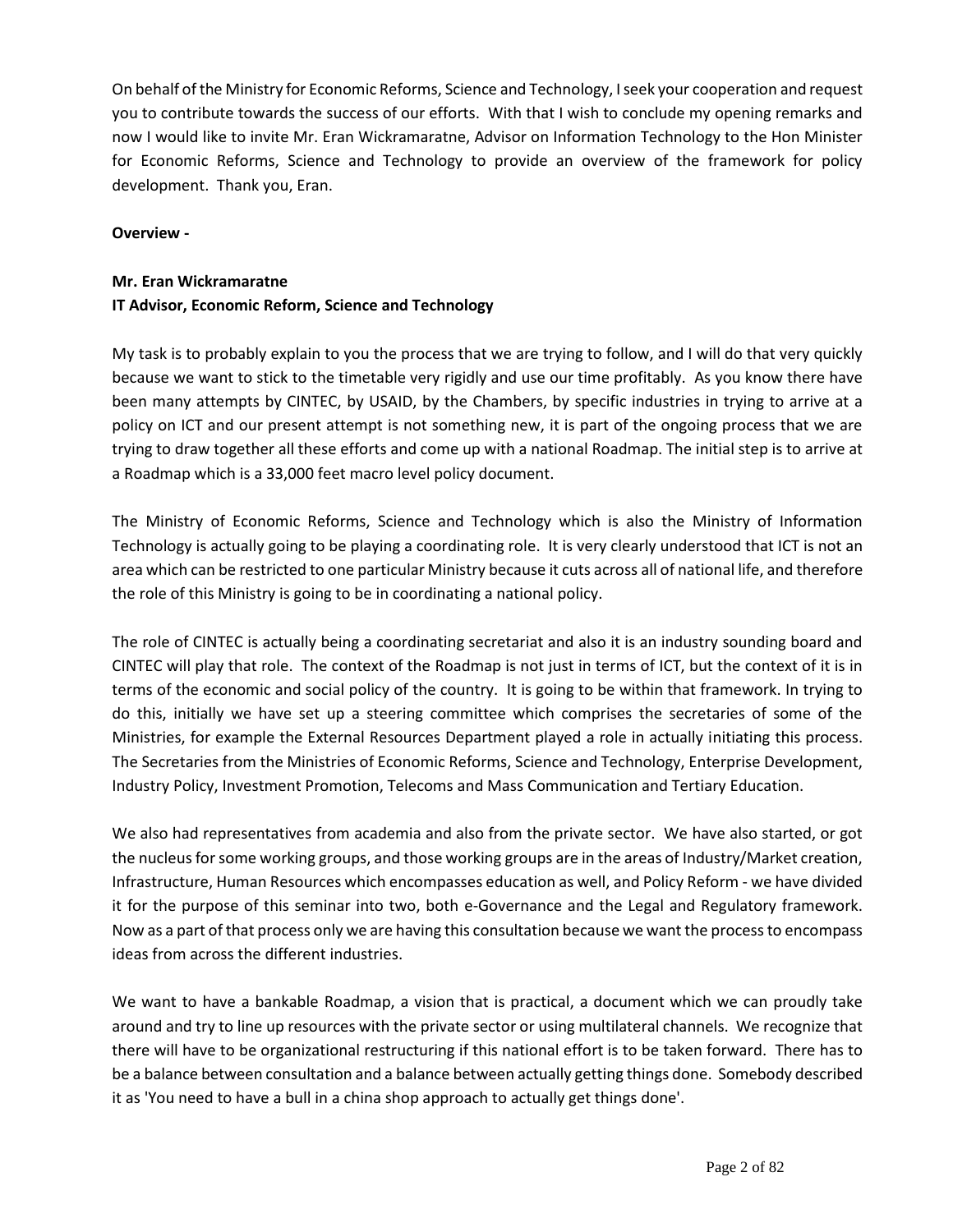On behalf of the Ministry for Economic Reforms, Science and Technology, I seek your cooperation and request you to contribute towards the success of our efforts. With that I wish to conclude my opening remarks and now I would like to invite Mr. Eran Wickramaratne, Advisor on Information Technology to the Hon Minister for Economic Reforms, Science and Technology to provide an overview of the framework for policy development. Thank you, Eran.

**Overview -**

**Mr. Eran Wickramaratne**
**IT Advisor, Economic Reform, Science and Technology**

My task is to probably explain to you the process that we are trying to follow, and I will do that very quickly because we want to stick to the timetable very rigidly and use our time profitably. As you know there have been many attempts by CINTEC, by USAID, by the Chambers, by specific industries in trying to arrive at a policy on ICT and our present attempt is not something new, it is part of the ongoing process that we are trying to draw together all these efforts and come up with a national Roadmap. The initial step is to arrive at a Roadmap which is a 33,000 feet macro level policy document.

The Ministry of Economic Reforms, Science and Technology which is also the Ministry of Information Technology is actually going to be playing a coordinating role. It is very clearly understood that ICT is not an area which can be restricted to one particular Ministry because it cuts across all of national life, and therefore the role of this Ministry is going to be in coordinating a national policy.

The role of CINTEC is actually being a coordinating secretariat and also it is an industry sounding board and CINTEC will play that role. The context of the Roadmap is not just in terms of ICT, but the context of it is in terms of the economic and social policy of the country. It is going to be within that framework. In trying to do this, initially we have set up a steering committee which comprises the secretaries of some of the Ministries, for example the External Resources Department played a role in actually initiating this process. The Secretaries from the Ministries of Economic Reforms, Science and Technology, Enterprise Development, Industry Policy, Investment Promotion, Telecoms and Mass Communication and Tertiary Education.

We also had representatives from academia and also from the private sector. We have also started, or got the nucleus for some working groups, and those working groups are in the areas of Industry/Market creation, Infrastructure, Human Resources which encompasses education as well, and Policy Reform - we have divided it for the purpose of this seminar into two, both e-Governance and the Legal and Regulatory framework. Now as a part of that process only we are having this consultation because we want the process to encompass ideas from across the different industries.

We want to have a bankable Roadmap, a vision that is practical, a document which we can proudly take around and try to line up resources with the private sector or using multilateral channels. We recognize that there will have to be organizational restructuring if this national effort is to be taken forward. There has to be a balance between consultation and a balance between actually getting things done. Somebody described it as 'You need to have a bull in a china shop approach to actually get things done'.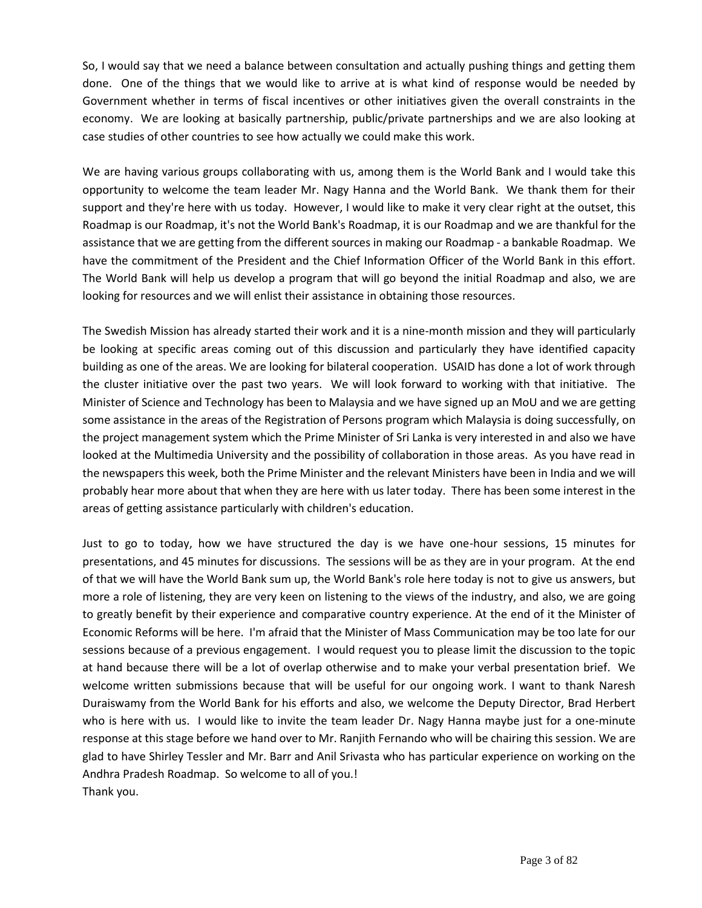So, I would say that we need a balance between consultation and actually pushing things and getting them done. One of the things that we would like to arrive at is what kind of response would be needed by Government whether in terms of fiscal incentives or other initiatives given the overall constraints in the economy. We are looking at basically partnership, public/private partnerships and we are also looking at case studies of other countries to see how actually we could make this work.

We are having various groups collaborating with us, among them is the World Bank and I would take this opportunity to welcome the team leader Mr. Nagy Hanna and the World Bank. We thank them for their support and they're here with us today. However, I would like to make it very clear right at the outset, this Roadmap is our Roadmap, it's not the World Bank's Roadmap, it is our Roadmap and we are thankful for the assistance that we are getting from the different sources in making our Roadmap - a bankable Roadmap. We have the commitment of the President and the Chief Information Officer of the World Bank in this effort. The World Bank will help us develop a program that will go beyond the initial Roadmap and also, we are looking for resources and we will enlist their assistance in obtaining those resources.

The Swedish Mission has already started their work and it is a nine-month mission and they will particularly be looking at specific areas coming out of this discussion and particularly they have identified capacity building as one of the areas. We are looking for bilateral cooperation. USAID has done a lot of work through the cluster initiative over the past two years. We will look forward to working with that initiative. The Minister of Science and Technology has been to Malaysia and we have signed up an MoU and we are getting some assistance in the areas of the Registration of Persons program which Malaysia is doing successfully, on the project management system which the Prime Minister of Sri Lanka is very interested in and also we have looked at the Multimedia University and the possibility of collaboration in those areas. As you have read in the newspapers this week, both the Prime Minister and the relevant Ministers have been in India and we will probably hear more about that when they are here with us later today. There has been some interest in the areas of getting assistance particularly with children's education.

Just to go to today, how we have structured the day is we have one-hour sessions, 15 minutes for presentations, and 45 minutes for discussions. The sessions will be as they are in your program. At the end of that we will have the World Bank sum up, the World Bank's role here today is not to give us answers, but more a role of listening, they are very keen on listening to the views of the industry, and also, we are going to greatly benefit by their experience and comparative country experience. At the end of it the Minister of Economic Reforms will be here. I'm afraid that the Minister of Mass Communication may be too late for our sessions because of a previous engagement. I would request you to please limit the discussion to the topic at hand because there will be a lot of overlap otherwise and to make your verbal presentation brief. We welcome written submissions because that will be useful for our ongoing work. I want to thank Naresh Duraiswamy from the World Bank for his efforts and also, we welcome the Deputy Director, Brad Herbert who is here with us. I would like to invite the team leader Dr. Nagy Hanna maybe just for a one-minute response at this stage before we hand over to Mr. Ranjith Fernando who will be chairing this session. We are glad to have Shirley Tessler and Mr. Barr and Anil Srivasta who has particular experience on working on the Andhra Pradesh Roadmap. So welcome to all of you.!
Thank you.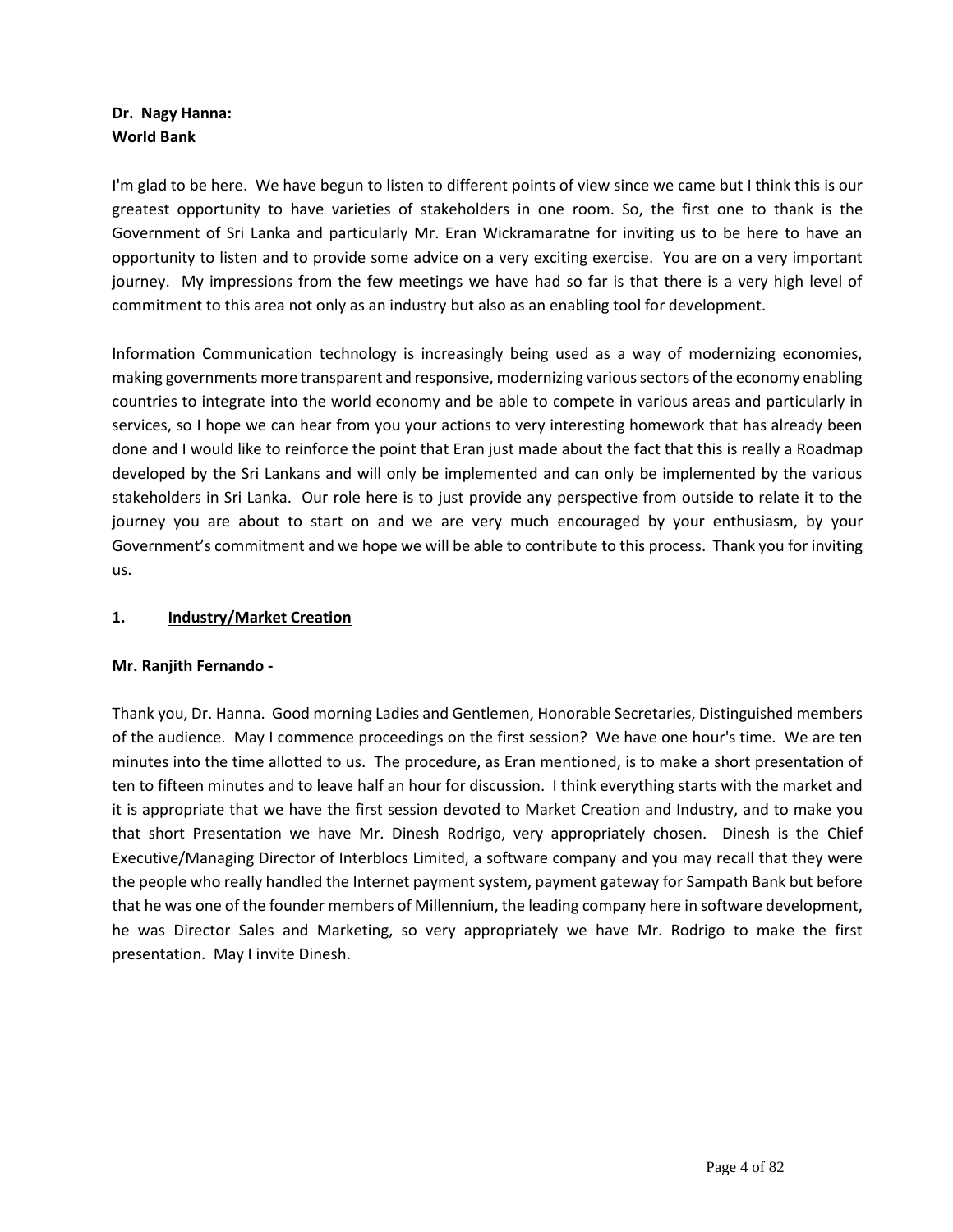**Dr. Nagy Hanna:**
**World Bank**

I'm glad to be here. We have begun to listen to different points of view since we came but I think this is our greatest opportunity to have varieties of stakeholders in one room. So, the first one to thank is the Government of Sri Lanka and particularly Mr. Eran Wickramaratne for inviting us to be here to have an opportunity to listen and to provide some advice on a very exciting exercise. You are on a very important journey. My impressions from the few meetings we have had so far is that there is a very high level of commitment to this area not only as an industry but also as an enabling tool for development.

Information Communication technology is increasingly being used as a way of modernizing economies, making governments more transparent and responsive, modernizing various sectors of the economy enabling countries to integrate into the world economy and be able to compete in various areas and particularly in services, so I hope we can hear from you your actions to very interesting homework that has already been done and I would like to reinforce the point that Eran just made about the fact that this is really a Roadmap developed by the Sri Lankans and will only be implemented and can only be implemented by the various stakeholders in Sri Lanka. Our role here is to just provide any perspective from outside to relate it to the journey you are about to start on and we are very much encouraged by your enthusiasm, by your Government's commitment and we hope we will be able to contribute to this process. Thank you for inviting us.

## 1. <u>Industry/Market Creation</u>

**Mr. Ranjith Fernando -**

Thank you, Dr. Hanna. Good morning Ladies and Gentlemen, Honorable Secretaries, Distinguished members of the audience. May I commence proceedings on the first session? We have one hour's time. We are ten minutes into the time allotted to us. The procedure, as Eran mentioned, is to make a short presentation of ten to fifteen minutes and to leave half an hour for discussion. I think everything starts with the market and it is appropriate that we have the first session devoted to Market Creation and Industry, and to make you that short Presentation we have Mr. Dinesh Rodrigo, very appropriately chosen. Dinesh is the Chief Executive/Managing Director of Interblocs Limited, a software company and you may recall that they were the people who really handled the Internet payment system, payment gateway for Sampath Bank but before that he was one of the founder members of Millennium, the leading company here in software development, he was Director Sales and Marketing, so very appropriately we have Mr. Rodrigo to make the first presentation. May I invite Dinesh.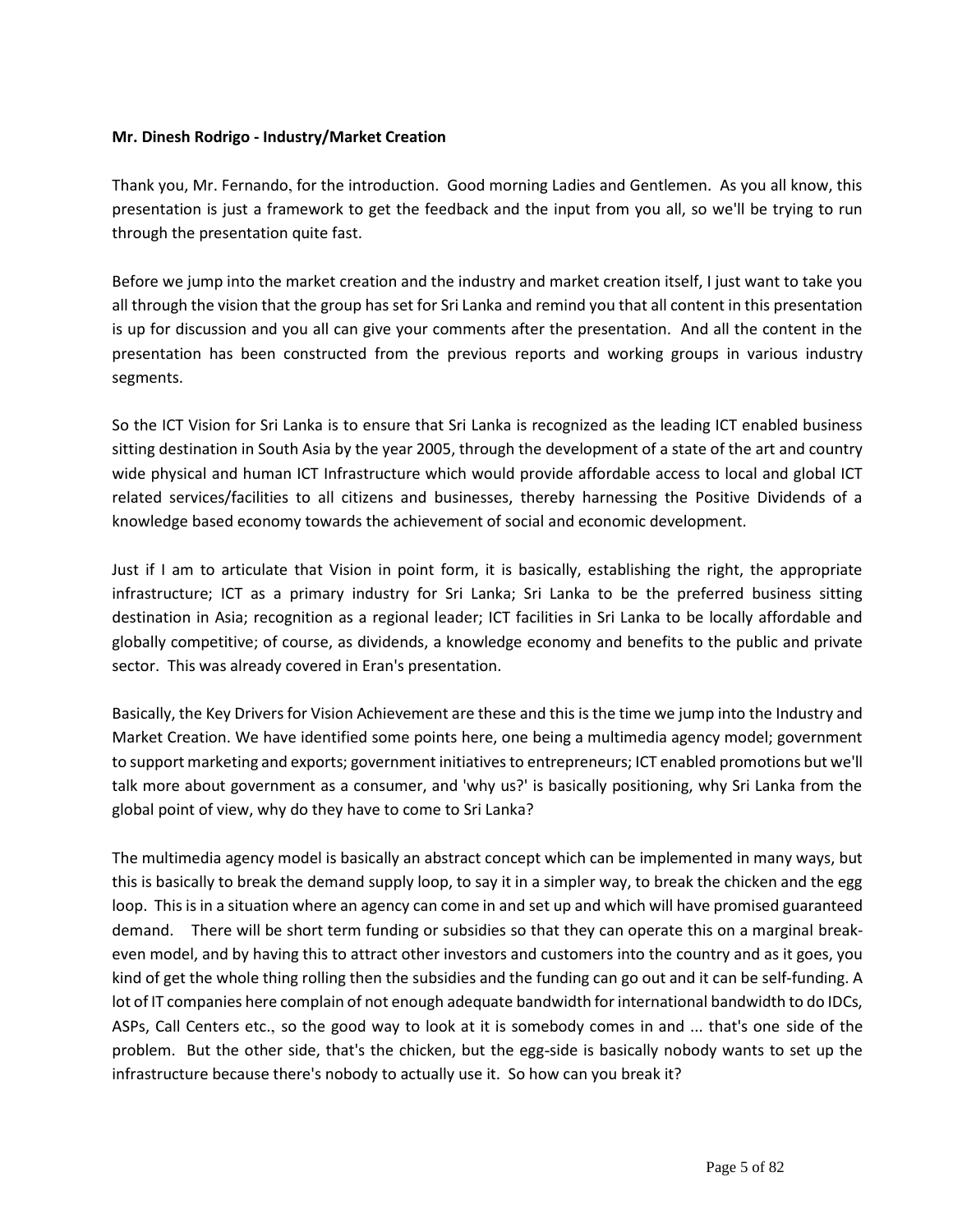**Mr. Dinesh Rodrigo - Industry/Market Creation**

Thank you, Mr. Fernando, for the introduction. Good morning Ladies and Gentlemen. As you all know, this presentation is just a framework to get the feedback and the input from you all, so we'll be trying to run through the presentation quite fast.

Before we jump into the market creation and the industry and market creation itself, I just want to take you all through the vision that the group has set for Sri Lanka and remind you that all content in this presentation is up for discussion and you all can give your comments after the presentation. And all the content in the presentation has been constructed from the previous reports and working groups in various industry segments.

So the ICT Vision for Sri Lanka is to ensure that Sri Lanka is recognized as the leading ICT enabled business sitting destination in South Asia by the year 2005, through the development of a state of the art and country wide physical and human ICT Infrastructure which would provide affordable access to local and global ICT related services/facilities to all citizens and businesses, thereby harnessing the Positive Dividends of a knowledge based economy towards the achievement of social and economic development.

Just if I am to articulate that Vision in point form, it is basically, establishing the right, the appropriate infrastructure; ICT as a primary industry for Sri Lanka; Sri Lanka to be the preferred business sitting destination in Asia; recognition as a regional leader; ICT facilities in Sri Lanka to be locally affordable and globally competitive; of course, as dividends, a knowledge economy and benefits to the public and private sector. This was already covered in Eran's presentation.

Basically, the Key Drivers for Vision Achievement are these and this is the time we jump into the Industry and Market Creation. We have identified some points here, one being a multimedia agency model; government to support marketing and exports; government initiatives to entrepreneurs; ICT enabled promotions but we'll talk more about government as a consumer, and 'why us?' is basically positioning, why Sri Lanka from the global point of view, why do they have to come to Sri Lanka?

The multimedia agency model is basically an abstract concept which can be implemented in many ways, but this is basically to break the demand supply loop, to say it in a simpler way, to break the chicken and the egg loop. This is in a situation where an agency can come in and set up and which will have promised guaranteed demand. There will be short term funding or subsidies so that they can operate this on a marginal break-even model, and by having this to attract other investors and customers into the country and as it goes, you kind of get the whole thing rolling then the subsidies and the funding can go out and it can be self-funding. A lot of IT companies here complain of not enough adequate bandwidth for international bandwidth to do IDCs, ASPs, Call Centers etc., so the good way to look at it is somebody comes in and ... that's one side of the problem. But the other side, that's the chicken, but the egg-side is basically nobody wants to set up the infrastructure because there's nobody to actually use it. So how can you break it?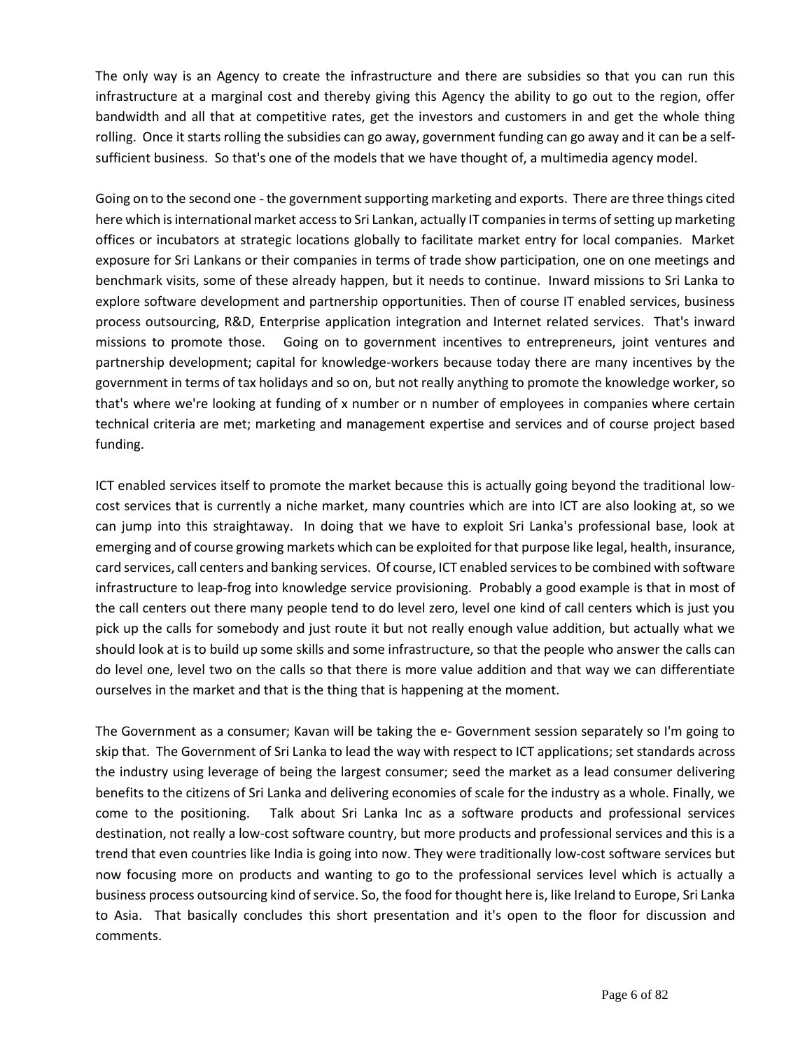The only way is an Agency to create the infrastructure and there are subsidies so that you can run this infrastructure at a marginal cost and thereby giving this Agency the ability to go out to the region, offer bandwidth and all that at competitive rates, get the investors and customers in and get the whole thing rolling. Once it starts rolling the subsidies can go away, government funding can go away and it can be a self-sufficient business. So that's one of the models that we have thought of, a multimedia agency model.

Going on to the second one - the government supporting marketing and exports. There are three things cited here which is international market access to Sri Lankan, actually IT companies in terms of setting up marketing offices or incubators at strategic locations globally to facilitate market entry for local companies. Market exposure for Sri Lankans or their companies in terms of trade show participation, one on one meetings and benchmark visits, some of these already happen, but it needs to continue. Inward missions to Sri Lanka to explore software development and partnership opportunities. Then of course IT enabled services, business process outsourcing, R&D, Enterprise application integration and Internet related services. That's inward missions to promote those. Going on to government incentives to entrepreneurs, joint ventures and partnership development; capital for knowledge-workers because today there are many incentives by the government in terms of tax holidays and so on, but not really anything to promote the knowledge worker, so that's where we're looking at funding of x number or n number of employees in companies where certain technical criteria are met; marketing and management expertise and services and of course project based funding.

ICT enabled services itself to promote the market because this is actually going beyond the traditional low-cost services that is currently a niche market, many countries which are into ICT are also looking at, so we can jump into this straightaway. In doing that we have to exploit Sri Lanka's professional base, look at emerging and of course growing markets which can be exploited for that purpose like legal, health, insurance, card services, call centers and banking services. Of course, ICT enabled services to be combined with software infrastructure to leap-frog into knowledge service provisioning. Probably a good example is that in most of the call centers out there many people tend to do level zero, level one kind of call centers which is just you pick up the calls for somebody and just route it but not really enough value addition, but actually what we should look at is to build up some skills and some infrastructure, so that the people who answer the calls can do level one, level two on the calls so that there is more value addition and that way we can differentiate ourselves in the market and that is the thing that is happening at the moment.

The Government as a consumer; Kavan will be taking the e- Government session separately so I'm going to skip that. The Government of Sri Lanka to lead the way with respect to ICT applications; set standards across the industry using leverage of being the largest consumer; seed the market as a lead consumer delivering benefits to the citizens of Sri Lanka and delivering economies of scale for the industry as a whole. Finally, we come to the positioning. Talk about Sri Lanka Inc as a software products and professional services destination, not really a low-cost software country, but more products and professional services and this is a trend that even countries like India is going into now. They were traditionally low-cost software services but now focusing more on products and wanting to go to the professional services level which is actually a business process outsourcing kind of service. So, the food for thought here is, like Ireland to Europe, Sri Lanka to Asia. That basically concludes this short presentation and it's open to the floor for discussion and comments.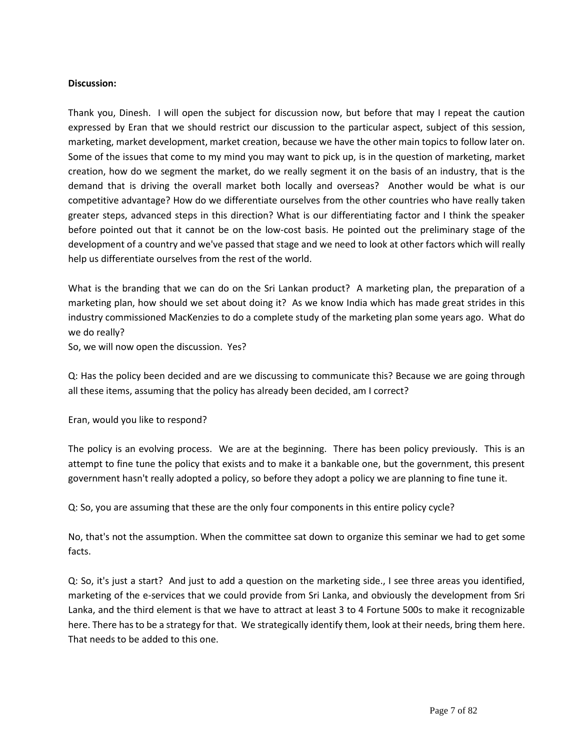**Discussion:**

Thank you, Dinesh. I will open the subject for discussion now, but before that may I repeat the caution expressed by Eran that we should restrict our discussion to the particular aspect, subject of this session, marketing, market development, market creation, because we have the other main topics to follow later on. Some of the issues that come to my mind you may want to pick up, is in the question of marketing, market creation, how do we segment the market, do we really segment it on the basis of an industry, that is the demand that is driving the overall market both locally and overseas? Another would be what is our competitive advantage? How do we differentiate ourselves from the other countries who have really taken greater steps, advanced steps in this direction? What is our differentiating factor and I think the speaker before pointed out that it cannot be on the low-cost basis. He pointed out the preliminary stage of the development of a country and we've passed that stage and we need to look at other factors which will really help us differentiate ourselves from the rest of the world.

What is the branding that we can do on the Sri Lankan product? A marketing plan, the preparation of a marketing plan, how should we set about doing it? As we know India which has made great strides in this industry commissioned MacKenzies to do a complete study of the marketing plan some years ago. What do we do really?
So, we will now open the discussion. Yes?

Q: Has the policy been decided and are we discussing to communicate this? Because we are going through all these items, assuming that the policy has already been decided, am I correct?

Eran, would you like to respond?

The policy is an evolving process. We are at the beginning. There has been policy previously. This is an attempt to fine tune the policy that exists and to make it a bankable one, but the government, this present government hasn't really adopted a policy, so before they adopt a policy we are planning to fine tune it.

Q: So, you are assuming that these are the only four components in this entire policy cycle?

No, that's not the assumption. When the committee sat down to organize this seminar we had to get some facts.

Q: So, it's just a start? And just to add a question on the marketing side., I see three areas you identified, marketing of the e-services that we could provide from Sri Lanka, and obviously the development from Sri Lanka, and the third element is that we have to attract at least 3 to 4 Fortune 500s to make it recognizable here. There has to be a strategy for that. We strategically identify them, look at their needs, bring them here. That needs to be added to this one.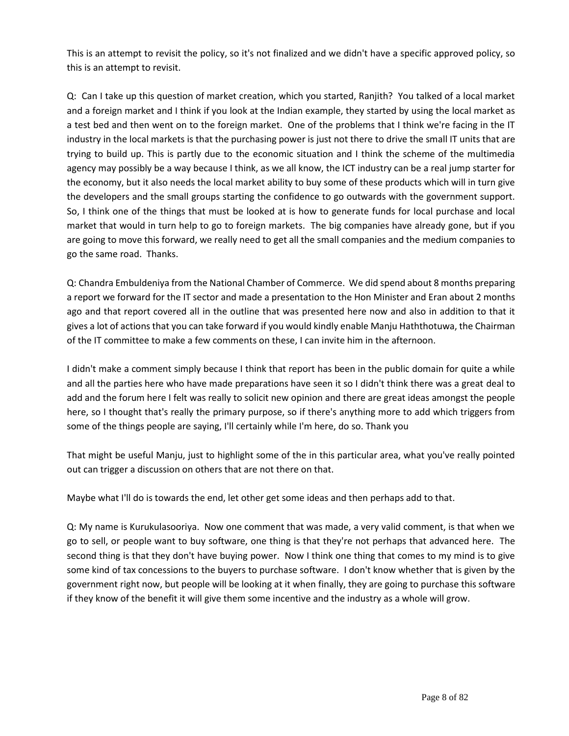This is an attempt to revisit the policy, so it's not finalized and we didn't have a specific approved policy, so this is an attempt to revisit.

Q: Can I take up this question of market creation, which you started, Ranjith? You talked of a local market and a foreign market and I think if you look at the Indian example, they started by using the local market as a test bed and then went on to the foreign market. One of the problems that I think we're facing in the IT industry in the local markets is that the purchasing power is just not there to drive the small IT units that are trying to build up. This is partly due to the economic situation and I think the scheme of the multimedia agency may possibly be a way because I think, as we all know, the ICT industry can be a real jump starter for the economy, but it also needs the local market ability to buy some of these products which will in turn give the developers and the small groups starting the confidence to go outwards with the government support. So, I think one of the things that must be looked at is how to generate funds for local purchase and local market that would in turn help to go to foreign markets. The big companies have already gone, but if you are going to move this forward, we really need to get all the small companies and the medium companies to go the same road. Thanks.

Q: Chandra Embuldeniya from the National Chamber of Commerce. We did spend about 8 months preparing a report we forward for the IT sector and made a presentation to the Hon Minister and Eran about 2 months ago and that report covered all in the outline that was presented here now and also in addition to that it gives a lot of actions that you can take forward if you would kindly enable Manju Haththotuwa, the Chairman of the IT committee to make a few comments on these, I can invite him in the afternoon.

I didn't make a comment simply because I think that report has been in the public domain for quite a while and all the parties here who have made preparations have seen it so I didn't think there was a great deal to add and the forum here I felt was really to solicit new opinion and there are great ideas amongst the people here, so I thought that's really the primary purpose, so if there's anything more to add which triggers from some of the things people are saying, I'll certainly while I'm here, do so. Thank you

That might be useful Manju, just to highlight some of the in this particular area, what you've really pointed out can trigger a discussion on others that are not there on that.

Maybe what I'll do is towards the end, let other get some ideas and then perhaps add to that.

Q: My name is Kurukulasooriya. Now one comment that was made, a very valid comment, is that when we go to sell, or people want to buy software, one thing is that they're not perhaps that advanced here. The second thing is that they don't have buying power. Now I think one thing that comes to my mind is to give some kind of tax concessions to the buyers to purchase software. I don't know whether that is given by the government right now, but people will be looking at it when finally, they are going to purchase this software if they know of the benefit it will give them some incentive and the industry as a whole will grow.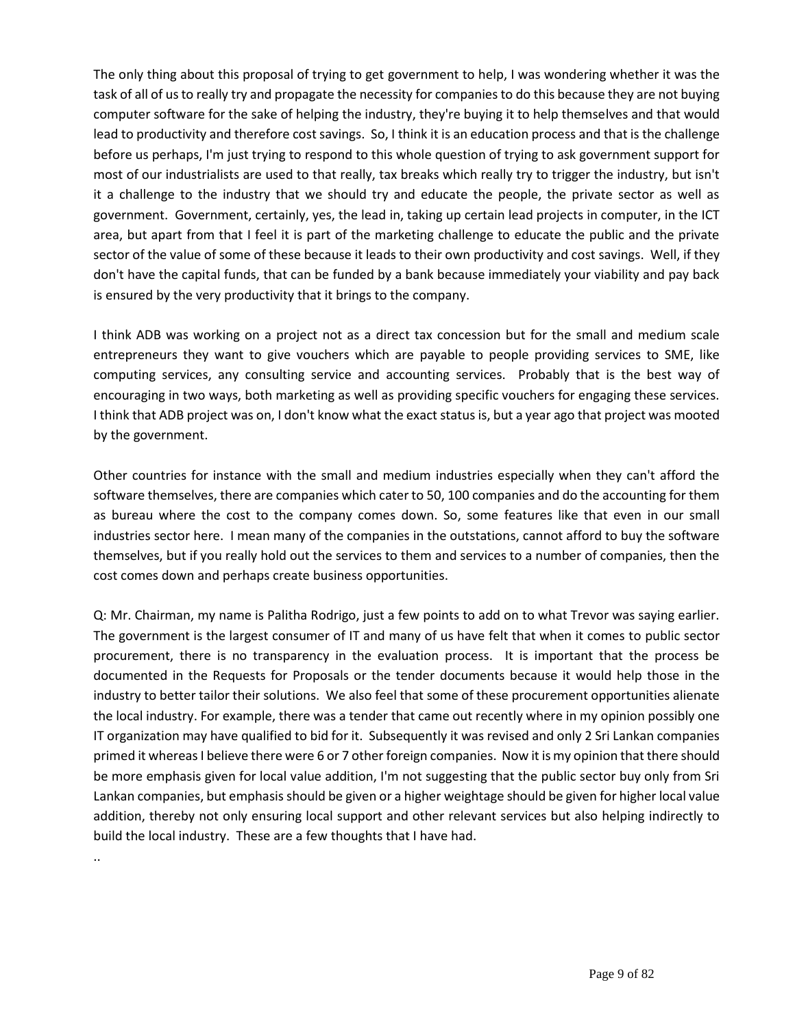The only thing about this proposal of trying to get government to help, I was wondering whether it was the task of all of us to really try and propagate the necessity for companies to do this because they are not buying computer software for the sake of helping the industry, they're buying it to help themselves and that would lead to productivity and therefore cost savings. So, I think it is an education process and that is the challenge before us perhaps, I'm just trying to respond to this whole question of trying to ask government support for most of our industrialists are used to that really, tax breaks which really try to trigger the industry, but isn't it a challenge to the industry that we should try and educate the people, the private sector as well as government. Government, certainly, yes, the lead in, taking up certain lead projects in computer, in the ICT area, but apart from that I feel it is part of the marketing challenge to educate the public and the private sector of the value of some of these because it leads to their own productivity and cost savings. Well, if they don't have the capital funds, that can be funded by a bank because immediately your viability and pay back is ensured by the very productivity that it brings to the company.

I think ADB was working on a project not as a direct tax concession but for the small and medium scale entrepreneurs they want to give vouchers which are payable to people providing services to SME, like computing services, any consulting service and accounting services. Probably that is the best way of encouraging in two ways, both marketing as well as providing specific vouchers for engaging these services. I think that ADB project was on, I don't know what the exact status is, but a year ago that project was mooted by the government.

Other countries for instance with the small and medium industries especially when they can't afford the software themselves, there are companies which cater to 50, 100 companies and do the accounting for them as bureau where the cost to the company comes down. So, some features like that even in our small industries sector here. I mean many of the companies in the outstations, cannot afford to buy the software themselves, but if you really hold out the services to them and services to a number of companies, then the cost comes down and perhaps create business opportunities.

Q: Mr. Chairman, my name is Palitha Rodrigo, just a few points to add on to what Trevor was saying earlier. The government is the largest consumer of IT and many of us have felt that when it comes to public sector procurement, there is no transparency in the evaluation process. It is important that the process be documented in the Requests for Proposals or the tender documents because it would help those in the industry to better tailor their solutions. We also feel that some of these procurement opportunities alienate the local industry. For example, there was a tender that came out recently where in my opinion possibly one IT organization may have qualified to bid for it. Subsequently it was revised and only 2 Sri Lankan companies primed it whereas I believe there were 6 or 7 other foreign companies. Now it is my opinion that there should be more emphasis given for local value addition, I'm not suggesting that the public sector buy only from Sri Lankan companies, but emphasis should be given or a higher weightage should be given for higher local value addition, thereby not only ensuring local support and other relevant services but also helping indirectly to build the local industry. These are a few thoughts that I have had.

..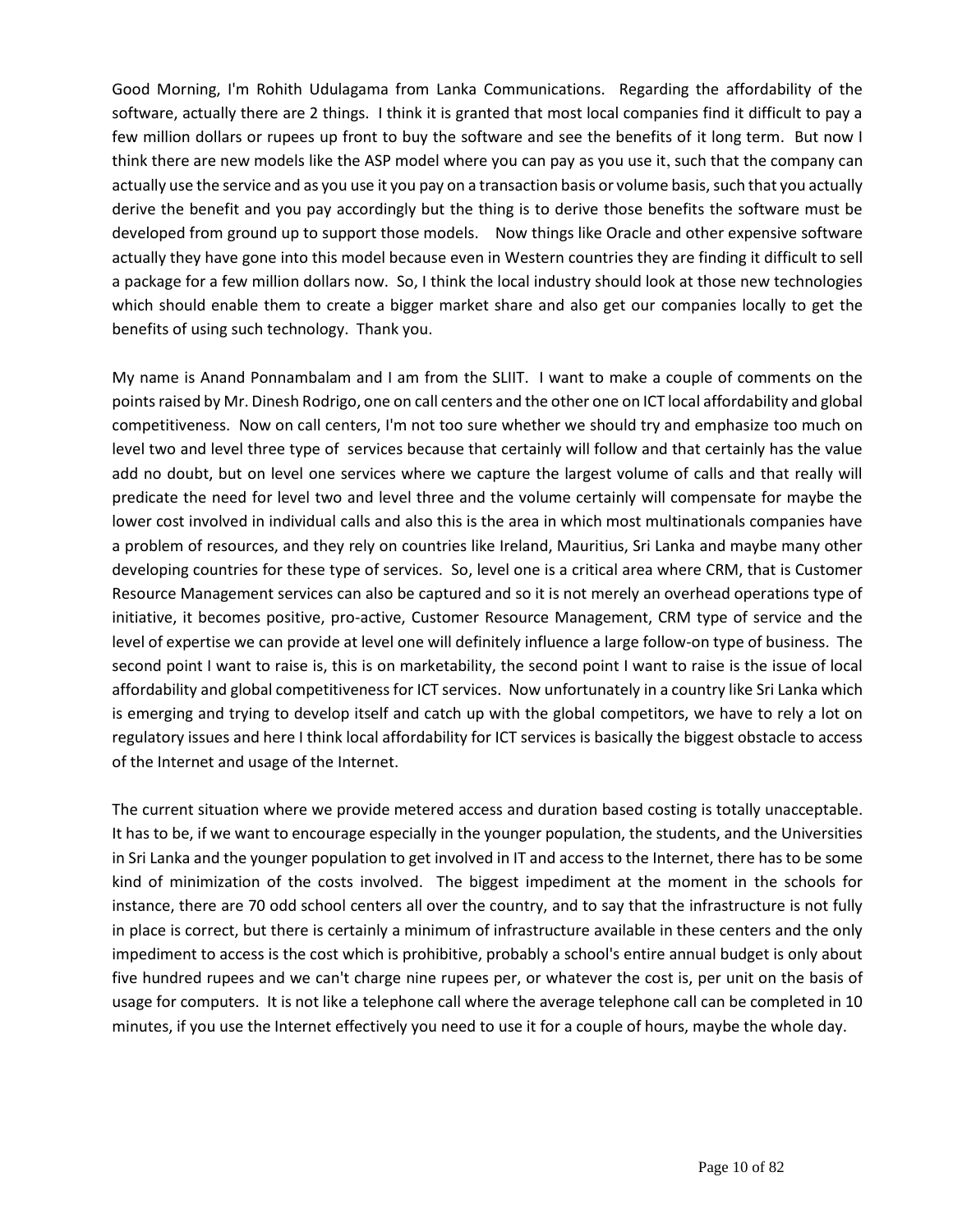Good Morning, I'm Rohith Udulagama from Lanka Communications. Regarding the affordability of the software, actually there are 2 things. I think it is granted that most local companies find it difficult to pay a few million dollars or rupees up front to buy the software and see the benefits of it long term. But now I think there are new models like the ASP model where you can pay as you use it, such that the company can actually use the service and as you use it you pay on a transaction basis or volume basis, such that you actually derive the benefit and you pay accordingly but the thing is to derive those benefits the software must be developed from ground up to support those models. Now things like Oracle and other expensive software actually they have gone into this model because even in Western countries they are finding it difficult to sell a package for a few million dollars now. So, I think the local industry should look at those new technologies which should enable them to create a bigger market share and also get our companies locally to get the benefits of using such technology. Thank you.

My name is Anand Ponnambalam and I am from the SLIIT. I want to make a couple of comments on the points raised by Mr. Dinesh Rodrigo, one on call centers and the other one on ICT local affordability and global competitiveness. Now on call centers, I'm not too sure whether we should try and emphasize too much on level two and level three type of services because that certainly will follow and that certainly has the value add no doubt, but on level one services where we capture the largest volume of calls and that really will predicate the need for level two and level three and the volume certainly will compensate for maybe the lower cost involved in individual calls and also this is the area in which most multinationals companies have a problem of resources, and they rely on countries like Ireland, Mauritius, Sri Lanka and maybe many other developing countries for these type of services. So, level one is a critical area where CRM, that is Customer Resource Management services can also be captured and so it is not merely an overhead operations type of initiative, it becomes positive, pro-active, Customer Resource Management, CRM type of service and the level of expertise we can provide at level one will definitely influence a large follow-on type of business. The second point I want to raise is, this is on marketability, the second point I want to raise is the issue of local affordability and global competitiveness for ICT services. Now unfortunately in a country like Sri Lanka which is emerging and trying to develop itself and catch up with the global competitors, we have to rely a lot on regulatory issues and here I think local affordability for ICT services is basically the biggest obstacle to access of the Internet and usage of the Internet.

The current situation where we provide metered access and duration based costing is totally unacceptable. It has to be, if we want to encourage especially in the younger population, the students, and the Universities in Sri Lanka and the younger population to get involved in IT and access to the Internet, there has to be some kind of minimization of the costs involved. The biggest impediment at the moment in the schools for instance, there are 70 odd school centers all over the country, and to say that the infrastructure is not fully in place is correct, but there is certainly a minimum of infrastructure available in these centers and the only impediment to access is the cost which is prohibitive, probably a school's entire annual budget is only about five hundred rupees and we can't charge nine rupees per, or whatever the cost is, per unit on the basis of usage for computers. It is not like a telephone call where the average telephone call can be completed in 10 minutes, if you use the Internet effectively you need to use it for a couple of hours, maybe the whole day.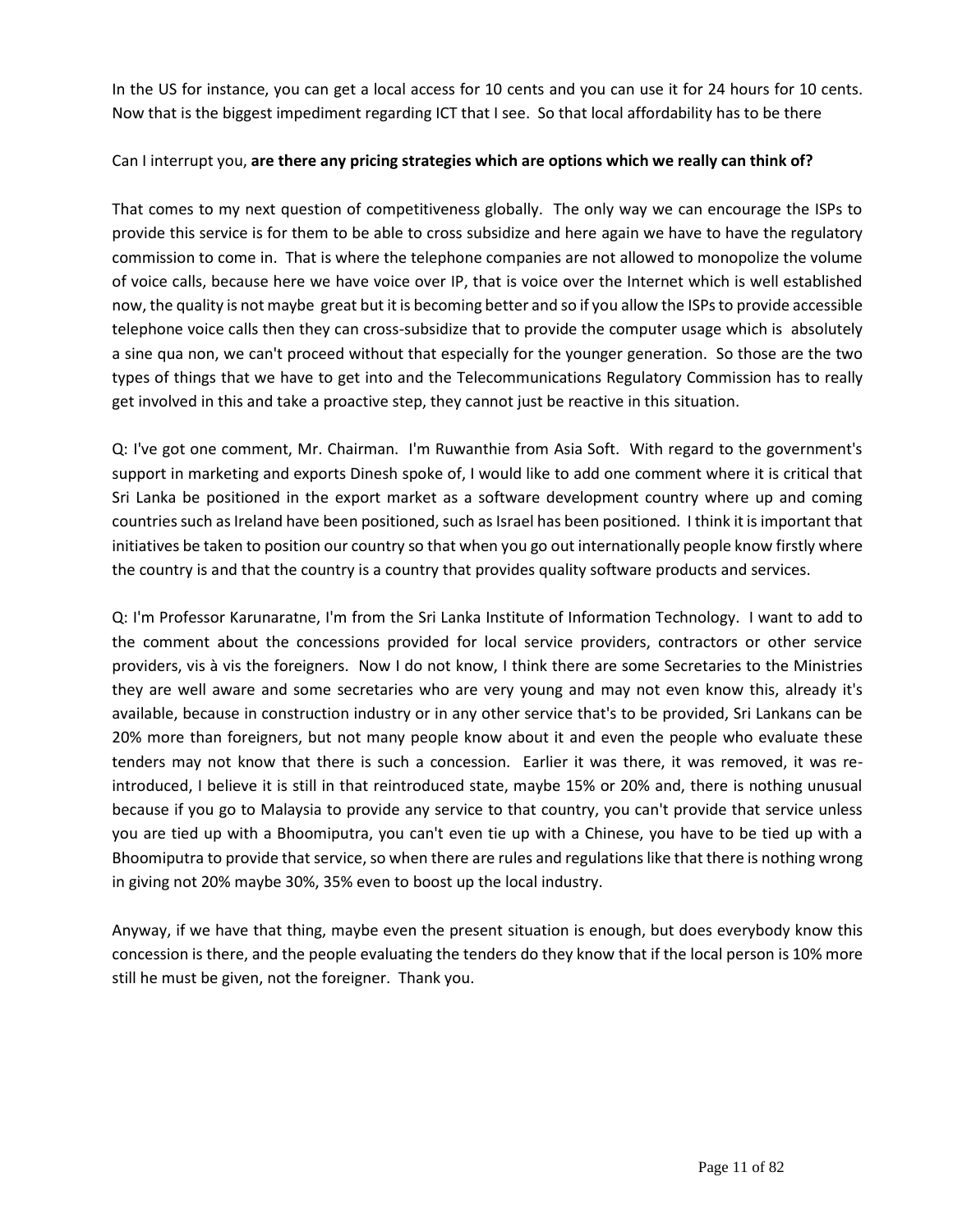In the US for instance, you can get a local access for 10 cents and you can use it for 24 hours for 10 cents. Now that is the biggest impediment regarding ICT that I see. So that local affordability has to be there

Can I interrupt you, **are there any pricing strategies which are options which we really can think of?**

That comes to my next question of competitiveness globally. The only way we can encourage the ISPs to provide this service is for them to be able to cross subsidize and here again we have to have the regulatory commission to come in. That is where the telephone companies are not allowed to monopolize the volume of voice calls, because here we have voice over IP, that is voice over the Internet which is well established now, the quality is not maybe great but it is becoming better and so if you allow the ISPs to provide accessible telephone voice calls then they can cross-subsidize that to provide the computer usage which is absolutely a sine qua non, we can't proceed without that especially for the younger generation. So those are the two types of things that we have to get into and the Telecommunications Regulatory Commission has to really get involved in this and take a proactive step, they cannot just be reactive in this situation.

Q: I've got one comment, Mr. Chairman. I'm Ruwanthie from Asia Soft. With regard to the government's support in marketing and exports Dinesh spoke of, I would like to add one comment where it is critical that Sri Lanka be positioned in the export market as a software development country where up and coming countries such as Ireland have been positioned, such as Israel has been positioned. I think it is important that initiatives be taken to position our country so that when you go out internationally people know firstly where the country is and that the country is a country that provides quality software products and services.

Q: I'm Professor Karunaratne, I'm from the Sri Lanka Institute of Information Technology. I want to add to the comment about the concessions provided for local service providers, contractors or other service providers, vis à vis the foreigners. Now I do not know, I think there are some Secretaries to the Ministries they are well aware and some secretaries who are very young and may not even know this, already it's available, because in construction industry or in any other service that's to be provided, Sri Lankans can be 20% more than foreigners, but not many people know about it and even the people who evaluate these tenders may not know that there is such a concession. Earlier it was there, it was removed, it was re-introduced, I believe it is still in that reintroduced state, maybe 15% or 20% and, there is nothing unusual because if you go to Malaysia to provide any service to that country, you can't provide that service unless you are tied up with a Bhoomiputra, you can't even tie up with a Chinese, you have to be tied up with a Bhoomiputra to provide that service, so when there are rules and regulations like that there is nothing wrong in giving not 20% maybe 30%, 35% even to boost up the local industry.

Anyway, if we have that thing, maybe even the present situation is enough, but does everybody know this concession is there, and the people evaluating the tenders do they know that if the local person is 10% more still he must be given, not the foreigner. Thank you.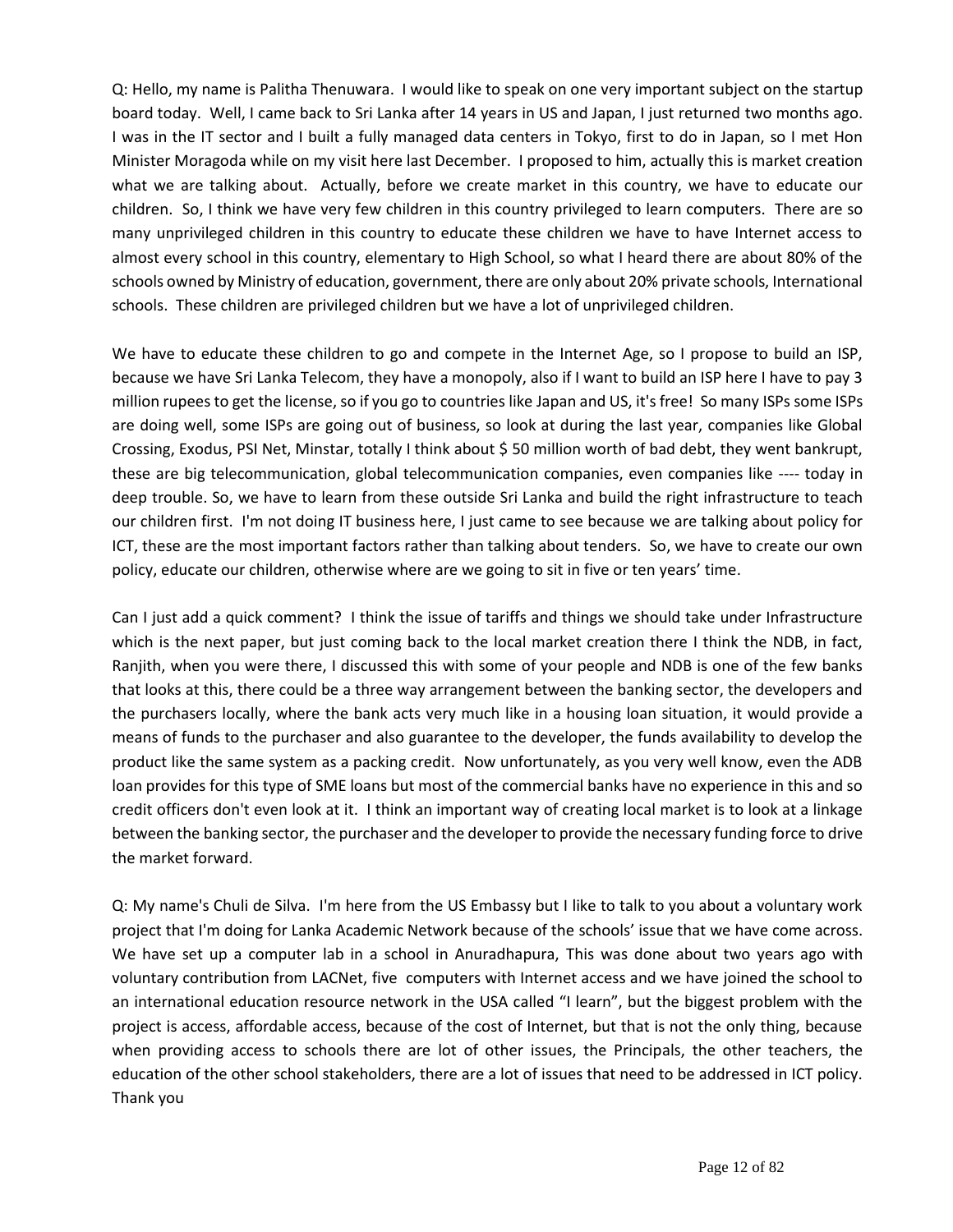Q: Hello, my name is Palitha Thenuwara. I would like to speak on one very important subject on the startup board today. Well, I came back to Sri Lanka after 14 years in US and Japan, I just returned two months ago. I was in the IT sector and I built a fully managed data centers in Tokyo, first to do in Japan, so I met Hon Minister Moragoda while on my visit here last December. I proposed to him, actually this is market creation what we are talking about. Actually, before we create market in this country, we have to educate our children. So, I think we have very few children in this country privileged to learn computers. There are so many unprivileged children in this country to educate these children we have to have Internet access to almost every school in this country, elementary to High School, so what I heard there are about 80% of the schools owned by Ministry of education, government, there are only about 20% private schools, International schools. These children are privileged children but we have a lot of unprivileged children.

We have to educate these children to go and compete in the Internet Age, so I propose to build an ISP, because we have Sri Lanka Telecom, they have a monopoly, also if I want to build an ISP here I have to pay 3 million rupees to get the license, so if you go to countries like Japan and US, it's free! So many ISPs some ISPs are doing well, some ISPs are going out of business, so look at during the last year, companies like Global Crossing, Exodus, PSI Net, Minstar, totally I think about $ 50 million worth of bad debt, they went bankrupt, these are big telecommunication, global telecommunication companies, even companies like ---- today in deep trouble. So, we have to learn from these outside Sri Lanka and build the right infrastructure to teach our children first. I'm not doing IT business here, I just came to see because we are talking about policy for ICT, these are the most important factors rather than talking about tenders. So, we have to create our own policy, educate our children, otherwise where are we going to sit in five or ten years' time.

Can I just add a quick comment? I think the issue of tariffs and things we should take under Infrastructure which is the next paper, but just coming back to the local market creation there I think the NDB, in fact, Ranjith, when you were there, I discussed this with some of your people and NDB is one of the few banks that looks at this, there could be a three way arrangement between the banking sector, the developers and the purchasers locally, where the bank acts very much like in a housing loan situation, it would provide a means of funds to the purchaser and also guarantee to the developer, the funds availability to develop the product like the same system as a packing credit. Now unfortunately, as you very well know, even the ADB loan provides for this type of SME loans but most of the commercial banks have no experience in this and so credit officers don't even look at it. I think an important way of creating local market is to look at a linkage between the banking sector, the purchaser and the developer to provide the necessary funding force to drive the market forward.

Q: My name's Chuli de Silva. I'm here from the US Embassy but I like to talk to you about a voluntary work project that I'm doing for Lanka Academic Network because of the schools' issue that we have come across. We have set up a computer lab in a school in Anuradhapura, This was done about two years ago with voluntary contribution from LACNet, five computers with Internet access and we have joined the school to an international education resource network in the USA called "I learn", but the biggest problem with the project is access, affordable access, because of the cost of Internet, but that is not the only thing, because when providing access to schools there are lot of other issues, the Principals, the other teachers, the education of the other school stakeholders, there are a lot of issues that need to be addressed in ICT policy. Thank you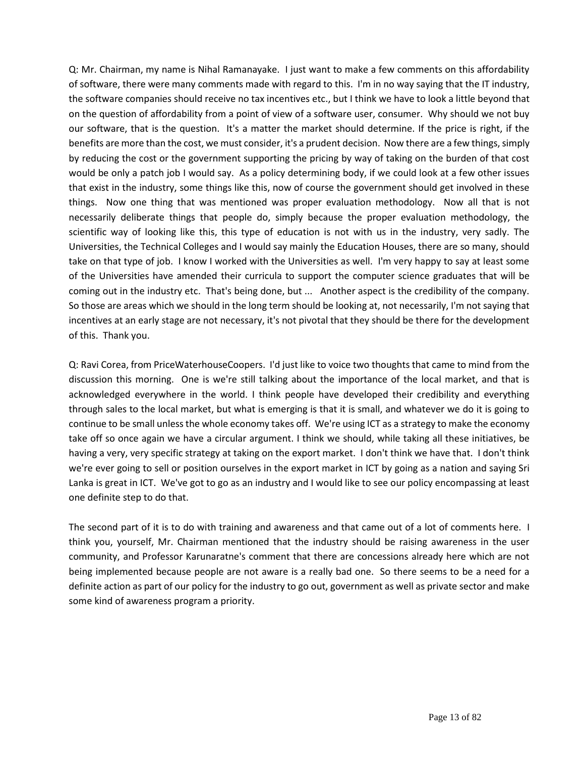Q: Mr. Chairman, my name is Nihal Ramanayake. I just want to make a few comments on this affordability of software, there were many comments made with regard to this. I'm in no way saying that the IT industry, the software companies should receive no tax incentives etc., but I think we have to look a little beyond that on the question of affordability from a point of view of a software user, consumer. Why should we not buy our software, that is the question. It's a matter the market should determine. If the price is right, if the benefits are more than the cost, we must consider, it's a prudent decision. Now there are a few things, simply by reducing the cost or the government supporting the pricing by way of taking on the burden of that cost would be only a patch job I would say. As a policy determining body, if we could look at a few other issues that exist in the industry, some things like this, now of course the government should get involved in these things. Now one thing that was mentioned was proper evaluation methodology. Now all that is not necessarily deliberate things that people do, simply because the proper evaluation methodology, the scientific way of looking like this, this type of education is not with us in the industry, very sadly. The Universities, the Technical Colleges and I would say mainly the Education Houses, there are so many, should take on that type of job. I know I worked with the Universities as well. I'm very happy to say at least some of the Universities have amended their curricula to support the computer science graduates that will be coming out in the industry etc. That's being done, but ... Another aspect is the credibility of the company. So those are areas which we should in the long term should be looking at, not necessarily, I'm not saying that incentives at an early stage are not necessary, it's not pivotal that they should be there for the development of this. Thank you.

Q: Ravi Corea, from PriceWaterhouseCoopers. I'd just like to voice two thoughts that came to mind from the discussion this morning. One is we're still talking about the importance of the local market, and that is acknowledged everywhere in the world. I think people have developed their credibility and everything through sales to the local market, but what is emerging is that it is small, and whatever we do it is going to continue to be small unless the whole economy takes off. We're using ICT as a strategy to make the economy take off so once again we have a circular argument. I think we should, while taking all these initiatives, be having a very, very specific strategy at taking on the export market. I don't think we have that. I don't think we're ever going to sell or position ourselves in the export market in ICT by going as a nation and saying Sri Lanka is great in ICT. We've got to go as an industry and I would like to see our policy encompassing at least one definite step to do that.

The second part of it is to do with training and awareness and that came out of a lot of comments here. I think you, yourself, Mr. Chairman mentioned that the industry should be raising awareness in the user community, and Professor Karunaratne's comment that there are concessions already here which are not being implemented because people are not aware is a really bad one. So there seems to be a need for a definite action as part of our policy for the industry to go out, government as well as private sector and make some kind of awareness program a priority.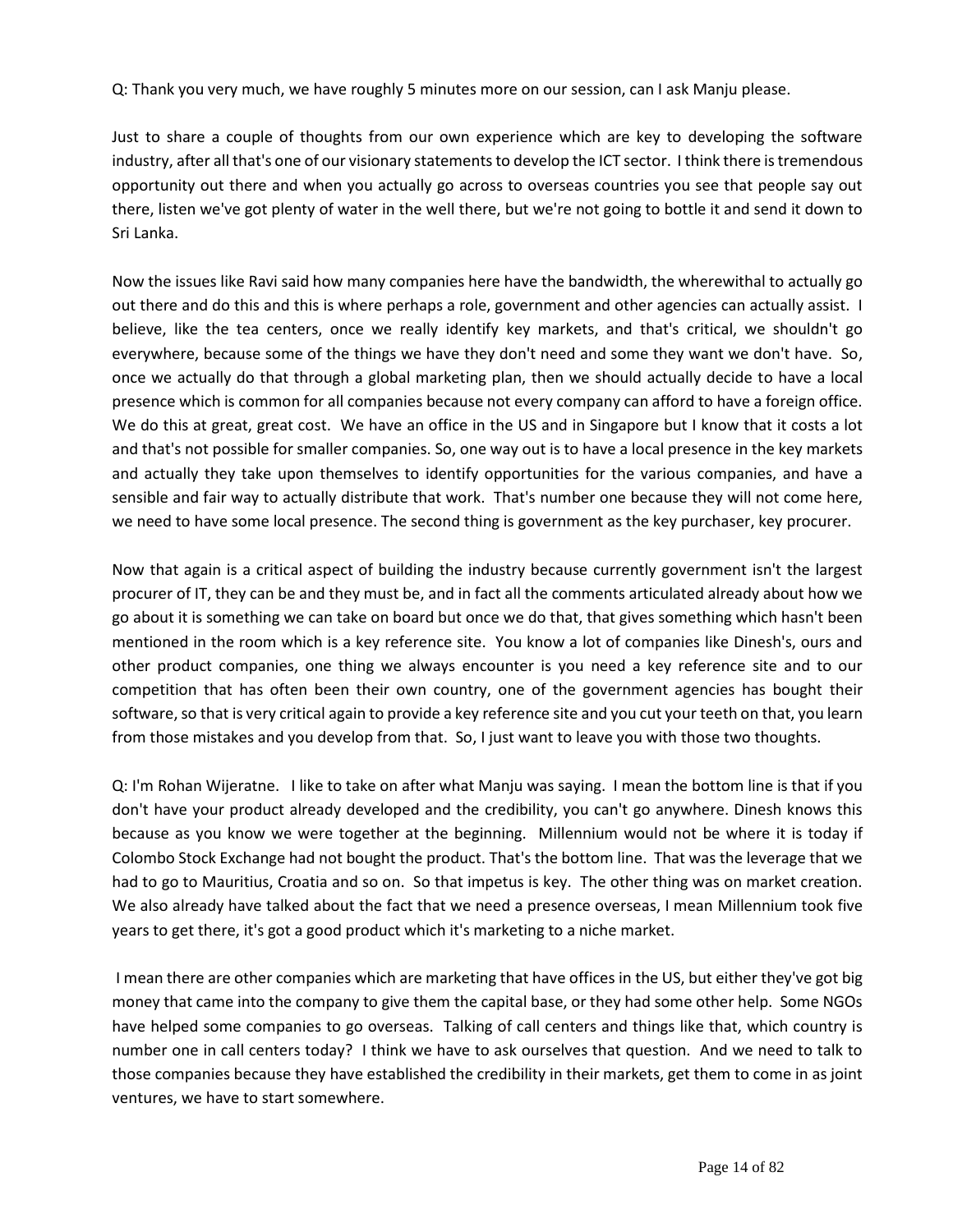Q: Thank you very much, we have roughly 5 minutes more on our session, can I ask Manju please.

Just to share a couple of thoughts from our own experience which are key to developing the software industry, after all that's one of our visionary statements to develop the ICT sector. I think there is tremendous opportunity out there and when you actually go across to overseas countries you see that people say out there, listen we've got plenty of water in the well there, but we're not going to bottle it and send it down to Sri Lanka.

Now the issues like Ravi said how many companies here have the bandwidth, the wherewithal to actually go out there and do this and this is where perhaps a role, government and other agencies can actually assist. I believe, like the tea centers, once we really identify key markets, and that's critical, we shouldn't go everywhere, because some of the things we have they don't need and some they want we don't have. So, once we actually do that through a global marketing plan, then we should actually decide to have a local presence which is common for all companies because not every company can afford to have a foreign office. We do this at great, great cost. We have an office in the US and in Singapore but I know that it costs a lot and that's not possible for smaller companies. So, one way out is to have a local presence in the key markets and actually they take upon themselves to identify opportunities for the various companies, and have a sensible and fair way to actually distribute that work. That's number one because they will not come here, we need to have some local presence. The second thing is government as the key purchaser, key procurer.

Now that again is a critical aspect of building the industry because currently government isn't the largest procurer of IT, they can be and they must be, and in fact all the comments articulated already about how we go about it is something we can take on board but once we do that, that gives something which hasn't been mentioned in the room which is a key reference site. You know a lot of companies like Dinesh's, ours and other product companies, one thing we always encounter is you need a key reference site and to our competition that has often been their own country, one of the government agencies has bought their software, so that is very critical again to provide a key reference site and you cut your teeth on that, you learn from those mistakes and you develop from that. So, I just want to leave you with those two thoughts.

Q: I'm Rohan Wijeratne. I like to take on after what Manju was saying. I mean the bottom line is that if you don't have your product already developed and the credibility, you can't go anywhere. Dinesh knows this because as you know we were together at the beginning. Millennium would not be where it is today if Colombo Stock Exchange had not bought the product. That's the bottom line. That was the leverage that we had to go to Mauritius, Croatia and so on. So that impetus is key. The other thing was on market creation. We also already have talked about the fact that we need a presence overseas, I mean Millennium took five years to get there, it's got a good product which it's marketing to a niche market.

I mean there are other companies which are marketing that have offices in the US, but either they've got big money that came into the company to give them the capital base, or they had some other help. Some NGOs have helped some companies to go overseas. Talking of call centers and things like that, which country is number one in call centers today? I think we have to ask ourselves that question. And we need to talk to those companies because they have established the credibility in their markets, get them to come in as joint ventures, we have to start somewhere.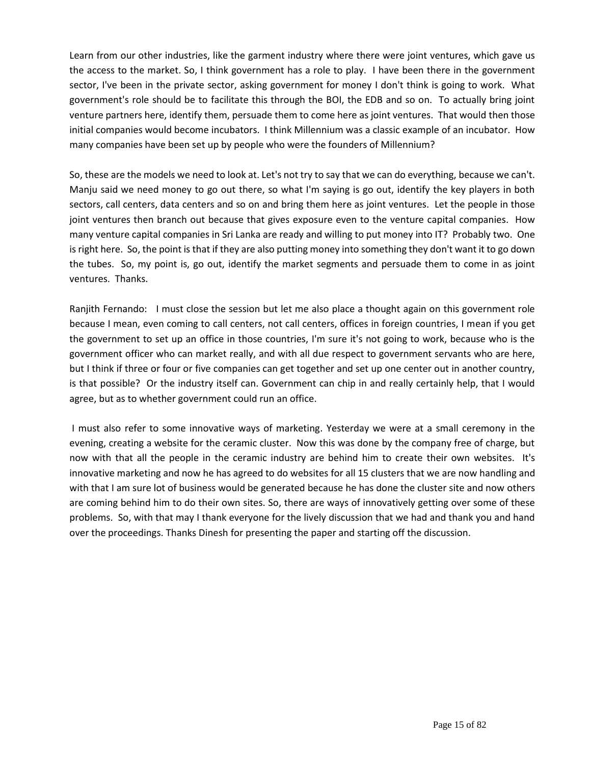Learn from our other industries, like the garment industry where there were joint ventures, which gave us the access to the market. So, I think government has a role to play. I have been there in the government sector, I've been in the private sector, asking government for money I don't think is going to work. What government's role should be to facilitate this through the BOI, the EDB and so on. To actually bring joint venture partners here, identify them, persuade them to come here as joint ventures. That would then those initial companies would become incubators. I think Millennium was a classic example of an incubator. How many companies have been set up by people who were the founders of Millennium?

So, these are the models we need to look at. Let's not try to say that we can do everything, because we can't. Manju said we need money to go out there, so what I'm saying is go out, identify the key players in both sectors, call centers, data centers and so on and bring them here as joint ventures. Let the people in those joint ventures then branch out because that gives exposure even to the venture capital companies. How many venture capital companies in Sri Lanka are ready and willing to put money into IT? Probably two. One is right here. So, the point is that if they are also putting money into something they don't want it to go down the tubes. So, my point is, go out, identify the market segments and persuade them to come in as joint ventures. Thanks.

Ranjith Fernando: I must close the session but let me also place a thought again on this government role because I mean, even coming to call centers, not call centers, offices in foreign countries, I mean if you get the government to set up an office in those countries, I'm sure it's not going to work, because who is the government officer who can market really, and with all due respect to government servants who are here, but I think if three or four or five companies can get together and set up one center out in another country, is that possible? Or the industry itself can. Government can chip in and really certainly help, that I would agree, but as to whether government could run an office.

I must also refer to some innovative ways of marketing. Yesterday we were at a small ceremony in the evening, creating a website for the ceramic cluster. Now this was done by the company free of charge, but now with that all the people in the ceramic industry are behind him to create their own websites. It's innovative marketing and now he has agreed to do websites for all 15 clusters that we are now handling and with that I am sure lot of business would be generated because he has done the cluster site and now others are coming behind him to do their own sites. So, there are ways of innovatively getting over some of these problems. So, with that may I thank everyone for the lively discussion that we had and thank you and hand over the proceedings. Thanks Dinesh for presenting the paper and starting off the discussion.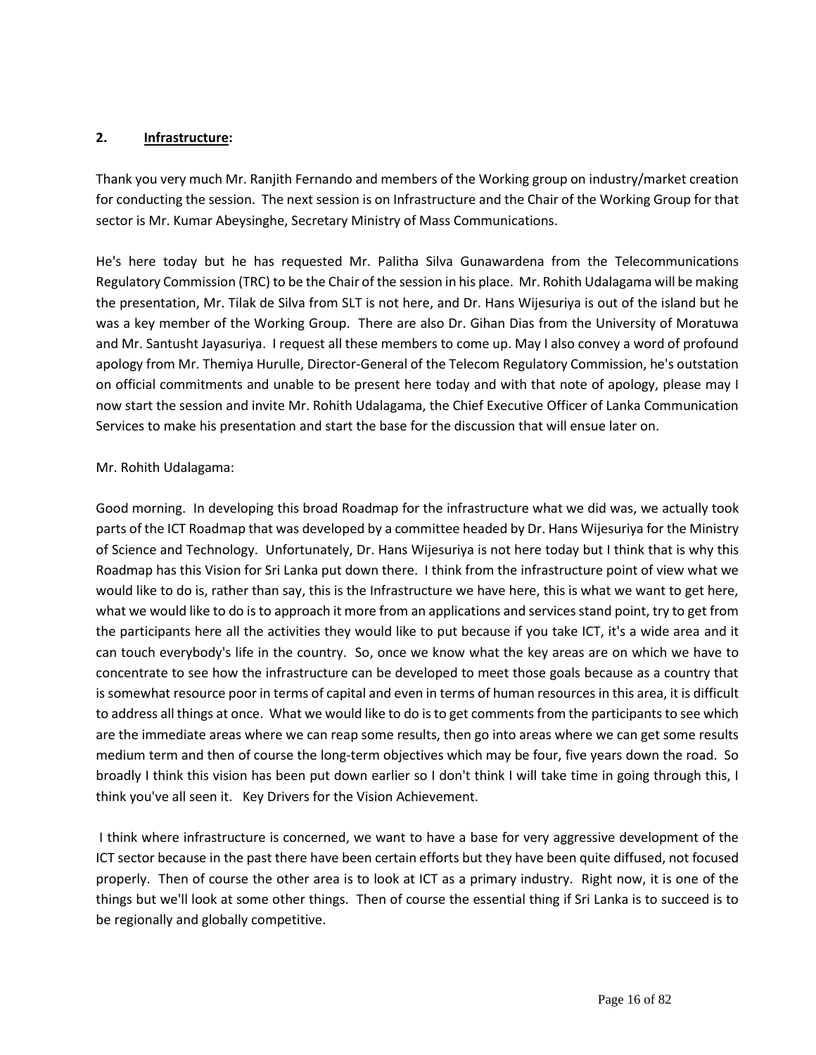## 2. Infrastructure:

Thank you very much Mr. Ranjith Fernando and members of the Working group on industry/market creation for conducting the session. The next session is on Infrastructure and the Chair of the Working Group for that sector is Mr. Kumar Abeysinghe, Secretary Ministry of Mass Communications.

He's here today but he has requested Mr. Palitha Silva Gunawardena from the Telecommunications Regulatory Commission (TRC) to be the Chair of the session in his place. Mr. Rohith Udalagama will be making the presentation, Mr. Tilak de Silva from SLT is not here, and Dr. Hans Wijesuriya is out of the island but he was a key member of the Working Group. There are also Dr. Gihan Dias from the University of Moratuwa and Mr. Santusht Jayasuriya. I request all these members to come up. May I also convey a word of profound apology from Mr. Themiya Hurulle, Director-General of the Telecom Regulatory Commission, he's outstation on official commitments and unable to be present here today and with that note of apology, please may I now start the session and invite Mr. Rohith Udalagama, the Chief Executive Officer of Lanka Communication Services to make his presentation and start the base for the discussion that will ensue later on.

Mr. Rohith Udalagama:

Good morning. In developing this broad Roadmap for the infrastructure what we did was, we actually took parts of the ICT Roadmap that was developed by a committee headed by Dr. Hans Wijesuriya for the Ministry of Science and Technology. Unfortunately, Dr. Hans Wijesuriya is not here today but I think that is why this Roadmap has this Vision for Sri Lanka put down there. I think from the infrastructure point of view what we would like to do is, rather than say, this is the Infrastructure we have here, this is what we want to get here, what we would like to do is to approach it more from an applications and services stand point, try to get from the participants here all the activities they would like to put because if you take ICT, it's a wide area and it can touch everybody's life in the country. So, once we know what the key areas are on which we have to concentrate to see how the infrastructure can be developed to meet those goals because as a country that is somewhat resource poor in terms of capital and even in terms of human resources in this area, it is difficult to address all things at once. What we would like to do is to get comments from the participants to see which are the immediate areas where we can reap some results, then go into areas where we can get some results medium term and then of course the long-term objectives which may be four, five years down the road. So broadly I think this vision has been put down earlier so I don't think I will take time in going through this, I think you've all seen it. Key Drivers for the Vision Achievement.

I think where infrastructure is concerned, we want to have a base for very aggressive development of the ICT sector because in the past there have been certain efforts but they have been quite diffused, not focused properly. Then of course the other area is to look at ICT as a primary industry. Right now, it is one of the things but we'll look at some other things. Then of course the essential thing if Sri Lanka is to succeed is to be regionally and globally competitive.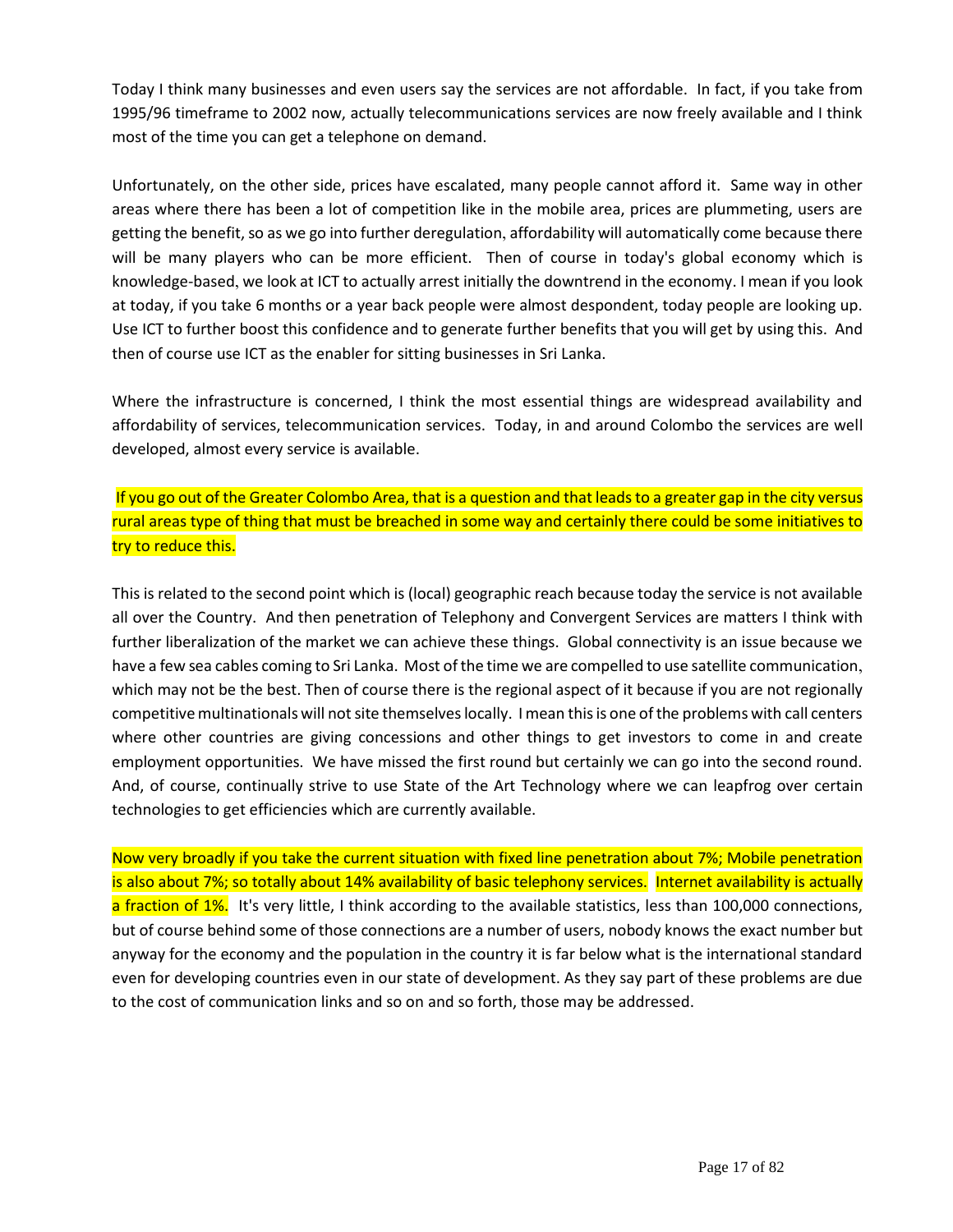Today I think many businesses and even users say the services are not affordable. In fact, if you take from 1995/96 timeframe to 2002 now, actually telecommunications services are now freely available and I think most of the time you can get a telephone on demand.

Unfortunately, on the other side, prices have escalated, many people cannot afford it. Same way in other areas where there has been a lot of competition like in the mobile area, prices are plummeting, users are getting the benefit, so as we go into further deregulation, affordability will automatically come because there will be many players who can be more efficient. Then of course in today's global economy which is knowledge-based, we look at ICT to actually arrest initially the downtrend in the economy. I mean if you look at today, if you take 6 months or a year back people were almost despondent, today people are looking up. Use ICT to further boost this confidence and to generate further benefits that you will get by using this. And then of course use ICT as the enabler for sitting businesses in Sri Lanka.

Where the infrastructure is concerned, I think the most essential things are widespread availability and affordability of services, telecommunication services. Today, in and around Colombo the services are well developed, almost every service is available.

If you go out of the Greater Colombo Area, that is a question and that leads to a greater gap in the city versus rural areas type of thing that must be breached in some way and certainly there could be some initiatives to try to reduce this.

This is related to the second point which is (local) geographic reach because today the service is not available all over the Country. And then penetration of Telephony and Convergent Services are matters I think with further liberalization of the market we can achieve these things. Global connectivity is an issue because we have a few sea cables coming to Sri Lanka. Most of the time we are compelled to use satellite communication, which may not be the best. Then of course there is the regional aspect of it because if you are not regionally competitive multinationals will not site themselves locally. I mean this is one of the problems with call centers where other countries are giving concessions and other things to get investors to come in and create employment opportunities. We have missed the first round but certainly we can go into the second round. And, of course, continually strive to use State of the Art Technology where we can leapfrog over certain technologies to get efficiencies which are currently available.

Now very broadly if you take the current situation with fixed line penetration about 7%; Mobile penetration is also about 7%; so totally about 14% availability of basic telephony services. Internet availability is actually a fraction of 1%. It's very little, I think according to the available statistics, less than 100,000 connections, but of course behind some of those connections are a number of users, nobody knows the exact number but anyway for the economy and the population in the country it is far below what is the international standard even for developing countries even in our state of development. As they say part of these problems are due to the cost of communication links and so on and so forth, those may be addressed.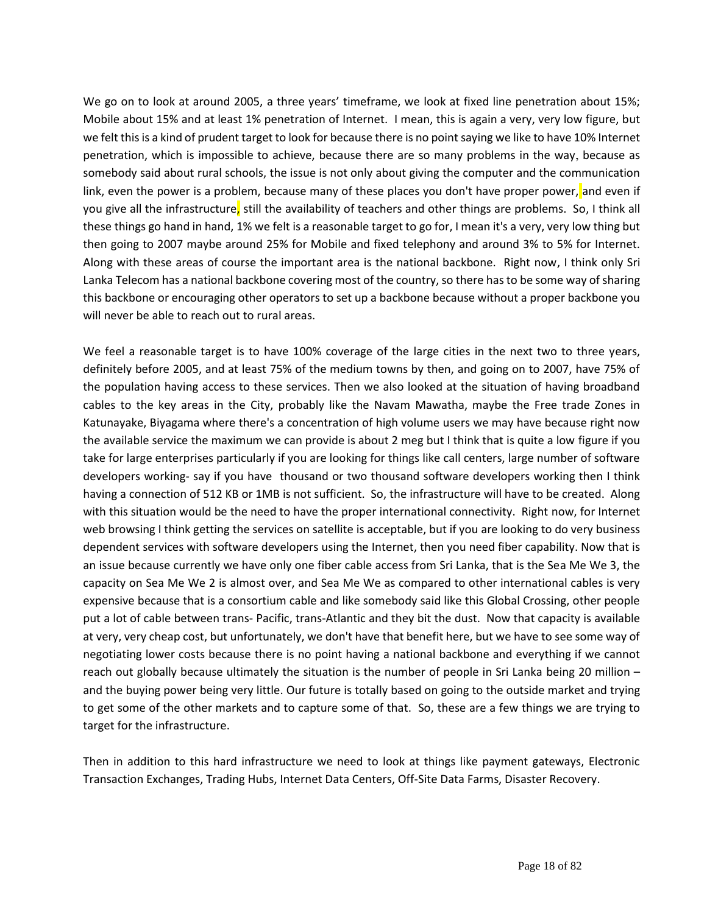We go on to look at around 2005, a three years' timeframe, we look at fixed line penetration about 15%; Mobile about 15% and at least 1% penetration of Internet. I mean, this is again a very, very low figure, but we felt this is a kind of prudent target to look for because there is no point saying we like to have 10% Internet penetration, which is impossible to achieve, because there are so many problems in the way, because as somebody said about rural schools, the issue is not only about giving the computer and the communication link, even the power is a problem, because many of these places you don't have proper power, and even if you give all the infrastructure, still the availability of teachers and other things are problems. So, I think all these things go hand in hand, 1% we felt is a reasonable target to go for, I mean it's a very, very low thing but then going to 2007 maybe around 25% for Mobile and fixed telephony and around 3% to 5% for Internet. Along with these areas of course the important area is the national backbone. Right now, I think only Sri Lanka Telecom has a national backbone covering most of the country, so there has to be some way of sharing this backbone or encouraging other operators to set up a backbone because without a proper backbone you will never be able to reach out to rural areas.

We feel a reasonable target is to have 100% coverage of the large cities in the next two to three years, definitely before 2005, and at least 75% of the medium towns by then, and going on to 2007, have 75% of the population having access to these services. Then we also looked at the situation of having broadband cables to the key areas in the City, probably like the Navam Mawatha, maybe the Free trade Zones in Katunayake, Biyagama where there's a concentration of high volume users we may have because right now the available service the maximum we can provide is about 2 meg but I think that is quite a low figure if you take for large enterprises particularly if you are looking for things like call centers, large number of software developers working- say if you have thousand or two thousand software developers working then I think having a connection of 512 KB or 1MB is not sufficient. So, the infrastructure will have to be created. Along with this situation would be the need to have the proper international connectivity. Right now, for Internet web browsing I think getting the services on satellite is acceptable, but if you are looking to do very business dependent services with software developers using the Internet, then you need fiber capability. Now that is an issue because currently we have only one fiber cable access from Sri Lanka, that is the Sea Me We 3, the capacity on Sea Me We 2 is almost over, and Sea Me We as compared to other international cables is very expensive because that is a consortium cable and like somebody said like this Global Crossing, other people put a lot of cable between trans- Pacific, trans-Atlantic and they bit the dust. Now that capacity is available at very, very cheap cost, but unfortunately, we don't have that benefit here, but we have to see some way of negotiating lower costs because there is no point having a national backbone and everything if we cannot reach out globally because ultimately the situation is the number of people in Sri Lanka being 20 million – and the buying power being very little. Our future is totally based on going to the outside market and trying to get some of the other markets and to capture some of that. So, these are a few things we are trying to target for the infrastructure.

Then in addition to this hard infrastructure we need to look at things like payment gateways, Electronic Transaction Exchanges, Trading Hubs, Internet Data Centers, Off-Site Data Farms, Disaster Recovery.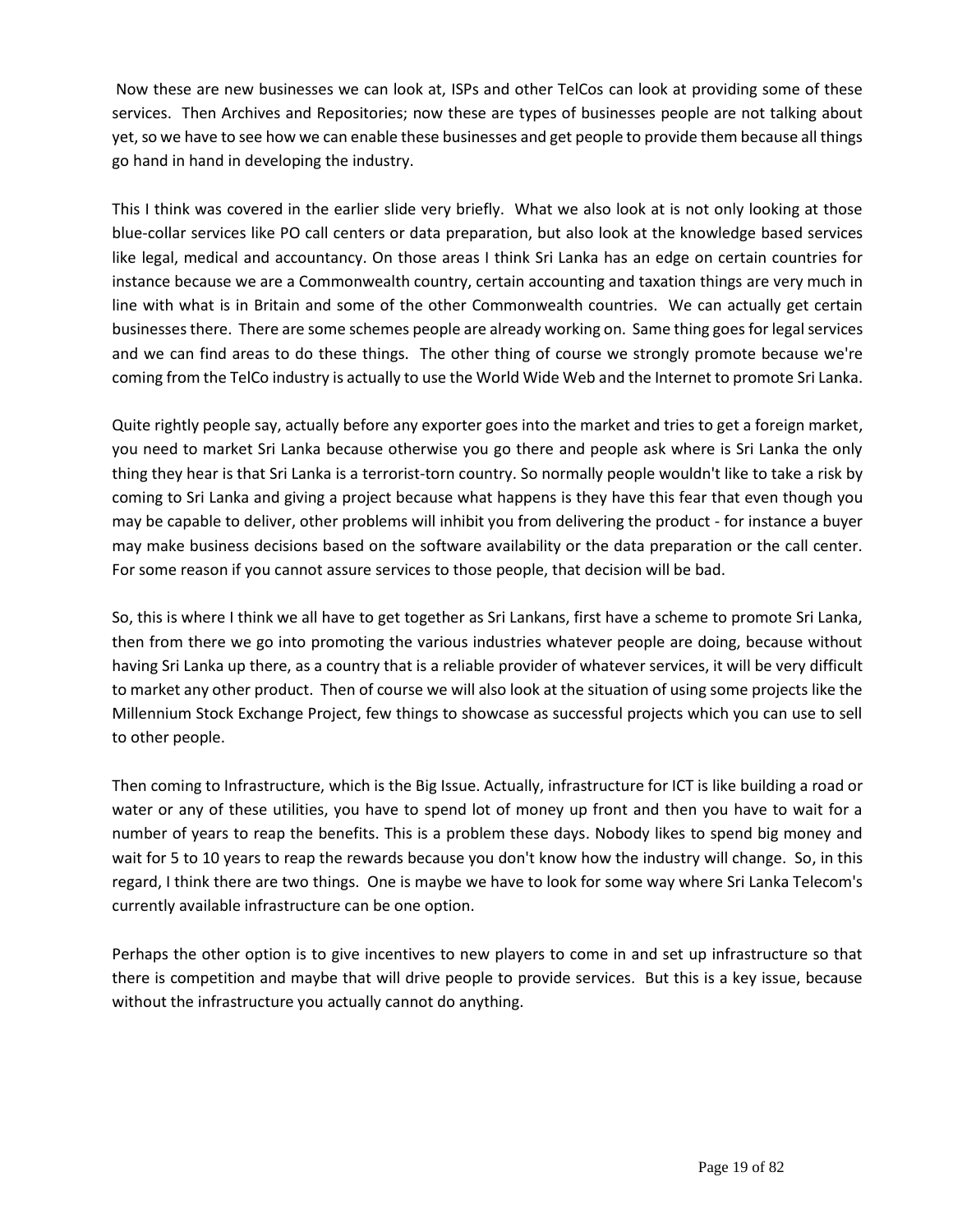Now these are new businesses we can look at, ISPs and other TelCos can look at providing some of these services. Then Archives and Repositories; now these are types of businesses people are not talking about yet, so we have to see how we can enable these businesses and get people to provide them because all things go hand in hand in developing the industry.

This I think was covered in the earlier slide very briefly. What we also look at is not only looking at those blue-collar services like PO call centers or data preparation, but also look at the knowledge based services like legal, medical and accountancy. On those areas I think Sri Lanka has an edge on certain countries for instance because we are a Commonwealth country, certain accounting and taxation things are very much in line with what is in Britain and some of the other Commonwealth countries. We can actually get certain businesses there. There are some schemes people are already working on. Same thing goes for legal services and we can find areas to do these things. The other thing of course we strongly promote because we're coming from the TelCo industry is actually to use the World Wide Web and the Internet to promote Sri Lanka.

Quite rightly people say, actually before any exporter goes into the market and tries to get a foreign market, you need to market Sri Lanka because otherwise you go there and people ask where is Sri Lanka the only thing they hear is that Sri Lanka is a terrorist-torn country. So normally people wouldn't like to take a risk by coming to Sri Lanka and giving a project because what happens is they have this fear that even though you may be capable to deliver, other problems will inhibit you from delivering the product - for instance a buyer may make business decisions based on the software availability or the data preparation or the call center. For some reason if you cannot assure services to those people, that decision will be bad.

So, this is where I think we all have to get together as Sri Lankans, first have a scheme to promote Sri Lanka, then from there we go into promoting the various industries whatever people are doing, because without having Sri Lanka up there, as a country that is a reliable provider of whatever services, it will be very difficult to market any other product. Then of course we will also look at the situation of using some projects like the Millennium Stock Exchange Project, few things to showcase as successful projects which you can use to sell to other people.

Then coming to Infrastructure, which is the Big Issue. Actually, infrastructure for ICT is like building a road or water or any of these utilities, you have to spend lot of money up front and then you have to wait for a number of years to reap the benefits. This is a problem these days. Nobody likes to spend big money and wait for 5 to 10 years to reap the rewards because you don't know how the industry will change. So, in this regard, I think there are two things. One is maybe we have to look for some way where Sri Lanka Telecom's currently available infrastructure can be one option.

Perhaps the other option is to give incentives to new players to come in and set up infrastructure so that there is competition and maybe that will drive people to provide services. But this is a key issue, because without the infrastructure you actually cannot do anything.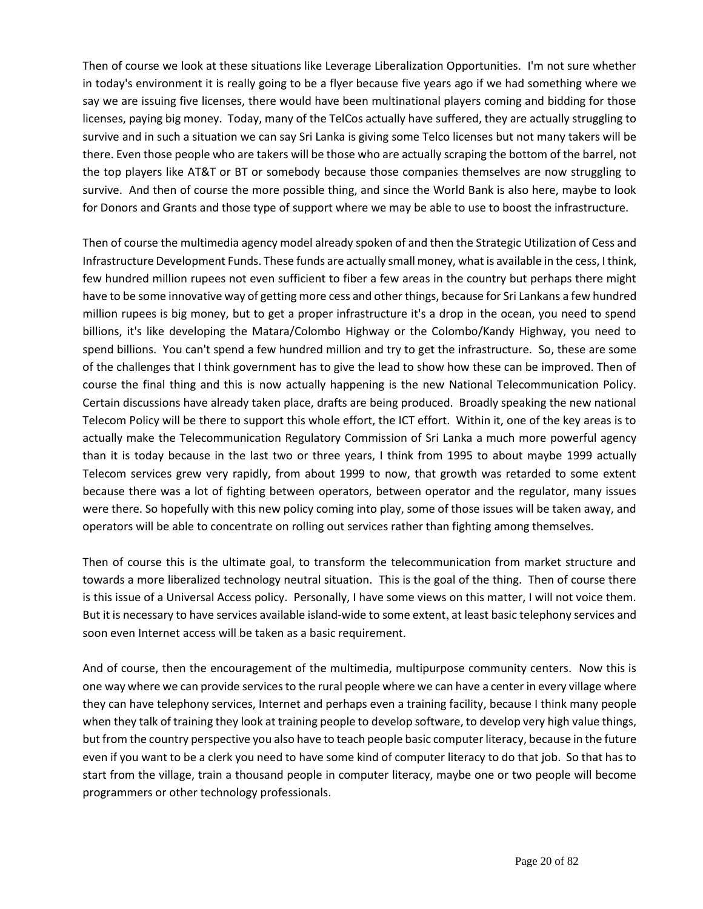Then of course we look at these situations like Leverage Liberalization Opportunities. I'm not sure whether in today's environment it is really going to be a flyer because five years ago if we had something where we say we are issuing five licenses, there would have been multinational players coming and bidding for those licenses, paying big money. Today, many of the TelCos actually have suffered, they are actually struggling to survive and in such a situation we can say Sri Lanka is giving some Telco licenses but not many takers will be there. Even those people who are takers will be those who are actually scraping the bottom of the barrel, not the top players like AT&T or BT or somebody because those companies themselves are now struggling to survive. And then of course the more possible thing, and since the World Bank is also here, maybe to look for Donors and Grants and those type of support where we may be able to use to boost the infrastructure.

Then of course the multimedia agency model already spoken of and then the Strategic Utilization of Cess and Infrastructure Development Funds. These funds are actually small money, what is available in the cess, I think, few hundred million rupees not even sufficient to fiber a few areas in the country but perhaps there might have to be some innovative way of getting more cess and other things, because for Sri Lankans a few hundred million rupees is big money, but to get a proper infrastructure it's a drop in the ocean, you need to spend billions, it's like developing the Matara/Colombo Highway or the Colombo/Kandy Highway, you need to spend billions. You can't spend a few hundred million and try to get the infrastructure. So, these are some of the challenges that I think government has to give the lead to show how these can be improved. Then of course the final thing and this is now actually happening is the new National Telecommunication Policy. Certain discussions have already taken place, drafts are being produced. Broadly speaking the new national Telecom Policy will be there to support this whole effort, the ICT effort. Within it, one of the key areas is to actually make the Telecommunication Regulatory Commission of Sri Lanka a much more powerful agency than it is today because in the last two or three years, I think from 1995 to about maybe 1999 actually Telecom services grew very rapidly, from about 1999 to now, that growth was retarded to some extent because there was a lot of fighting between operators, between operator and the regulator, many issues were there. So hopefully with this new policy coming into play, some of those issues will be taken away, and operators will be able to concentrate on rolling out services rather than fighting among themselves.

Then of course this is the ultimate goal, to transform the telecommunication from market structure and towards a more liberalized technology neutral situation. This is the goal of the thing. Then of course there is this issue of a Universal Access policy. Personally, I have some views on this matter, I will not voice them. But it is necessary to have services available island-wide to some extent, at least basic telephony services and soon even Internet access will be taken as a basic requirement.

And of course, then the encouragement of the multimedia, multipurpose community centers. Now this is one way where we can provide services to the rural people where we can have a center in every village where they can have telephony services, Internet and perhaps even a training facility, because I think many people when they talk of training they look at training people to develop software, to develop very high value things, but from the country perspective you also have to teach people basic computer literacy, because in the future even if you want to be a clerk you need to have some kind of computer literacy to do that job. So that has to start from the village, train a thousand people in computer literacy, maybe one or two people will become programmers or other technology professionals.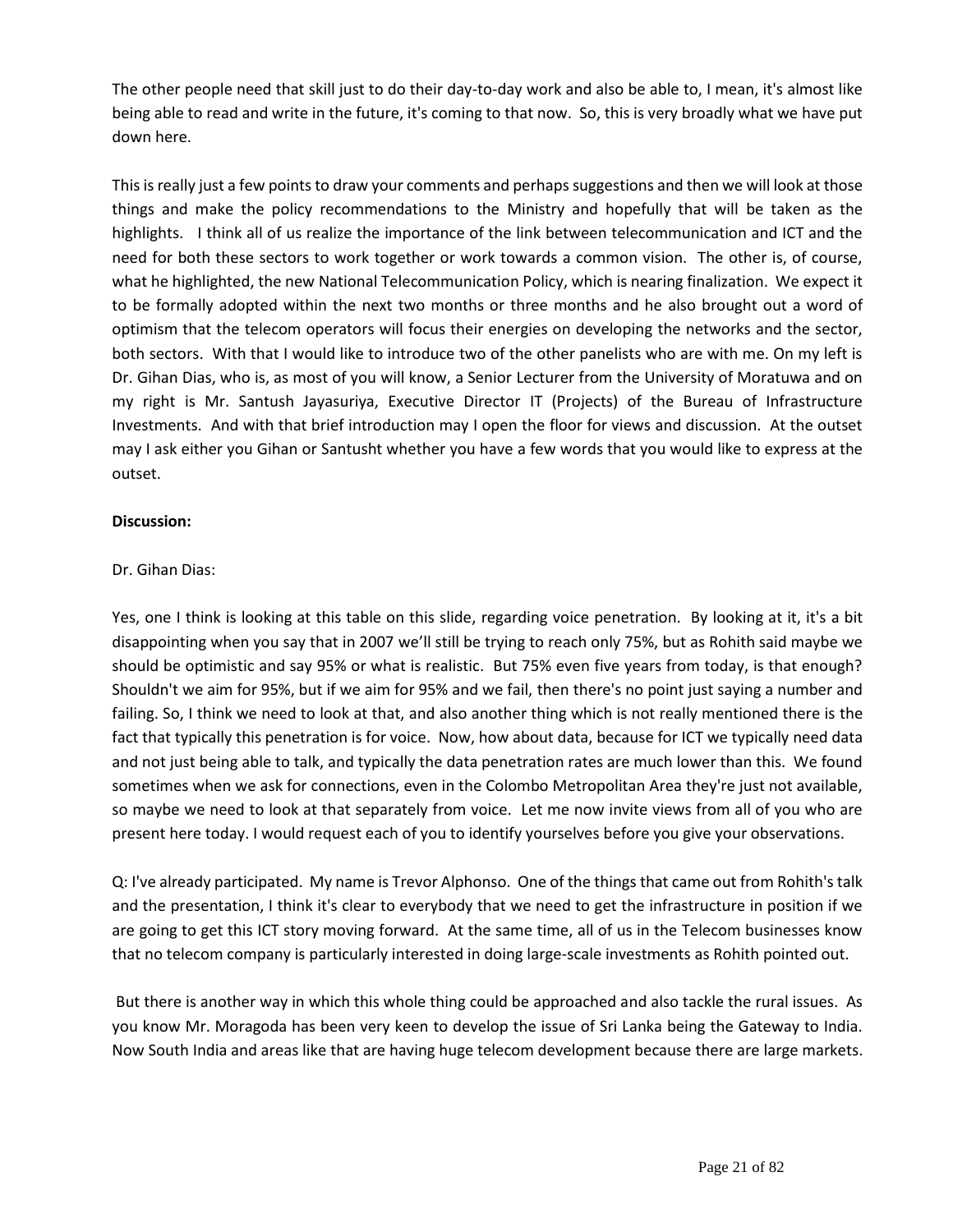The other people need that skill just to do their day-to-day work and also be able to, I mean, it's almost like being able to read and write in the future, it's coming to that now. So, this is very broadly what we have put down here.

This is really just a few points to draw your comments and perhaps suggestions and then we will look at those things and make the policy recommendations to the Ministry and hopefully that will be taken as the highlights. I think all of us realize the importance of the link between telecommunication and ICT and the need for both these sectors to work together or work towards a common vision. The other is, of course, what he highlighted, the new National Telecommunication Policy, which is nearing finalization. We expect it to be formally adopted within the next two months or three months and he also brought out a word of optimism that the telecom operators will focus their energies on developing the networks and the sector, both sectors. With that I would like to introduce two of the other panelists who are with me. On my left is Dr. Gihan Dias, who is, as most of you will know, a Senior Lecturer from the University of Moratuwa and on my right is Mr. Santush Jayasuriya, Executive Director IT (Projects) of the Bureau of Infrastructure Investments. And with that brief introduction may I open the floor for views and discussion. At the outset may I ask either you Gihan or Santusht whether you have a few words that you would like to express at the outset.

**Discussion:**

Dr. Gihan Dias:

Yes, one I think is looking at this table on this slide, regarding voice penetration. By looking at it, it's a bit disappointing when you say that in 2007 we'll still be trying to reach only 75%, but as Rohith said maybe we should be optimistic and say 95% or what is realistic. But 75% even five years from today, is that enough? Shouldn't we aim for 95%, but if we aim for 95% and we fail, then there's no point just saying a number and failing. So, I think we need to look at that, and also another thing which is not really mentioned there is the fact that typically this penetration is for voice. Now, how about data, because for ICT we typically need data and not just being able to talk, and typically the data penetration rates are much lower than this. We found sometimes when we ask for connections, even in the Colombo Metropolitan Area they're just not available, so maybe we need to look at that separately from voice. Let me now invite views from all of you who are present here today. I would request each of you to identify yourselves before you give your observations.

Q: I've already participated. My name is Trevor Alphonso. One of the things that came out from Rohith's talk and the presentation, I think it's clear to everybody that we need to get the infrastructure in position if we are going to get this ICT story moving forward. At the same time, all of us in the Telecom businesses know that no telecom company is particularly interested in doing large-scale investments as Rohith pointed out.

But there is another way in which this whole thing could be approached and also tackle the rural issues. As you know Mr. Moragoda has been very keen to develop the issue of Sri Lanka being the Gateway to India. Now South India and areas like that are having huge telecom development because there are large markets.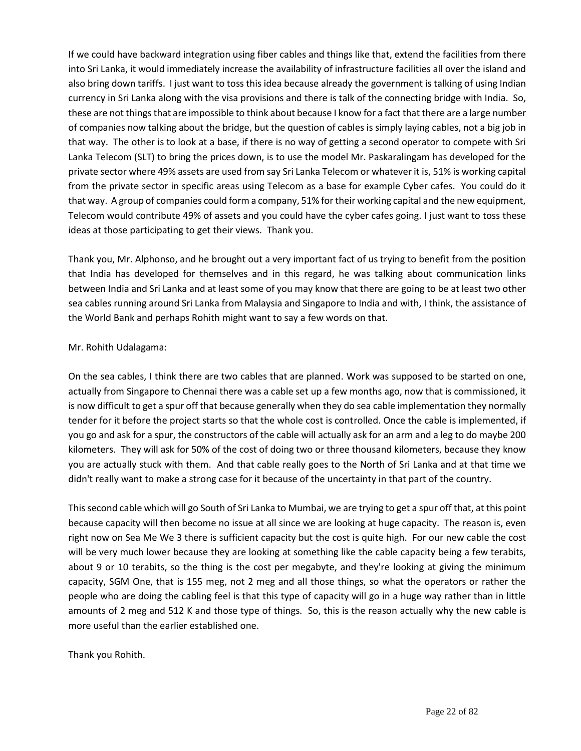If we could have backward integration using fiber cables and things like that, extend the facilities from there into Sri Lanka, it would immediately increase the availability of infrastructure facilities all over the island and also bring down tariffs. I just want to toss this idea because already the government is talking of using Indian currency in Sri Lanka along with the visa provisions and there is talk of the connecting bridge with India. So, these are not things that are impossible to think about because I know for a fact that there are a large number of companies now talking about the bridge, but the question of cables is simply laying cables, not a big job in that way. The other is to look at a base, if there is no way of getting a second operator to compete with Sri Lanka Telecom (SLT) to bring the prices down, is to use the model Mr. Paskaralingam has developed for the private sector where 49% assets are used from say Sri Lanka Telecom or whatever it is, 51% is working capital from the private sector in specific areas using Telecom as a base for example Cyber cafes. You could do it that way. A group of companies could form a company, 51% for their working capital and the new equipment, Telecom would contribute 49% of assets and you could have the cyber cafes going. I just want to toss these ideas at those participating to get their views. Thank you.

Thank you, Mr. Alphonso, and he brought out a very important fact of us trying to benefit from the position that India has developed for themselves and in this regard, he was talking about communication links between India and Sri Lanka and at least some of you may know that there are going to be at least two other sea cables running around Sri Lanka from Malaysia and Singapore to India and with, I think, the assistance of the World Bank and perhaps Rohith might want to say a few words on that.

Mr. Rohith Udalagama:

On the sea cables, I think there are two cables that are planned. Work was supposed to be started on one, actually from Singapore to Chennai there was a cable set up a few months ago, now that is commissioned, it is now difficult to get a spur off that because generally when they do sea cable implementation they normally tender for it before the project starts so that the whole cost is controlled. Once the cable is implemented, if you go and ask for a spur, the constructors of the cable will actually ask for an arm and a leg to do maybe 200 kilometers. They will ask for 50% of the cost of doing two or three thousand kilometers, because they know you are actually stuck with them. And that cable really goes to the North of Sri Lanka and at that time we didn't really want to make a strong case for it because of the uncertainty in that part of the country.

This second cable which will go South of Sri Lanka to Mumbai, we are trying to get a spur off that, at this point because capacity will then become no issue at all since we are looking at huge capacity. The reason is, even right now on Sea Me We 3 there is sufficient capacity but the cost is quite high. For our new cable the cost will be very much lower because they are looking at something like the cable capacity being a few terabits, about 9 or 10 terabits, so the thing is the cost per megabyte, and they're looking at giving the minimum capacity, SGM One, that is 155 meg, not 2 meg and all those things, so what the operators or rather the people who are doing the cabling feel is that this type of capacity will go in a huge way rather than in little amounts of 2 meg and 512 K and those type of things. So, this is the reason actually why the new cable is more useful than the earlier established one.

Thank you Rohith.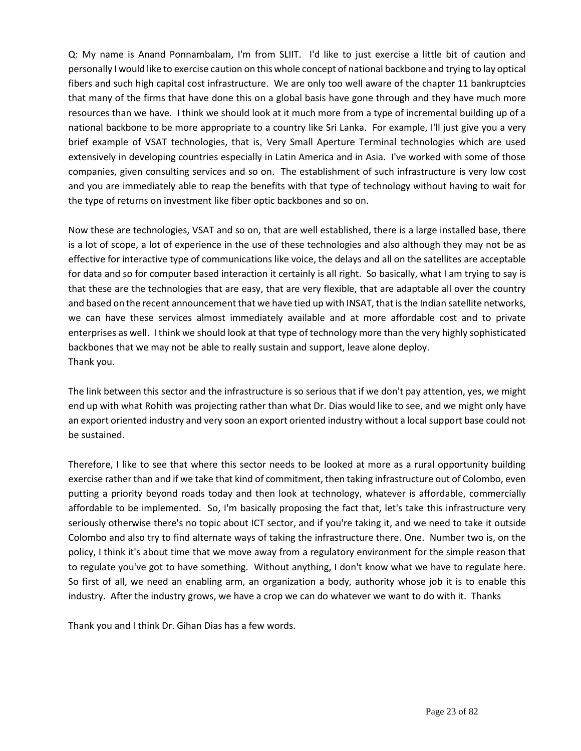Q: My name is Anand Ponnambalam, I'm from SLIIT. I'd like to just exercise a little bit of caution and personally I would like to exercise caution on this whole concept of national backbone and trying to lay optical fibers and such high capital cost infrastructure. We are only too well aware of the chapter 11 bankruptcies that many of the firms that have done this on a global basis have gone through and they have much more resources than we have. I think we should look at it much more from a type of incremental building up of a national backbone to be more appropriate to a country like Sri Lanka. For example, I'll just give you a very brief example of VSAT technologies, that is, Very Small Aperture Terminal technologies which are used extensively in developing countries especially in Latin America and in Asia. I've worked with some of those companies, given consulting services and so on. The establishment of such infrastructure is very low cost and you are immediately able to reap the benefits with that type of technology without having to wait for the type of returns on investment like fiber optic backbones and so on.

Now these are technologies, VSAT and so on, that are well established, there is a large installed base, there is a lot of scope, a lot of experience in the use of these technologies and also although they may not be as effective for interactive type of communications like voice, the delays and all on the satellites are acceptable for data and so for computer based interaction it certainly is all right. So basically, what I am trying to say is that these are the technologies that are easy, that are very flexible, that are adaptable all over the country and based on the recent announcement that we have tied up with INSAT, that is the Indian satellite networks, we can have these services almost immediately available and at more affordable cost and to private enterprises as well. I think we should look at that type of technology more than the very highly sophisticated backbones that we may not be able to really sustain and support, leave alone deploy.
Thank you.

The link between this sector and the infrastructure is so serious that if we don't pay attention, yes, we might end up with what Rohith was projecting rather than what Dr. Dias would like to see, and we might only have an export oriented industry and very soon an export oriented industry without a local support base could not be sustained.

Therefore, I like to see that where this sector needs to be looked at more as a rural opportunity building exercise rather than and if we take that kind of commitment, then taking infrastructure out of Colombo, even putting a priority beyond roads today and then look at technology, whatever is affordable, commercially affordable to be implemented. So, I'm basically proposing the fact that, let's take this infrastructure very seriously otherwise there's no topic about ICT sector, and if you're taking it, and we need to take it outside Colombo and also try to find alternate ways of taking the infrastructure there. One. Number two is, on the policy, I think it's about time that we move away from a regulatory environment for the simple reason that to regulate you've got to have something. Without anything, I don't know what we have to regulate here. So first of all, we need an enabling arm, an organization a body, authority whose job it is to enable this industry. After the industry grows, we have a crop we can do whatever we want to do with it. Thanks

Thank you and I think Dr. Gihan Dias has a few words.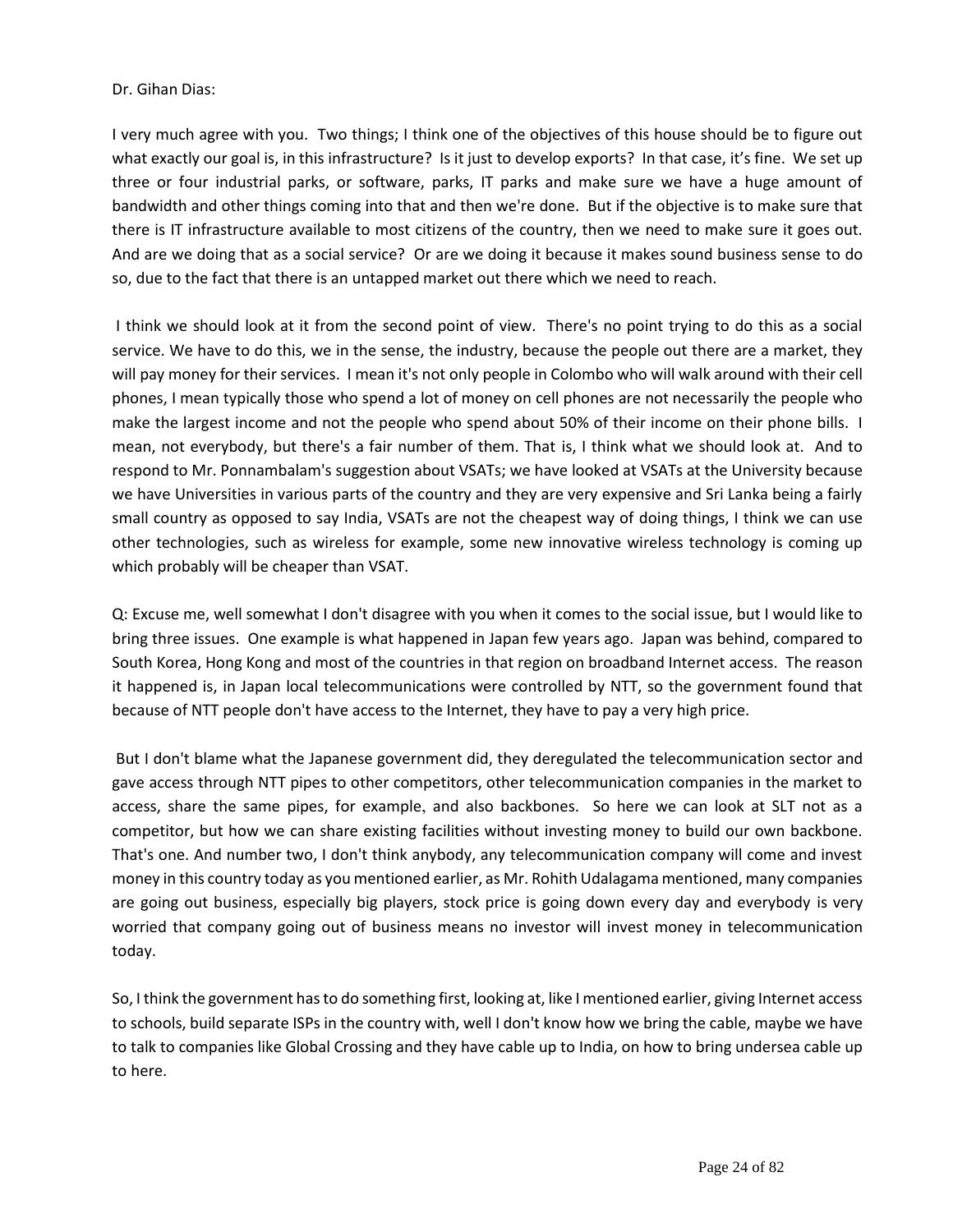Dr. Gihan Dias:

I very much agree with you. Two things; I think one of the objectives of this house should be to figure out what exactly our goal is, in this infrastructure? Is it just to develop exports? In that case, it's fine. We set up three or four industrial parks, or software, parks, IT parks and make sure we have a huge amount of bandwidth and other things coming into that and then we're done. But if the objective is to make sure that there is IT infrastructure available to most citizens of the country, then we need to make sure it goes out. And are we doing that as a social service? Or are we doing it because it makes sound business sense to do so, due to the fact that there is an untapped market out there which we need to reach.

I think we should look at it from the second point of view. There's no point trying to do this as a social service. We have to do this, we in the sense, the industry, because the people out there are a market, they will pay money for their services. I mean it's not only people in Colombo who will walk around with their cell phones, I mean typically those who spend a lot of money on cell phones are not necessarily the people who make the largest income and not the people who spend about 50% of their income on their phone bills. I mean, not everybody, but there's a fair number of them. That is, I think what we should look at. And to respond to Mr. Ponnambalam's suggestion about VSATs; we have looked at VSATs at the University because we have Universities in various parts of the country and they are very expensive and Sri Lanka being a fairly small country as opposed to say India, VSATs are not the cheapest way of doing things, I think we can use other technologies, such as wireless for example, some new innovative wireless technology is coming up which probably will be cheaper than VSAT.

Q: Excuse me, well somewhat I don't disagree with you when it comes to the social issue, but I would like to bring three issues. One example is what happened in Japan few years ago. Japan was behind, compared to South Korea, Hong Kong and most of the countries in that region on broadband Internet access. The reason it happened is, in Japan local telecommunications were controlled by NTT, so the government found that because of NTT people don't have access to the Internet, they have to pay a very high price.

But I don't blame what the Japanese government did, they deregulated the telecommunication sector and gave access through NTT pipes to other competitors, other telecommunication companies in the market to access, share the same pipes, for example, and also backbones. So here we can look at SLT not as a competitor, but how we can share existing facilities without investing money to build our own backbone. That's one. And number two, I don't think anybody, any telecommunication company will come and invest money in this country today as you mentioned earlier, as Mr. Rohith Udalagama mentioned, many companies are going out business, especially big players, stock price is going down every day and everybody is very worried that company going out of business means no investor will invest money in telecommunication today.

So, I think the government has to do something first, looking at, like I mentioned earlier, giving Internet access to schools, build separate ISPs in the country with, well I don't know how we bring the cable, maybe we have to talk to companies like Global Crossing and they have cable up to India, on how to bring undersea cable up to here.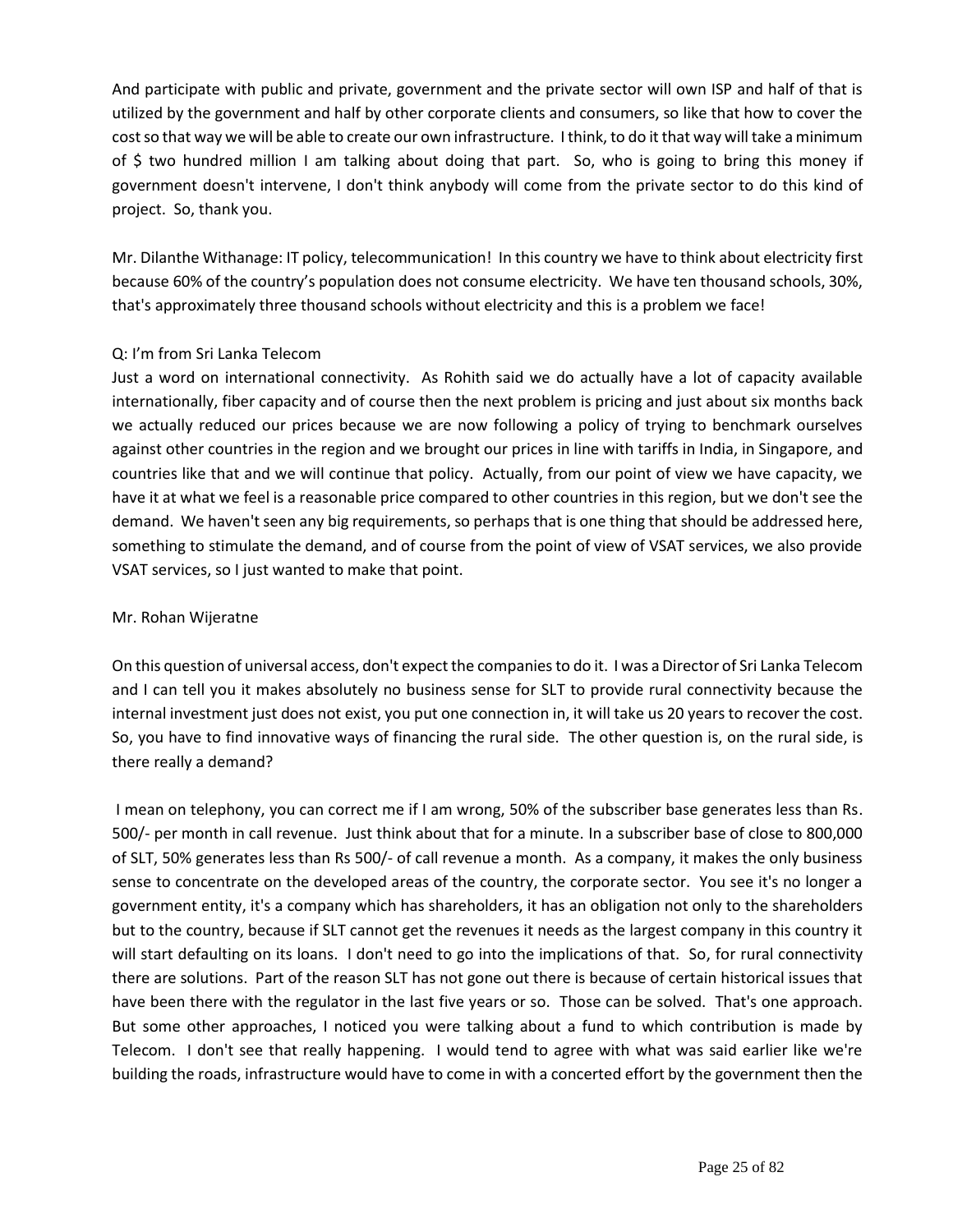And participate with public and private, government and the private sector will own ISP and half of that is utilized by the government and half by other corporate clients and consumers, so like that how to cover the cost so that way we will be able to create our own infrastructure. I think, to do it that way will take a minimum of $ two hundred million I am talking about doing that part. So, who is going to bring this money if government doesn't intervene, I don't think anybody will come from the private sector to do this kind of project. So, thank you.

Mr. Dilanthe Withanage: IT policy, telecommunication! In this country we have to think about electricity first because 60% of the country's population does not consume electricity. We have ten thousand schools, 30%, that's approximately three thousand schools without electricity and this is a problem we face!

Q: I'm from Sri Lanka Telecom
Just a word on international connectivity. As Rohith said we do actually have a lot of capacity available internationally, fiber capacity and of course then the next problem is pricing and just about six months back we actually reduced our prices because we are now following a policy of trying to benchmark ourselves against other countries in the region and we brought our prices in line with tariffs in India, in Singapore, and countries like that and we will continue that policy. Actually, from our point of view we have capacity, we have it at what we feel is a reasonable price compared to other countries in this region, but we don't see the demand. We haven't seen any big requirements, so perhaps that is one thing that should be addressed here, something to stimulate the demand, and of course from the point of view of VSAT services, we also provide VSAT services, so I just wanted to make that point.

Mr. Rohan Wijeratne

On this question of universal access, don't expect the companies to do it. I was a Director of Sri Lanka Telecom and I can tell you it makes absolutely no business sense for SLT to provide rural connectivity because the internal investment just does not exist, you put one connection in, it will take us 20 years to recover the cost. So, you have to find innovative ways of financing the rural side. The other question is, on the rural side, is there really a demand?

I mean on telephony, you can correct me if I am wrong, 50% of the subscriber base generates less than Rs. 500/- per month in call revenue. Just think about that for a minute. In a subscriber base of close to 800,000 of SLT, 50% generates less than Rs 500/- of call revenue a month. As a company, it makes the only business sense to concentrate on the developed areas of the country, the corporate sector. You see it's no longer a government entity, it's a company which has shareholders, it has an obligation not only to the shareholders but to the country, because if SLT cannot get the revenues it needs as the largest company in this country it will start defaulting on its loans. I don't need to go into the implications of that. So, for rural connectivity there are solutions. Part of the reason SLT has not gone out there is because of certain historical issues that have been there with the regulator in the last five years or so. Those can be solved. That's one approach. But some other approaches, I noticed you were talking about a fund to which contribution is made by Telecom. I don't see that really happening. I would tend to agree with what was said earlier like we're building the roads, infrastructure would have to come in with a concerted effort by the government then the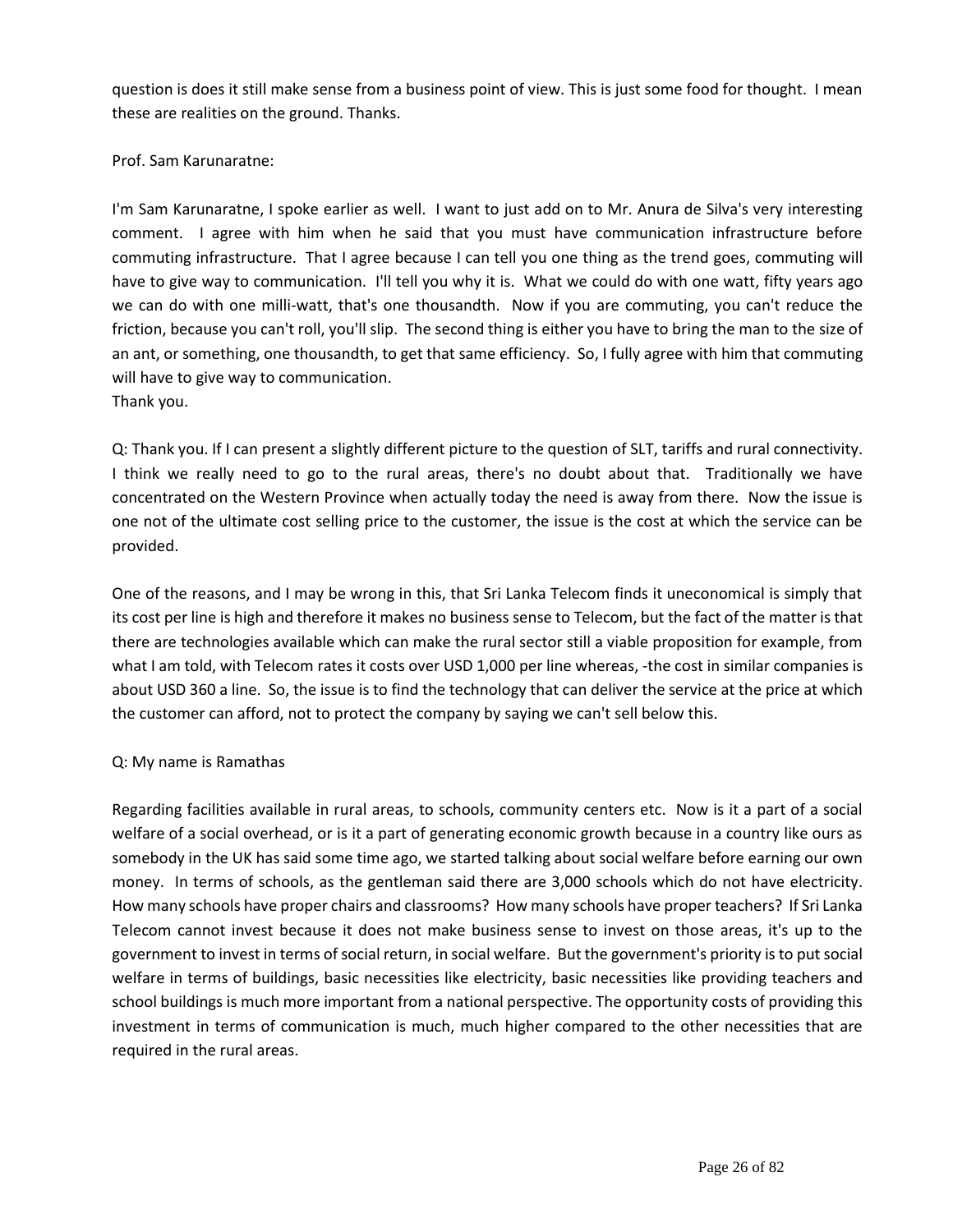question is does it still make sense from a business point of view. This is just some food for thought. I mean these are realities on the ground. Thanks.

Prof. Sam Karunaratne:

I'm Sam Karunaratne, I spoke earlier as well. I want to just add on to Mr. Anura de Silva's very interesting comment. I agree with him when he said that you must have communication infrastructure before commuting infrastructure. That I agree because I can tell you one thing as the trend goes, commuting will have to give way to communication. I'll tell you why it is. What we could do with one watt, fifty years ago we can do with one milli-watt, that's one thousandth. Now if you are commuting, you can't reduce the friction, because you can't roll, you'll slip. The second thing is either you have to bring the man to the size of an ant, or something, one thousandth, to get that same efficiency. So, I fully agree with him that commuting will have to give way to communication.
Thank you.

Q: Thank you. If I can present a slightly different picture to the question of SLT, tariffs and rural connectivity. I think we really need to go to the rural areas, there's no doubt about that. Traditionally we have concentrated on the Western Province when actually today the need is away from there. Now the issue is one not of the ultimate cost selling price to the customer, the issue is the cost at which the service can be provided.

One of the reasons, and I may be wrong in this, that Sri Lanka Telecom finds it uneconomical is simply that its cost per line is high and therefore it makes no business sense to Telecom, but the fact of the matter is that there are technologies available which can make the rural sector still a viable proposition for example, from what I am told, with Telecom rates it costs over USD 1,000 per line whereas, -the cost in similar companies is about USD 360 a line. So, the issue is to find the technology that can deliver the service at the price at which the customer can afford, not to protect the company by saying we can't sell below this.

Q: My name is Ramathas

Regarding facilities available in rural areas, to schools, community centers etc. Now is it a part of a social welfare of a social overhead, or is it a part of generating economic growth because in a country like ours as somebody in the UK has said some time ago, we started talking about social welfare before earning our own money. In terms of schools, as the gentleman said there are 3,000 schools which do not have electricity. How many schools have proper chairs and classrooms? How many schools have proper teachers? If Sri Lanka Telecom cannot invest because it does not make business sense to invest on those areas, it's up to the government to invest in terms of social return, in social welfare. But the government's priority is to put social welfare in terms of buildings, basic necessities like electricity, basic necessities like providing teachers and school buildings is much more important from a national perspective. The opportunity costs of providing this investment in terms of communication is much, much higher compared to the other necessities that are required in the rural areas.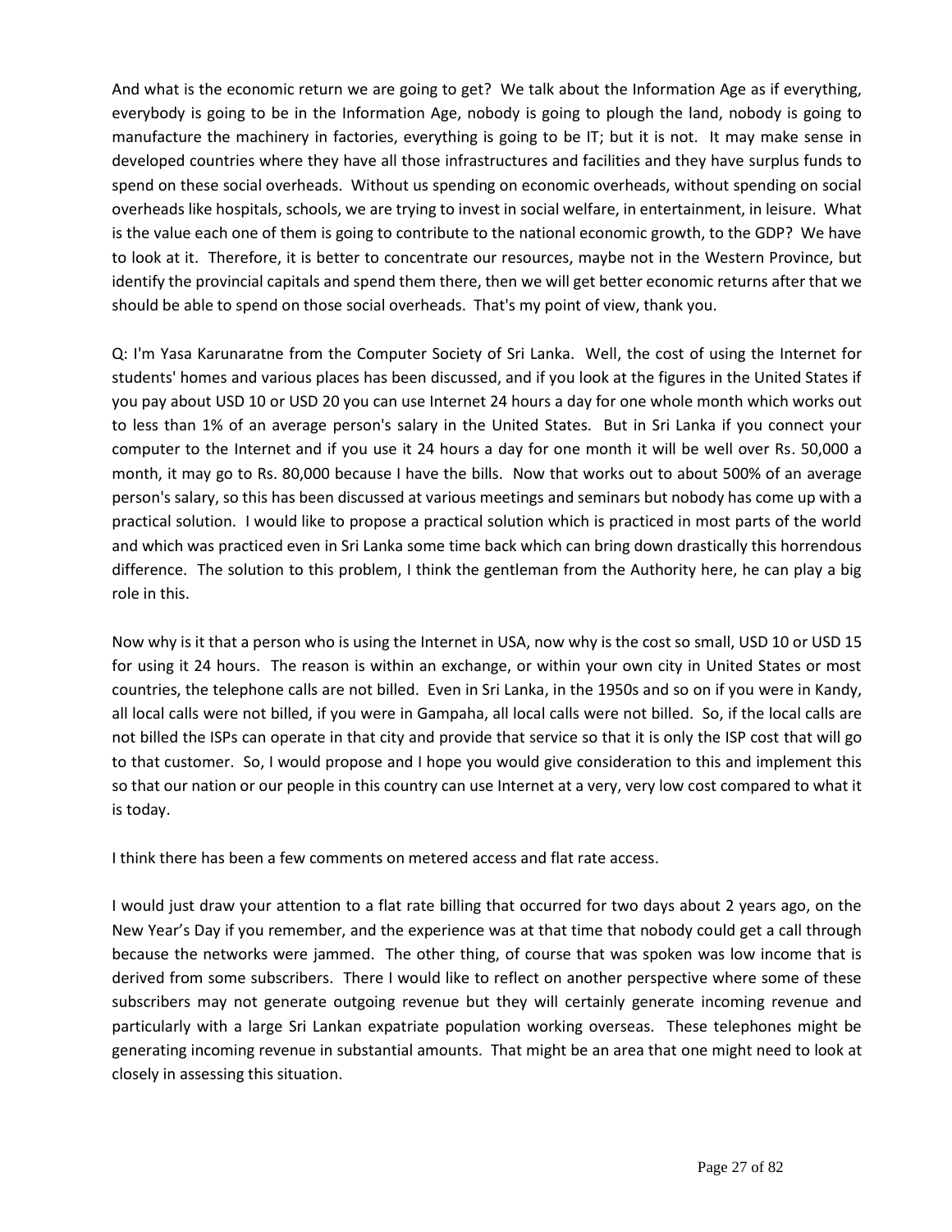And what is the economic return we are going to get? We talk about the Information Age as if everything, everybody is going to be in the Information Age, nobody is going to plough the land, nobody is going to manufacture the machinery in factories, everything is going to be IT; but it is not. It may make sense in developed countries where they have all those infrastructures and facilities and they have surplus funds to spend on these social overheads. Without us spending on economic overheads, without spending on social overheads like hospitals, schools, we are trying to invest in social welfare, in entertainment, in leisure. What is the value each one of them is going to contribute to the national economic growth, to the GDP? We have to look at it. Therefore, it is better to concentrate our resources, maybe not in the Western Province, but identify the provincial capitals and spend them there, then we will get better economic returns after that we should be able to spend on those social overheads. That's my point of view, thank you.

Q: I'm Yasa Karunaratne from the Computer Society of Sri Lanka. Well, the cost of using the Internet for students' homes and various places has been discussed, and if you look at the figures in the United States if you pay about USD 10 or USD 20 you can use Internet 24 hours a day for one whole month which works out to less than 1% of an average person's salary in the United States. But in Sri Lanka if you connect your computer to the Internet and if you use it 24 hours a day for one month it will be well over Rs. 50,000 a month, it may go to Rs. 80,000 because I have the bills. Now that works out to about 500% of an average person's salary, so this has been discussed at various meetings and seminars but nobody has come up with a practical solution. I would like to propose a practical solution which is practiced in most parts of the world and which was practiced even in Sri Lanka some time back which can bring down drastically this horrendous difference. The solution to this problem, I think the gentleman from the Authority here, he can play a big role in this.

Now why is it that a person who is using the Internet in USA, now why is the cost so small, USD 10 or USD 15 for using it 24 hours. The reason is within an exchange, or within your own city in United States or most countries, the telephone calls are not billed. Even in Sri Lanka, in the 1950s and so on if you were in Kandy, all local calls were not billed, if you were in Gampaha, all local calls were not billed. So, if the local calls are not billed the ISPs can operate in that city and provide that service so that it is only the ISP cost that will go to that customer. So, I would propose and I hope you would give consideration to this and implement this so that our nation or our people in this country can use Internet at a very, very low cost compared to what it is today.

I think there has been a few comments on metered access and flat rate access.

I would just draw your attention to a flat rate billing that occurred for two days about 2 years ago, on the New Year's Day if you remember, and the experience was at that time that nobody could get a call through because the networks were jammed. The other thing, of course that was spoken was low income that is derived from some subscribers. There I would like to reflect on another perspective where some of these subscribers may not generate outgoing revenue but they will certainly generate incoming revenue and particularly with a large Sri Lankan expatriate population working overseas. These telephones might be generating incoming revenue in substantial amounts. That might be an area that one might need to look at closely in assessing this situation.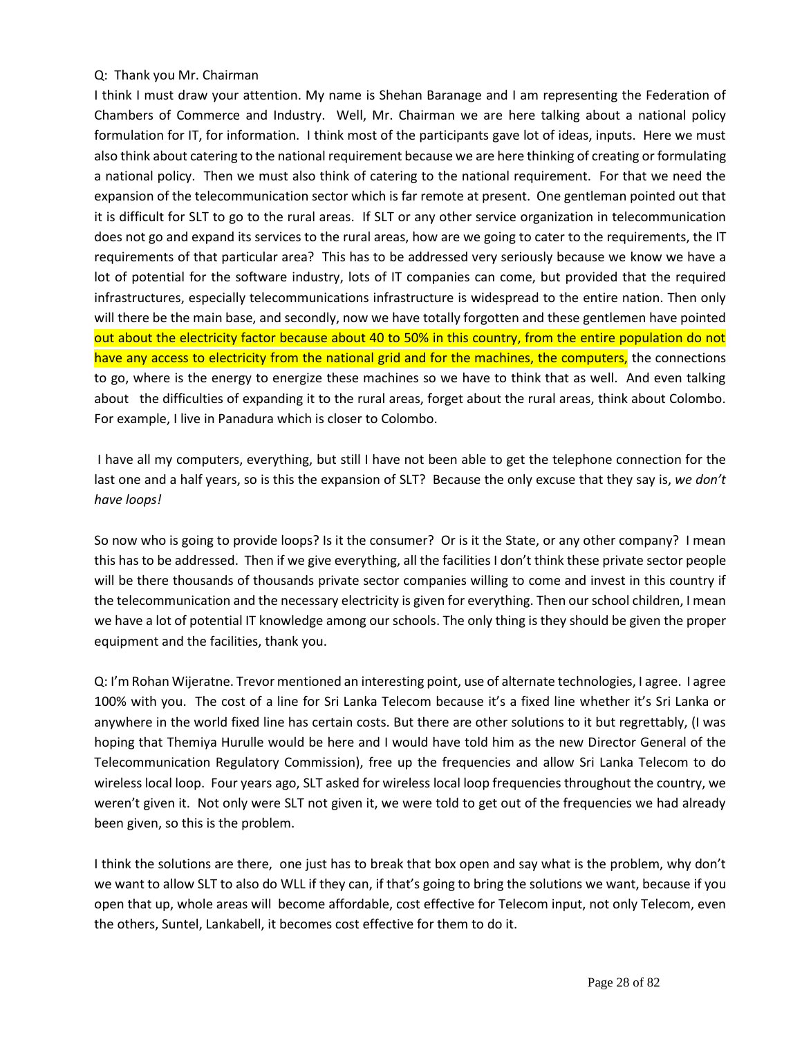Q: Thank you Mr. Chairman

I think I must draw your attention. My name is Shehan Baranage and I am representing the Federation of Chambers of Commerce and Industry. Well, Mr. Chairman we are here talking about a national policy formulation for IT, for information. I think most of the participants gave lot of ideas, inputs. Here we must also think about catering to the national requirement because we are here thinking of creating or formulating a national policy. Then we must also think of catering to the national requirement. For that we need the expansion of the telecommunication sector which is far remote at present. One gentleman pointed out that it is difficult for SLT to go to the rural areas. If SLT or any other service organization in telecommunication does not go and expand its services to the rural areas, how are we going to cater to the requirements, the IT requirements of that particular area? This has to be addressed very seriously because we know we have a lot of potential for the software industry, lots of IT companies can come, but provided that the required infrastructures, especially telecommunications infrastructure is widespread to the entire nation. Then only will there be the main base, and secondly, now we have totally forgotten and these gentlemen have pointed out about the electricity factor because about 40 to 50% in this country, from the entire population do not have any access to electricity from the national grid and for the machines, the computers, the connections to go, where is the energy to energize these machines so we have to think that as well. And even talking about the difficulties of expanding it to the rural areas, forget about the rural areas, think about Colombo. For example, I live in Panadura which is closer to Colombo.

I have all my computers, everything, but still I have not been able to get the telephone connection for the last one and a half years, so is this the expansion of SLT? Because the only excuse that they say is, *we don't have loops!*

So now who is going to provide loops? Is it the consumer? Or is it the State, or any other company? I mean this has to be addressed. Then if we give everything, all the facilities I don't think these private sector people will be there thousands of thousands private sector companies willing to come and invest in this country if the telecommunication and the necessary electricity is given for everything. Then our school children, I mean we have a lot of potential IT knowledge among our schools. The only thing is they should be given the proper equipment and the facilities, thank you.

Q: I'm Rohan Wijeratne. Trevor mentioned an interesting point, use of alternate technologies, I agree. I agree 100% with you. The cost of a line for Sri Lanka Telecom because it's a fixed line whether it's Sri Lanka or anywhere in the world fixed line has certain costs. But there are other solutions to it but regrettably, (I was hoping that Themiya Hurulle would be here and I would have told him as the new Director General of the Telecommunication Regulatory Commission), free up the frequencies and allow Sri Lanka Telecom to do wireless local loop. Four years ago, SLT asked for wireless local loop frequencies throughout the country, we weren't given it. Not only were SLT not given it, we were told to get out of the frequencies we had already been given, so this is the problem.

I think the solutions are there, one just has to break that box open and say what is the problem, why don't we want to allow SLT to also do WLL if they can, if that's going to bring the solutions we want, because if you open that up, whole areas will become affordable, cost effective for Telecom input, not only Telecom, even the others, Suntel, Lankabell, it becomes cost effective for them to do it.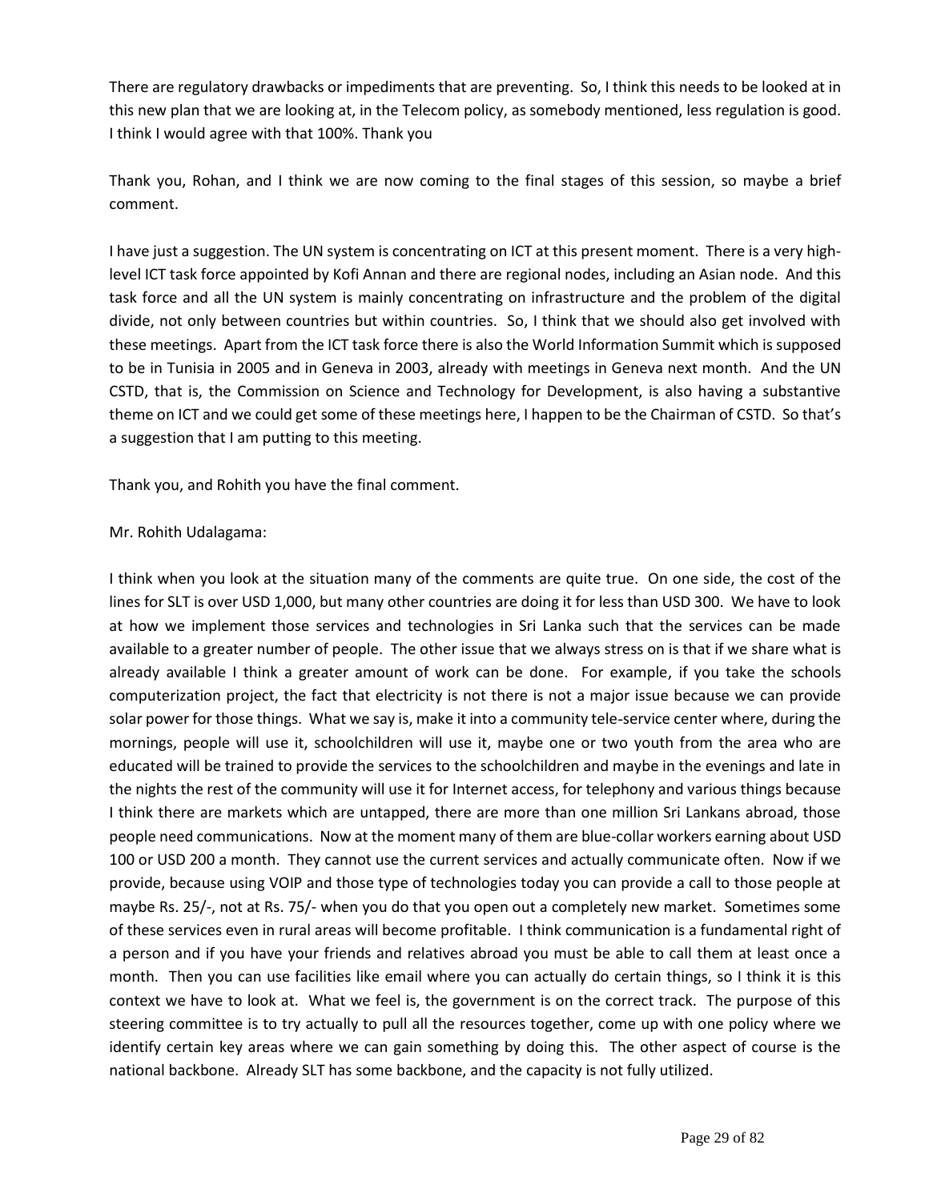There are regulatory drawbacks or impediments that are preventing. So, I think this needs to be looked at in this new plan that we are looking at, in the Telecom policy, as somebody mentioned, less regulation is good. I think I would agree with that 100%. Thank you

Thank you, Rohan, and I think we are now coming to the final stages of this session, so maybe a brief comment.

I have just a suggestion. The UN system is concentrating on ICT at this present moment. There is a very high-level ICT task force appointed by Kofi Annan and there are regional nodes, including an Asian node. And this task force and all the UN system is mainly concentrating on infrastructure and the problem of the digital divide, not only between countries but within countries. So, I think that we should also get involved with these meetings. Apart from the ICT task force there is also the World Information Summit which is supposed to be in Tunisia in 2005 and in Geneva in 2003, already with meetings in Geneva next month. And the UN CSTD, that is, the Commission on Science and Technology for Development, is also having a substantive theme on ICT and we could get some of these meetings here, I happen to be the Chairman of CSTD. So that's a suggestion that I am putting to this meeting.

Thank you, and Rohith you have the final comment.

Mr. Rohith Udalagama:

I think when you look at the situation many of the comments are quite true. On one side, the cost of the lines for SLT is over USD 1,000, but many other countries are doing it for less than USD 300. We have to look at how we implement those services and technologies in Sri Lanka such that the services can be made available to a greater number of people. The other issue that we always stress on is that if we share what is already available I think a greater amount of work can be done. For example, if you take the schools computerization project, the fact that electricity is not there is not a major issue because we can provide solar power for those things. What we say is, make it into a community tele-service center where, during the mornings, people will use it, schoolchildren will use it, maybe one or two youth from the area who are educated will be trained to provide the services to the schoolchildren and maybe in the evenings and late in the nights the rest of the community will use it for Internet access, for telephony and various things because I think there are markets which are untapped, there are more than one million Sri Lankans abroad, those people need communications. Now at the moment many of them are blue-collar workers earning about USD 100 or USD 200 a month. They cannot use the current services and actually communicate often. Now if we provide, because using VOIP and those type of technologies today you can provide a call to those people at maybe Rs. 25/-, not at Rs. 75/- when you do that you open out a completely new market. Sometimes some of these services even in rural areas will become profitable. I think communication is a fundamental right of a person and if you have your friends and relatives abroad you must be able to call them at least once a month. Then you can use facilities like email where you can actually do certain things, so I think it is this context we have to look at. What we feel is, the government is on the correct track. The purpose of this steering committee is to try actually to pull all the resources together, come up with one policy where we identify certain key areas where we can gain something by doing this. The other aspect of course is the national backbone. Already SLT has some backbone, and the capacity is not fully utilized.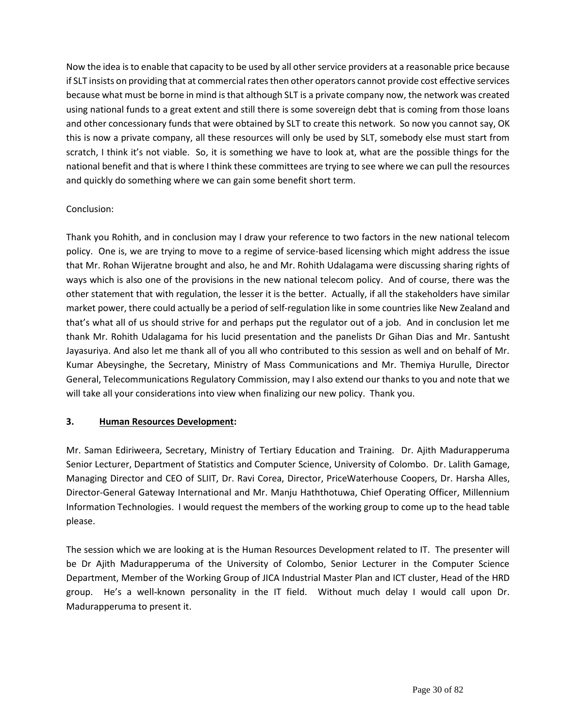Now the idea is to enable that capacity to be used by all other service providers at a reasonable price because if SLT insists on providing that at commercial rates then other operators cannot provide cost effective services because what must be borne in mind is that although SLT is a private company now, the network was created using national funds to a great extent and still there is some sovereign debt that is coming from those loans and other concessionary funds that were obtained by SLT to create this network. So now you cannot say, OK this is now a private company, all these resources will only be used by SLT, somebody else must start from scratch, I think it's not viable. So, it is something we have to look at, what are the possible things for the national benefit and that is where I think these committees are trying to see where we can pull the resources and quickly do something where we can gain some benefit short term.

Conclusion:

Thank you Rohith, and in conclusion may I draw your reference to two factors in the new national telecom policy. One is, we are trying to move to a regime of service-based licensing which might address the issue that Mr. Rohan Wijeratne brought and also, he and Mr. Rohith Udalagama were discussing sharing rights of ways which is also one of the provisions in the new national telecom policy. And of course, there was the other statement that with regulation, the lesser it is the better. Actually, if all the stakeholders have similar market power, there could actually be a period of self-regulation like in some countries like New Zealand and that's what all of us should strive for and perhaps put the regulator out of a job. And in conclusion let me thank Mr. Rohith Udalagama for his lucid presentation and the panelists Dr Gihan Dias and Mr. Santusht Jayasuriya. And also let me thank all of you all who contributed to this session as well and on behalf of Mr. Kumar Abeysinghe, the Secretary, Ministry of Mass Communications and Mr. Themiya Hurulle, Director General, Telecommunications Regulatory Commission, may I also extend our thanks to you and note that we will take all your considerations into view when finalizing our new policy. Thank you.

**3. <u>Human Resources Development</u>:**

Mr. Saman Ediriweera, Secretary, Ministry of Tertiary Education and Training. Dr. Ajith Madurapperuma Senior Lecturer, Department of Statistics and Computer Science, University of Colombo. Dr. Lalith Gamage, Managing Director and CEO of SLIIT, Dr. Ravi Corea, Director, PriceWaterhouse Coopers, Dr. Harsha Alles, Director-General Gateway International and Mr. Manju Haththotuwa, Chief Operating Officer, Millennium Information Technologies. I would request the members of the working group to come up to the head table please.

The session which we are looking at is the Human Resources Development related to IT. The presenter will be Dr Ajith Madurapperuma of the University of Colombo, Senior Lecturer in the Computer Science Department, Member of the Working Group of JICA Industrial Master Plan and ICT cluster, Head of the HRD group. He's a well-known personality in the IT field. Without much delay I would call upon Dr. Madurapperuma to present it.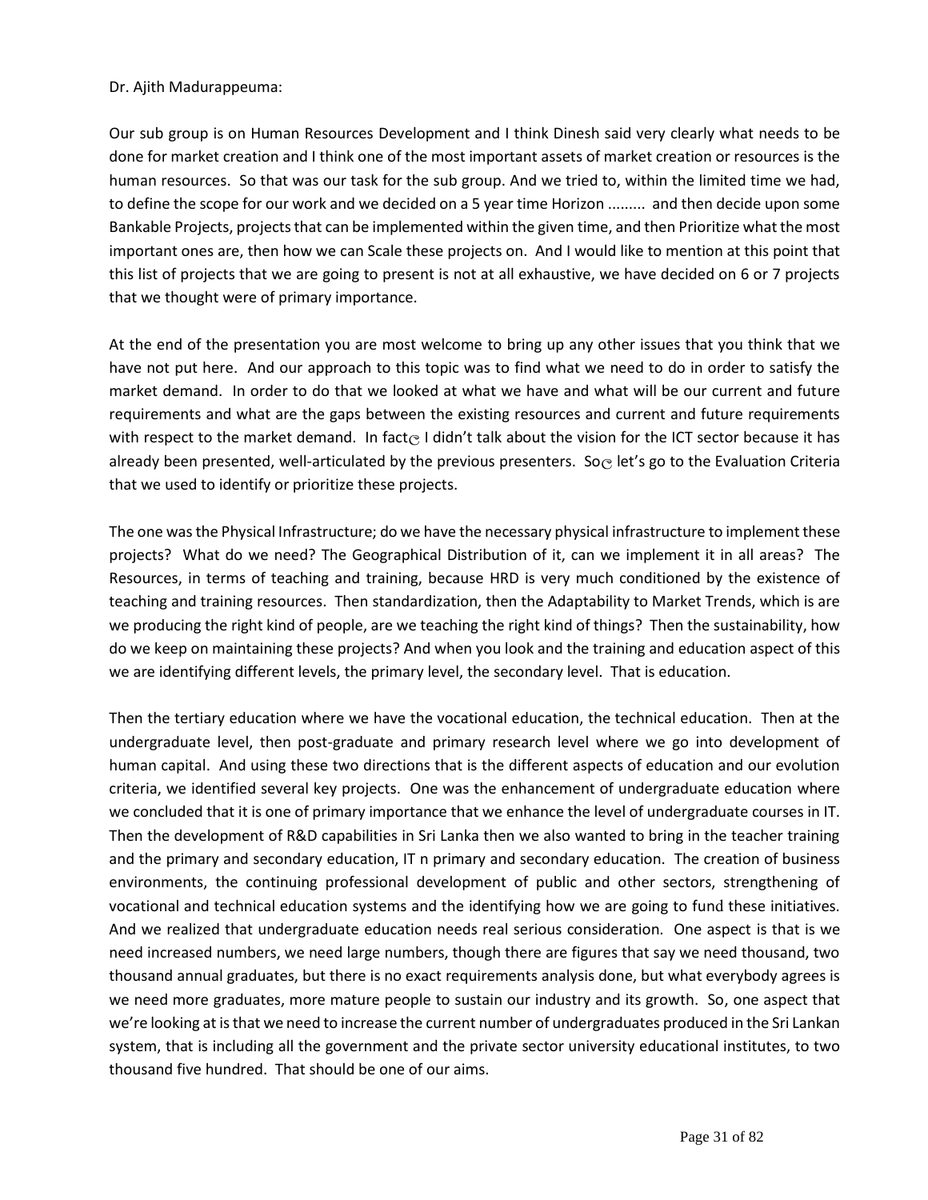Dr. Ajith Madurappeuma:

Our sub group is on Human Resources Development and I think Dinesh said very clearly what needs to be done for market creation and I think one of the most important assets of market creation or resources is the human resources. So that was our task for the sub group. And we tried to, within the limited time we had, to define the scope for our work and we decided on a 5 year time Horizon ......... and then decide upon some Bankable Projects, projects that can be implemented within the given time, and then Prioritize what the most important ones are, then how we can Scale these projects on. And I would like to mention at this point that this list of projects that we are going to present is not at all exhaustive, we have decided on 6 or 7 projects that we thought were of primary importance.

At the end of the presentation you are most welcome to bring up any other issues that you think that we have not put here. And our approach to this topic was to find what we need to do in order to satisfy the market demand. In order to do that we looked at what we have and what will be our current and future requirements and what are the gaps between the existing resources and current and future requirements with respect to the market demand. In fact I didn't talk about the vision for the ICT sector because it has already been presented, well-articulated by the previous presenters. So let's go to the Evaluation Criteria that we used to identify or prioritize these projects.

The one was the Physical Infrastructure; do we have the necessary physical infrastructure to implement these projects? What do we need? The Geographical Distribution of it, can we implement it in all areas? The Resources, in terms of teaching and training, because HRD is very much conditioned by the existence of teaching and training resources. Then standardization, then the Adaptability to Market Trends, which is are we producing the right kind of people, are we teaching the right kind of things? Then the sustainability, how do we keep on maintaining these projects? And when you look and the training and education aspect of this we are identifying different levels, the primary level, the secondary level. That is education.

Then the tertiary education where we have the vocational education, the technical education. Then at the undergraduate level, then post-graduate and primary research level where we go into development of human capital. And using these two directions that is the different aspects of education and our evolution criteria, we identified several key projects. One was the enhancement of undergraduate education where we concluded that it is one of primary importance that we enhance the level of undergraduate courses in IT. Then the development of R&D capabilities in Sri Lanka then we also wanted to bring in the teacher training and the primary and secondary education, IT n primary and secondary education. The creation of business environments, the continuing professional development of public and other sectors, strengthening of vocational and technical education systems and the identifying how we are going to fund these initiatives. And we realized that undergraduate education needs real serious consideration. One aspect is that is we need increased numbers, we need large numbers, though there are figures that say we need thousand, two thousand annual graduates, but there is no exact requirements analysis done, but what everybody agrees is we need more graduates, more mature people to sustain our industry and its growth. So, one aspect that we're looking at is that we need to increase the current number of undergraduates produced in the Sri Lankan system, that is including all the government and the private sector university educational institutes, to two thousand five hundred. That should be one of our aims.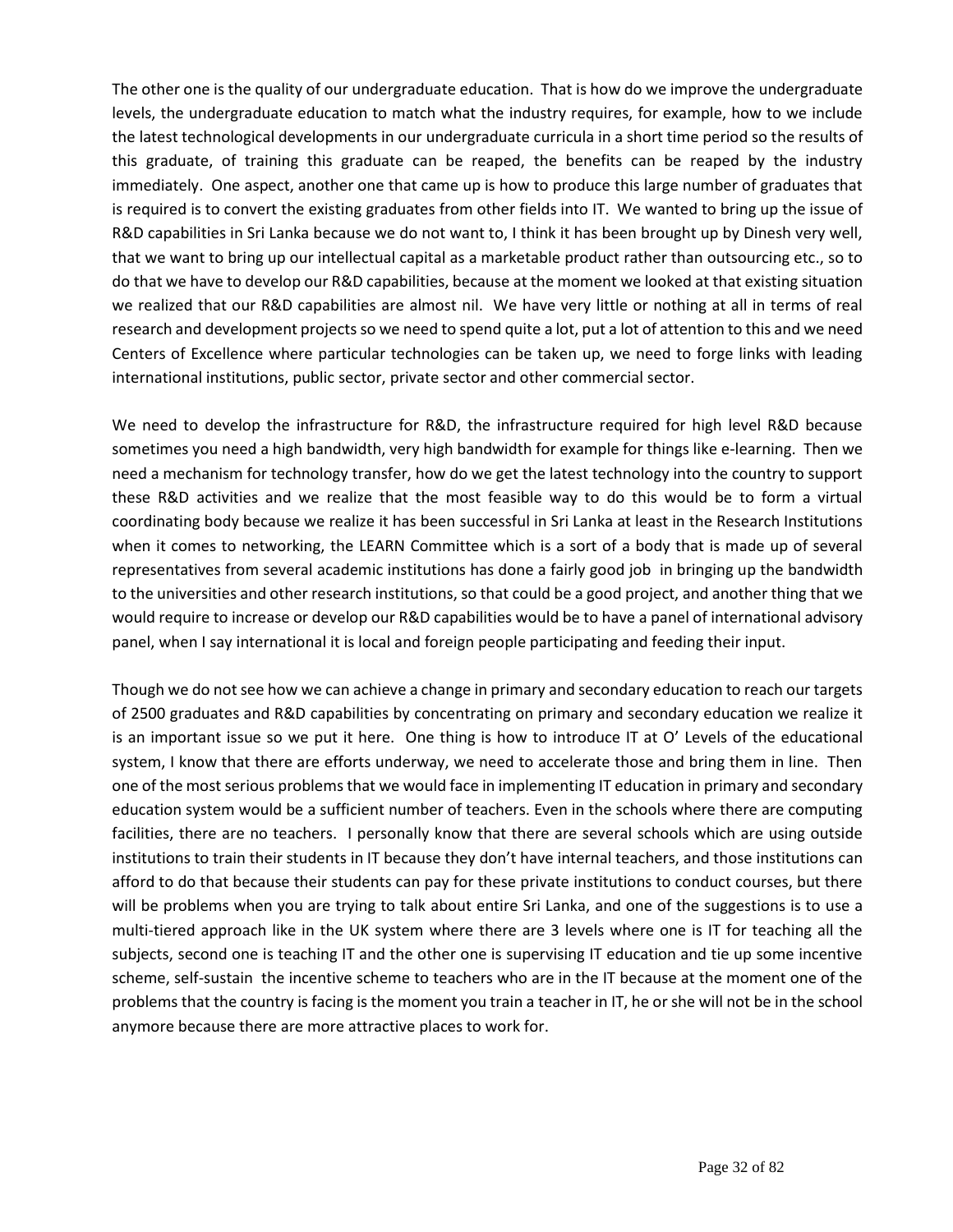The other one is the quality of our undergraduate education. That is how do we improve the undergraduate levels, the undergraduate education to match what the industry requires, for example, how to we include the latest technological developments in our undergraduate curricula in a short time period so the results of this graduate, of training this graduate can be reaped, the benefits can be reaped by the industry immediately. One aspect, another one that came up is how to produce this large number of graduates that is required is to convert the existing graduates from other fields into IT. We wanted to bring up the issue of R&D capabilities in Sri Lanka because we do not want to, I think it has been brought up by Dinesh very well, that we want to bring up our intellectual capital as a marketable product rather than outsourcing etc., so to do that we have to develop our R&D capabilities, because at the moment we looked at that existing situation we realized that our R&D capabilities are almost nil. We have very little or nothing at all in terms of real research and development projects so we need to spend quite a lot, put a lot of attention to this and we need Centers of Excellence where particular technologies can be taken up, we need to forge links with leading international institutions, public sector, private sector and other commercial sector.

We need to develop the infrastructure for R&D, the infrastructure required for high level R&D because sometimes you need a high bandwidth, very high bandwidth for example for things like e-learning. Then we need a mechanism for technology transfer, how do we get the latest technology into the country to support these R&D activities and we realize that the most feasible way to do this would be to form a virtual coordinating body because we realize it has been successful in Sri Lanka at least in the Research Institutions when it comes to networking, the LEARN Committee which is a sort of a body that is made up of several representatives from several academic institutions has done a fairly good job in bringing up the bandwidth to the universities and other research institutions, so that could be a good project, and another thing that we would require to increase or develop our R&D capabilities would be to have a panel of international advisory panel, when I say international it is local and foreign people participating and feeding their input.

Though we do not see how we can achieve a change in primary and secondary education to reach our targets of 2500 graduates and R&D capabilities by concentrating on primary and secondary education we realize it is an important issue so we put it here. One thing is how to introduce IT at O' Levels of the educational system, I know that there are efforts underway, we need to accelerate those and bring them in line. Then one of the most serious problems that we would face in implementing IT education in primary and secondary education system would be a sufficient number of teachers. Even in the schools where there are computing facilities, there are no teachers. I personally know that there are several schools which are using outside institutions to train their students in IT because they don't have internal teachers, and those institutions can afford to do that because their students can pay for these private institutions to conduct courses, but there will be problems when you are trying to talk about entire Sri Lanka, and one of the suggestions is to use a multi-tiered approach like in the UK system where there are 3 levels where one is IT for teaching all the subjects, second one is teaching IT and the other one is supervising IT education and tie up some incentive scheme, self-sustain the incentive scheme to teachers who are in the IT because at the moment one of the problems that the country is facing is the moment you train a teacher in IT, he or she will not be in the school anymore because there are more attractive places to work for.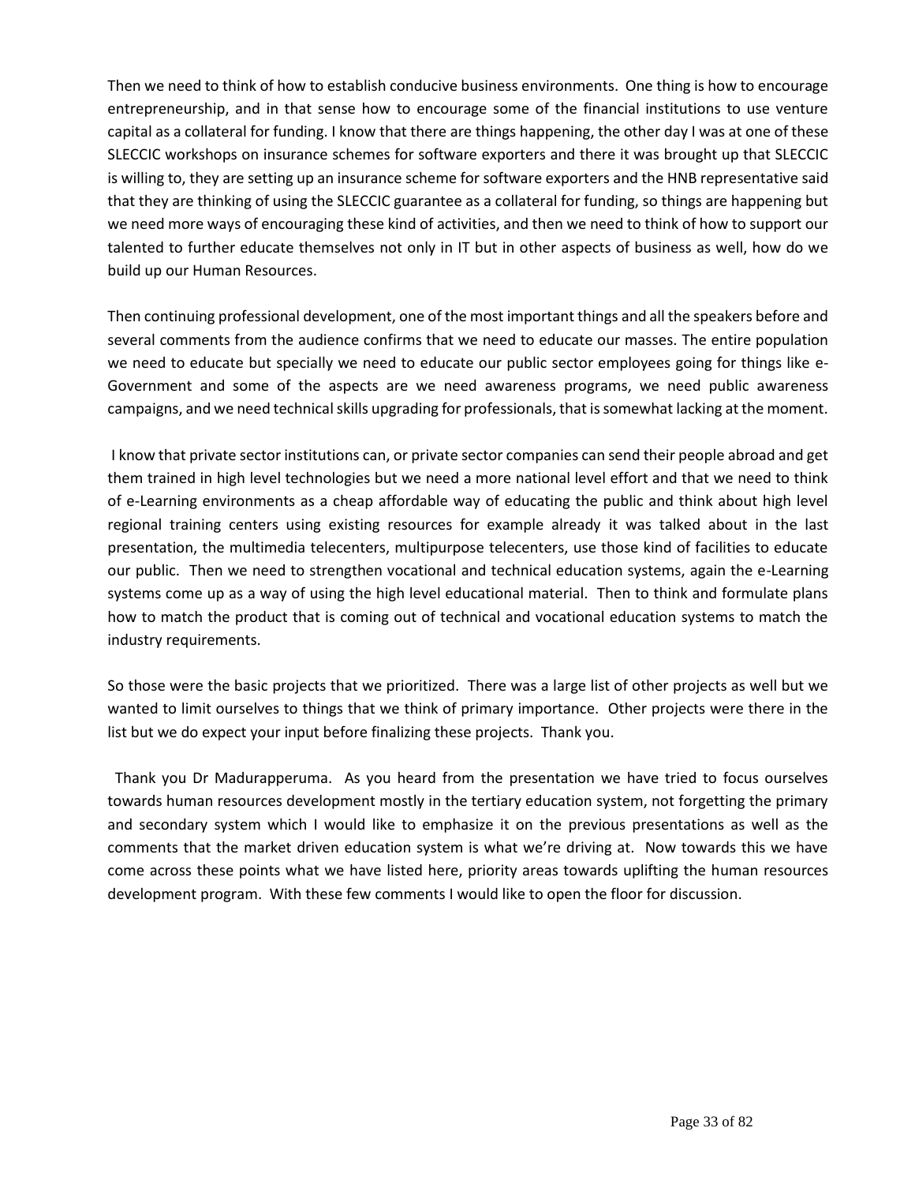Then we need to think of how to establish conducive business environments. One thing is how to encourage entrepreneurship, and in that sense how to encourage some of the financial institutions to use venture capital as a collateral for funding. I know that there are things happening, the other day I was at one of these SLECCIC workshops on insurance schemes for software exporters and there it was brought up that SLECCIC is willing to, they are setting up an insurance scheme for software exporters and the HNB representative said that they are thinking of using the SLECCIC guarantee as a collateral for funding, so things are happening but we need more ways of encouraging these kind of activities, and then we need to think of how to support our talented to further educate themselves not only in IT but in other aspects of business as well, how do we build up our Human Resources.

Then continuing professional development, one of the most important things and all the speakers before and several comments from the audience confirms that we need to educate our masses. The entire population we need to educate but specially we need to educate our public sector employees going for things like e-Government and some of the aspects are we need awareness programs, we need public awareness campaigns, and we need technical skills upgrading for professionals, that is somewhat lacking at the moment.

I know that private sector institutions can, or private sector companies can send their people abroad and get them trained in high level technologies but we need a more national level effort and that we need to think of e-Learning environments as a cheap affordable way of educating the public and think about high level regional training centers using existing resources for example already it was talked about in the last presentation, the multimedia telecenters, multipurpose telecenters, use those kind of facilities to educate our public. Then we need to strengthen vocational and technical education systems, again the e-Learning systems come up as a way of using the high level educational material. Then to think and formulate plans how to match the product that is coming out of technical and vocational education systems to match the industry requirements.

So those were the basic projects that we prioritized. There was a large list of other projects as well but we wanted to limit ourselves to things that we think of primary importance. Other projects were there in the list but we do expect your input before finalizing these projects. Thank you.

Thank you Dr Madurapperuma. As you heard from the presentation we have tried to focus ourselves towards human resources development mostly in the tertiary education system, not forgetting the primary and secondary system which I would like to emphasize it on the previous presentations as well as the comments that the market driven education system is what we're driving at. Now towards this we have come across these points what we have listed here, priority areas towards uplifting the human resources development program. With these few comments I would like to open the floor for discussion.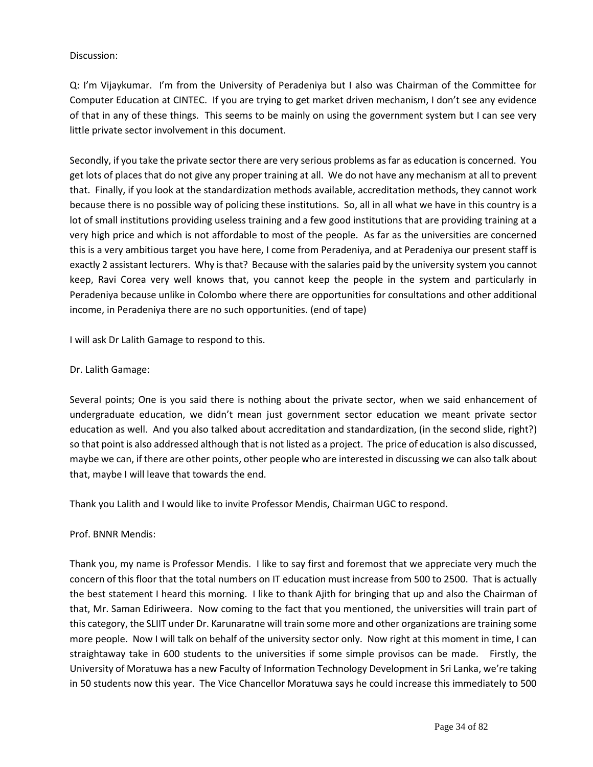Discussion:

Q: I'm Vijaykumar. I'm from the University of Peradeniya but I also was Chairman of the Committee for Computer Education at CINTEC. If you are trying to get market driven mechanism, I don't see any evidence of that in any of these things. This seems to be mainly on using the government system but I can see very little private sector involvement in this document.

Secondly, if you take the private sector there are very serious problems as far as education is concerned. You get lots of places that do not give any proper training at all. We do not have any mechanism at all to prevent that. Finally, if you look at the standardization methods available, accreditation methods, they cannot work because there is no possible way of policing these institutions. So, all in all what we have in this country is a lot of small institutions providing useless training and a few good institutions that are providing training at a very high price and which is not affordable to most of the people. As far as the universities are concerned this is a very ambitious target you have here, I come from Peradeniya, and at Peradeniya our present staff is exactly 2 assistant lecturers. Why is that? Because with the salaries paid by the university system you cannot keep, Ravi Corea very well knows that, you cannot keep the people in the system and particularly in Peradeniya because unlike in Colombo where there are opportunities for consultations and other additional income, in Peradeniya there are no such opportunities. (end of tape)

I will ask Dr Lalith Gamage to respond to this.

Dr. Lalith Gamage:

Several points; One is you said there is nothing about the private sector, when we said enhancement of undergraduate education, we didn't mean just government sector education we meant private sector education as well. And you also talked about accreditation and standardization, (in the second slide, right?) so that point is also addressed although that is not listed as a project. The price of education is also discussed, maybe we can, if there are other points, other people who are interested in discussing we can also talk about that, maybe I will leave that towards the end.

Thank you Lalith and I would like to invite Professor Mendis, Chairman UGC to respond.

Prof. BNNR Mendis:

Thank you, my name is Professor Mendis. I like to say first and foremost that we appreciate very much the concern of this floor that the total numbers on IT education must increase from 500 to 2500. That is actually the best statement I heard this morning. I like to thank Ajith for bringing that up and also the Chairman of that, Mr. Saman Ediriweera. Now coming to the fact that you mentioned, the universities will train part of this category, the SLIIT under Dr. Karunaratne will train some more and other organizations are training some more people. Now I will talk on behalf of the university sector only. Now right at this moment in time, I can straightaway take in 600 students to the universities if some simple provisos can be made. Firstly, the University of Moratuwa has a new Faculty of Information Technology Development in Sri Lanka, we're taking in 50 students now this year. The Vice Chancellor Moratuwa says he could increase this immediately to 500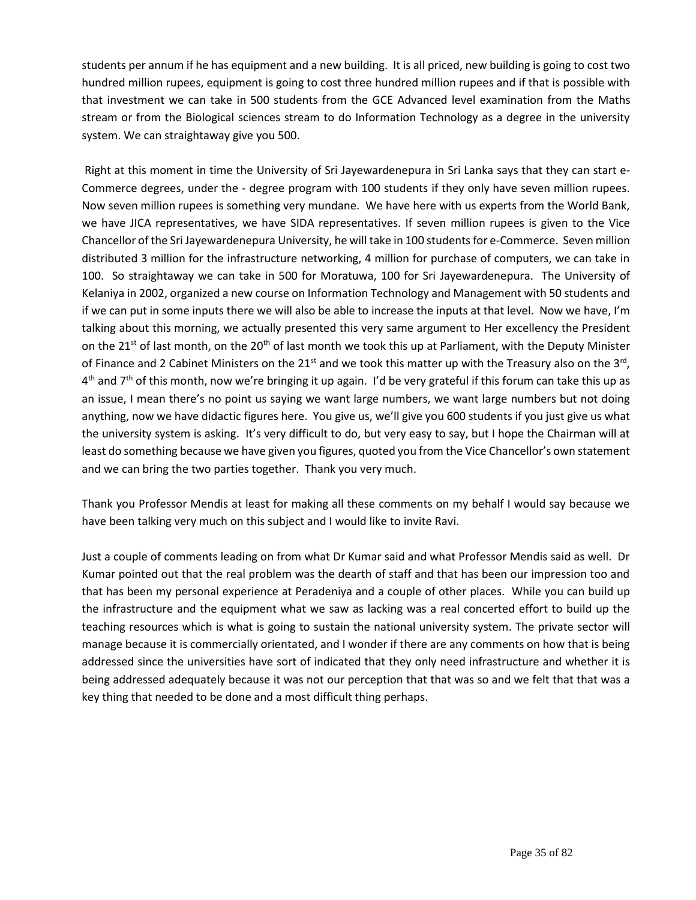students per annum if he has equipment and a new building. It is all priced, new building is going to cost two hundred million rupees, equipment is going to cost three hundred million rupees and if that is possible with that investment we can take in 500 students from the GCE Advanced level examination from the Maths stream or from the Biological sciences stream to do Information Technology as a degree in the university system. We can straightaway give you 500.

Right at this moment in time the University of Sri Jayewardenepura in Sri Lanka says that they can start e-Commerce degrees, under the - degree program with 100 students if they only have seven million rupees. Now seven million rupees is something very mundane. We have here with us experts from the World Bank, we have JICA representatives, we have SIDA representatives. If seven million rupees is given to the Vice Chancellor of the Sri Jayewardenepura University, he will take in 100 students for e-Commerce. Seven million distributed 3 million for the infrastructure networking, 4 million for purchase of computers, we can take in 100. So straightaway we can take in 500 for Moratuwa, 100 for Sri Jayewardenepura. The University of Kelaniya in 2002, organized a new course on Information Technology and Management with 50 students and if we can put in some inputs there we will also be able to increase the inputs at that level. Now we have, I'm talking about this morning, we actually presented this very same argument to Her excellency the President on the 21st of last month, on the 20th of last month we took this up at Parliament, with the Deputy Minister of Finance and 2 Cabinet Ministers on the 21st and we took this matter up with the Treasury also on the 3rd, 4th and 7th of this month, now we're bringing it up again. I'd be very grateful if this forum can take this up as an issue, I mean there's no point us saying we want large numbers, we want large numbers but not doing anything, now we have didactic figures here. You give us, we'll give you 600 students if you just give us what the university system is asking. It's very difficult to do, but very easy to say, but I hope the Chairman will at least do something because we have given you figures, quoted you from the Vice Chancellor's own statement and we can bring the two parties together. Thank you very much.

Thank you Professor Mendis at least for making all these comments on my behalf I would say because we have been talking very much on this subject and I would like to invite Ravi.

Just a couple of comments leading on from what Dr Kumar said and what Professor Mendis said as well. Dr Kumar pointed out that the real problem was the dearth of staff and that has been our impression too and that has been my personal experience at Peradeniya and a couple of other places. While you can build up the infrastructure and the equipment what we saw as lacking was a real concerted effort to build up the teaching resources which is what is going to sustain the national university system. The private sector will manage because it is commercially orientated, and I wonder if there are any comments on how that is being addressed since the universities have sort of indicated that they only need infrastructure and whether it is being addressed adequately because it was not our perception that that was so and we felt that that was a key thing that needed to be done and a most difficult thing perhaps.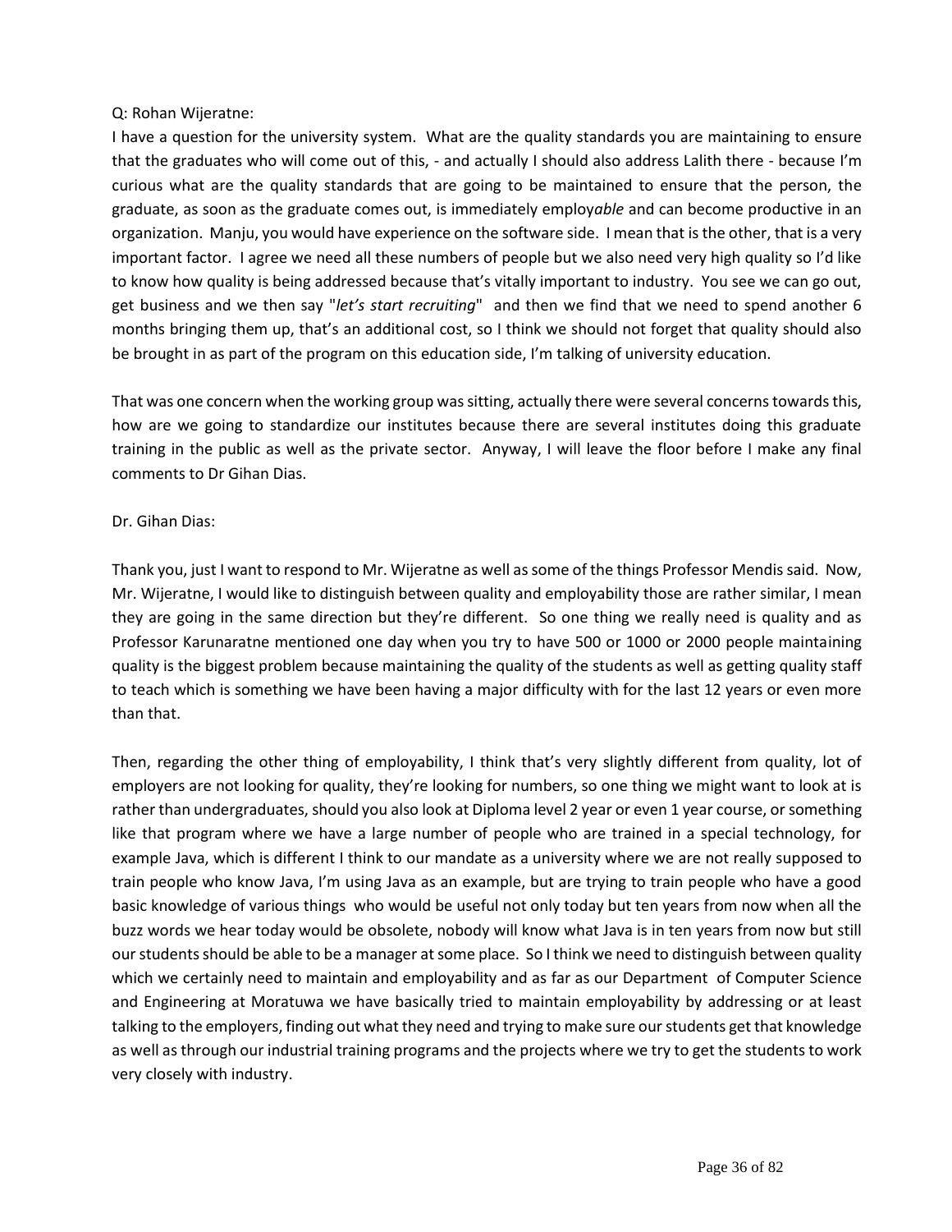Q: Rohan Wijeratne:

I have a question for the university system. What are the quality standards you are maintaining to ensure that the graduates who will come out of this, - and actually I should also address Lalith there - because I'm curious what are the quality standards that are going to be maintained to ensure that the person, the graduate, as soon as the graduate comes out, is immediately employ*able* and can become productive in an organization. Manju, you would have experience on the software side. I mean that is the other, that is a very important factor. I agree we need all these numbers of people but we also need very high quality so I'd like to know how quality is being addressed because that's vitally important to industry. You see we can go out, get business and we then say "*let's start recruiting*" and then we find that we need to spend another 6 months bringing them up, that's an additional cost, so I think we should not forget that quality should also be brought in as part of the program on this education side, I'm talking of university education.

That was one concern when the working group was sitting, actually there were several concerns towards this, how are we going to standardize our institutes because there are several institutes doing this graduate training in the public as well as the private sector. Anyway, I will leave the floor before I make any final comments to Dr Gihan Dias.

Dr. Gihan Dias:

Thank you, just I want to respond to Mr. Wijeratne as well as some of the things Professor Mendis said. Now, Mr. Wijeratne, I would like to distinguish between quality and employability those are rather similar, I mean they are going in the same direction but they're different. So one thing we really need is quality and as Professor Karunaratne mentioned one day when you try to have 500 or 1000 or 2000 people maintaining quality is the biggest problem because maintaining the quality of the students as well as getting quality staff to teach which is something we have been having a major difficulty with for the last 12 years or even more than that.

Then, regarding the other thing of employability, I think that's very slightly different from quality, lot of employers are not looking for quality, they're looking for numbers, so one thing we might want to look at is rather than undergraduates, should you also look at Diploma level 2 year or even 1 year course, or something like that program where we have a large number of people who are trained in a special technology, for example Java, which is different I think to our mandate as a university where we are not really supposed to train people who know Java, I'm using Java as an example, but are trying to train people who have a good basic knowledge of various things who would be useful not only today but ten years from now when all the buzz words we hear today would be obsolete, nobody will know what Java is in ten years from now but still our students should be able to be a manager at some place. So I think we need to distinguish between quality which we certainly need to maintain and employability and as far as our Department of Computer Science and Engineering at Moratuwa we have basically tried to maintain employability by addressing or at least talking to the employers, finding out what they need and trying to make sure our students get that knowledge as well as through our industrial training programs and the projects where we try to get the students to work very closely with industry.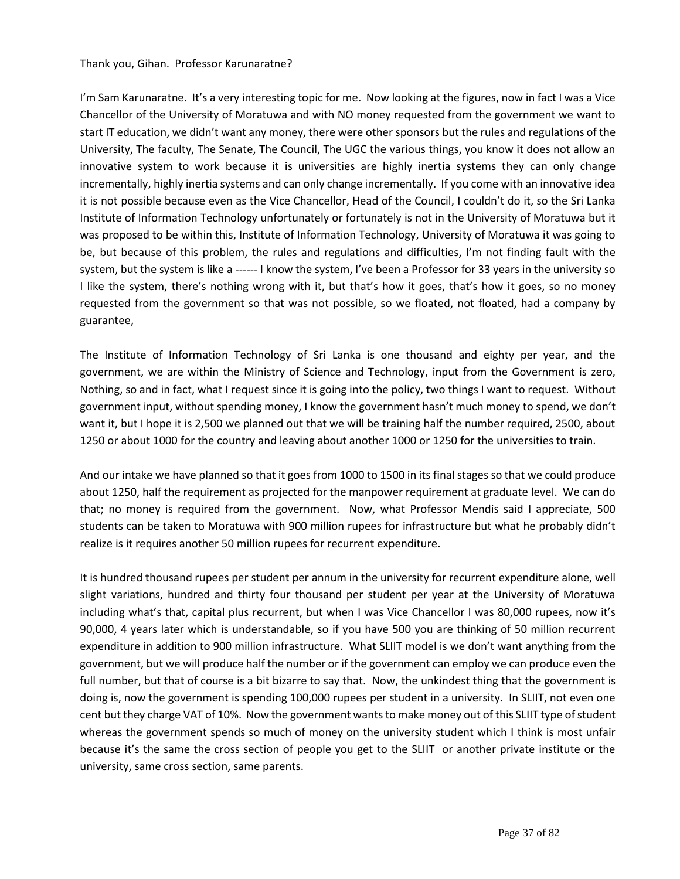Thank you, Gihan. Professor Karunaratne?

I'm Sam Karunaratne. It's a very interesting topic for me. Now looking at the figures, now in fact I was a Vice Chancellor of the University of Moratuwa and with NO money requested from the government we want to start IT education, we didn't want any money, there were other sponsors but the rules and regulations of the University, The faculty, The Senate, The Council, The UGC the various things, you know it does not allow an innovative system to work because it is universities are highly inertia systems they can only change incrementally, highly inertia systems and can only change incrementally. If you come with an innovative idea it is not possible because even as the Vice Chancellor, Head of the Council, I couldn't do it, so the Sri Lanka Institute of Information Technology unfortunately or fortunately is not in the University of Moratuwa but it was proposed to be within this, Institute of Information Technology, University of Moratuwa it was going to be, but because of this problem, the rules and regulations and difficulties, I'm not finding fault with the system, but the system is like a ------ I know the system, I've been a Professor for 33 years in the university so I like the system, there's nothing wrong with it, but that's how it goes, that's how it goes, so no money requested from the government so that was not possible, so we floated, not floated, had a company by guarantee,

The Institute of Information Technology of Sri Lanka is one thousand and eighty per year, and the government, we are within the Ministry of Science and Technology, input from the Government is zero, Nothing, so and in fact, what I request since it is going into the policy, two things I want to request. Without government input, without spending money, I know the government hasn't much money to spend, we don't want it, but I hope it is 2,500 we planned out that we will be training half the number required, 2500, about 1250 or about 1000 for the country and leaving about another 1000 or 1250 for the universities to train.

And our intake we have planned so that it goes from 1000 to 1500 in its final stages so that we could produce about 1250, half the requirement as projected for the manpower requirement at graduate level. We can do that; no money is required from the government. Now, what Professor Mendis said I appreciate, 500 students can be taken to Moratuwa with 900 million rupees for infrastructure but what he probably didn't realize is it requires another 50 million rupees for recurrent expenditure.

It is hundred thousand rupees per student per annum in the university for recurrent expenditure alone, well slight variations, hundred and thirty four thousand per student per year at the University of Moratuwa including what's that, capital plus recurrent, but when I was Vice Chancellor I was 80,000 rupees, now it's 90,000, 4 years later which is understandable, so if you have 500 you are thinking of 50 million recurrent expenditure in addition to 900 million infrastructure. What SLIIT model is we don't want anything from the government, but we will produce half the number or if the government can employ we can produce even the full number, but that of course is a bit bizarre to say that. Now, the unkindest thing that the government is doing is, now the government is spending 100,000 rupees per student in a university. In SLIIT, not even one cent but they charge VAT of 10%. Now the government wants to make money out of this SLIIT type of student whereas the government spends so much of money on the university student which I think is most unfair because it's the same the cross section of people you get to the SLIIT or another private institute or the university, same cross section, same parents.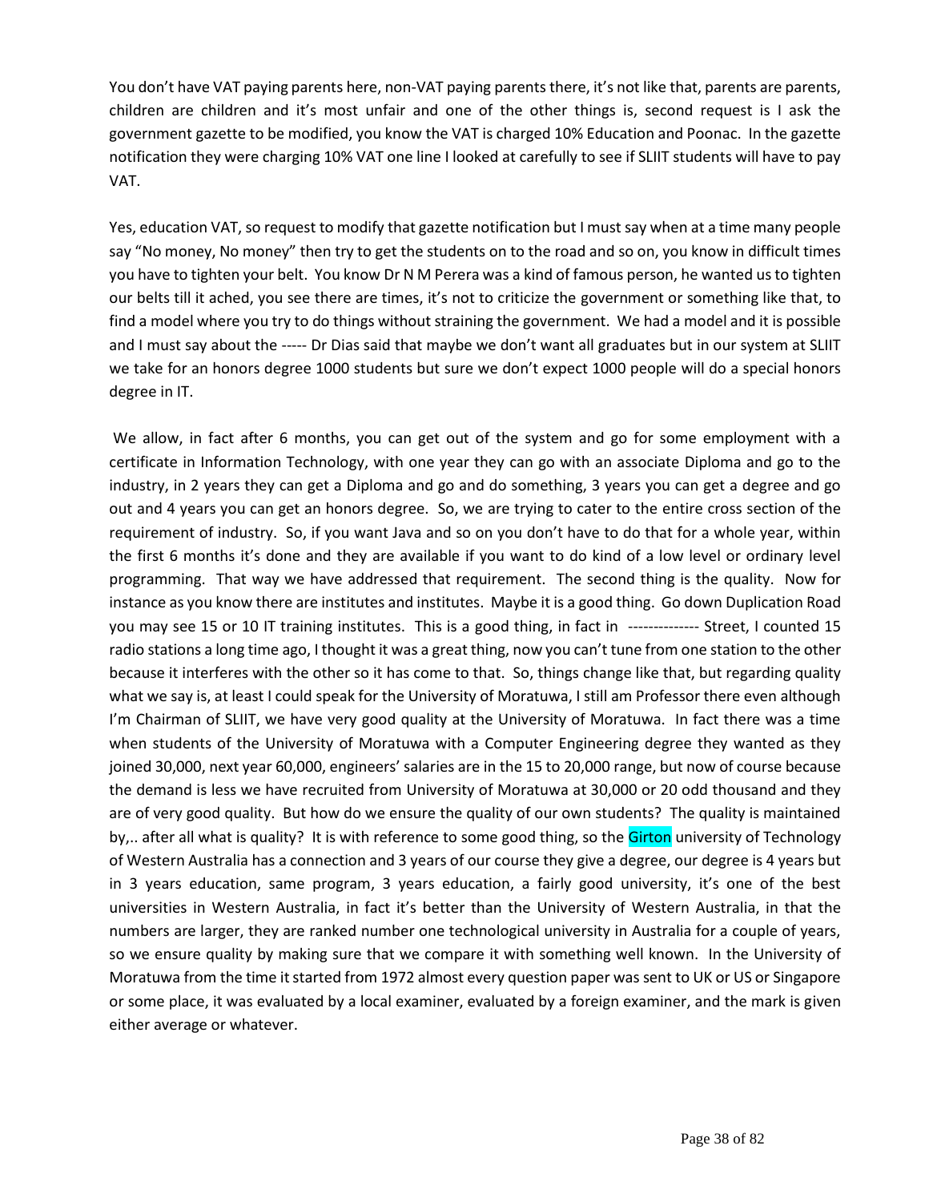You don't have VAT paying parents here, non-VAT paying parents there, it's not like that, parents are parents, children are children and it's most unfair and one of the other things is, second request is I ask the government gazette to be modified, you know the VAT is charged 10% Education and Poonac. In the gazette notification they were charging 10% VAT one line I looked at carefully to see if SLIIT students will have to pay VAT.

Yes, education VAT, so request to modify that gazette notification but I must say when at a time many people say "No money, No money" then try to get the students on to the road and so on, you know in difficult times you have to tighten your belt. You know Dr N M Perera was a kind of famous person, he wanted us to tighten our belts till it ached, you see there are times, it's not to criticize the government or something like that, to find a model where you try to do things without straining the government. We had a model and it is possible and I must say about the ----- Dr Dias said that maybe we don't want all graduates but in our system at SLIIT we take for an honors degree 1000 students but sure we don't expect 1000 people will do a special honors degree in IT.

We allow, in fact after 6 months, you can get out of the system and go for some employment with a certificate in Information Technology, with one year they can go with an associate Diploma and go to the industry, in 2 years they can get a Diploma and go and do something, 3 years you can get a degree and go out and 4 years you can get an honors degree. So, we are trying to cater to the entire cross section of the requirement of industry. So, if you want Java and so on you don't have to do that for a whole year, within the first 6 months it's done and they are available if you want to do kind of a low level or ordinary level programming. That way we have addressed that requirement. The second thing is the quality. Now for instance as you know there are institutes and institutes. Maybe it is a good thing. Go down Duplication Road you may see 15 or 10 IT training institutes. This is a good thing, in fact in -------------- Street, I counted 15 radio stations a long time ago, I thought it was a great thing, now you can't tune from one station to the other because it interferes with the other so it has come to that. So, things change like that, but regarding quality what we say is, at least I could speak for the University of Moratuwa, I still am Professor there even although I'm Chairman of SLIIT, we have very good quality at the University of Moratuwa. In fact there was a time when students of the University of Moratuwa with a Computer Engineering degree they wanted as they joined 30,000, next year 60,000, engineers' salaries are in the 15 to 20,000 range, but now of course because the demand is less we have recruited from University of Moratuwa at 30,000 or 20 odd thousand and they are of very good quality. But how do we ensure the quality of our own students? The quality is maintained by,.. after all what is quality? It is with reference to some good thing, so the Girton university of Technology of Western Australia has a connection and 3 years of our course they give a degree, our degree is 4 years but in 3 years education, same program, 3 years education, a fairly good university, it's one of the best universities in Western Australia, in fact it's better than the University of Western Australia, in that the numbers are larger, they are ranked number one technological university in Australia for a couple of years, so we ensure quality by making sure that we compare it with something well known. In the University of Moratuwa from the time it started from 1972 almost every question paper was sent to UK or US or Singapore or some place, it was evaluated by a local examiner, evaluated by a foreign examiner, and the mark is given either average or whatever.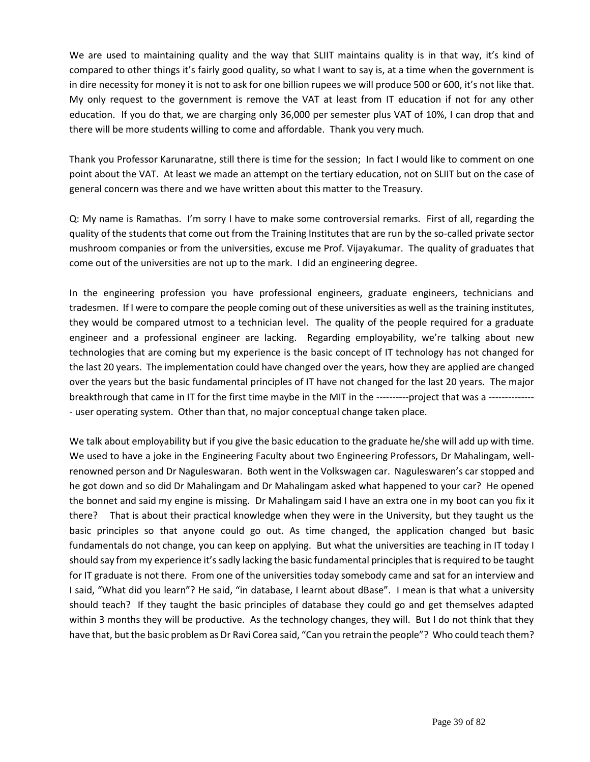We are used to maintaining quality and the way that SLIIT maintains quality is in that way, it's kind of compared to other things it's fairly good quality, so what I want to say is, at a time when the government is in dire necessity for money it is not to ask for one billion rupees we will produce 500 or 600, it's not like that. My only request to the government is remove the VAT at least from IT education if not for any other education. If you do that, we are charging only 36,000 per semester plus VAT of 10%, I can drop that and there will be more students willing to come and affordable. Thank you very much.

Thank you Professor Karunaratne, still there is time for the session; In fact I would like to comment on one point about the VAT. At least we made an attempt on the tertiary education, not on SLIIT but on the case of general concern was there and we have written about this matter to the Treasury.

Q: My name is Ramathas. I'm sorry I have to make some controversial remarks. First of all, regarding the quality of the students that come out from the Training Institutes that are run by the so-called private sector mushroom companies or from the universities, excuse me Prof. Vijayakumar. The quality of graduates that come out of the universities are not up to the mark. I did an engineering degree.

In the engineering profession you have professional engineers, graduate engineers, technicians and tradesmen. If I were to compare the people coming out of these universities as well as the training institutes, they would be compared utmost to a technician level. The quality of the people required for a graduate engineer and a professional engineer are lacking. Regarding employability, we're talking about new technologies that are coming but my experience is the basic concept of IT technology has not changed for the last 20 years. The implementation could have changed over the years, how they are applied are changed over the years but the basic fundamental principles of IT have not changed for the last 20 years. The major breakthrough that came in IT for the first time maybe in the MIT in the ----------project that was a --------------- user operating system. Other than that, no major conceptual change taken place.

We talk about employability but if you give the basic education to the graduate he/she will add up with time. We used to have a joke in the Engineering Faculty about two Engineering Professors, Dr Mahalingam, well-renowned person and Dr Naguleswaran. Both went in the Volkswagen car. Naguleswaren's car stopped and he got down and so did Dr Mahalingam and Dr Mahalingam asked what happened to your car? He opened the bonnet and said my engine is missing. Dr Mahalingam said I have an extra one in my boot can you fix it there? That is about their practical knowledge when they were in the University, but they taught us the basic principles so that anyone could go out. As time changed, the application changed but basic fundamentals do not change, you can keep on applying. But what the universities are teaching in IT today I should say from my experience it's sadly lacking the basic fundamental principles that is required to be taught for IT graduate is not there. From one of the universities today somebody came and sat for an interview and I said, "What did you learn"? He said, "in database, I learnt about dBase". I mean is that what a university should teach? If they taught the basic principles of database they could go and get themselves adapted within 3 months they will be productive. As the technology changes, they will. But I do not think that they have that, but the basic problem as Dr Ravi Corea said, "Can you retrain the people"? Who could teach them?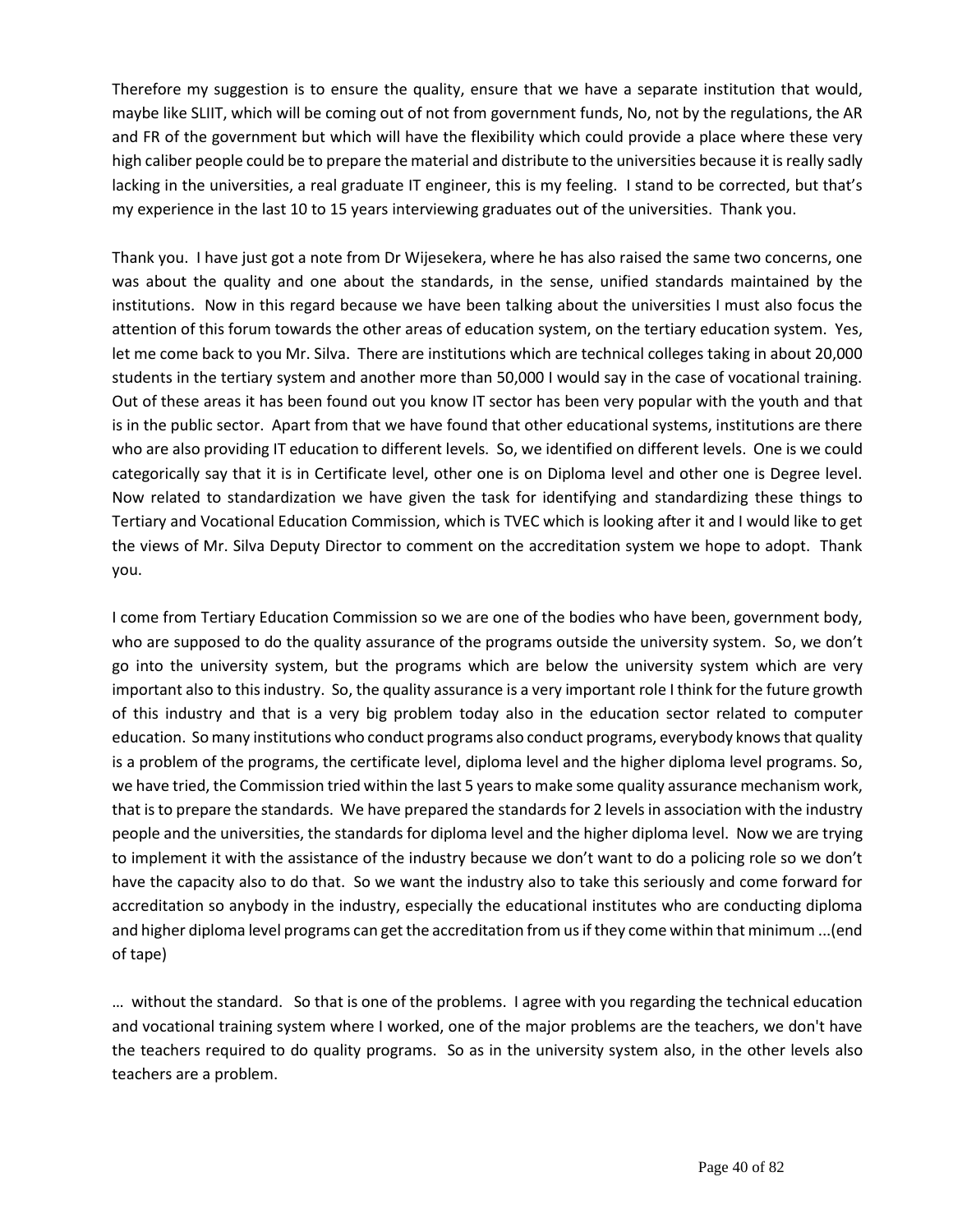Therefore my suggestion is to ensure the quality, ensure that we have a separate institution that would, maybe like SLIIT, which will be coming out of not from government funds, No, not by the regulations, the AR and FR of the government but which will have the flexibility which could provide a place where these very high caliber people could be to prepare the material and distribute to the universities because it is really sadly lacking in the universities, a real graduate IT engineer, this is my feeling. I stand to be corrected, but that's my experience in the last 10 to 15 years interviewing graduates out of the universities. Thank you.

Thank you. I have just got a note from Dr Wijesekera, where he has also raised the same two concerns, one was about the quality and one about the standards, in the sense, unified standards maintained by the institutions. Now in this regard because we have been talking about the universities I must also focus the attention of this forum towards the other areas of education system, on the tertiary education system. Yes, let me come back to you Mr. Silva. There are institutions which are technical colleges taking in about 20,000 students in the tertiary system and another more than 50,000 I would say in the case of vocational training. Out of these areas it has been found out you know IT sector has been very popular with the youth and that is in the public sector. Apart from that we have found that other educational systems, institutions are there who are also providing IT education to different levels. So, we identified on different levels. One is we could categorically say that it is in Certificate level, other one is on Diploma level and other one is Degree level. Now related to standardization we have given the task for identifying and standardizing these things to Tertiary and Vocational Education Commission, which is TVEC which is looking after it and I would like to get the views of Mr. Silva Deputy Director to comment on the accreditation system we hope to adopt. Thank you.

I come from Tertiary Education Commission so we are one of the bodies who have been, government body, who are supposed to do the quality assurance of the programs outside the university system. So, we don't go into the university system, but the programs which are below the university system which are very important also to this industry. So, the quality assurance is a very important role I think for the future growth of this industry and that is a very big problem today also in the education sector related to computer education. So many institutions who conduct programs also conduct programs, everybody knows that quality is a problem of the programs, the certificate level, diploma level and the higher diploma level programs. So, we have tried, the Commission tried within the last 5 years to make some quality assurance mechanism work, that is to prepare the standards. We have prepared the standards for 2 levels in association with the industry people and the universities, the standards for diploma level and the higher diploma level. Now we are trying to implement it with the assistance of the industry because we don't want to do a policing role so we don't have the capacity also to do that. So we want the industry also to take this seriously and come forward for accreditation so anybody in the industry, especially the educational institutes who are conducting diploma and higher diploma level programs can get the accreditation from us if they come within that minimum ...(end of tape)

… without the standard. So that is one of the problems. I agree with you regarding the technical education and vocational training system where I worked, one of the major problems are the teachers, we don't have the teachers required to do quality programs. So as in the university system also, in the other levels also teachers are a problem.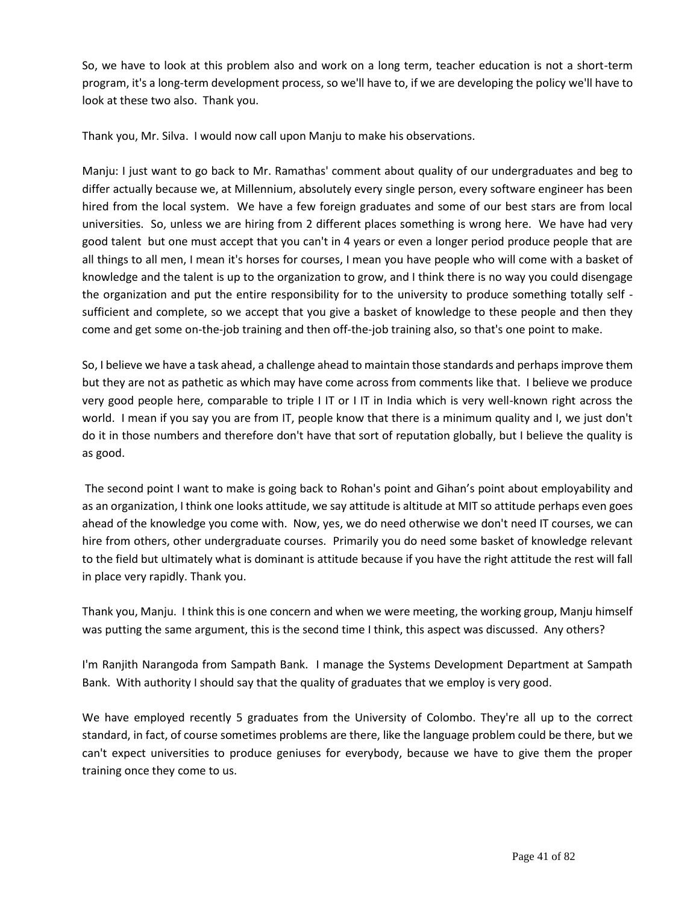So, we have to look at this problem also and work on a long term, teacher education is not a short-term program, it's a long-term development process, so we'll have to, if we are developing the policy we'll have to look at these two also. Thank you.

Thank you, Mr. Silva. I would now call upon Manju to make his observations.

Manju: I just want to go back to Mr. Ramathas' comment about quality of our undergraduates and beg to differ actually because we, at Millennium, absolutely every single person, every software engineer has been hired from the local system. We have a few foreign graduates and some of our best stars are from local universities. So, unless we are hiring from 2 different places something is wrong here. We have had very good talent but one must accept that you can't in 4 years or even a longer period produce people that are all things to all men, I mean it's horses for courses, I mean you have people who will come with a basket of knowledge and the talent is up to the organization to grow, and I think there is no way you could disengage the organization and put the entire responsibility for to the university to produce something totally self - sufficient and complete, so we accept that you give a basket of knowledge to these people and then they come and get some on-the-job training and then off-the-job training also, so that's one point to make.

So, I believe we have a task ahead, a challenge ahead to maintain those standards and perhaps improve them but they are not as pathetic as which may have come across from comments like that. I believe we produce very good people here, comparable to triple I IT or I IT in India which is very well-known right across the world. I mean if you say you are from IT, people know that there is a minimum quality and I, we just don't do it in those numbers and therefore don't have that sort of reputation globally, but I believe the quality is as good.

The second point I want to make is going back to Rohan's point and Gihan's point about employability and as an organization, I think one looks attitude, we say attitude is altitude at MIT so attitude perhaps even goes ahead of the knowledge you come with. Now, yes, we do need otherwise we don't need IT courses, we can hire from others, other undergraduate courses. Primarily you do need some basket of knowledge relevant to the field but ultimately what is dominant is attitude because if you have the right attitude the rest will fall in place very rapidly. Thank you.

Thank you, Manju. I think this is one concern and when we were meeting, the working group, Manju himself was putting the same argument, this is the second time I think, this aspect was discussed. Any others?

I'm Ranjith Narangoda from Sampath Bank. I manage the Systems Development Department at Sampath Bank. With authority I should say that the quality of graduates that we employ is very good.

We have employed recently 5 graduates from the University of Colombo. They're all up to the correct standard, in fact, of course sometimes problems are there, like the language problem could be there, but we can't expect universities to produce geniuses for everybody, because we have to give them the proper training once they come to us.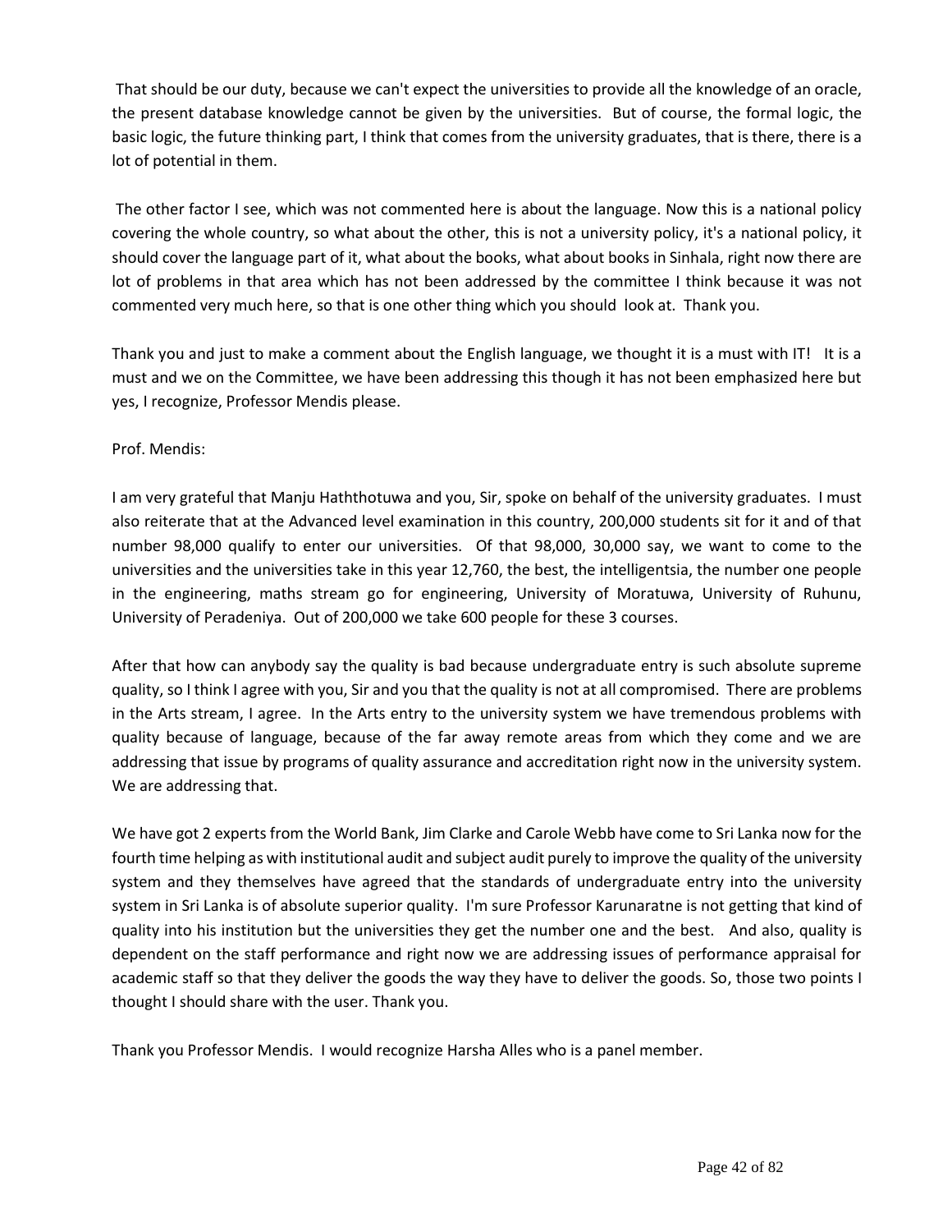That should be our duty, because we can't expect the universities to provide all the knowledge of an oracle, the present database knowledge cannot be given by the universities. But of course, the formal logic, the basic logic, the future thinking part, I think that comes from the university graduates, that is there, there is a lot of potential in them.

The other factor I see, which was not commented here is about the language. Now this is a national policy covering the whole country, so what about the other, this is not a university policy, it's a national policy, it should cover the language part of it, what about the books, what about books in Sinhala, right now there are lot of problems in that area which has not been addressed by the committee I think because it was not commented very much here, so that is one other thing which you should look at. Thank you.

Thank you and just to make a comment about the English language, we thought it is a must with IT! It is a must and we on the Committee, we have been addressing this though it has not been emphasized here but yes, I recognize, Professor Mendis please.

Prof. Mendis:

I am very grateful that Manju Haththotuwa and you, Sir, spoke on behalf of the university graduates. I must also reiterate that at the Advanced level examination in this country, 200,000 students sit for it and of that number 98,000 qualify to enter our universities. Of that 98,000, 30,000 say, we want to come to the universities and the universities take in this year 12,760, the best, the intelligentsia, the number one people in the engineering, maths stream go for engineering, University of Moratuwa, University of Ruhunu, University of Peradeniya. Out of 200,000 we take 600 people for these 3 courses.

After that how can anybody say the quality is bad because undergraduate entry is such absolute supreme quality, so I think I agree with you, Sir and you that the quality is not at all compromised. There are problems in the Arts stream, I agree. In the Arts entry to the university system we have tremendous problems with quality because of language, because of the far away remote areas from which they come and we are addressing that issue by programs of quality assurance and accreditation right now in the university system. We are addressing that.

We have got 2 experts from the World Bank, Jim Clarke and Carole Webb have come to Sri Lanka now for the fourth time helping as with institutional audit and subject audit purely to improve the quality of the university system and they themselves have agreed that the standards of undergraduate entry into the university system in Sri Lanka is of absolute superior quality. I'm sure Professor Karunaratne is not getting that kind of quality into his institution but the universities they get the number one and the best. And also, quality is dependent on the staff performance and right now we are addressing issues of performance appraisal for academic staff so that they deliver the goods the way they have to deliver the goods. So, those two points I thought I should share with the user. Thank you.

Thank you Professor Mendis. I would recognize Harsha Alles who is a panel member.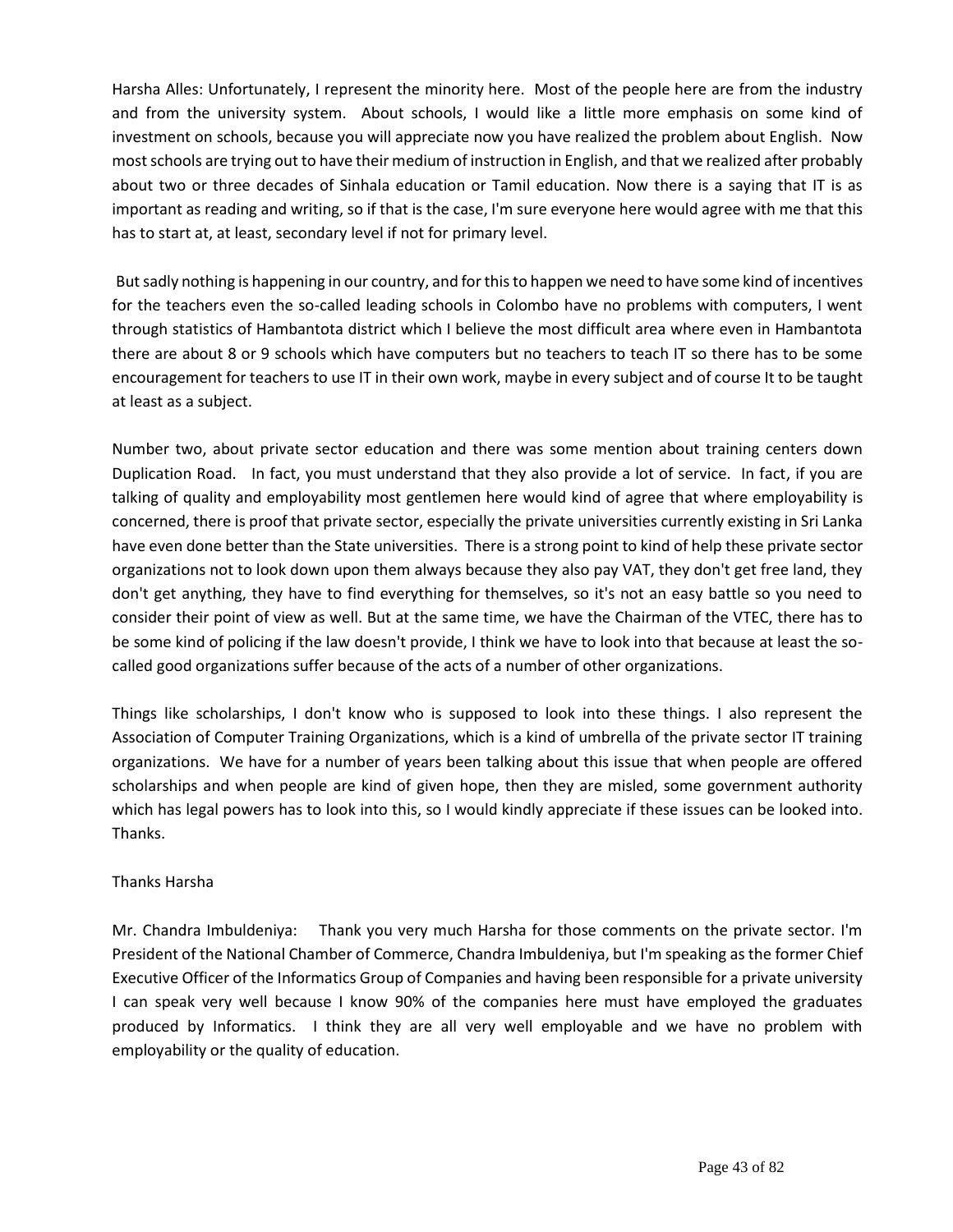Harsha Alles: Unfortunately, I represent the minority here. Most of the people here are from the industry and from the university system. About schools, I would like a little more emphasis on some kind of investment on schools, because you will appreciate now you have realized the problem about English. Now most schools are trying out to have their medium of instruction in English, and that we realized after probably about two or three decades of Sinhala education or Tamil education. Now there is a saying that IT is as important as reading and writing, so if that is the case, I'm sure everyone here would agree with me that this has to start at, at least, secondary level if not for primary level.

But sadly nothing is happening in our country, and for this to happen we need to have some kind of incentives for the teachers even the so-called leading schools in Colombo have no problems with computers, I went through statistics of Hambantota district which I believe the most difficult area where even in Hambantota there are about 8 or 9 schools which have computers but no teachers to teach IT so there has to be some encouragement for teachers to use IT in their own work, maybe in every subject and of course It to be taught at least as a subject.

Number two, about private sector education and there was some mention about training centers down Duplication Road. In fact, you must understand that they also provide a lot of service. In fact, if you are talking of quality and employability most gentlemen here would kind of agree that where employability is concerned, there is proof that private sector, especially the private universities currently existing in Sri Lanka have even done better than the State universities. There is a strong point to kind of help these private sector organizations not to look down upon them always because they also pay VAT, they don't get free land, they don't get anything, they have to find everything for themselves, so it's not an easy battle so you need to consider their point of view as well. But at the same time, we have the Chairman of the VTEC, there has to be some kind of policing if the law doesn't provide, I think we have to look into that because at least the so-called good organizations suffer because of the acts of a number of other organizations.

Things like scholarships, I don't know who is supposed to look into these things. I also represent the Association of Computer Training Organizations, which is a kind of umbrella of the private sector IT training organizations. We have for a number of years been talking about this issue that when people are offered scholarships and when people are kind of given hope, then they are misled, some government authority which has legal powers has to look into this, so I would kindly appreciate if these issues can be looked into. Thanks.

Thanks Harsha

Mr. Chandra Imbuldeniya: Thank you very much Harsha for those comments on the private sector. I'm President of the National Chamber of Commerce, Chandra Imbuldeniya, but I'm speaking as the former Chief Executive Officer of the Informatics Group of Companies and having been responsible for a private university I can speak very well because I know 90% of the companies here must have employed the graduates produced by Informatics. I think they are all very well employable and we have no problem with employability or the quality of education.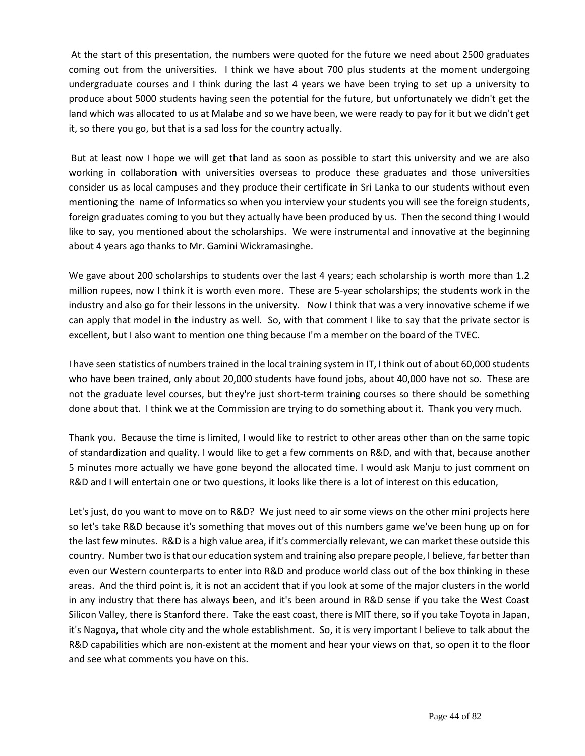At the start of this presentation, the numbers were quoted for the future we need about 2500 graduates coming out from the universities. I think we have about 700 plus students at the moment undergoing undergraduate courses and I think during the last 4 years we have been trying to set up a university to produce about 5000 students having seen the potential for the future, but unfortunately we didn't get the land which was allocated to us at Malabe and so we have been, we were ready to pay for it but we didn't get it, so there you go, but that is a sad loss for the country actually.

But at least now I hope we will get that land as soon as possible to start this university and we are also working in collaboration with universities overseas to produce these graduates and those universities consider us as local campuses and they produce their certificate in Sri Lanka to our students without even mentioning the name of Informatics so when you interview your students you will see the foreign students, foreign graduates coming to you but they actually have been produced by us. Then the second thing I would like to say, you mentioned about the scholarships. We were instrumental and innovative at the beginning about 4 years ago thanks to Mr. Gamini Wickramasinghe.

We gave about 200 scholarships to students over the last 4 years; each scholarship is worth more than 1.2 million rupees, now I think it is worth even more. These are 5-year scholarships; the students work in the industry and also go for their lessons in the university. Now I think that was a very innovative scheme if we can apply that model in the industry as well. So, with that comment I like to say that the private sector is excellent, but I also want to mention one thing because I'm a member on the board of the TVEC.

I have seen statistics of numbers trained in the local training system in IT, I think out of about 60,000 students who have been trained, only about 20,000 students have found jobs, about 40,000 have not so. These are not the graduate level courses, but they're just short-term training courses so there should be something done about that. I think we at the Commission are trying to do something about it. Thank you very much.

Thank you. Because the time is limited, I would like to restrict to other areas other than on the same topic of standardization and quality. I would like to get a few comments on R&D, and with that, because another 5 minutes more actually we have gone beyond the allocated time. I would ask Manju to just comment on R&D and I will entertain one or two questions, it looks like there is a lot of interest on this education,

Let's just, do you want to move on to R&D? We just need to air some views on the other mini projects here so let's take R&D because it's something that moves out of this numbers game we've been hung up on for the last few minutes. R&D is a high value area, if it's commercially relevant, we can market these outside this country. Number two is that our education system and training also prepare people, I believe, far better than even our Western counterparts to enter into R&D and produce world class out of the box thinking in these areas. And the third point is, it is not an accident that if you look at some of the major clusters in the world in any industry that there has always been, and it's been around in R&D sense if you take the West Coast Silicon Valley, there is Stanford there. Take the east coast, there is MIT there, so if you take Toyota in Japan, it's Nagoya, that whole city and the whole establishment. So, it is very important I believe to talk about the R&D capabilities which are non-existent at the moment and hear your views on that, so open it to the floor and see what comments you have on this.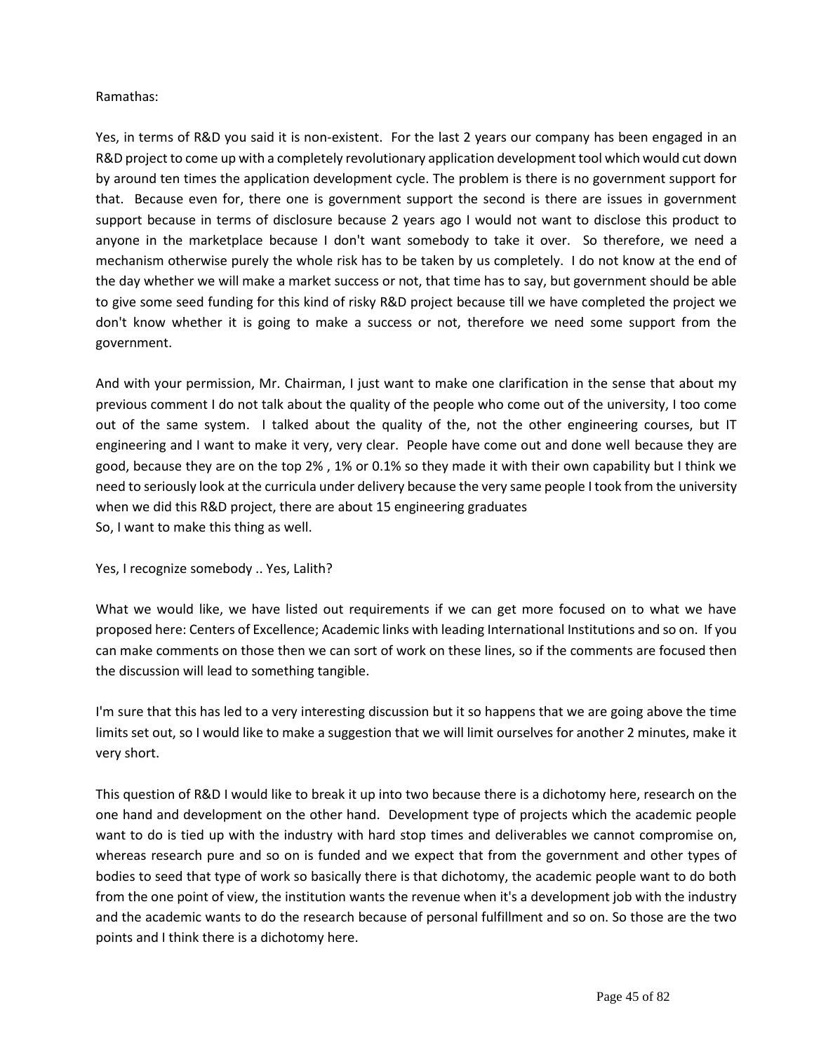Ramathas:

Yes, in terms of R&D you said it is non-existent. For the last 2 years our company has been engaged in an R&D project to come up with a completely revolutionary application development tool which would cut down by around ten times the application development cycle. The problem is there is no government support for that. Because even for, there one is government support the second is there are issues in government support because in terms of disclosure because 2 years ago I would not want to disclose this product to anyone in the marketplace because I don't want somebody to take it over. So therefore, we need a mechanism otherwise purely the whole risk has to be taken by us completely. I do not know at the end of the day whether we will make a market success or not, that time has to say, but government should be able to give some seed funding for this kind of risky R&D project because till we have completed the project we don't know whether it is going to make a success or not, therefore we need some support from the government.

And with your permission, Mr. Chairman, I just want to make one clarification in the sense that about my previous comment I do not talk about the quality of the people who come out of the university, I too come out of the same system. I talked about the quality of the, not the other engineering courses, but IT engineering and I want to make it very, very clear. People have come out and done well because they are good, because they are on the top 2% , 1% or 0.1% so they made it with their own capability but I think we need to seriously look at the curricula under delivery because the very same people I took from the university when we did this R&D project, there are about 15 engineering graduates
So, I want to make this thing as well.

Yes, I recognize somebody .. Yes, Lalith?

What we would like, we have listed out requirements if we can get more focused on to what we have proposed here: Centers of Excellence; Academic links with leading International Institutions and so on. If you can make comments on those then we can sort of work on these lines, so if the comments are focused then the discussion will lead to something tangible.

I'm sure that this has led to a very interesting discussion but it so happens that we are going above the time limits set out, so I would like to make a suggestion that we will limit ourselves for another 2 minutes, make it very short.

This question of R&D I would like to break it up into two because there is a dichotomy here, research on the one hand and development on the other hand. Development type of projects which the academic people want to do is tied up with the industry with hard stop times and deliverables we cannot compromise on, whereas research pure and so on is funded and we expect that from the government and other types of bodies to seed that type of work so basically there is that dichotomy, the academic people want to do both from the one point of view, the institution wants the revenue when it's a development job with the industry and the academic wants to do the research because of personal fulfillment and so on. So those are the two points and I think there is a dichotomy here.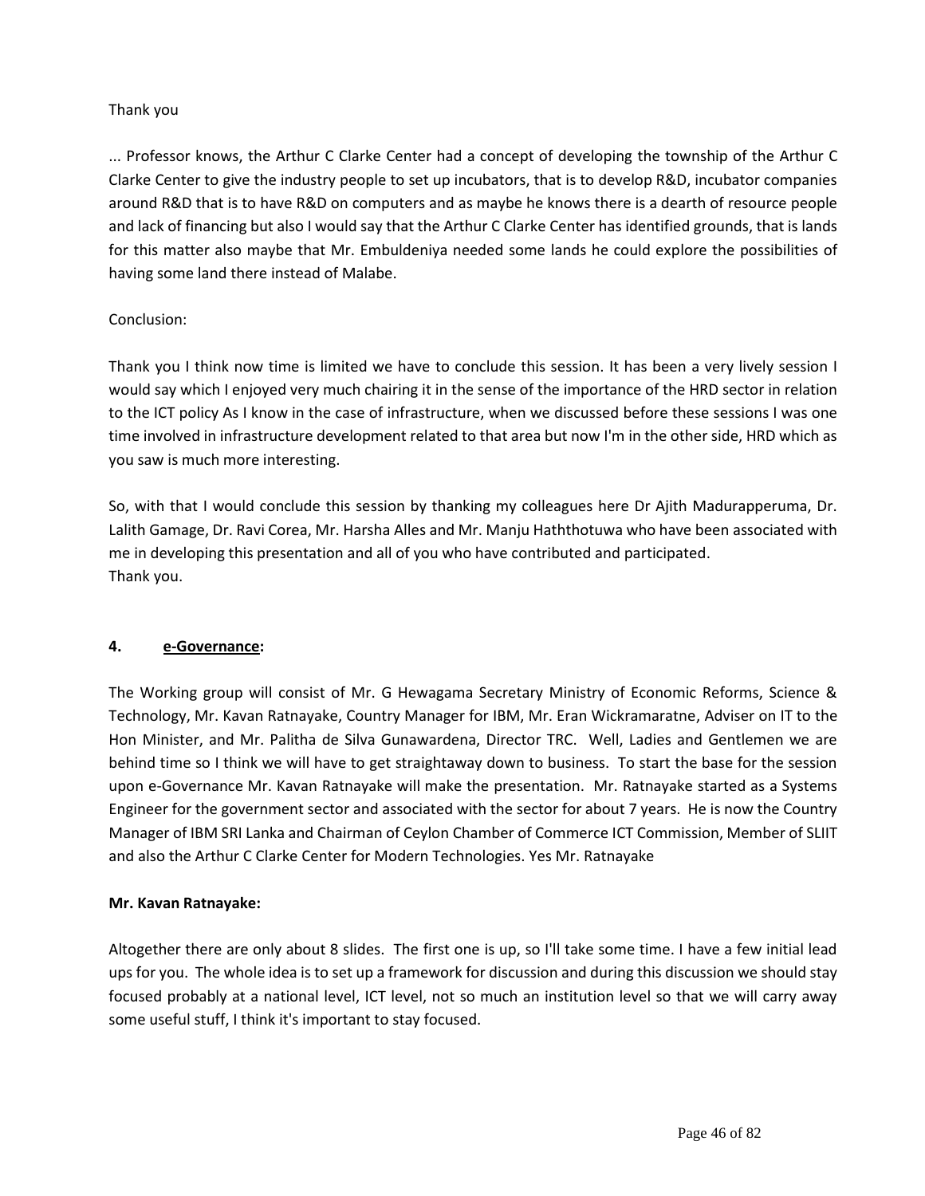Thank you

... Professor knows, the Arthur C Clarke Center had a concept of developing the township of the Arthur C Clarke Center to give the industry people to set up incubators, that is to develop R&D, incubator companies around R&D that is to have R&D on computers and as maybe he knows there is a dearth of resource people and lack of financing but also I would say that the Arthur C Clarke Center has identified grounds, that is lands for this matter also maybe that Mr. Embuldeniya needed some lands he could explore the possibilities of having some land there instead of Malabe.

Conclusion:

Thank you I think now time is limited we have to conclude this session. It has been a very lively session I would say which I enjoyed very much chairing it in the sense of the importance of the HRD sector in relation to the ICT policy As I know in the case of infrastructure, when we discussed before these sessions I was one time involved in infrastructure development related to that area but now I'm in the other side, HRD which as you saw is much more interesting.

So, with that I would conclude this session by thanking my colleagues here Dr Ajith Madurapperuma, Dr. Lalith Gamage, Dr. Ravi Corea, Mr. Harsha Alles and Mr. Manju Haththotuwa who have been associated with me in developing this presentation and all of you who have contributed and participated.
Thank you.

## 4. <u>e-Governance</u>:

The Working group will consist of Mr. G Hewagama Secretary Ministry of Economic Reforms, Science & Technology, Mr. Kavan Ratnayake, Country Manager for IBM, Mr. Eran Wickramaratne, Adviser on IT to the Hon Minister, and Mr. Palitha de Silva Gunawardena, Director TRC. Well, Ladies and Gentlemen we are behind time so I think we will have to get straightaway down to business. To start the base for the session upon e-Governance Mr. Kavan Ratnayake will make the presentation. Mr. Ratnayake started as a Systems Engineer for the government sector and associated with the sector for about 7 years. He is now the Country Manager of IBM SRI Lanka and Chairman of Ceylon Chamber of Commerce ICT Commission, Member of SLIIT and also the Arthur C Clarke Center for Modern Technologies. Yes Mr. Ratnayake

**Mr. Kavan Ratnayake:**

Altogether there are only about 8 slides. The first one is up, so I'll take some time. I have a few initial lead ups for you. The whole idea is to set up a framework for discussion and during this discussion we should stay focused probably at a national level, ICT level, not so much an institution level so that we will carry away some useful stuff, I think it's important to stay focused.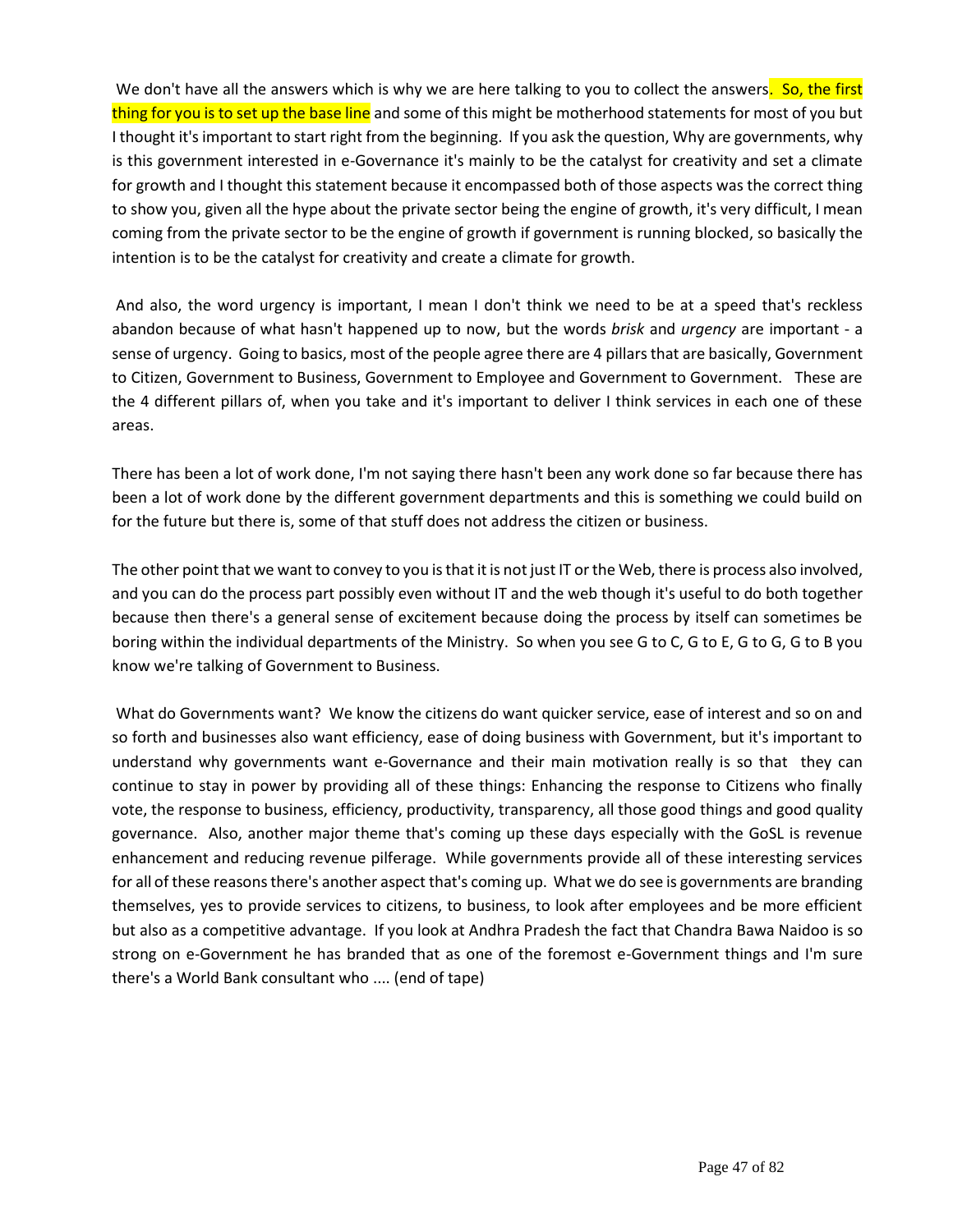We don't have all the answers which is why we are here talking to you to collect the answers. So, the first thing for you is to set up the base line and some of this might be motherhood statements for most of you but I thought it's important to start right from the beginning. If you ask the question, Why are governments, why is this government interested in e-Governance it's mainly to be the catalyst for creativity and set a climate for growth and I thought this statement because it encompassed both of those aspects was the correct thing to show you, given all the hype about the private sector being the engine of growth, it's very difficult, I mean coming from the private sector to be the engine of growth if government is running blocked, so basically the intention is to be the catalyst for creativity and create a climate for growth.

And also, the word urgency is important, I mean I don't think we need to be at a speed that's reckless abandon because of what hasn't happened up to now, but the words *brisk* and *urgency* are important - a sense of urgency. Going to basics, most of the people agree there are 4 pillars that are basically, Government to Citizen, Government to Business, Government to Employee and Government to Government. These are the 4 different pillars of, when you take and it's important to deliver I think services in each one of these areas.

There has been a lot of work done, I'm not saying there hasn't been any work done so far because there has been a lot of work done by the different government departments and this is something we could build on for the future but there is, some of that stuff does not address the citizen or business.

The other point that we want to convey to you is that it is not just IT or the Web, there is process also involved, and you can do the process part possibly even without IT and the web though it's useful to do both together because then there's a general sense of excitement because doing the process by itself can sometimes be boring within the individual departments of the Ministry. So when you see G to C, G to E, G to G, G to B you know we're talking of Government to Business.

What do Governments want? We know the citizens do want quicker service, ease of interest and so on and so forth and businesses also want efficiency, ease of doing business with Government, but it's important to understand why governments want e-Governance and their main motivation really is so that they can continue to stay in power by providing all of these things: Enhancing the response to Citizens who finally vote, the response to business, efficiency, productivity, transparency, all those good things and good quality governance. Also, another major theme that's coming up these days especially with the GoSL is revenue enhancement and reducing revenue pilferage. While governments provide all of these interesting services for all of these reasons there's another aspect that's coming up. What we do see is governments are branding themselves, yes to provide services to citizens, to business, to look after employees and be more efficient but also as a competitive advantage. If you look at Andhra Pradesh the fact that Chandra Bawa Naidoo is so strong on e-Government he has branded that as one of the foremost e-Government things and I'm sure there's a World Bank consultant who .... (end of tape)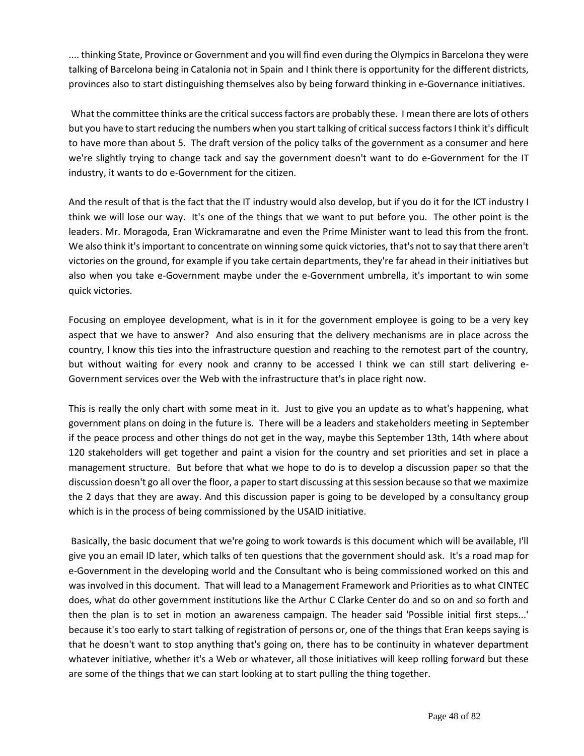.... thinking State, Province or Government and you will find even during the Olympics in Barcelona they were talking of Barcelona being in Catalonia not in Spain and I think there is opportunity for the different districts, provinces also to start distinguishing themselves also by being forward thinking in e-Governance initiatives.

What the committee thinks are the critical success factors are probably these. I mean there are lots of others but you have to start reducing the numbers when you start talking of critical success factors I think it's difficult to have more than about 5. The draft version of the policy talks of the government as a consumer and here we're slightly trying to change tack and say the government doesn't want to do e-Government for the IT industry, it wants to do e-Government for the citizen.

And the result of that is the fact that the IT industry would also develop, but if you do it for the ICT industry I think we will lose our way. It's one of the things that we want to put before you. The other point is the leaders. Mr. Moragoda, Eran Wickramaratne and even the Prime Minister want to lead this from the front. We also think it's important to concentrate on winning some quick victories, that's not to say that there aren't victories on the ground, for example if you take certain departments, they're far ahead in their initiatives but also when you take e-Government maybe under the e-Government umbrella, it's important to win some quick victories.

Focusing on employee development, what is in it for the government employee is going to be a very key aspect that we have to answer? And also ensuring that the delivery mechanisms are in place across the country, I know this ties into the infrastructure question and reaching to the remotest part of the country, but without waiting for every nook and cranny to be accessed I think we can still start delivering e-Government services over the Web with the infrastructure that's in place right now.

This is really the only chart with some meat in it. Just to give you an update as to what's happening, what government plans on doing in the future is. There will be a leaders and stakeholders meeting in September if the peace process and other things do not get in the way, maybe this September 13th, 14th where about 120 stakeholders will get together and paint a vision for the country and set priorities and set in place a management structure. But before that what we hope to do is to develop a discussion paper so that the discussion doesn't go all over the floor, a paper to start discussing at this session because so that we maximize the 2 days that they are away. And this discussion paper is going to be developed by a consultancy group which is in the process of being commissioned by the USAID initiative.

Basically, the basic document that we're going to work towards is this document which will be available, I'll give you an email ID later, which talks of ten questions that the government should ask. It's a road map for e-Government in the developing world and the Consultant who is being commissioned worked on this and was involved in this document. That will lead to a Management Framework and Priorities as to what CINTEC does, what do other government institutions like the Arthur C Clarke Center do and so on and so forth and then the plan is to set in motion an awareness campaign. The header said 'Possible initial first steps...' because it's too early to start talking of registration of persons or, one of the things that Eran keeps saying is that he doesn't want to stop anything that's going on, there has to be continuity in whatever department whatever initiative, whether it's a Web or whatever, all those initiatives will keep rolling forward but these are some of the things that we can start looking at to start pulling the thing together.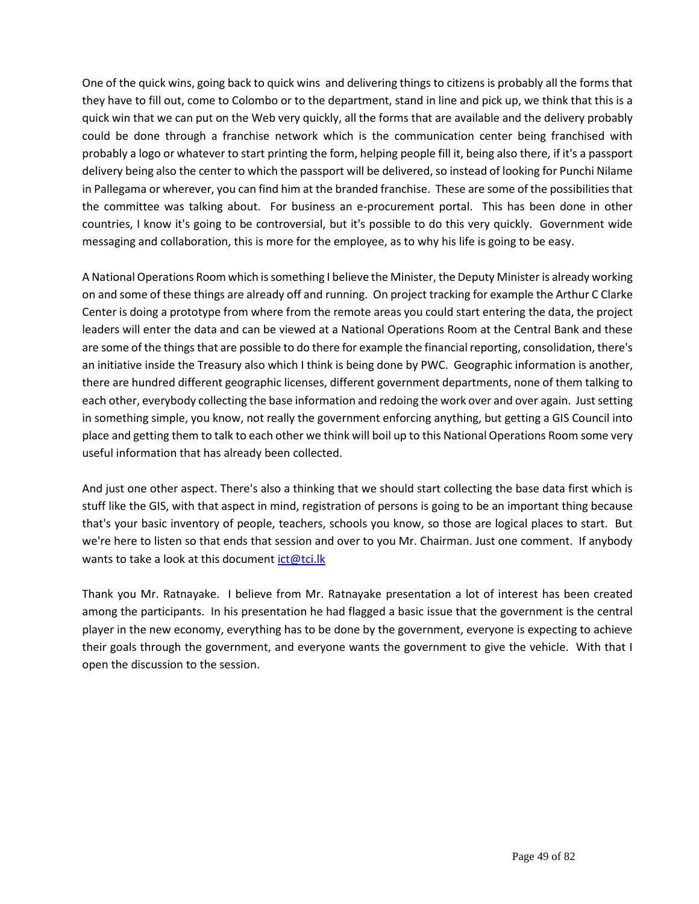One of the quick wins, going back to quick wins and delivering things to citizens is probably all the forms that they have to fill out, come to Colombo or to the department, stand in line and pick up, we think that this is a quick win that we can put on the Web very quickly, all the forms that are available and the delivery probably could be done through a franchise network which is the communication center being franchised with probably a logo or whatever to start printing the form, helping people fill it, being also there, if it's a passport delivery being also the center to which the passport will be delivered, so instead of looking for Punchi Nilame in Pallegama or wherever, you can find him at the branded franchise. These are some of the possibilities that the committee was talking about. For business an e-procurement portal. This has been done in other countries, I know it's going to be controversial, but it's possible to do this very quickly. Government wide messaging and collaboration, this is more for the employee, as to why his life is going to be easy.

A National Operations Room which is something I believe the Minister, the Deputy Minister is already working on and some of these things are already off and running. On project tracking for example the Arthur C Clarke Center is doing a prototype from where from the remote areas you could start entering the data, the project leaders will enter the data and can be viewed at a National Operations Room at the Central Bank and these are some of the things that are possible to do there for example the financial reporting, consolidation, there's an initiative inside the Treasury also which I think is being done by PWC. Geographic information is another, there are hundred different geographic licenses, different government departments, none of them talking to each other, everybody collecting the base information and redoing the work over and over again. Just setting in something simple, you know, not really the government enforcing anything, but getting a GIS Council into place and getting them to talk to each other we think will boil up to this National Operations Room some very useful information that has already been collected.

And just one other aspect. There's also a thinking that we should start collecting the base data first which is stuff like the GIS, with that aspect in mind, registration of persons is going to be an important thing because that's your basic inventory of people, teachers, schools you know, so those are logical places to start. But we're here to listen so that ends that session and over to you Mr. Chairman. Just one comment. If anybody wants to take a look at this document ict@tci.lk

Thank you Mr. Ratnayake. I believe from Mr. Ratnayake presentation a lot of interest has been created among the participants. In his presentation he had flagged a basic issue that the government is the central player in the new economy, everything has to be done by the government, everyone is expecting to achieve their goals through the government, and everyone wants the government to give the vehicle. With that I open the discussion to the session.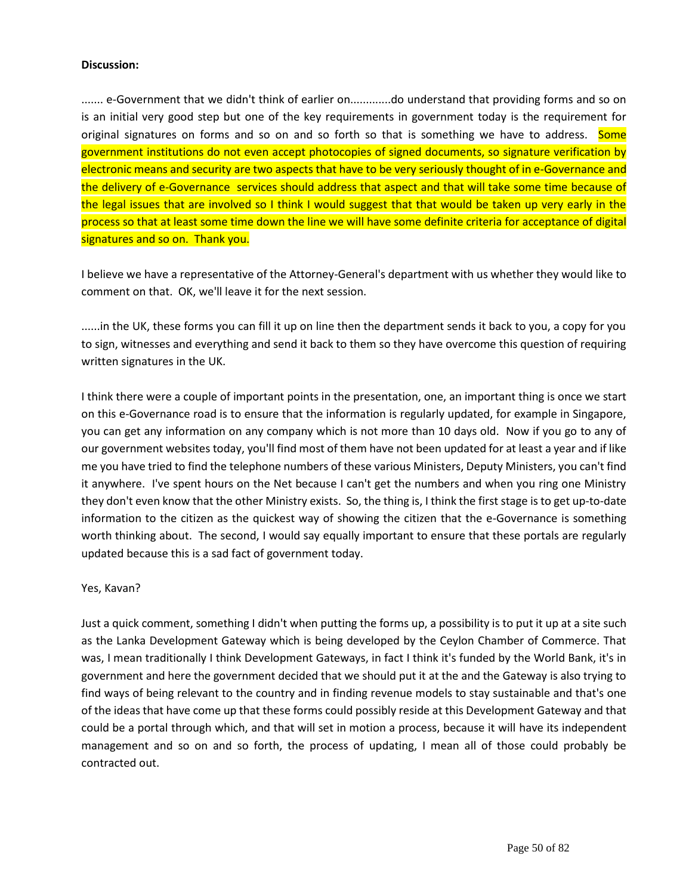**Discussion:**

....... e-Government that we didn't think of earlier on.............do understand that providing forms and so on is an initial very good step but one of the key requirements in government today is the requirement for original signatures on forms and so on and so forth so that is something we have to address. Some government institutions do not even accept photocopies of signed documents, so signature verification by electronic means and security are two aspects that have to be very seriously thought of in e-Governance and the delivery of e-Governance services should address that aspect and that will take some time because of the legal issues that are involved so I think I would suggest that that would be taken up very early in the process so that at least some time down the line we will have some definite criteria for acceptance of digital signatures and so on. Thank you.

I believe we have a representative of the Attorney-General's department with us whether they would like to comment on that. OK, we'll leave it for the next session.

......in the UK, these forms you can fill it up on line then the department sends it back to you, a copy for you to sign, witnesses and everything and send it back to them so they have overcome this question of requiring written signatures in the UK.

I think there were a couple of important points in the presentation, one, an important thing is once we start on this e-Governance road is to ensure that the information is regularly updated, for example in Singapore, you can get any information on any company which is not more than 10 days old. Now if you go to any of our government websites today, you'll find most of them have not been updated for at least a year and if like me you have tried to find the telephone numbers of these various Ministers, Deputy Ministers, you can't find it anywhere. I've spent hours on the Net because I can't get the numbers and when you ring one Ministry they don't even know that the other Ministry exists. So, the thing is, I think the first stage is to get up-to-date information to the citizen as the quickest way of showing the citizen that the e-Governance is something worth thinking about. The second, I would say equally important to ensure that these portals are regularly updated because this is a sad fact of government today.

Yes, Kavan?

Just a quick comment, something I didn't when putting the forms up, a possibility is to put it up at a site such as the Lanka Development Gateway which is being developed by the Ceylon Chamber of Commerce. That was, I mean traditionally I think Development Gateways, in fact I think it's funded by the World Bank, it's in government and here the government decided that we should put it at the and the Gateway is also trying to find ways of being relevant to the country and in finding revenue models to stay sustainable and that's one of the ideas that have come up that these forms could possibly reside at this Development Gateway and that could be a portal through which, and that will set in motion a process, because it will have its independent management and so on and so forth, the process of updating, I mean all of those could probably be contracted out.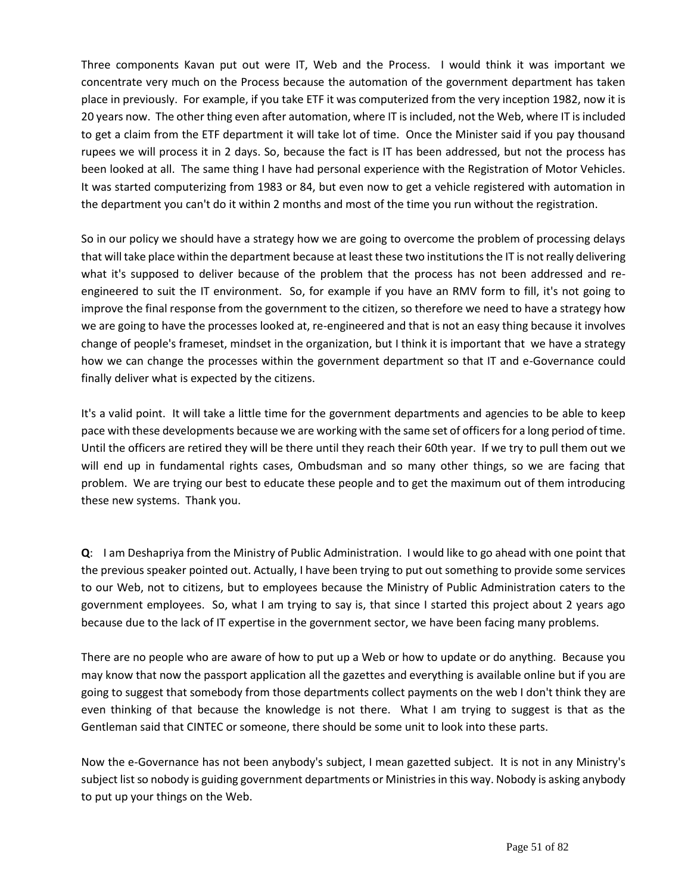Three components Kavan put out were IT, Web and the Process. I would think it was important we concentrate very much on the Process because the automation of the government department has taken place in previously. For example, if you take ETF it was computerized from the very inception 1982, now it is 20 years now. The other thing even after automation, where IT is included, not the Web, where IT is included to get a claim from the ETF department it will take lot of time. Once the Minister said if you pay thousand rupees we will process it in 2 days. So, because the fact is IT has been addressed, but not the process has been looked at all. The same thing I have had personal experience with the Registration of Motor Vehicles. It was started computerizing from 1983 or 84, but even now to get a vehicle registered with automation in the department you can't do it within 2 months and most of the time you run without the registration.

So in our policy we should have a strategy how we are going to overcome the problem of processing delays that will take place within the department because at least these two institutions the IT is not really delivering what it's supposed to deliver because of the problem that the process has not been addressed and re-engineered to suit the IT environment. So, for example if you have an RMV form to fill, it's not going to improve the final response from the government to the citizen, so therefore we need to have a strategy how we are going to have the processes looked at, re-engineered and that is not an easy thing because it involves change of people's frameset, mindset in the organization, but I think it is important that we have a strategy how we can change the processes within the government department so that IT and e-Governance could finally deliver what is expected by the citizens.

It's a valid point. It will take a little time for the government departments and agencies to be able to keep pace with these developments because we are working with the same set of officers for a long period of time. Until the officers are retired they will be there until they reach their 60th year. If we try to pull them out we will end up in fundamental rights cases, Ombudsman and so many other things, so we are facing that problem. We are trying our best to educate these people and to get the maximum out of them introducing these new systems. Thank you.

**Q**: I am Deshapriya from the Ministry of Public Administration. I would like to go ahead with one point that the previous speaker pointed out. Actually, I have been trying to put out something to provide some services to our Web, not to citizens, but to employees because the Ministry of Public Administration caters to the government employees. So, what I am trying to say is, that since I started this project about 2 years ago because due to the lack of IT expertise in the government sector, we have been facing many problems.

There are no people who are aware of how to put up a Web or how to update or do anything. Because you may know that now the passport application all the gazettes and everything is available online but if you are going to suggest that somebody from those departments collect payments on the web I don't think they are even thinking of that because the knowledge is not there. What I am trying to suggest is that as the Gentleman said that CINTEC or someone, there should be some unit to look into these parts.

Now the e-Governance has not been anybody's subject, I mean gazetted subject. It is not in any Ministry's subject list so nobody is guiding government departments or Ministries in this way. Nobody is asking anybody to put up your things on the Web.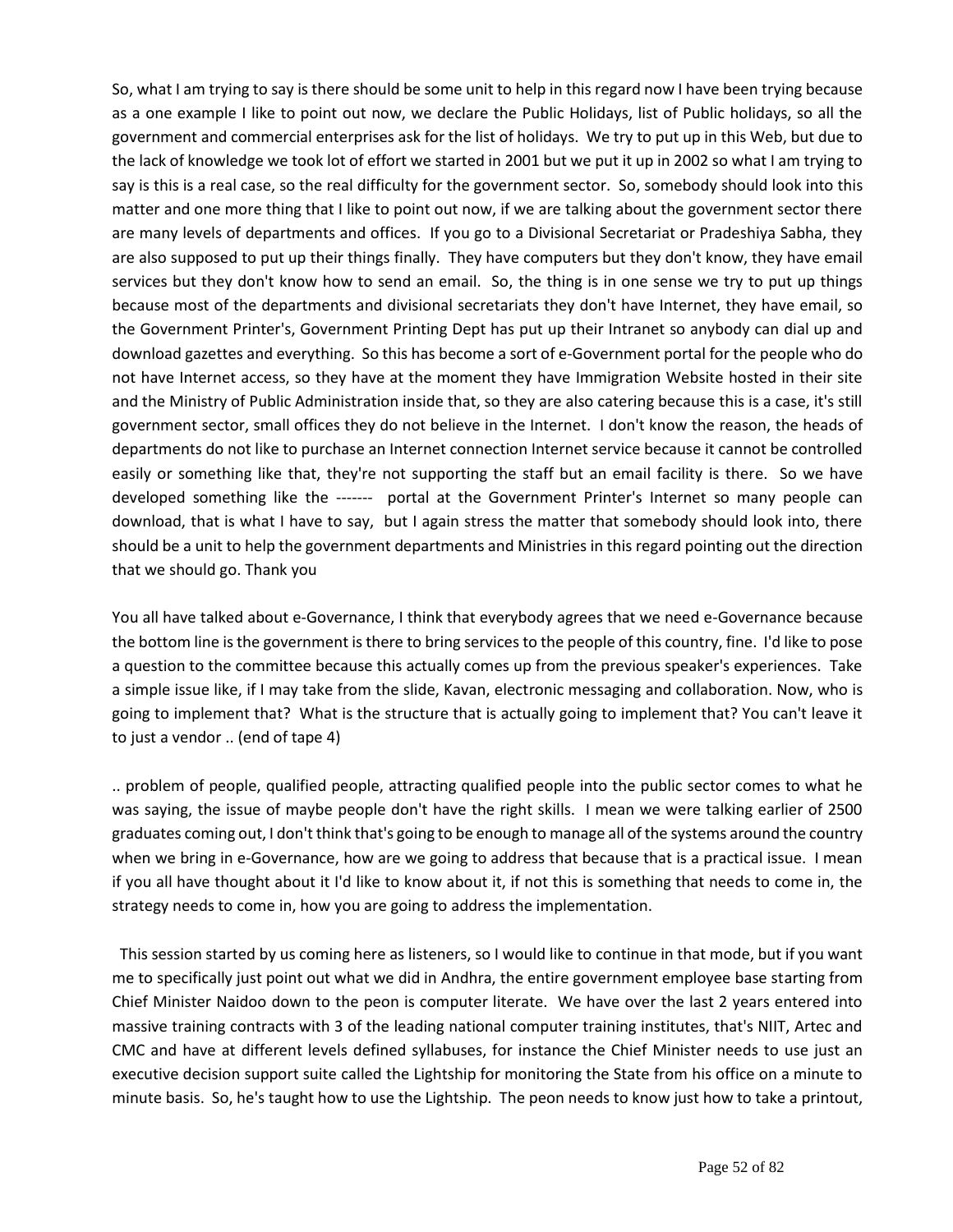So, what I am trying to say is there should be some unit to help in this regard now I have been trying because as a one example I like to point out now, we declare the Public Holidays, list of Public holidays, so all the government and commercial enterprises ask for the list of holidays. We try to put up in this Web, but due to the lack of knowledge we took lot of effort we started in 2001 but we put it up in 2002 so what I am trying to say is this is a real case, so the real difficulty for the government sector. So, somebody should look into this matter and one more thing that I like to point out now, if we are talking about the government sector there are many levels of departments and offices. If you go to a Divisional Secretariat or Pradeshiya Sabha, they are also supposed to put up their things finally. They have computers but they don't know, they have email services but they don't know how to send an email. So, the thing is in one sense we try to put up things because most of the departments and divisional secretariats they don't have Internet, they have email, so the Government Printer's, Government Printing Dept has put up their Intranet so anybody can dial up and download gazettes and everything. So this has become a sort of e-Government portal for the people who do not have Internet access, so they have at the moment they have Immigration Website hosted in their site and the Ministry of Public Administration inside that, so they are also catering because this is a case, it's still government sector, small offices they do not believe in the Internet. I don't know the reason, the heads of departments do not like to purchase an Internet connection Internet service because it cannot be controlled easily or something like that, they're not supporting the staff but an email facility is there. So we have developed something like the ------- portal at the Government Printer's Internet so many people can download, that is what I have to say, but I again stress the matter that somebody should look into, there should be a unit to help the government departments and Ministries in this regard pointing out the direction that we should go. Thank you

You all have talked about e-Governance, I think that everybody agrees that we need e-Governance because the bottom line is the government is there to bring services to the people of this country, fine. I'd like to pose a question to the committee because this actually comes up from the previous speaker's experiences. Take a simple issue like, if I may take from the slide, Kavan, electronic messaging and collaboration. Now, who is going to implement that? What is the structure that is actually going to implement that? You can't leave it to just a vendor .. (end of tape 4)

.. problem of people, qualified people, attracting qualified people into the public sector comes to what he was saying, the issue of maybe people don't have the right skills. I mean we were talking earlier of 2500 graduates coming out, I don't think that's going to be enough to manage all of the systems around the country when we bring in e-Governance, how are we going to address that because that is a practical issue. I mean if you all have thought about it I'd like to know about it, if not this is something that needs to come in, the strategy needs to come in, how you are going to address the implementation.

This session started by us coming here as listeners, so I would like to continue in that mode, but if you want me to specifically just point out what we did in Andhra, the entire government employee base starting from Chief Minister Naidoo down to the peon is computer literate. We have over the last 2 years entered into massive training contracts with 3 of the leading national computer training institutes, that's NIIT, Artec and CMC and have at different levels defined syllabuses, for instance the Chief Minister needs to use just an executive decision support suite called the Lightship for monitoring the State from his office on a minute to minute basis. So, he's taught how to use the Lightship. The peon needs to know just how to take a printout,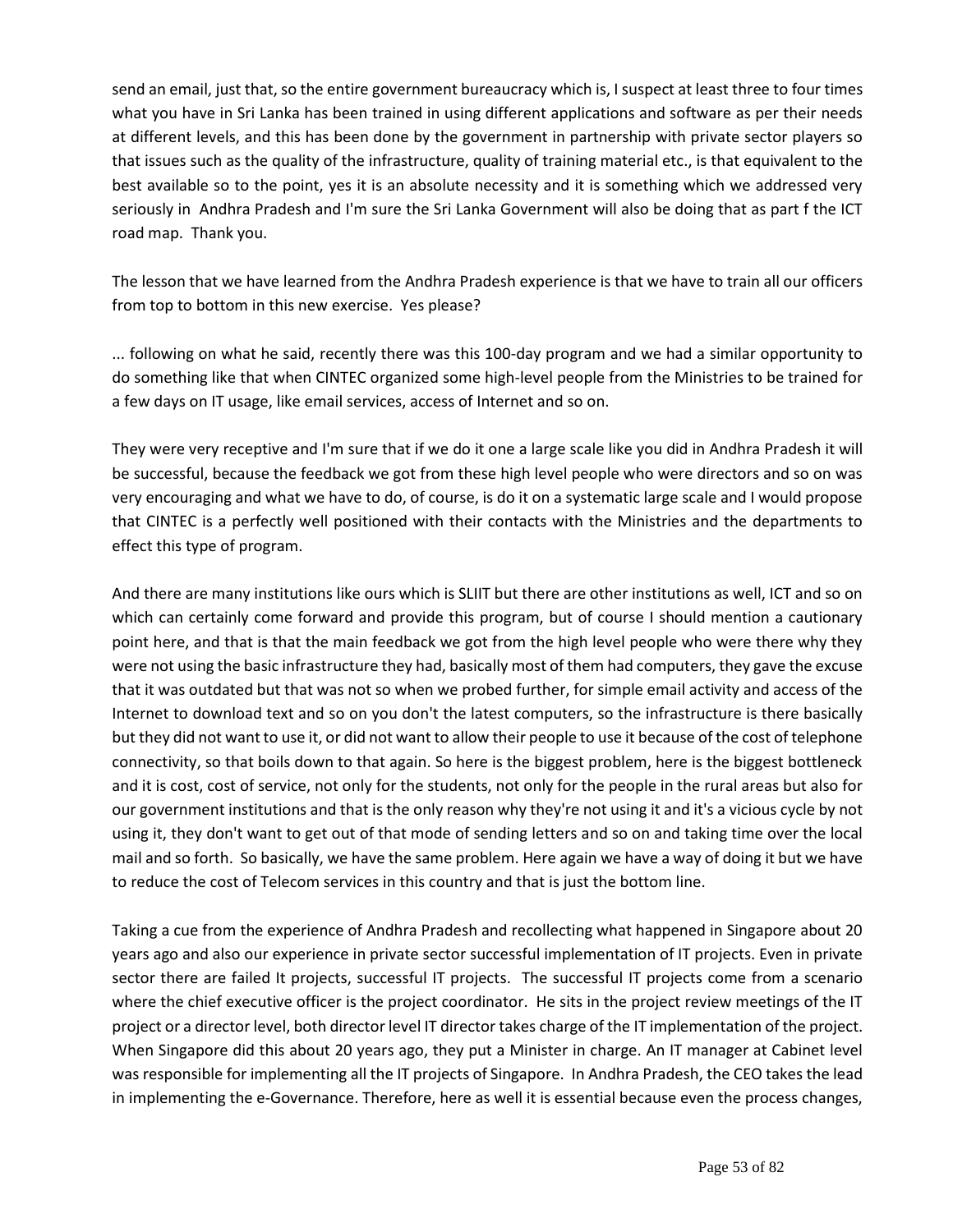send an email, just that, so the entire government bureaucracy which is, I suspect at least three to four times what you have in Sri Lanka has been trained in using different applications and software as per their needs at different levels, and this has been done by the government in partnership with private sector players so that issues such as the quality of the infrastructure, quality of training material etc., is that equivalent to the best available so to the point, yes it is an absolute necessity and it is something which we addressed very seriously in Andhra Pradesh and I'm sure the Sri Lanka Government will also be doing that as part f the ICT road map. Thank you.

The lesson that we have learned from the Andhra Pradesh experience is that we have to train all our officers from top to bottom in this new exercise. Yes please?

... following on what he said, recently there was this 100-day program and we had a similar opportunity to do something like that when CINTEC organized some high-level people from the Ministries to be trained for a few days on IT usage, like email services, access of Internet and so on.

They were very receptive and I'm sure that if we do it one a large scale like you did in Andhra Pradesh it will be successful, because the feedback we got from these high level people who were directors and so on was very encouraging and what we have to do, of course, is do it on a systematic large scale and I would propose that CINTEC is a perfectly well positioned with their contacts with the Ministries and the departments to effect this type of program.

And there are many institutions like ours which is SLIIT but there are other institutions as well, ICT and so on which can certainly come forward and provide this program, but of course I should mention a cautionary point here, and that is that the main feedback we got from the high level people who were there why they were not using the basic infrastructure they had, basically most of them had computers, they gave the excuse that it was outdated but that was not so when we probed further, for simple email activity and access of the Internet to download text and so on you don't the latest computers, so the infrastructure is there basically but they did not want to use it, or did not want to allow their people to use it because of the cost of telephone connectivity, so that boils down to that again. So here is the biggest problem, here is the biggest bottleneck and it is cost, cost of service, not only for the students, not only for the people in the rural areas but also for our government institutions and that is the only reason why they're not using it and it's a vicious cycle by not using it, they don't want to get out of that mode of sending letters and so on and taking time over the local mail and so forth. So basically, we have the same problem. Here again we have a way of doing it but we have to reduce the cost of Telecom services in this country and that is just the bottom line.

Taking a cue from the experience of Andhra Pradesh and recollecting what happened in Singapore about 20 years ago and also our experience in private sector successful implementation of IT projects. Even in private sector there are failed It projects, successful IT projects. The successful IT projects come from a scenario where the chief executive officer is the project coordinator. He sits in the project review meetings of the IT project or a director level, both director level IT director takes charge of the IT implementation of the project. When Singapore did this about 20 years ago, they put a Minister in charge. An IT manager at Cabinet level was responsible for implementing all the IT projects of Singapore. In Andhra Pradesh, the CEO takes the lead in implementing the e-Governance. Therefore, here as well it is essential because even the process changes,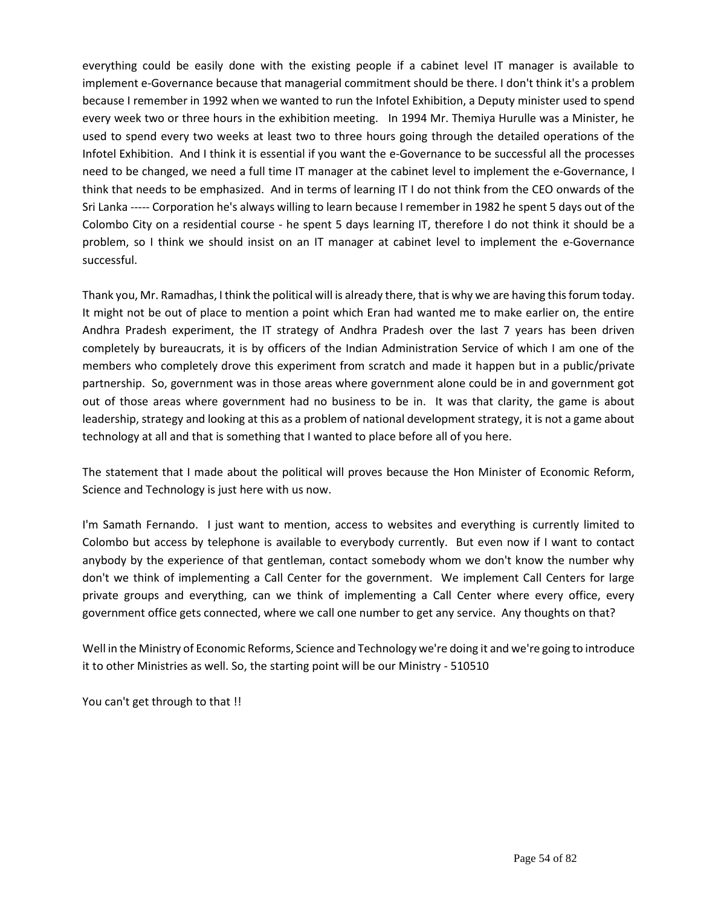everything could be easily done with the existing people if a cabinet level IT manager is available to implement e-Governance because that managerial commitment should be there. I don't think it's a problem because I remember in 1992 when we wanted to run the Infotel Exhibition, a Deputy minister used to spend every week two or three hours in the exhibition meeting. In 1994 Mr. Themiya Hurulle was a Minister, he used to spend every two weeks at least two to three hours going through the detailed operations of the Infotel Exhibition. And I think it is essential if you want the e-Governance to be successful all the processes need to be changed, we need a full time IT manager at the cabinet level to implement the e-Governance, I think that needs to be emphasized. And in terms of learning IT I do not think from the CEO onwards of the Sri Lanka ----- Corporation he's always willing to learn because I remember in 1982 he spent 5 days out of the Colombo City on a residential course - he spent 5 days learning IT, therefore I do not think it should be a problem, so I think we should insist on an IT manager at cabinet level to implement the e-Governance successful.

Thank you, Mr. Ramadhas, I think the political will is already there, that is why we are having this forum today. It might not be out of place to mention a point which Eran had wanted me to make earlier on, the entire Andhra Pradesh experiment, the IT strategy of Andhra Pradesh over the last 7 years has been driven completely by bureaucrats, it is by officers of the Indian Administration Service of which I am one of the members who completely drove this experiment from scratch and made it happen but in a public/private partnership. So, government was in those areas where government alone could be in and government got out of those areas where government had no business to be in. It was that clarity, the game is about leadership, strategy and looking at this as a problem of national development strategy, it is not a game about technology at all and that is something that I wanted to place before all of you here.

The statement that I made about the political will proves because the Hon Minister of Economic Reform, Science and Technology is just here with us now.

I'm Samath Fernando. I just want to mention, access to websites and everything is currently limited to Colombo but access by telephone is available to everybody currently. But even now if I want to contact anybody by the experience of that gentleman, contact somebody whom we don't know the number why don't we think of implementing a Call Center for the government. We implement Call Centers for large private groups and everything, can we think of implementing a Call Center where every office, every government office gets connected, where we call one number to get any service. Any thoughts on that?

Well in the Ministry of Economic Reforms, Science and Technology we're doing it and we're going to introduce it to other Ministries as well. So, the starting point will be our Ministry - 510510

You can't get through to that !!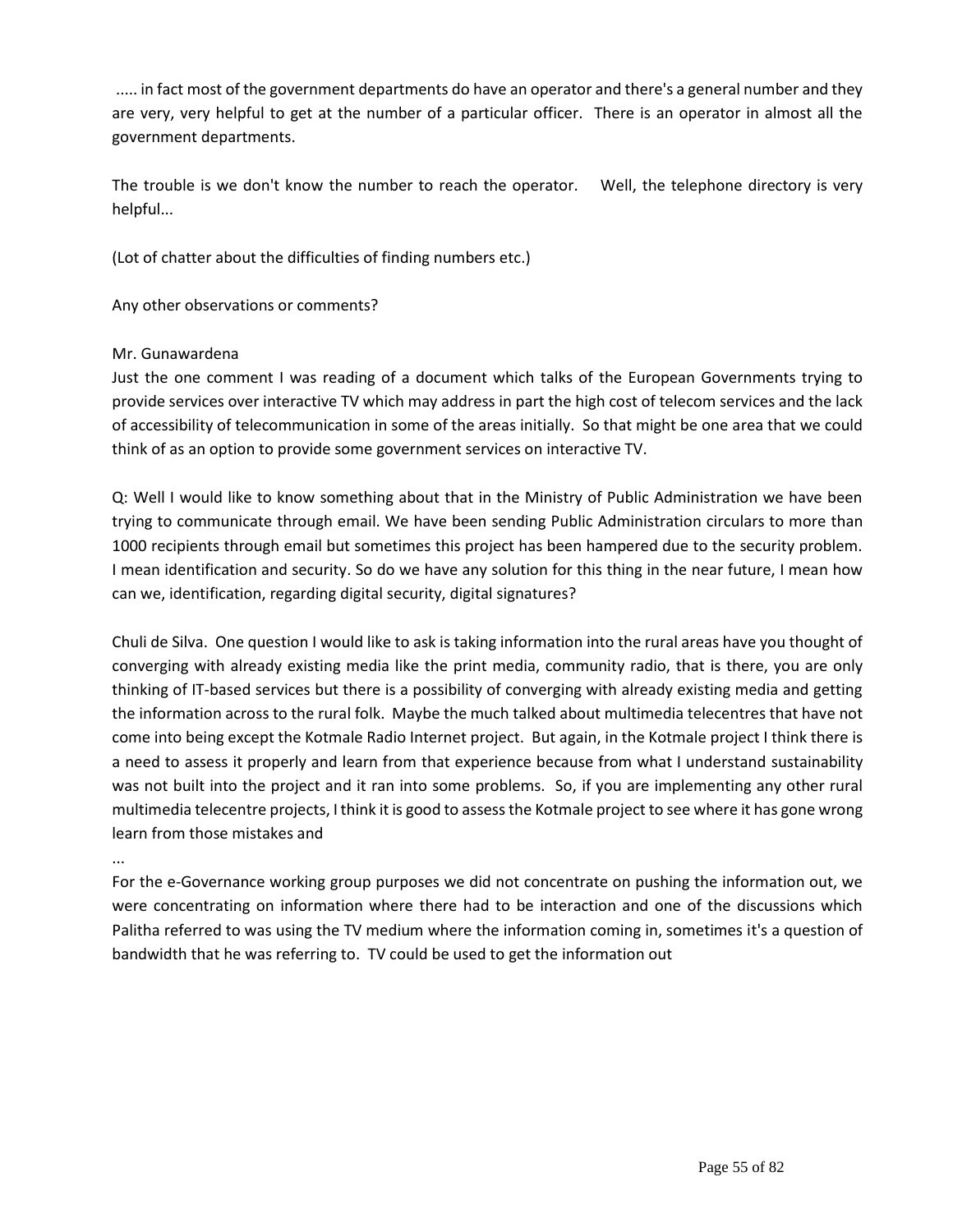..... in fact most of the government departments do have an operator and there's a general number and they are very, very helpful to get at the number of a particular officer. There is an operator in almost all the government departments.

The trouble is we don't know the number to reach the operator. Well, the telephone directory is very helpful...

(Lot of chatter about the difficulties of finding numbers etc.)

Any other observations or comments?

Mr. Gunawardena
Just the one comment I was reading of a document which talks of the European Governments trying to provide services over interactive TV which may address in part the high cost of telecom services and the lack of accessibility of telecommunication in some of the areas initially. So that might be one area that we could think of as an option to provide some government services on interactive TV.

Q: Well I would like to know something about that in the Ministry of Public Administration we have been trying to communicate through email. We have been sending Public Administration circulars to more than 1000 recipients through email but sometimes this project has been hampered due to the security problem. I mean identification and security. So do we have any solution for this thing in the near future, I mean how can we, identification, regarding digital security, digital signatures?

Chuli de Silva. One question I would like to ask is taking information into the rural areas have you thought of converging with already existing media like the print media, community radio, that is there, you are only thinking of IT-based services but there is a possibility of converging with already existing media and getting the information across to the rural folk. Maybe the much talked about multimedia telecentres that have not come into being except the Kotmale Radio Internet project. But again, in the Kotmale project I think there is a need to assess it properly and learn from that experience because from what I understand sustainability was not built into the project and it ran into some problems. So, if you are implementing any other rural multimedia telecentre projects, I think it is good to assess the Kotmale project to see where it has gone wrong learn from those mistakes and

...

For the e-Governance working group purposes we did not concentrate on pushing the information out, we were concentrating on information where there had to be interaction and one of the discussions which Palitha referred to was using the TV medium where the information coming in, sometimes it's a question of bandwidth that he was referring to. TV could be used to get the information out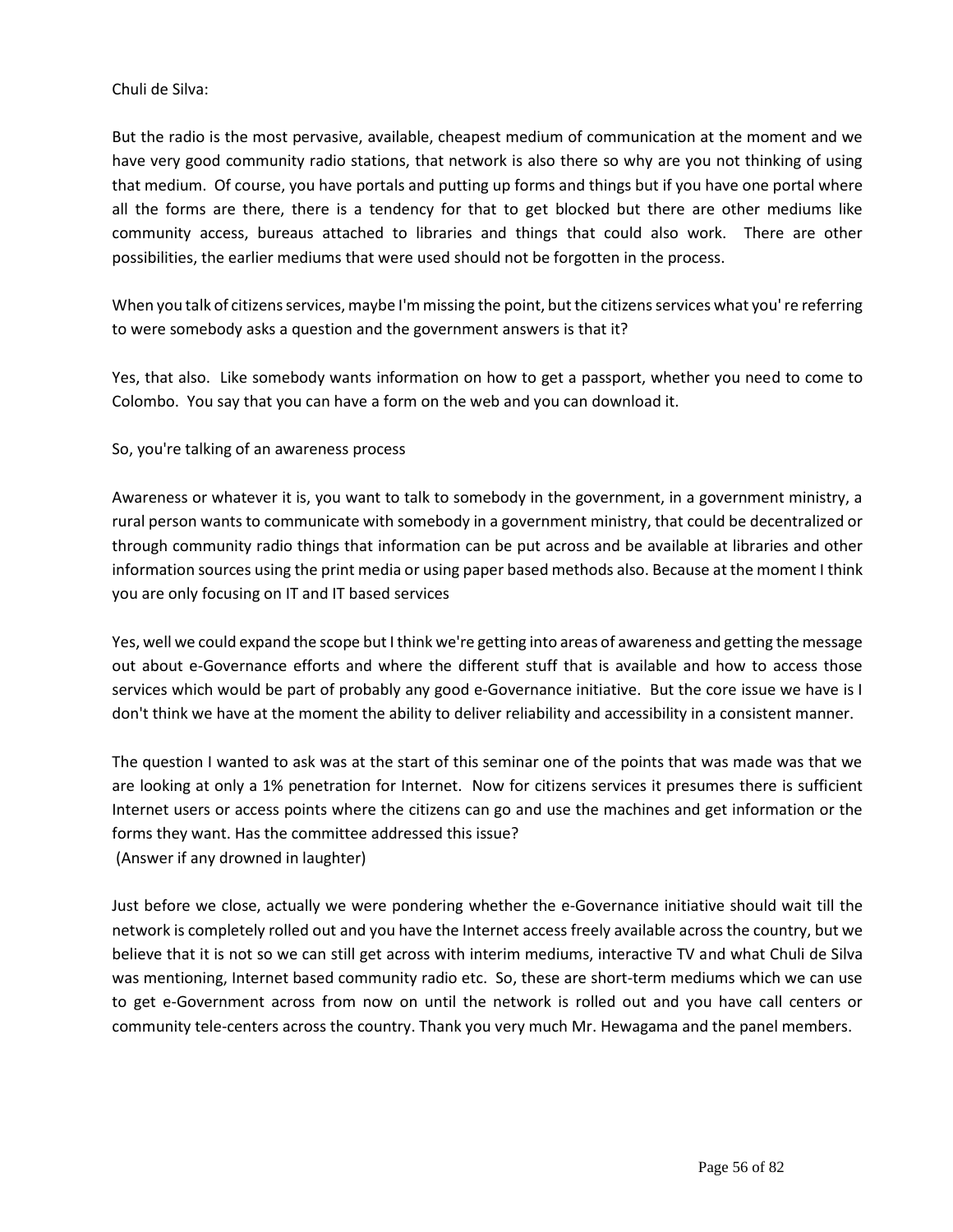Chuli de Silva:

But the radio is the most pervasive, available, cheapest medium of communication at the moment and we have very good community radio stations, that network is also there so why are you not thinking of using that medium. Of course, you have portals and putting up forms and things but if you have one portal where all the forms are there, there is a tendency for that to get blocked but there are other mediums like community access, bureaus attached to libraries and things that could also work. There are other possibilities, the earlier mediums that were used should not be forgotten in the process.

When you talk of citizens services, maybe I'm missing the point, but the citizens services what you' re referring to were somebody asks a question and the government answers is that it?

Yes, that also. Like somebody wants information on how to get a passport, whether you need to come to Colombo. You say that you can have a form on the web and you can download it.

So, you're talking of an awareness process

Awareness or whatever it is, you want to talk to somebody in the government, in a government ministry, a rural person wants to communicate with somebody in a government ministry, that could be decentralized or through community radio things that information can be put across and be available at libraries and other information sources using the print media or using paper based methods also. Because at the moment I think you are only focusing on IT and IT based services

Yes, well we could expand the scope but I think we're getting into areas of awareness and getting the message out about e-Governance efforts and where the different stuff that is available and how to access those services which would be part of probably any good e-Governance initiative. But the core issue we have is I don't think we have at the moment the ability to deliver reliability and accessibility in a consistent manner.

The question I wanted to ask was at the start of this seminar one of the points that was made was that we are looking at only a 1% penetration for Internet. Now for citizens services it presumes there is sufficient Internet users or access points where the citizens can go and use the machines and get information or the forms they want. Has the committee addressed this issue?
(Answer if any drowned in laughter)

Just before we close, actually we were pondering whether the e-Governance initiative should wait till the network is completely rolled out and you have the Internet access freely available across the country, but we believe that it is not so we can still get across with interim mediums, interactive TV and what Chuli de Silva was mentioning, Internet based community radio etc. So, these are short-term mediums which we can use to get e-Government across from now on until the network is rolled out and you have call centers or community tele-centers across the country. Thank you very much Mr. Hewagama and the panel members.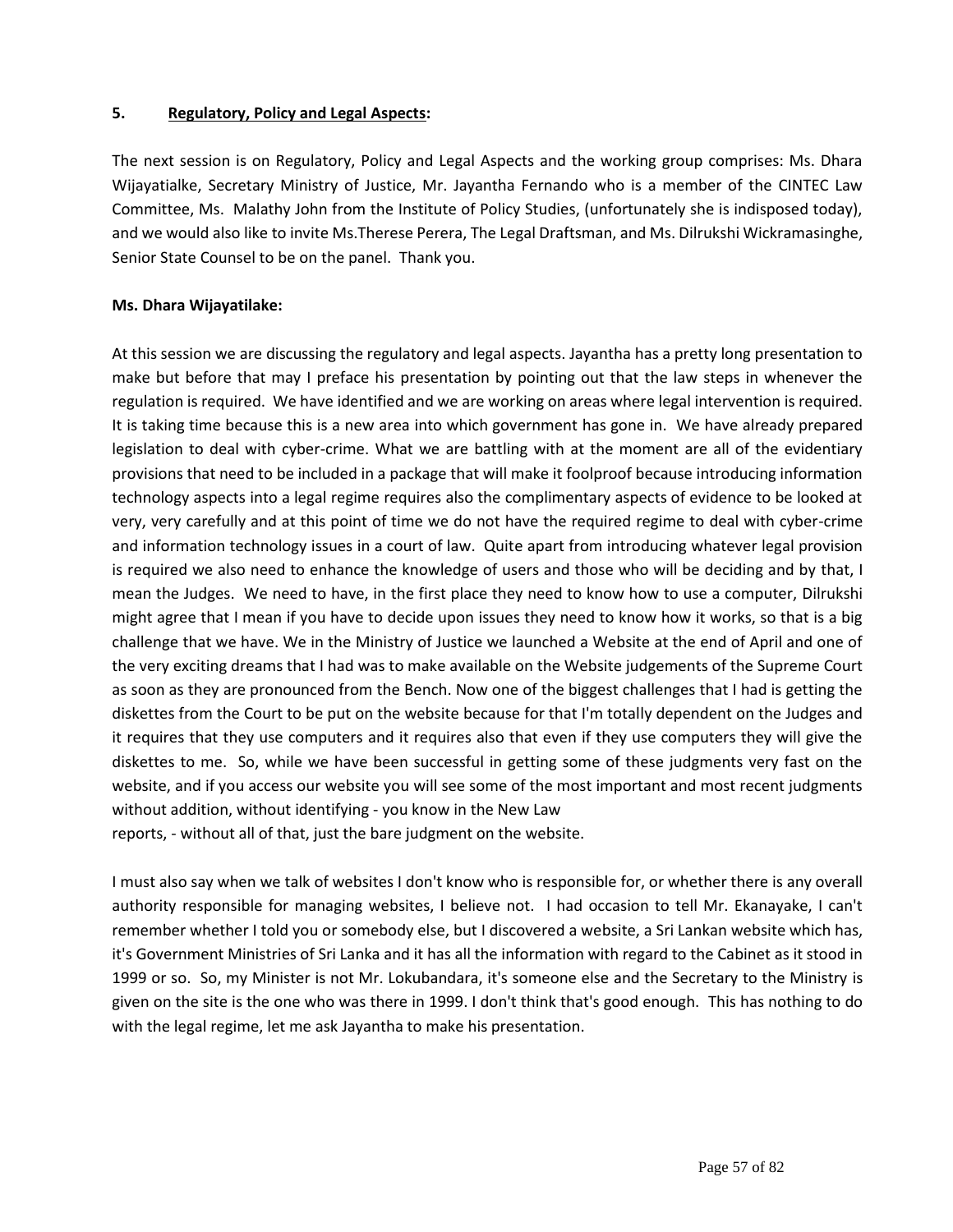**5. Regulatory, Policy and Legal Aspects:**

The next session is on Regulatory, Policy and Legal Aspects and the working group comprises: Ms. Dhara Wijayatialke, Secretary Ministry of Justice, Mr. Jayantha Fernando who is a member of the CINTEC Law Committee, Ms. Malathy John from the Institute of Policy Studies, (unfortunately she is indisposed today), and we would also like to invite Ms.Therese Perera, The Legal Draftsman, and Ms. Dilrukshi Wickramasinghe, Senior State Counsel to be on the panel. Thank you.

**Ms. Dhara Wijayatilake:**

At this session we are discussing the regulatory and legal aspects. Jayantha has a pretty long presentation to make but before that may I preface his presentation by pointing out that the law steps in whenever the regulation is required. We have identified and we are working on areas where legal intervention is required. It is taking time because this is a new area into which government has gone in. We have already prepared legislation to deal with cyber-crime. What we are battling with at the moment are all of the evidentiary provisions that need to be included in a package that will make it foolproof because introducing information technology aspects into a legal regime requires also the complimentary aspects of evidence to be looked at very, very carefully and at this point of time we do not have the required regime to deal with cyber-crime and information technology issues in a court of law. Quite apart from introducing whatever legal provision is required we also need to enhance the knowledge of users and those who will be deciding and by that, I mean the Judges. We need to have, in the first place they need to know how to use a computer, Dilrukshi might agree that I mean if you have to decide upon issues they need to know how it works, so that is a big challenge that we have. We in the Ministry of Justice we launched a Website at the end of April and one of the very exciting dreams that I had was to make available on the Website judgements of the Supreme Court as soon as they are pronounced from the Bench. Now one of the biggest challenges that I had is getting the diskettes from the Court to be put on the website because for that I'm totally dependent on the Judges and it requires that they use computers and it requires also that even if they use computers they will give the diskettes to me. So, while we have been successful in getting some of these judgments very fast on the website, and if you access our website you will see some of the most important and most recent judgments without addition, without identifying - you know in the New Law reports, - without all of that, just the bare judgment on the website.

I must also say when we talk of websites I don't know who is responsible for, or whether there is any overall authority responsible for managing websites, I believe not. I had occasion to tell Mr. Ekanayake, I can't remember whether I told you or somebody else, but I discovered a website, a Sri Lankan website which has, it's Government Ministries of Sri Lanka and it has all the information with regard to the Cabinet as it stood in 1999 or so. So, my Minister is not Mr. Lokubandara, it's someone else and the Secretary to the Ministry is given on the site is the one who was there in 1999. I don't think that's good enough. This has nothing to do with the legal regime, let me ask Jayantha to make his presentation.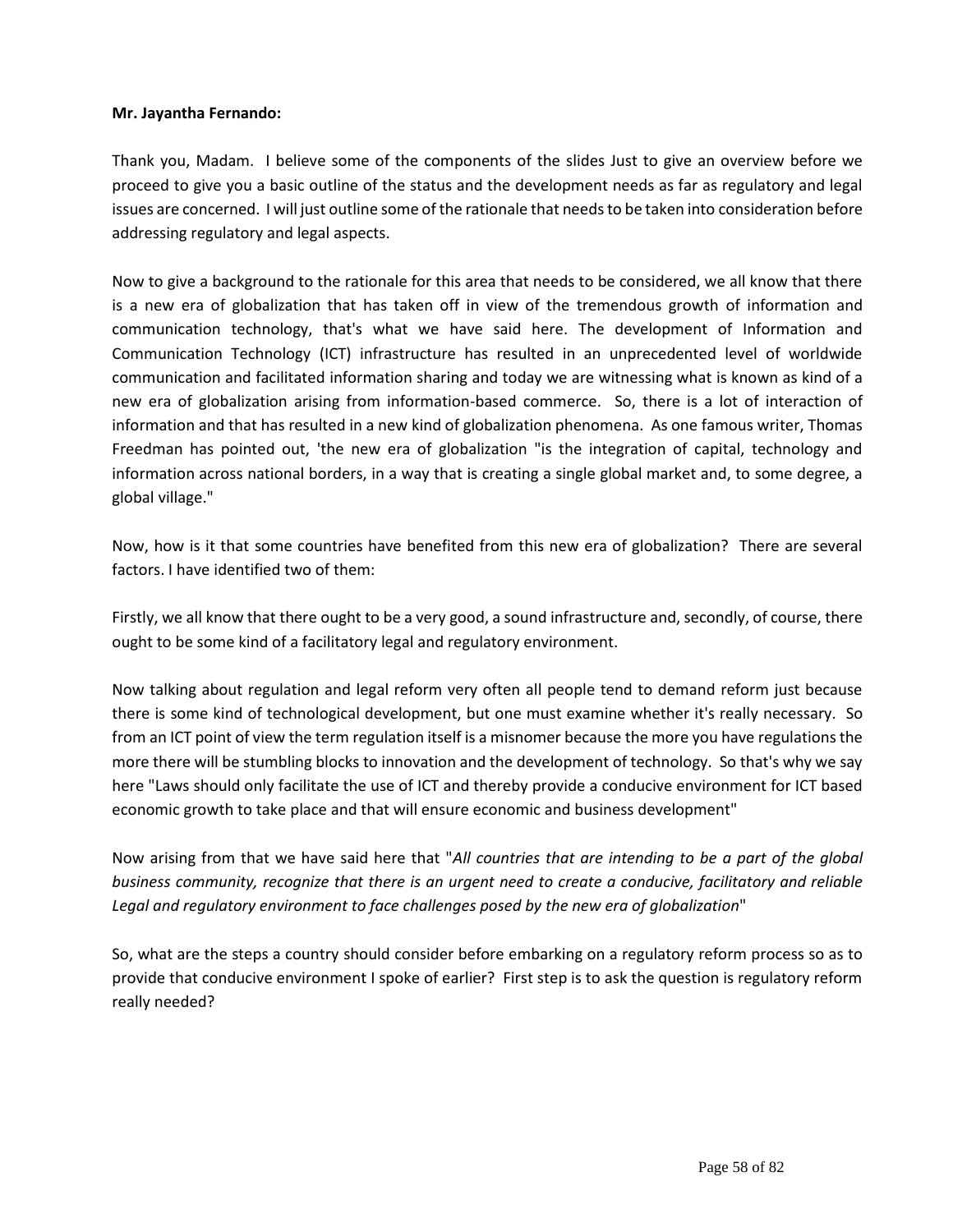**Mr. Jayantha Fernando:**

Thank you, Madam. I believe some of the components of the slides Just to give an overview before we proceed to give you a basic outline of the status and the development needs as far as regulatory and legal issues are concerned. I will just outline some of the rationale that needs to be taken into consideration before addressing regulatory and legal aspects.

Now to give a background to the rationale for this area that needs to be considered, we all know that there is a new era of globalization that has taken off in view of the tremendous growth of information and communication technology, that's what we have said here. The development of Information and Communication Technology (ICT) infrastructure has resulted in an unprecedented level of worldwide communication and facilitated information sharing and today we are witnessing what is known as kind of a new era of globalization arising from information-based commerce. So, there is a lot of interaction of information and that has resulted in a new kind of globalization phenomena. As one famous writer, Thomas Freedman has pointed out, 'the new era of globalization "is the integration of capital, technology and information across national borders, in a way that is creating a single global market and, to some degree, a global village."

Now, how is it that some countries have benefited from this new era of globalization? There are several factors. I have identified two of them:

Firstly, we all know that there ought to be a very good, a sound infrastructure and, secondly, of course, there ought to be some kind of a facilitatory legal and regulatory environment.

Now talking about regulation and legal reform very often all people tend to demand reform just because there is some kind of technological development, but one must examine whether it's really necessary. So from an ICT point of view the term regulation itself is a misnomer because the more you have regulations the more there will be stumbling blocks to innovation and the development of technology. So that's why we say here "Laws should only facilitate the use of ICT and thereby provide a conducive environment for ICT based economic growth to take place and that will ensure economic and business development"

Now arising from that we have said here that "*All countries that are intending to be a part of the global business community, recognize that there is an urgent need to create a conducive, facilitatory and reliable Legal and regulatory environment to face challenges posed by the new era of globalization*"

So, what are the steps a country should consider before embarking on a regulatory reform process so as to provide that conducive environment I spoke of earlier? First step is to ask the question is regulatory reform really needed?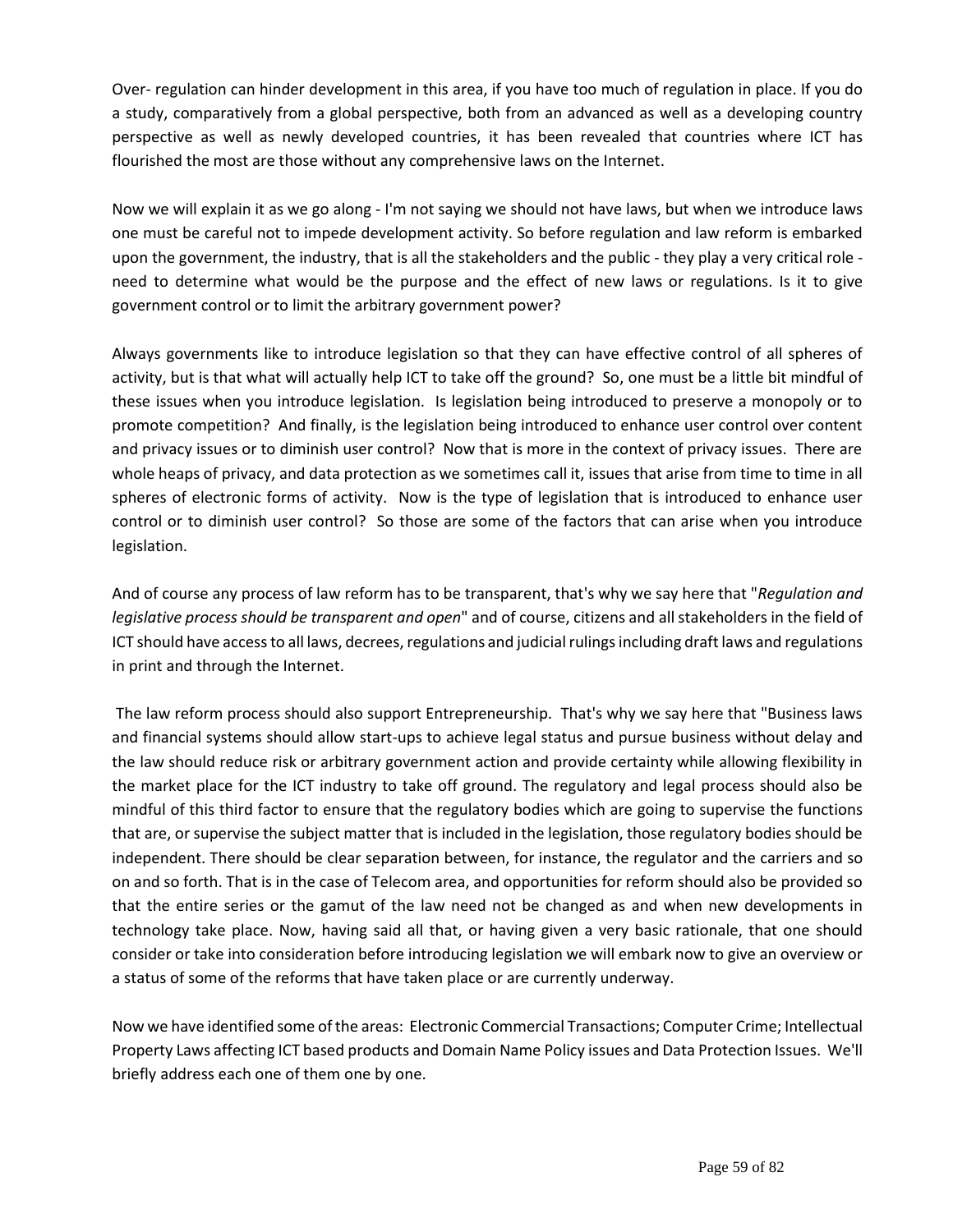Over- regulation can hinder development in this area, if you have too much of regulation in place. If you do a study, comparatively from a global perspective, both from an advanced as well as a developing country perspective as well as newly developed countries, it has been revealed that countries where ICT has flourished the most are those without any comprehensive laws on the Internet.

Now we will explain it as we go along - I'm not saying we should not have laws, but when we introduce laws one must be careful not to impede development activity. So before regulation and law reform is embarked upon the government, the industry, that is all the stakeholders and the public - they play a very critical role - need to determine what would be the purpose and the effect of new laws or regulations. Is it to give government control or to limit the arbitrary government power?

Always governments like to introduce legislation so that they can have effective control of all spheres of activity, but is that what will actually help ICT to take off the ground? So, one must be a little bit mindful of these issues when you introduce legislation. Is legislation being introduced to preserve a monopoly or to promote competition? And finally, is the legislation being introduced to enhance user control over content and privacy issues or to diminish user control? Now that is more in the context of privacy issues. There are whole heaps of privacy, and data protection as we sometimes call it, issues that arise from time to time in all spheres of electronic forms of activity. Now is the type of legislation that is introduced to enhance user control or to diminish user control? So those are some of the factors that can arise when you introduce legislation.

And of course any process of law reform has to be transparent, that's why we say here that "*Regulation and legislative process should be transparent and open*" and of course, citizens and all stakeholders in the field of ICT should have access to all laws, decrees, regulations and judicial rulings including draft laws and regulations in print and through the Internet.

The law reform process should also support Entrepreneurship. That's why we say here that "Business laws and financial systems should allow start-ups to achieve legal status and pursue business without delay and the law should reduce risk or arbitrary government action and provide certainty while allowing flexibility in the market place for the ICT industry to take off ground. The regulatory and legal process should also be mindful of this third factor to ensure that the regulatory bodies which are going to supervise the functions that are, or supervise the subject matter that is included in the legislation, those regulatory bodies should be independent. There should be clear separation between, for instance, the regulator and the carriers and so on and so forth. That is in the case of Telecom area, and opportunities for reform should also be provided so that the entire series or the gamut of the law need not be changed as and when new developments in technology take place. Now, having said all that, or having given a very basic rationale, that one should consider or take into consideration before introducing legislation we will embark now to give an overview or a status of some of the reforms that have taken place or are currently underway.

Now we have identified some of the areas: Electronic Commercial Transactions; Computer Crime; Intellectual Property Laws affecting ICT based products and Domain Name Policy issues and Data Protection Issues. We'll briefly address each one of them one by one.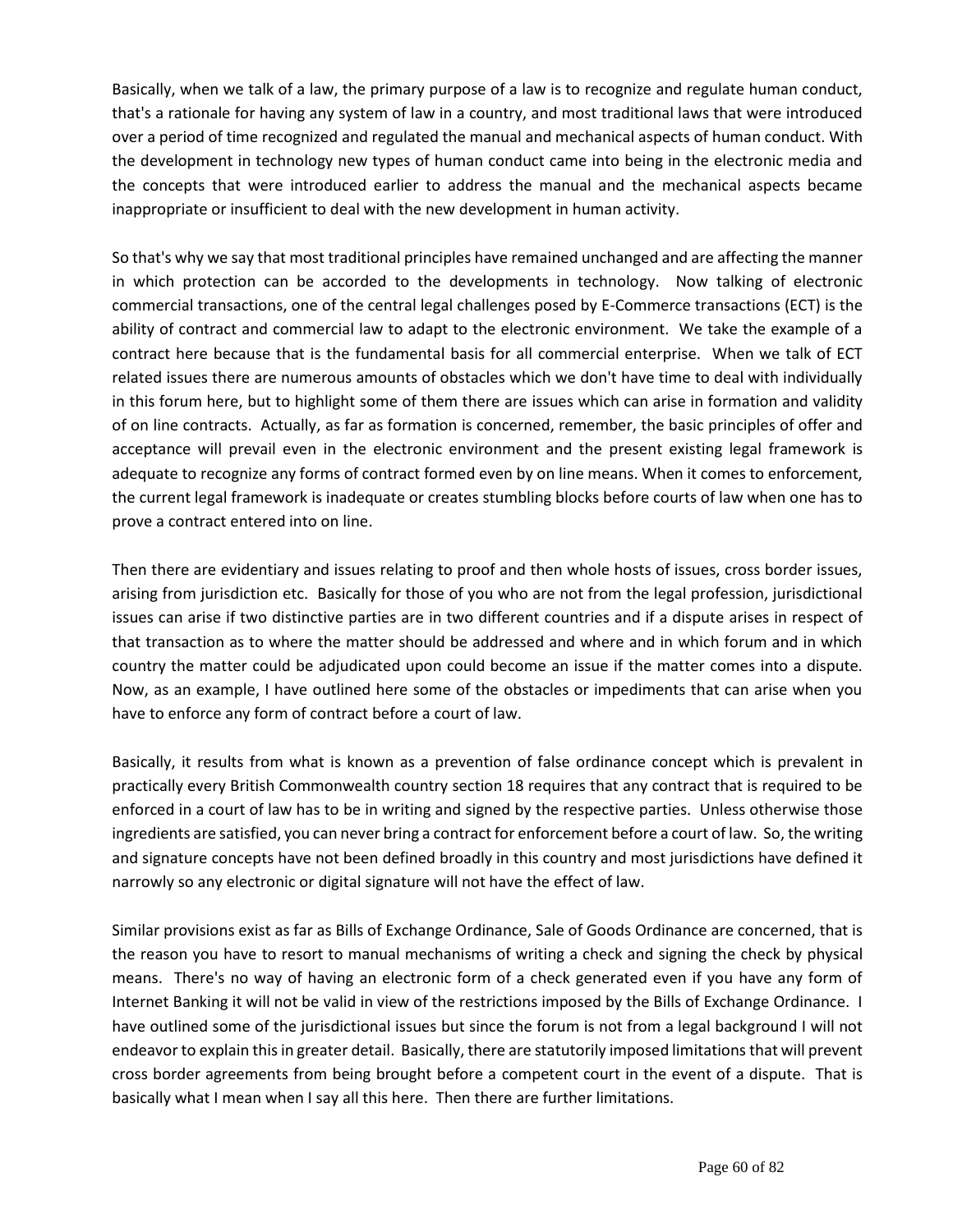Basically, when we talk of a law, the primary purpose of a law is to recognize and regulate human conduct, that's a rationale for having any system of law in a country, and most traditional laws that were introduced over a period of time recognized and regulated the manual and mechanical aspects of human conduct. With the development in technology new types of human conduct came into being in the electronic media and the concepts that were introduced earlier to address the manual and the mechanical aspects became inappropriate or insufficient to deal with the new development in human activity.

So that's why we say that most traditional principles have remained unchanged and are affecting the manner in which protection can be accorded to the developments in technology. Now talking of electronic commercial transactions, one of the central legal challenges posed by E-Commerce transactions (ECT) is the ability of contract and commercial law to adapt to the electronic environment. We take the example of a contract here because that is the fundamental basis for all commercial enterprise. When we talk of ECT related issues there are numerous amounts of obstacles which we don't have time to deal with individually in this forum here, but to highlight some of them there are issues which can arise in formation and validity of on line contracts. Actually, as far as formation is concerned, remember, the basic principles of offer and acceptance will prevail even in the electronic environment and the present existing legal framework is adequate to recognize any forms of contract formed even by on line means. When it comes to enforcement, the current legal framework is inadequate or creates stumbling blocks before courts of law when one has to prove a contract entered into on line.

Then there are evidentiary and issues relating to proof and then whole hosts of issues, cross border issues, arising from jurisdiction etc. Basically for those of you who are not from the legal profession, jurisdictional issues can arise if two distinctive parties are in two different countries and if a dispute arises in respect of that transaction as to where the matter should be addressed and where and in which forum and in which country the matter could be adjudicated upon could become an issue if the matter comes into a dispute. Now, as an example, I have outlined here some of the obstacles or impediments that can arise when you have to enforce any form of contract before a court of law.

Basically, it results from what is known as a prevention of false ordinance concept which is prevalent in practically every British Commonwealth country section 18 requires that any contract that is required to be enforced in a court of law has to be in writing and signed by the respective parties. Unless otherwise those ingredients are satisfied, you can never bring a contract for enforcement before a court of law. So, the writing and signature concepts have not been defined broadly in this country and most jurisdictions have defined it narrowly so any electronic or digital signature will not have the effect of law.

Similar provisions exist as far as Bills of Exchange Ordinance, Sale of Goods Ordinance are concerned, that is the reason you have to resort to manual mechanisms of writing a check and signing the check by physical means. There's no way of having an electronic form of a check generated even if you have any form of Internet Banking it will not be valid in view of the restrictions imposed by the Bills of Exchange Ordinance. I have outlined some of the jurisdictional issues but since the forum is not from a legal background I will not endeavor to explain this in greater detail. Basically, there are statutorily imposed limitations that will prevent cross border agreements from being brought before a competent court in the event of a dispute. That is basically what I mean when I say all this here. Then there are further limitations.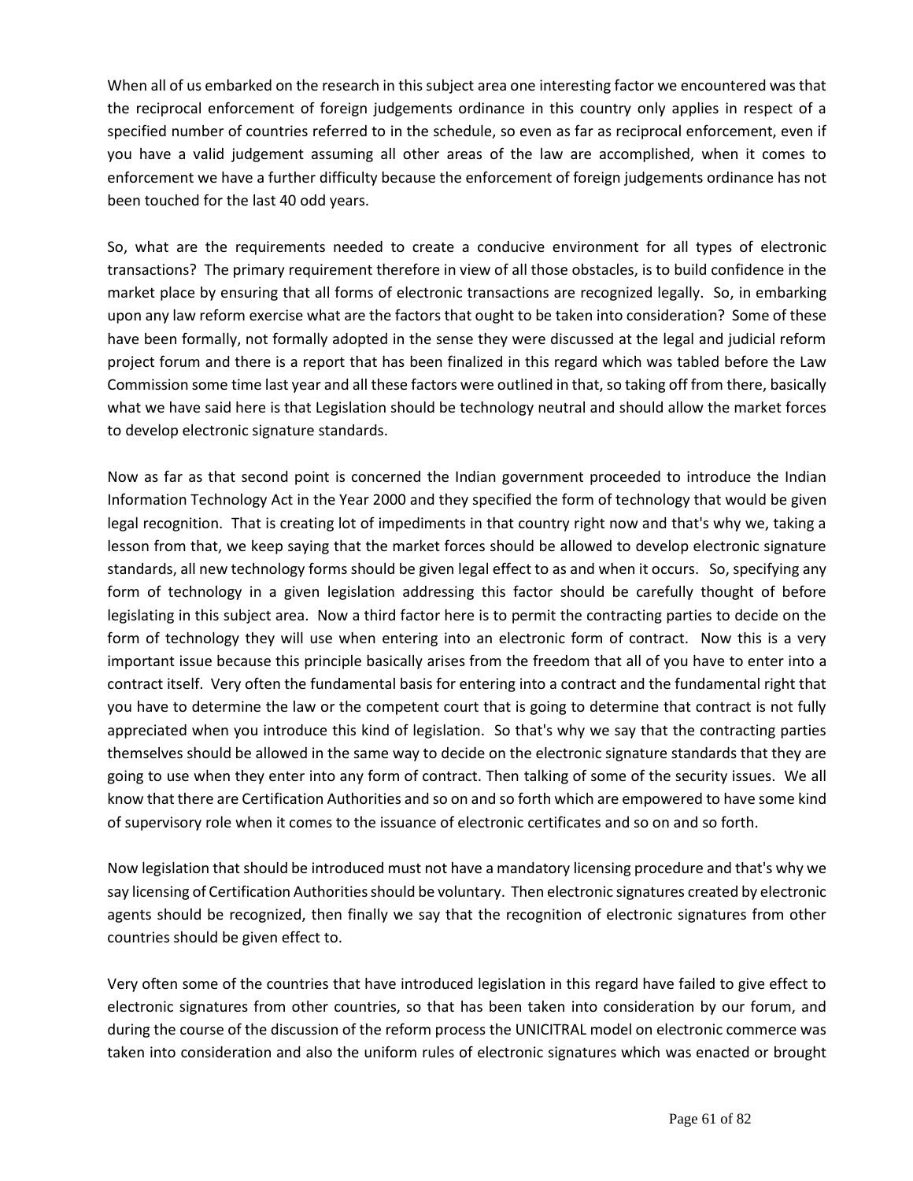When all of us embarked on the research in this subject area one interesting factor we encountered was that the reciprocal enforcement of foreign judgements ordinance in this country only applies in respect of a specified number of countries referred to in the schedule, so even as far as reciprocal enforcement, even if you have a valid judgement assuming all other areas of the law are accomplished, when it comes to enforcement we have a further difficulty because the enforcement of foreign judgements ordinance has not been touched for the last 40 odd years.

So, what are the requirements needed to create a conducive environment for all types of electronic transactions? The primary requirement therefore in view of all those obstacles, is to build confidence in the market place by ensuring that all forms of electronic transactions are recognized legally. So, in embarking upon any law reform exercise what are the factors that ought to be taken into consideration? Some of these have been formally, not formally adopted in the sense they were discussed at the legal and judicial reform project forum and there is a report that has been finalized in this regard which was tabled before the Law Commission some time last year and all these factors were outlined in that, so taking off from there, basically what we have said here is that Legislation should be technology neutral and should allow the market forces to develop electronic signature standards.

Now as far as that second point is concerned the Indian government proceeded to introduce the Indian Information Technology Act in the Year 2000 and they specified the form of technology that would be given legal recognition. That is creating lot of impediments in that country right now and that's why we, taking a lesson from that, we keep saying that the market forces should be allowed to develop electronic signature standards, all new technology forms should be given legal effect to as and when it occurs. So, specifying any form of technology in a given legislation addressing this factor should be carefully thought of before legislating in this subject area. Now a third factor here is to permit the contracting parties to decide on the form of technology they will use when entering into an electronic form of contract. Now this is a very important issue because this principle basically arises from the freedom that all of you have to enter into a contract itself. Very often the fundamental basis for entering into a contract and the fundamental right that you have to determine the law or the competent court that is going to determine that contract is not fully appreciated when you introduce this kind of legislation. So that's why we say that the contracting parties themselves should be allowed in the same way to decide on the electronic signature standards that they are going to use when they enter into any form of contract. Then talking of some of the security issues. We all know that there are Certification Authorities and so on and so forth which are empowered to have some kind of supervisory role when it comes to the issuance of electronic certificates and so on and so forth.

Now legislation that should be introduced must not have a mandatory licensing procedure and that's why we say licensing of Certification Authorities should be voluntary. Then electronic signatures created by electronic agents should be recognized, then finally we say that the recognition of electronic signatures from other countries should be given effect to.

Very often some of the countries that have introduced legislation in this regard have failed to give effect to electronic signatures from other countries, so that has been taken into consideration by our forum, and during the course of the discussion of the reform process the UNICITRAL model on electronic commerce was taken into consideration and also the uniform rules of electronic signatures which was enacted or brought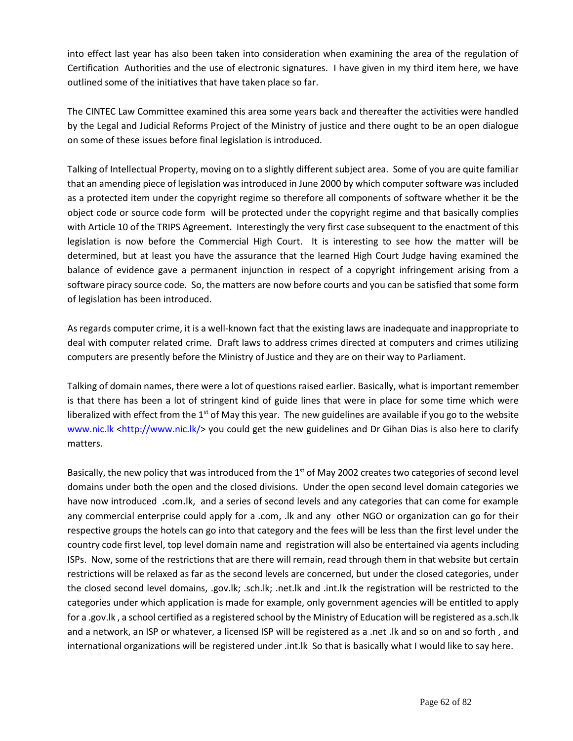into effect last year has also been taken into consideration when examining the area of the regulation of Certification Authorities and the use of electronic signatures. I have given in my third item here, we have outlined some of the initiatives that have taken place so far.

The CINTEC Law Committee examined this area some years back and thereafter the activities were handled by the Legal and Judicial Reforms Project of the Ministry of justice and there ought to be an open dialogue on some of these issues before final legislation is introduced.

Talking of Intellectual Property, moving on to a slightly different subject area. Some of you are quite familiar that an amending piece of legislation was introduced in June 2000 by which computer software was included as a protected item under the copyright regime so therefore all components of software whether it be the object code or source code form will be protected under the copyright regime and that basically complies with Article 10 of the TRIPS Agreement. Interestingly the very first case subsequent to the enactment of this legislation is now before the Commercial High Court. It is interesting to see how the matter will be determined, but at least you have the assurance that the learned High Court Judge having examined the balance of evidence gave a permanent injunction in respect of a copyright infringement arising from a software piracy source code. So, the matters are now before courts and you can be satisfied that some form of legislation has been introduced.

As regards computer crime, it is a well-known fact that the existing laws are inadequate and inappropriate to deal with computer related crime. Draft laws to address crimes directed at computers and crimes utilizing computers are presently before the Ministry of Justice and they are on their way to Parliament.

Talking of domain names, there were a lot of questions raised earlier. Basically, what is important remember is that there has been a lot of stringent kind of guide lines that were in place for some time which were liberalized with effect from the 1st of May this year. The new guidelines are available if you go to the website www.nic.lk <http://www.nic.lk/> you could get the new guidelines and Dr Gihan Dias is also here to clarify matters.

Basically, the new policy that was introduced from the 1st of May 2002 creates two categories of second level domains under both the open and the closed divisions. Under the open second level domain categories we have now introduced **.**com**.**lk, and a series of second levels and any categories that can come for example any commercial enterprise could apply for a .com, .lk and any other NGO or organization can go for their respective groups the hotels can go into that category and the fees will be less than the first level under the country code first level, top level domain name and registration will also be entertained via agents including ISPs. Now, some of the restrictions that are there will remain, read through them in that website but certain restrictions will be relaxed as far as the second levels are concerned, but under the closed categories, under the closed second level domains, .gov.lk; .sch.lk; .net.lk and .int.lk the registration will be restricted to the categories under which application is made for example, only government agencies will be entitled to apply for a .gov.lk , a school certified as a registered school by the Ministry of Education will be registered as a.sch.lk and a network, an ISP or whatever, a licensed ISP will be registered as a .net .lk and so on and so forth , and international organizations will be registered under .int.lk So that is basically what I would like to say here.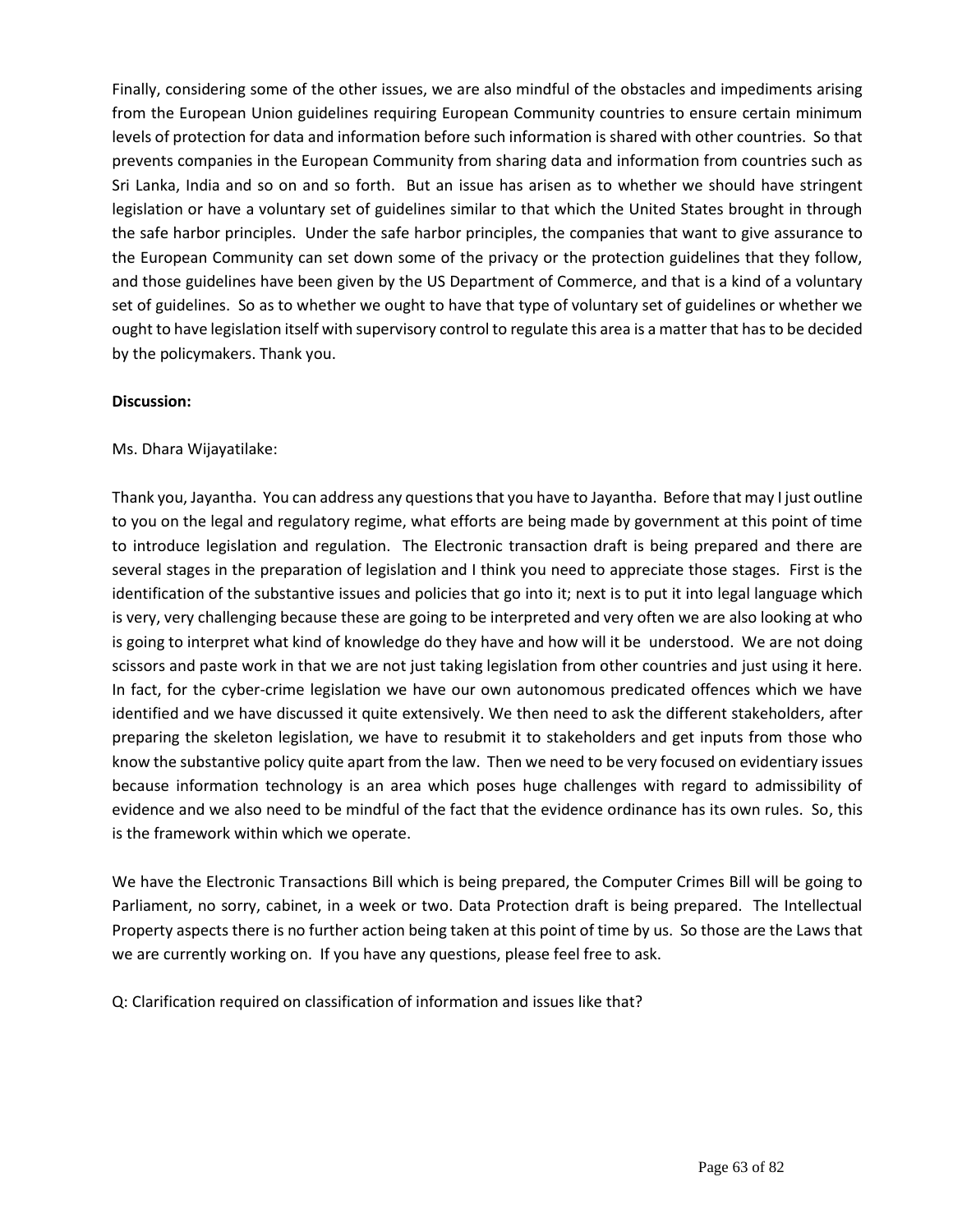Finally, considering some of the other issues, we are also mindful of the obstacles and impediments arising from the European Union guidelines requiring European Community countries to ensure certain minimum levels of protection for data and information before such information is shared with other countries. So that prevents companies in the European Community from sharing data and information from countries such as Sri Lanka, India and so on and so forth. But an issue has arisen as to whether we should have stringent legislation or have a voluntary set of guidelines similar to that which the United States brought in through the safe harbor principles. Under the safe harbor principles, the companies that want to give assurance to the European Community can set down some of the privacy or the protection guidelines that they follow, and those guidelines have been given by the US Department of Commerce, and that is a kind of a voluntary set of guidelines. So as to whether we ought to have that type of voluntary set of guidelines or whether we ought to have legislation itself with supervisory control to regulate this area is a matter that has to be decided by the policymakers. Thank you.

**Discussion:**

Ms. Dhara Wijayatilake:

Thank you, Jayantha. You can address any questions that you have to Jayantha. Before that may I just outline to you on the legal and regulatory regime, what efforts are being made by government at this point of time to introduce legislation and regulation. The Electronic transaction draft is being prepared and there are several stages in the preparation of legislation and I think you need to appreciate those stages. First is the identification of the substantive issues and policies that go into it; next is to put it into legal language which is very, very challenging because these are going to be interpreted and very often we are also looking at who is going to interpret what kind of knowledge do they have and how will it be understood. We are not doing scissors and paste work in that we are not just taking legislation from other countries and just using it here. In fact, for the cyber-crime legislation we have our own autonomous predicated offences which we have identified and we have discussed it quite extensively. We then need to ask the different stakeholders, after preparing the skeleton legislation, we have to resubmit it to stakeholders and get inputs from those who know the substantive policy quite apart from the law. Then we need to be very focused on evidentiary issues because information technology is an area which poses huge challenges with regard to admissibility of evidence and we also need to be mindful of the fact that the evidence ordinance has its own rules. So, this is the framework within which we operate.

We have the Electronic Transactions Bill which is being prepared, the Computer Crimes Bill will be going to Parliament, no sorry, cabinet, in a week or two. Data Protection draft is being prepared. The Intellectual Property aspects there is no further action being taken at this point of time by us. So those are the Laws that we are currently working on. If you have any questions, please feel free to ask.

Q: Clarification required on classification of information and issues like that?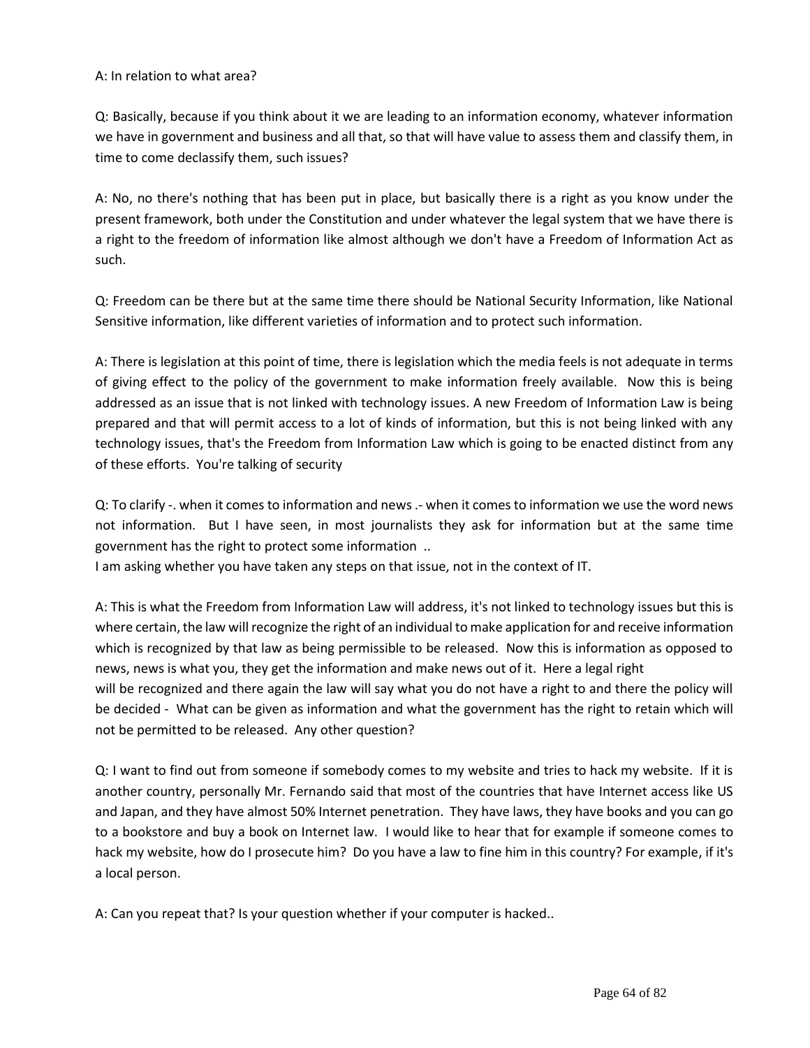A: In relation to what area?

Q: Basically, because if you think about it we are leading to an information economy, whatever information we have in government and business and all that, so that will have value to assess them and classify them, in time to come declassify them, such issues?

A: No, no there's nothing that has been put in place, but basically there is a right as you know under the present framework, both under the Constitution and under whatever the legal system that we have there is a right to the freedom of information like almost although we don't have a Freedom of Information Act as such.

Q: Freedom can be there but at the same time there should be National Security Information, like National Sensitive information, like different varieties of information and to protect such information.

A: There is legislation at this point of time, there is legislation which the media feels is not adequate in terms of giving effect to the policy of the government to make information freely available. Now this is being addressed as an issue that is not linked with technology issues. A new Freedom of Information Law is being prepared and that will permit access to a lot of kinds of information, but this is not being linked with any technology issues, that's the Freedom from Information Law which is going to be enacted distinct from any of these efforts. You're talking of security

Q: To clarify -. when it comes to information and news .- when it comes to information we use the word news not information. But I have seen, in most journalists they ask for information but at the same time government has the right to protect some information ..
I am asking whether you have taken any steps on that issue, not in the context of IT.

A: This is what the Freedom from Information Law will address, it's not linked to technology issues but this is where certain, the law will recognize the right of an individual to make application for and receive information which is recognized by that law as being permissible to be released. Now this is information as opposed to news, news is what you, they get the information and make news out of it. Here a legal right
will be recognized and there again the law will say what you do not have a right to and there the policy will be decided - What can be given as information and what the government has the right to retain which will not be permitted to be released. Any other question?

Q: I want to find out from someone if somebody comes to my website and tries to hack my website. If it is another country, personally Mr. Fernando said that most of the countries that have Internet access like US and Japan, and they have almost 50% Internet penetration. They have laws, they have books and you can go to a bookstore and buy a book on Internet law. I would like to hear that for example if someone comes to hack my website, how do I prosecute him? Do you have a law to fine him in this country? For example, if it's a local person.

A: Can you repeat that? Is your question whether if your computer is hacked..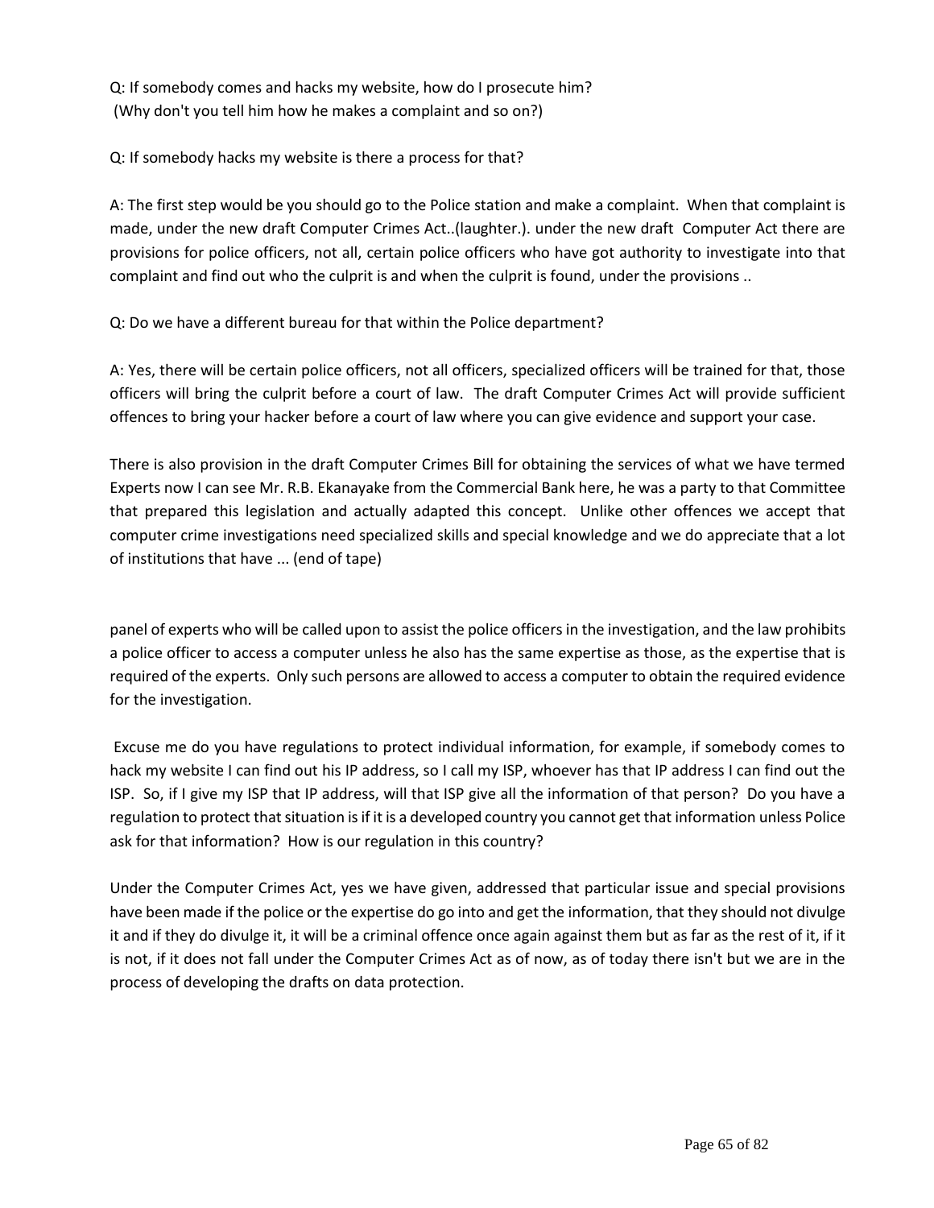Q: If somebody comes and hacks my website, how do I prosecute him?
(Why don't you tell him how he makes a complaint and so on?)

Q: If somebody hacks my website is there a process for that?

A: The first step would be you should go to the Police station and make a complaint. When that complaint is made, under the new draft Computer Crimes Act..(laughter.). under the new draft Computer Act there are provisions for police officers, not all, certain police officers who have got authority to investigate into that complaint and find out who the culprit is and when the culprit is found, under the provisions ..

Q: Do we have a different bureau for that within the Police department?

A: Yes, there will be certain police officers, not all officers, specialized officers will be trained for that, those officers will bring the culprit before a court of law. The draft Computer Crimes Act will provide sufficient offences to bring your hacker before a court of law where you can give evidence and support your case.

There is also provision in the draft Computer Crimes Bill for obtaining the services of what we have termed Experts now I can see Mr. R.B. Ekanayake from the Commercial Bank here, he was a party to that Committee that prepared this legislation and actually adapted this concept. Unlike other offences we accept that computer crime investigations need specialized skills and special knowledge and we do appreciate that a lot of institutions that have ... (end of tape)

panel of experts who will be called upon to assist the police officers in the investigation, and the law prohibits a police officer to access a computer unless he also has the same expertise as those, as the expertise that is required of the experts. Only such persons are allowed to access a computer to obtain the required evidence for the investigation.

Excuse me do you have regulations to protect individual information, for example, if somebody comes to hack my website I can find out his IP address, so I call my ISP, whoever has that IP address I can find out the ISP. So, if I give my ISP that IP address, will that ISP give all the information of that person? Do you have a regulation to protect that situation is if it is a developed country you cannot get that information unless Police ask for that information? How is our regulation in this country?

Under the Computer Crimes Act, yes we have given, addressed that particular issue and special provisions have been made if the police or the expertise do go into and get the information, that they should not divulge it and if they do divulge it, it will be a criminal offence once again against them but as far as the rest of it, if it is not, if it does not fall under the Computer Crimes Act as of now, as of today there isn't but we are in the process of developing the drafts on data protection.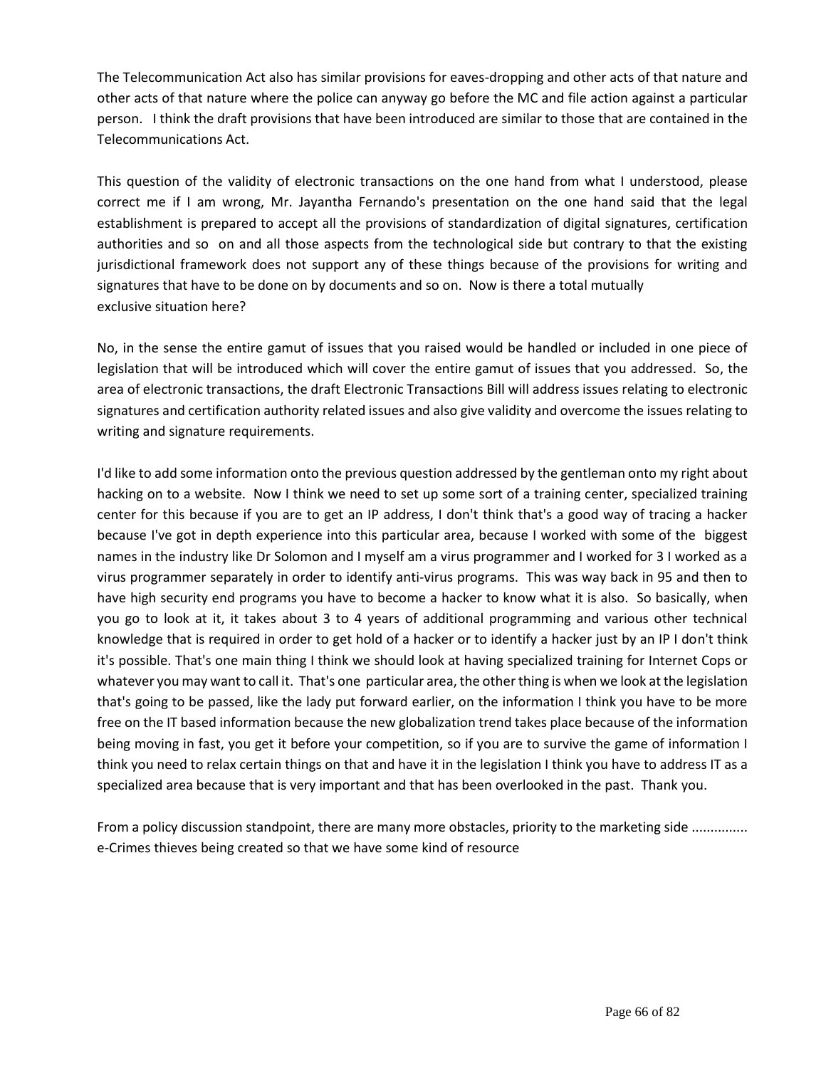The Telecommunication Act also has similar provisions for eaves-dropping and other acts of that nature and other acts of that nature where the police can anyway go before the MC and file action against a particular person. I think the draft provisions that have been introduced are similar to those that are contained in the Telecommunications Act.

This question of the validity of electronic transactions on the one hand from what I understood, please correct me if I am wrong, Mr. Jayantha Fernando's presentation on the one hand said that the legal establishment is prepared to accept all the provisions of standardization of digital signatures, certification authorities and so on and all those aspects from the technological side but contrary to that the existing jurisdictional framework does not support any of these things because of the provisions for writing and signatures that have to be done on by documents and so on. Now is there a total mutually exclusive situation here?

No, in the sense the entire gamut of issues that you raised would be handled or included in one piece of legislation that will be introduced which will cover the entire gamut of issues that you addressed. So, the area of electronic transactions, the draft Electronic Transactions Bill will address issues relating to electronic signatures and certification authority related issues and also give validity and overcome the issues relating to writing and signature requirements.

I'd like to add some information onto the previous question addressed by the gentleman onto my right about hacking on to a website. Now I think we need to set up some sort of a training center, specialized training center for this because if you are to get an IP address, I don't think that's a good way of tracing a hacker because I've got in depth experience into this particular area, because I worked with some of the biggest names in the industry like Dr Solomon and I myself am a virus programmer and I worked for 3 I worked as a virus programmer separately in order to identify anti-virus programs. This was way back in 95 and then to have high security end programs you have to become a hacker to know what it is also. So basically, when you go to look at it, it takes about 3 to 4 years of additional programming and various other technical knowledge that is required in order to get hold of a hacker or to identify a hacker just by an IP I don't think it's possible. That's one main thing I think we should look at having specialized training for Internet Cops or whatever you may want to call it. That's one particular area, the other thing is when we look at the legislation that's going to be passed, like the lady put forward earlier, on the information I think you have to be more free on the IT based information because the new globalization trend takes place because of the information being moving in fast, you get it before your competition, so if you are to survive the game of information I think you need to relax certain things on that and have it in the legislation I think you have to address IT as a specialized area because that is very important and that has been overlooked in the past. Thank you.

From a policy discussion standpoint, there are many more obstacles, priority to the marketing side ............... e-Crimes thieves being created so that we have some kind of resource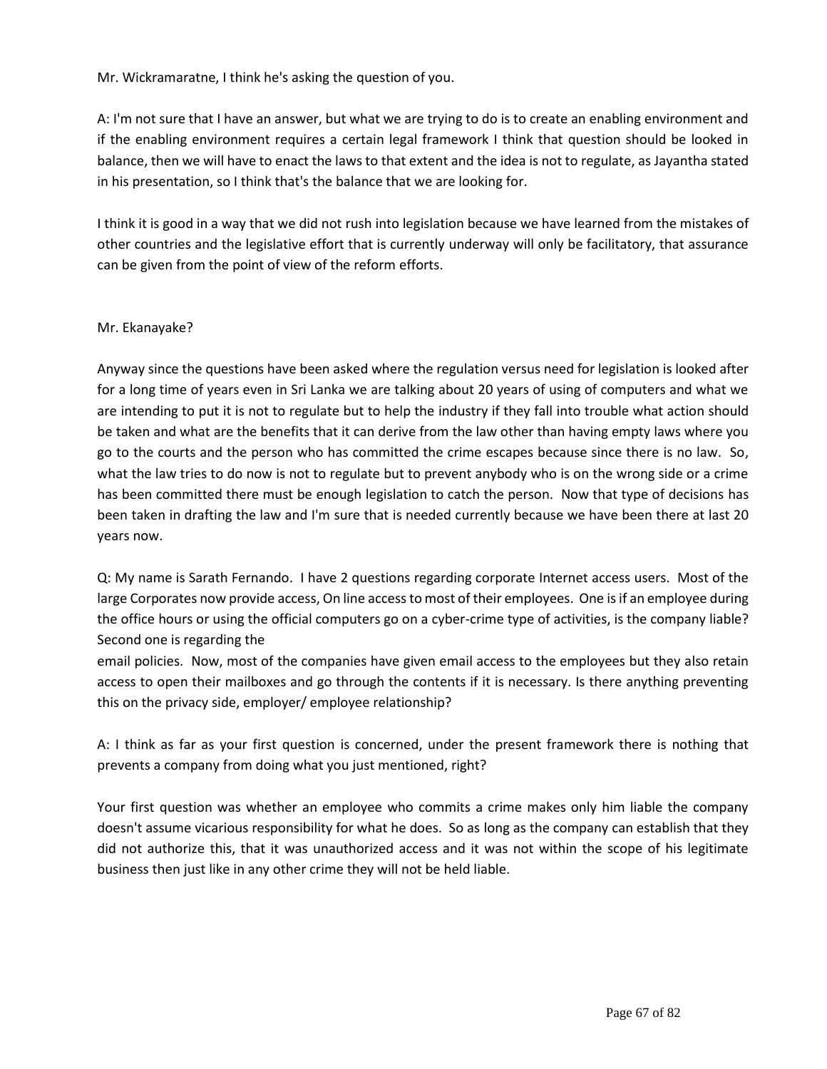Mr. Wickramaratne, I think he's asking the question of you.

A: I'm not sure that I have an answer, but what we are trying to do is to create an enabling environment and if the enabling environment requires a certain legal framework I think that question should be looked in balance, then we will have to enact the laws to that extent and the idea is not to regulate, as Jayantha stated in his presentation, so I think that's the balance that we are looking for.

I think it is good in a way that we did not rush into legislation because we have learned from the mistakes of other countries and the legislative effort that is currently underway will only be facilitatory, that assurance can be given from the point of view of the reform efforts.

Mr. Ekanayake?

Anyway since the questions have been asked where the regulation versus need for legislation is looked after for a long time of years even in Sri Lanka we are talking about 20 years of using of computers and what we are intending to put it is not to regulate but to help the industry if they fall into trouble what action should be taken and what are the benefits that it can derive from the law other than having empty laws where you go to the courts and the person who has committed the crime escapes because since there is no law. So, what the law tries to do now is not to regulate but to prevent anybody who is on the wrong side or a crime has been committed there must be enough legislation to catch the person. Now that type of decisions has been taken in drafting the law and I'm sure that is needed currently because we have been there at last 20 years now.

Q: My name is Sarath Fernando. I have 2 questions regarding corporate Internet access users. Most of the large Corporates now provide access, On line access to most of their employees. One is if an employee during the office hours or using the official computers go on a cyber-crime type of activities, is the company liable? Second one is regarding the email policies. Now, most of the companies have given email access to the employees but they also retain access to open their mailboxes and go through the contents if it is necessary. Is there anything preventing this on the privacy side, employer/ employee relationship?

A: I think as far as your first question is concerned, under the present framework there is nothing that prevents a company from doing what you just mentioned, right?

Your first question was whether an employee who commits a crime makes only him liable the company doesn't assume vicarious responsibility for what he does. So as long as the company can establish that they did not authorize this, that it was unauthorized access and it was not within the scope of his legitimate business then just like in any other crime they will not be held liable.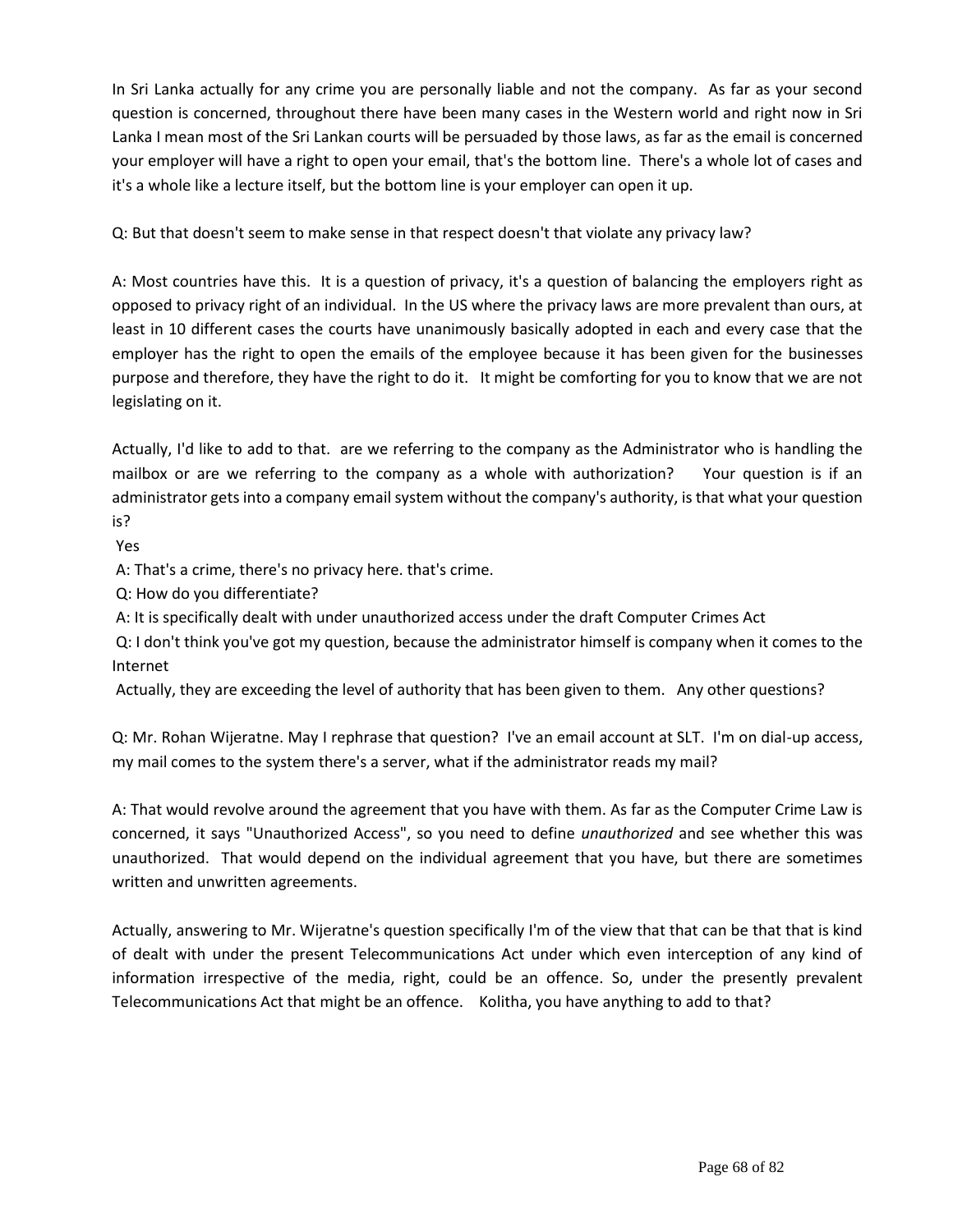In Sri Lanka actually for any crime you are personally liable and not the company. As far as your second question is concerned, throughout there have been many cases in the Western world and right now in Sri Lanka I mean most of the Sri Lankan courts will be persuaded by those laws, as far as the email is concerned your employer will have a right to open your email, that's the bottom line. There's a whole lot of cases and it's a whole like a lecture itself, but the bottom line is your employer can open it up.

Q: But that doesn't seem to make sense in that respect doesn't that violate any privacy law?

A: Most countries have this. It is a question of privacy, it's a question of balancing the employers right as opposed to privacy right of an individual. In the US where the privacy laws are more prevalent than ours, at least in 10 different cases the courts have unanimously basically adopted in each and every case that the employer has the right to open the emails of the employee because it has been given for the businesses purpose and therefore, they have the right to do it. It might be comforting for you to know that we are not legislating on it.

Actually, I'd like to add to that. are we referring to the company as the Administrator who is handling the mailbox or are we referring to the company as a whole with authorization? Your question is if an administrator gets into a company email system without the company's authority, is that what your question is?

Yes

A: That's a crime, there's no privacy here. that's crime.

Q: How do you differentiate?

A: It is specifically dealt with under unauthorized access under the draft Computer Crimes Act

Q: I don't think you've got my question, because the administrator himself is company when it comes to the Internet

Actually, they are exceeding the level of authority that has been given to them. Any other questions?

Q: Mr. Rohan Wijeratne. May I rephrase that question? I've an email account at SLT. I'm on dial-up access, my mail comes to the system there's a server, what if the administrator reads my mail?

A: That would revolve around the agreement that you have with them. As far as the Computer Crime Law is concerned, it says "Unauthorized Access", so you need to define *unauthorized* and see whether this was unauthorized. That would depend on the individual agreement that you have, but there are sometimes written and unwritten agreements.

Actually, answering to Mr. Wijeratne's question specifically I'm of the view that that can be that that is kind of dealt with under the present Telecommunications Act under which even interception of any kind of information irrespective of the media, right, could be an offence. So, under the presently prevalent Telecommunications Act that might be an offence. Kolitha, you have anything to add to that?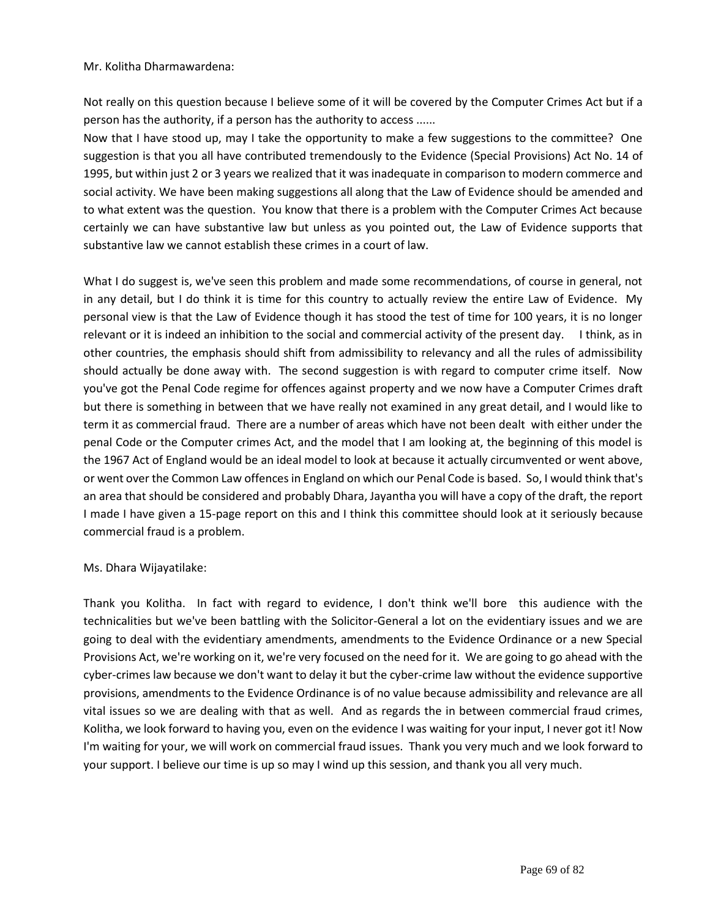Mr. Kolitha Dharmawardena:

Not really on this question because I believe some of it will be covered by the Computer Crimes Act but if a person has the authority, if a person has the authority to access ......

Now that I have stood up, may I take the opportunity to make a few suggestions to the committee? One suggestion is that you all have contributed tremendously to the Evidence (Special Provisions) Act No. 14 of 1995, but within just 2 or 3 years we realized that it was inadequate in comparison to modern commerce and social activity. We have been making suggestions all along that the Law of Evidence should be amended and to what extent was the question. You know that there is a problem with the Computer Crimes Act because certainly we can have substantive law but unless as you pointed out, the Law of Evidence supports that substantive law we cannot establish these crimes in a court of law.

What I do suggest is, we've seen this problem and made some recommendations, of course in general, not in any detail, but I do think it is time for this country to actually review the entire Law of Evidence. My personal view is that the Law of Evidence though it has stood the test of time for 100 years, it is no longer relevant or it is indeed an inhibition to the social and commercial activity of the present day. I think, as in other countries, the emphasis should shift from admissibility to relevancy and all the rules of admissibility should actually be done away with. The second suggestion is with regard to computer crime itself. Now you've got the Penal Code regime for offences against property and we now have a Computer Crimes draft but there is something in between that we have really not examined in any great detail, and I would like to term it as commercial fraud. There are a number of areas which have not been dealt with either under the penal Code or the Computer crimes Act, and the model that I am looking at, the beginning of this model is the 1967 Act of England would be an ideal model to look at because it actually circumvented or went above, or went over the Common Law offences in England on which our Penal Code is based. So, I would think that's an area that should be considered and probably Dhara, Jayantha you will have a copy of the draft, the report I made I have given a 15-page report on this and I think this committee should look at it seriously because commercial fraud is a problem.

Ms. Dhara Wijayatilake:

Thank you Kolitha. In fact with regard to evidence, I don't think we'll bore this audience with the technicalities but we've been battling with the Solicitor-General a lot on the evidentiary issues and we are going to deal with the evidentiary amendments, amendments to the Evidence Ordinance or a new Special Provisions Act, we're working on it, we're very focused on the need for it. We are going to go ahead with the cyber-crimes law because we don't want to delay it but the cyber-crime law without the evidence supportive provisions, amendments to the Evidence Ordinance is of no value because admissibility and relevance are all vital issues so we are dealing with that as well. And as regards the in between commercial fraud crimes, Kolitha, we look forward to having you, even on the evidence I was waiting for your input, I never got it! Now I'm waiting for your, we will work on commercial fraud issues. Thank you very much and we look forward to your support. I believe our time is up so may I wind up this session, and thank you all very much.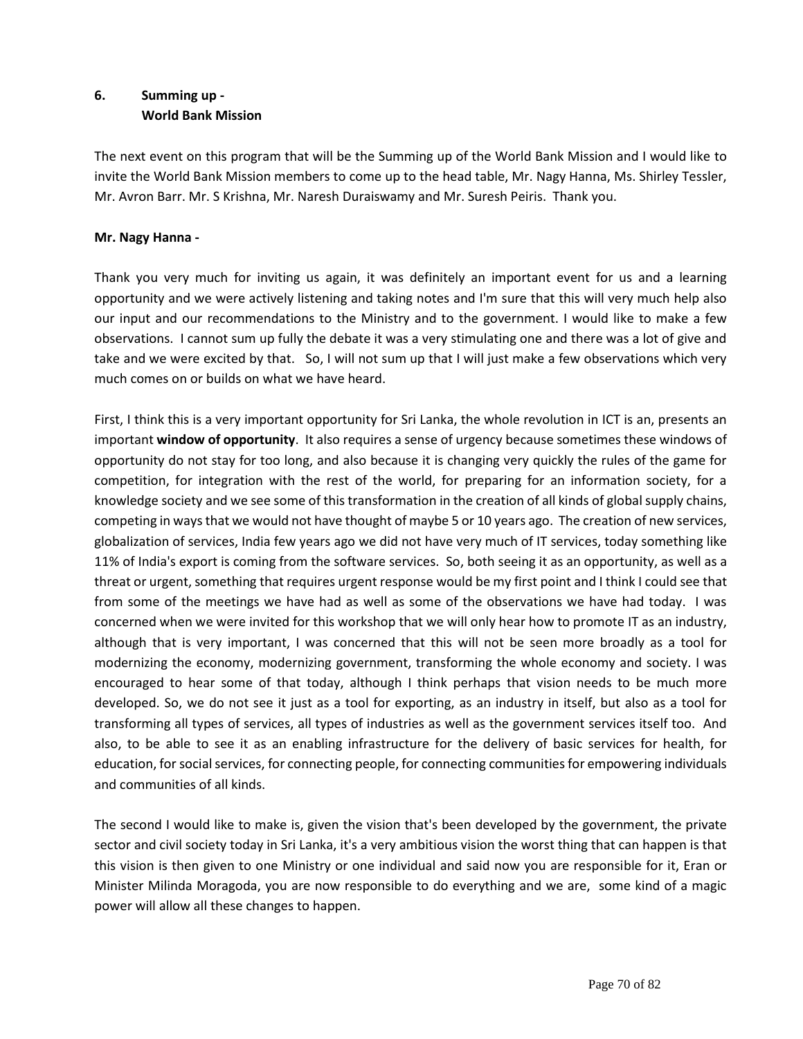## 6. Summing up - World Bank Mission

The next event on this program that will be the Summing up of the World Bank Mission and I would like to invite the World Bank Mission members to come up to the head table, Mr. Nagy Hanna, Ms. Shirley Tessler, Mr. Avron Barr. Mr. S Krishna, Mr. Naresh Duraiswamy and Mr. Suresh Peiris. Thank you.

**Mr. Nagy Hanna -**

Thank you very much for inviting us again, it was definitely an important event for us and a learning opportunity and we were actively listening and taking notes and I'm sure that this will very much help also our input and our recommendations to the Ministry and to the government. I would like to make a few observations. I cannot sum up fully the debate it was a very stimulating one and there was a lot of give and take and we were excited by that. So, I will not sum up that I will just make a few observations which very much comes on or builds on what we have heard.

First, I think this is a very important opportunity for Sri Lanka, the whole revolution in ICT is an, presents an important **window of opportunity**. It also requires a sense of urgency because sometimes these windows of opportunity do not stay for too long, and also because it is changing very quickly the rules of the game for competition, for integration with the rest of the world, for preparing for an information society, for a knowledge society and we see some of this transformation in the creation of all kinds of global supply chains, competing in ways that we would not have thought of maybe 5 or 10 years ago. The creation of new services, globalization of services, India few years ago we did not have very much of IT services, today something like 11% of India's export is coming from the software services. So, both seeing it as an opportunity, as well as a threat or urgent, something that requires urgent response would be my first point and I think I could see that from some of the meetings we have had as well as some of the observations we have had today. I was concerned when we were invited for this workshop that we will only hear how to promote IT as an industry, although that is very important, I was concerned that this will not be seen more broadly as a tool for modernizing the economy, modernizing government, transforming the whole economy and society. I was encouraged to hear some of that today, although I think perhaps that vision needs to be much more developed. So, we do not see it just as a tool for exporting, as an industry in itself, but also as a tool for transforming all types of services, all types of industries as well as the government services itself too. And also, to be able to see it as an enabling infrastructure for the delivery of basic services for health, for education, for social services, for connecting people, for connecting communities for empowering individuals and communities of all kinds.

The second I would like to make is, given the vision that's been developed by the government, the private sector and civil society today in Sri Lanka, it's a very ambitious vision the worst thing that can happen is that this vision is then given to one Ministry or one individual and said now you are responsible for it, Eran or Minister Milinda Moragoda, you are now responsible to do everything and we are, some kind of a magic power will allow all these changes to happen.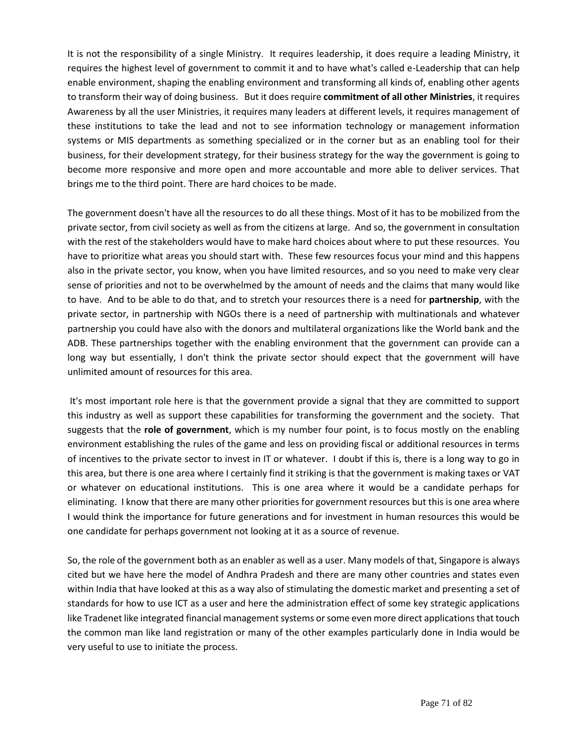It is not the responsibility of a single Ministry. It requires leadership, it does require a leading Ministry, it requires the highest level of government to commit it and to have what's called e-Leadership that can help enable environment, shaping the enabling environment and transforming all kinds of, enabling other agents to transform their way of doing business. But it does require **commitment of all other Ministries**, it requires Awareness by all the user Ministries, it requires many leaders at different levels, it requires management of these institutions to take the lead and not to see information technology or management information systems or MIS departments as something specialized or in the corner but as an enabling tool for their business, for their development strategy, for their business strategy for the way the government is going to become more responsive and more open and more accountable and more able to deliver services. That brings me to the third point. There are hard choices to be made.

The government doesn't have all the resources to do all these things. Most of it has to be mobilized from the private sector, from civil society as well as from the citizens at large. And so, the government in consultation with the rest of the stakeholders would have to make hard choices about where to put these resources. You have to prioritize what areas you should start with. These few resources focus your mind and this happens also in the private sector, you know, when you have limited resources, and so you need to make very clear sense of priorities and not to be overwhelmed by the amount of needs and the claims that many would like to have. And to be able to do that, and to stretch your resources there is a need for **partnership**, with the private sector, in partnership with NGOs there is a need of partnership with multinationals and whatever partnership you could have also with the donors and multilateral organizations like the World bank and the ADB. These partnerships together with the enabling environment that the government can provide can a long way but essentially, I don't think the private sector should expect that the government will have unlimited amount of resources for this area.

It's most important role here is that the government provide a signal that they are committed to support this industry as well as support these capabilities for transforming the government and the society. That suggests that the **role of government**, which is my number four point, is to focus mostly on the enabling environment establishing the rules of the game and less on providing fiscal or additional resources in terms of incentives to the private sector to invest in IT or whatever. I doubt if this is, there is a long way to go in this area, but there is one area where I certainly find it striking is that the government is making taxes or VAT or whatever on educational institutions. This is one area where it would be a candidate perhaps for eliminating. I know that there are many other priorities for government resources but this is one area where I would think the importance for future generations and for investment in human resources this would be one candidate for perhaps government not looking at it as a source of revenue.

So, the role of the government both as an enabler as well as a user. Many models of that, Singapore is always cited but we have here the model of Andhra Pradesh and there are many other countries and states even within India that have looked at this as a way also of stimulating the domestic market and presenting a set of standards for how to use ICT as a user and here the administration effect of some key strategic applications like Tradenet like integrated financial management systems or some even more direct applications that touch the common man like land registration or many of the other examples particularly done in India would be very useful to use to initiate the process.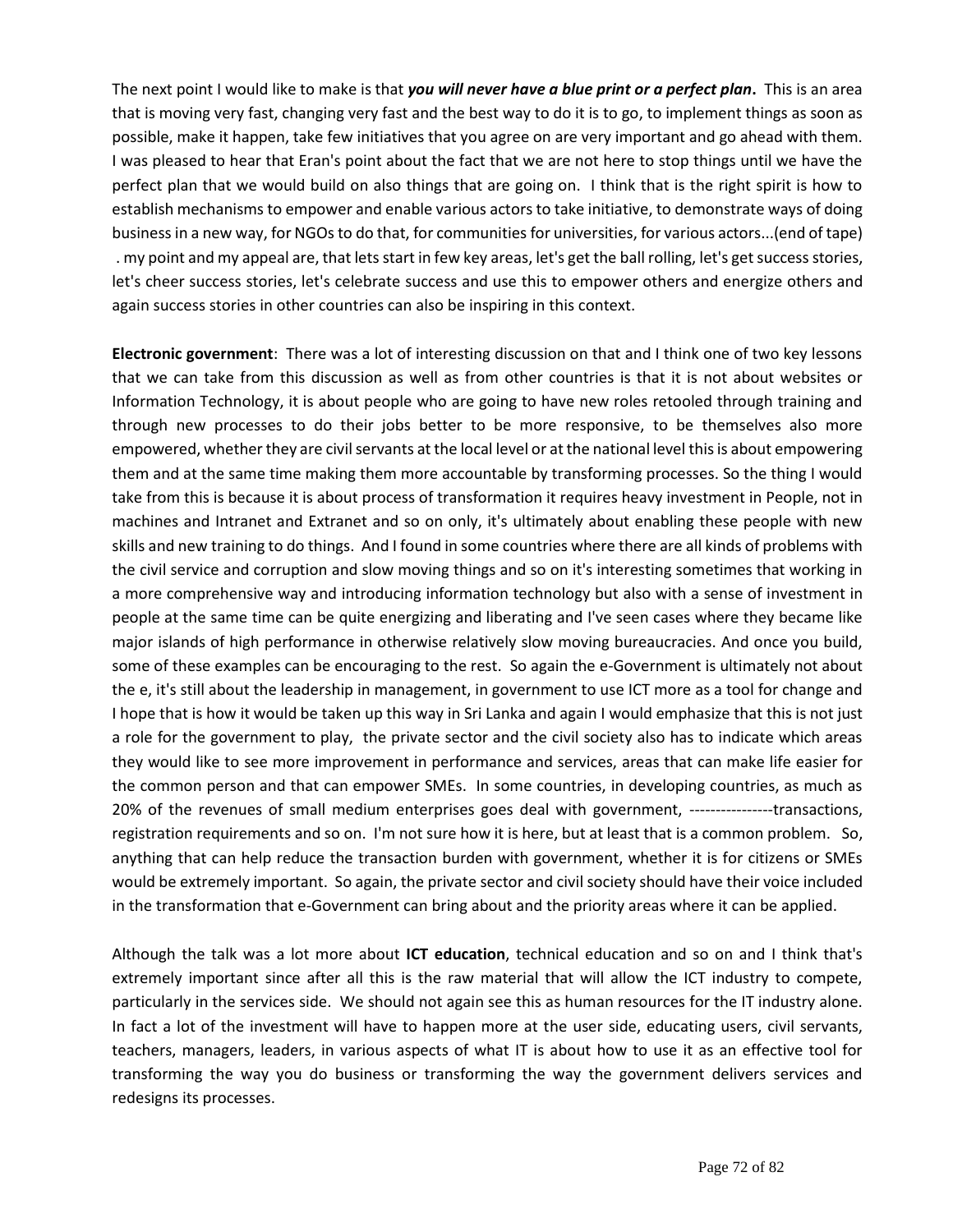The next point I would like to make is that ***you will never have a blue print or a perfect plan.*** This is an area that is moving very fast, changing very fast and the best way to do it is to go, to implement things as soon as possible, make it happen, take few initiatives that you agree on are very important and go ahead with them. I was pleased to hear that Eran's point about the fact that we are not here to stop things until we have the perfect plan that we would build on also things that are going on. I think that is the right spirit is how to establish mechanisms to empower and enable various actors to take initiative, to demonstrate ways of doing business in a new way, for NGOs to do that, for communities for universities, for various actors...(end of tape) . my point and my appeal are, that lets start in few key areas, let's get the ball rolling, let's get success stories, let's cheer success stories, let's celebrate success and use this to empower others and energize others and again success stories in other countries can also be inspiring in this context.

**Electronic government**: There was a lot of interesting discussion on that and I think one of two key lessons that we can take from this discussion as well as from other countries is that it is not about websites or Information Technology, it is about people who are going to have new roles retooled through training and through new processes to do their jobs better to be more responsive, to be themselves also more empowered, whether they are civil servants at the local level or at the national level this is about empowering them and at the same time making them more accountable by transforming processes. So the thing I would take from this is because it is about process of transformation it requires heavy investment in People, not in machines and Intranet and Extranet and so on only, it's ultimately about enabling these people with new skills and new training to do things. And I found in some countries where there are all kinds of problems with the civil service and corruption and slow moving things and so on it's interesting sometimes that working in a more comprehensive way and introducing information technology but also with a sense of investment in people at the same time can be quite energizing and liberating and I've seen cases where they became like major islands of high performance in otherwise relatively slow moving bureaucracies. And once you build, some of these examples can be encouraging to the rest. So again the e-Government is ultimately not about the e, it's still about the leadership in management, in government to use ICT more as a tool for change and I hope that is how it would be taken up this way in Sri Lanka and again I would emphasize that this is not just a role for the government to play, the private sector and the civil society also has to indicate which areas they would like to see more improvement in performance and services, areas that can make life easier for the common person and that can empower SMEs. In some countries, in developing countries, as much as 20% of the revenues of small medium enterprises goes deal with government, ----------------transactions, registration requirements and so on. I'm not sure how it is here, but at least that is a common problem. So, anything that can help reduce the transaction burden with government, whether it is for citizens or SMEs would be extremely important. So again, the private sector and civil society should have their voice included in the transformation that e-Government can bring about and the priority areas where it can be applied.

Although the talk was a lot more about **ICT education**, technical education and so on and I think that's extremely important since after all this is the raw material that will allow the ICT industry to compete, particularly in the services side. We should not again see this as human resources for the IT industry alone. In fact a lot of the investment will have to happen more at the user side, educating users, civil servants, teachers, managers, leaders, in various aspects of what IT is about how to use it as an effective tool for transforming the way you do business or transforming the way the government delivers services and redesigns its processes.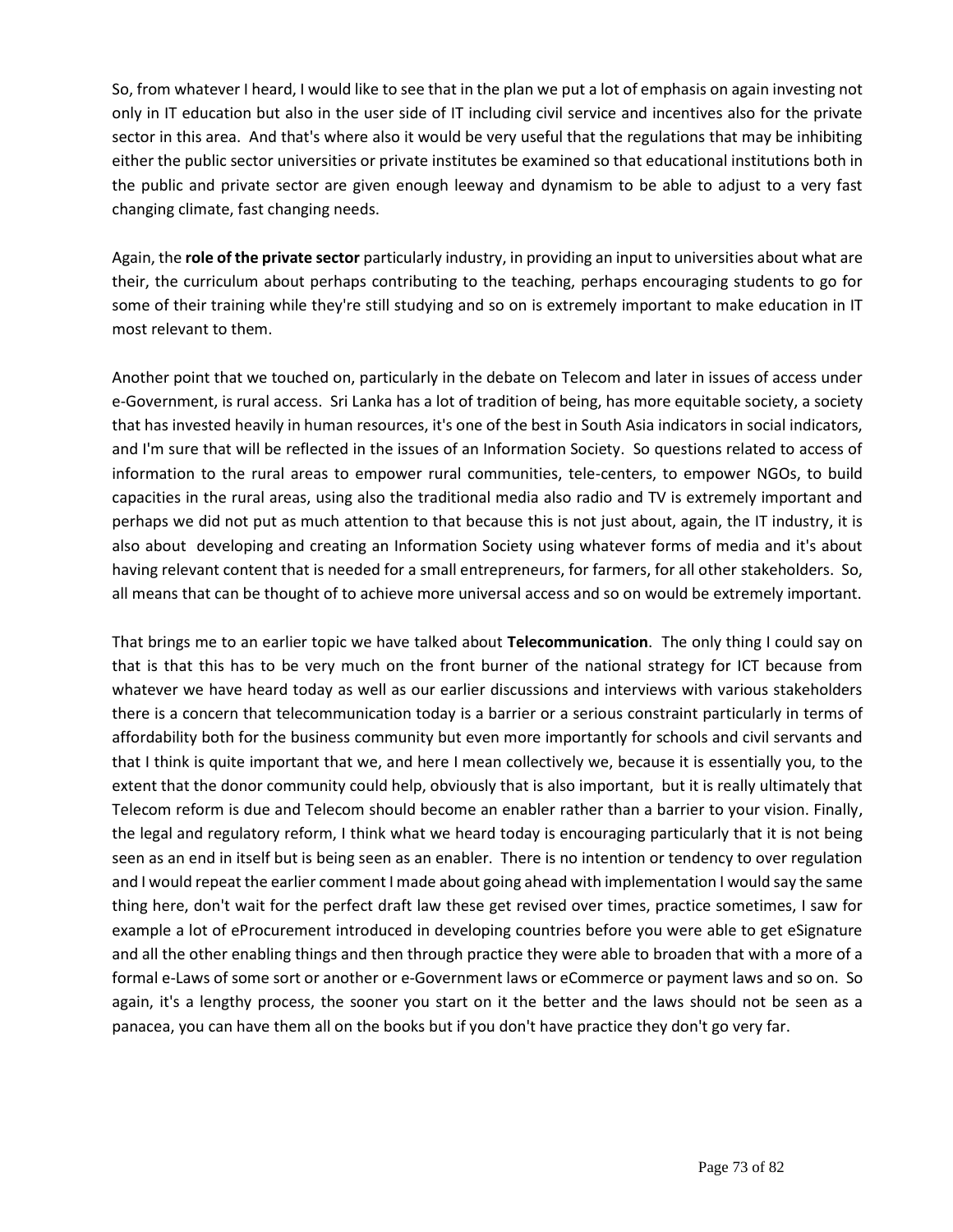So, from whatever I heard, I would like to see that in the plan we put a lot of emphasis on again investing not only in IT education but also in the user side of IT including civil service and incentives also for the private sector in this area. And that's where also it would be very useful that the regulations that may be inhibiting either the public sector universities or private institutes be examined so that educational institutions both in the public and private sector are given enough leeway and dynamism to be able to adjust to a very fast changing climate, fast changing needs.

Again, the **role of the private sector** particularly industry, in providing an input to universities about what are their, the curriculum about perhaps contributing to the teaching, perhaps encouraging students to go for some of their training while they're still studying and so on is extremely important to make education in IT most relevant to them.

Another point that we touched on, particularly in the debate on Telecom and later in issues of access under e-Government, is rural access. Sri Lanka has a lot of tradition of being, has more equitable society, a society that has invested heavily in human resources, it's one of the best in South Asia indicators in social indicators, and I'm sure that will be reflected in the issues of an Information Society. So questions related to access of information to the rural areas to empower rural communities, tele-centers, to empower NGOs, to build capacities in the rural areas, using also the traditional media also radio and TV is extremely important and perhaps we did not put as much attention to that because this is not just about, again, the IT industry, it is also about developing and creating an Information Society using whatever forms of media and it's about having relevant content that is needed for a small entrepreneurs, for farmers, for all other stakeholders. So, all means that can be thought of to achieve more universal access and so on would be extremely important.

That brings me to an earlier topic we have talked about **Telecommunication**. The only thing I could say on that is that this has to be very much on the front burner of the national strategy for ICT because from whatever we have heard today as well as our earlier discussions and interviews with various stakeholders there is a concern that telecommunication today is a barrier or a serious constraint particularly in terms of affordability both for the business community but even more importantly for schools and civil servants and that I think is quite important that we, and here I mean collectively we, because it is essentially you, to the extent that the donor community could help, obviously that is also important, but it is really ultimately that Telecom reform is due and Telecom should become an enabler rather than a barrier to your vision. Finally, the legal and regulatory reform, I think what we heard today is encouraging particularly that it is not being seen as an end in itself but is being seen as an enabler. There is no intention or tendency to over regulation and I would repeat the earlier comment I made about going ahead with implementation I would say the same thing here, don't wait for the perfect draft law these get revised over times, practice sometimes, I saw for example a lot of eProcurement introduced in developing countries before you were able to get eSignature and all the other enabling things and then through practice they were able to broaden that with a more of a formal e-Laws of some sort or another or e-Government laws or eCommerce or payment laws and so on. So again, it's a lengthy process, the sooner you start on it the better and the laws should not be seen as a panacea, you can have them all on the books but if you don't have practice they don't go very far.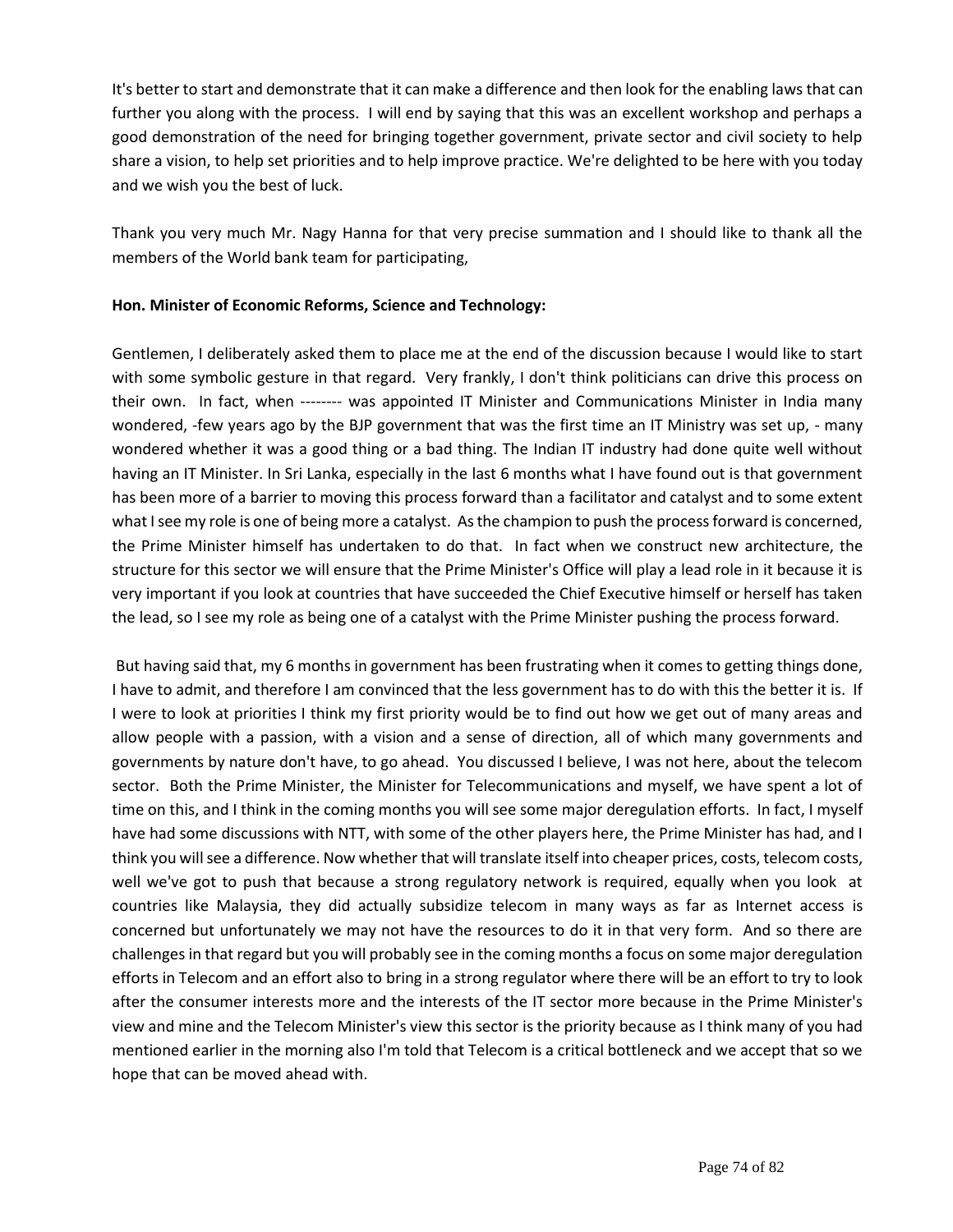It's better to start and demonstrate that it can make a difference and then look for the enabling laws that can further you along with the process. I will end by saying that this was an excellent workshop and perhaps a good demonstration of the need for bringing together government, private sector and civil society to help share a vision, to help set priorities and to help improve practice. We're delighted to be here with you today and we wish you the best of luck.

Thank you very much Mr. Nagy Hanna for that very precise summation and I should like to thank all the members of the World bank team for participating,

**Hon. Minister of Economic Reforms, Science and Technology:**

Gentlemen, I deliberately asked them to place me at the end of the discussion because I would like to start with some symbolic gesture in that regard. Very frankly, I don't think politicians can drive this process on their own. In fact, when -------- was appointed IT Minister and Communications Minister in India many wondered, -few years ago by the BJP government that was the first time an IT Ministry was set up, - many wondered whether it was a good thing or a bad thing. The Indian IT industry had done quite well without having an IT Minister. In Sri Lanka, especially in the last 6 months what I have found out is that government has been more of a barrier to moving this process forward than a facilitator and catalyst and to some extent what I see my role is one of being more a catalyst. As the champion to push the process forward is concerned, the Prime Minister himself has undertaken to do that. In fact when we construct new architecture, the structure for this sector we will ensure that the Prime Minister's Office will play a lead role in it because it is very important if you look at countries that have succeeded the Chief Executive himself or herself has taken the lead, so I see my role as being one of a catalyst with the Prime Minister pushing the process forward.

But having said that, my 6 months in government has been frustrating when it comes to getting things done, I have to admit, and therefore I am convinced that the less government has to do with this the better it is. If I were to look at priorities I think my first priority would be to find out how we get out of many areas and allow people with a passion, with a vision and a sense of direction, all of which many governments and governments by nature don't have, to go ahead. You discussed I believe, I was not here, about the telecom sector. Both the Prime Minister, the Minister for Telecommunications and myself, we have spent a lot of time on this, and I think in the coming months you will see some major deregulation efforts. In fact, I myself have had some discussions with NTT, with some of the other players here, the Prime Minister has had, and I think you will see a difference. Now whether that will translate itself into cheaper prices, costs, telecom costs, well we've got to push that because a strong regulatory network is required, equally when you look at countries like Malaysia, they did actually subsidize telecom in many ways as far as Internet access is concerned but unfortunately we may not have the resources to do it in that very form. And so there are challenges in that regard but you will probably see in the coming months a focus on some major deregulation efforts in Telecom and an effort also to bring in a strong regulator where there will be an effort to try to look after the consumer interests more and the interests of the IT sector more because in the Prime Minister's view and mine and the Telecom Minister's view this sector is the priority because as I think many of you had mentioned earlier in the morning also I'm told that Telecom is a critical bottleneck and we accept that so we hope that can be moved ahead with.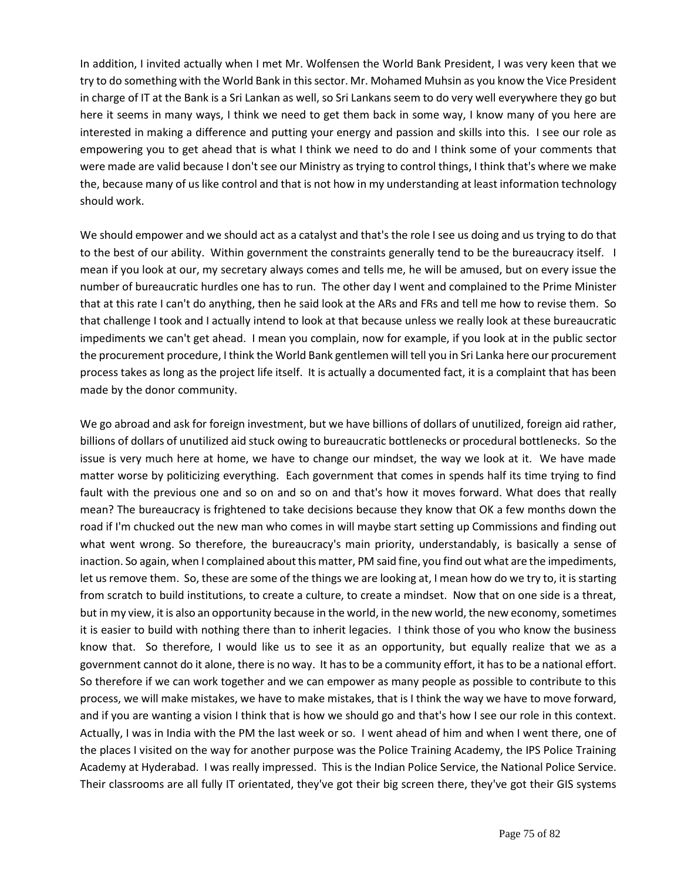In addition, I invited actually when I met Mr. Wolfensen the World Bank President, I was very keen that we try to do something with the World Bank in this sector. Mr. Mohamed Muhsin as you know the Vice President in charge of IT at the Bank is a Sri Lankan as well, so Sri Lankans seem to do very well everywhere they go but here it seems in many ways, I think we need to get them back in some way, I know many of you here are interested in making a difference and putting your energy and passion and skills into this. I see our role as empowering you to get ahead that is what I think we need to do and I think some of your comments that were made are valid because I don't see our Ministry as trying to control things, I think that's where we make the, because many of us like control and that is not how in my understanding at least information technology should work.

We should empower and we should act as a catalyst and that's the role I see us doing and us trying to do that to the best of our ability. Within government the constraints generally tend to be the bureaucracy itself. I mean if you look at our, my secretary always comes and tells me, he will be amused, but on every issue the number of bureaucratic hurdles one has to run. The other day I went and complained to the Prime Minister that at this rate I can't do anything, then he said look at the ARs and FRs and tell me how to revise them. So that challenge I took and I actually intend to look at that because unless we really look at these bureaucratic impediments we can't get ahead. I mean you complain, now for example, if you look at in the public sector the procurement procedure, I think the World Bank gentlemen will tell you in Sri Lanka here our procurement process takes as long as the project life itself. It is actually a documented fact, it is a complaint that has been made by the donor community.

We go abroad and ask for foreign investment, but we have billions of dollars of unutilized, foreign aid rather, billions of dollars of unutilized aid stuck owing to bureaucratic bottlenecks or procedural bottlenecks. So the issue is very much here at home, we have to change our mindset, the way we look at it. We have made matter worse by politicizing everything. Each government that comes in spends half its time trying to find fault with the previous one and so on and so on and that's how it moves forward. What does that really mean? The bureaucracy is frightened to take decisions because they know that OK a few months down the road if I'm chucked out the new man who comes in will maybe start setting up Commissions and finding out what went wrong. So therefore, the bureaucracy's main priority, understandably, is basically a sense of inaction. So again, when I complained about this matter, PM said fine, you find out what are the impediments, let us remove them. So, these are some of the things we are looking at, I mean how do we try to, it is starting from scratch to build institutions, to create a culture, to create a mindset. Now that on one side is a threat, but in my view, it is also an opportunity because in the world, in the new world, the new economy, sometimes it is easier to build with nothing there than to inherit legacies. I think those of you who know the business know that. So therefore, I would like us to see it as an opportunity, but equally realize that we as a government cannot do it alone, there is no way. It has to be a community effort, it has to be a national effort. So therefore if we can work together and we can empower as many people as possible to contribute to this process, we will make mistakes, we have to make mistakes, that is I think the way we have to move forward, and if you are wanting a vision I think that is how we should go and that's how I see our role in this context. Actually, I was in India with the PM the last week or so. I went ahead of him and when I went there, one of the places I visited on the way for another purpose was the Police Training Academy, the IPS Police Training Academy at Hyderabad. I was really impressed. This is the Indian Police Service, the National Police Service. Their classrooms are all fully IT orientated, they've got their big screen there, they've got their GIS systems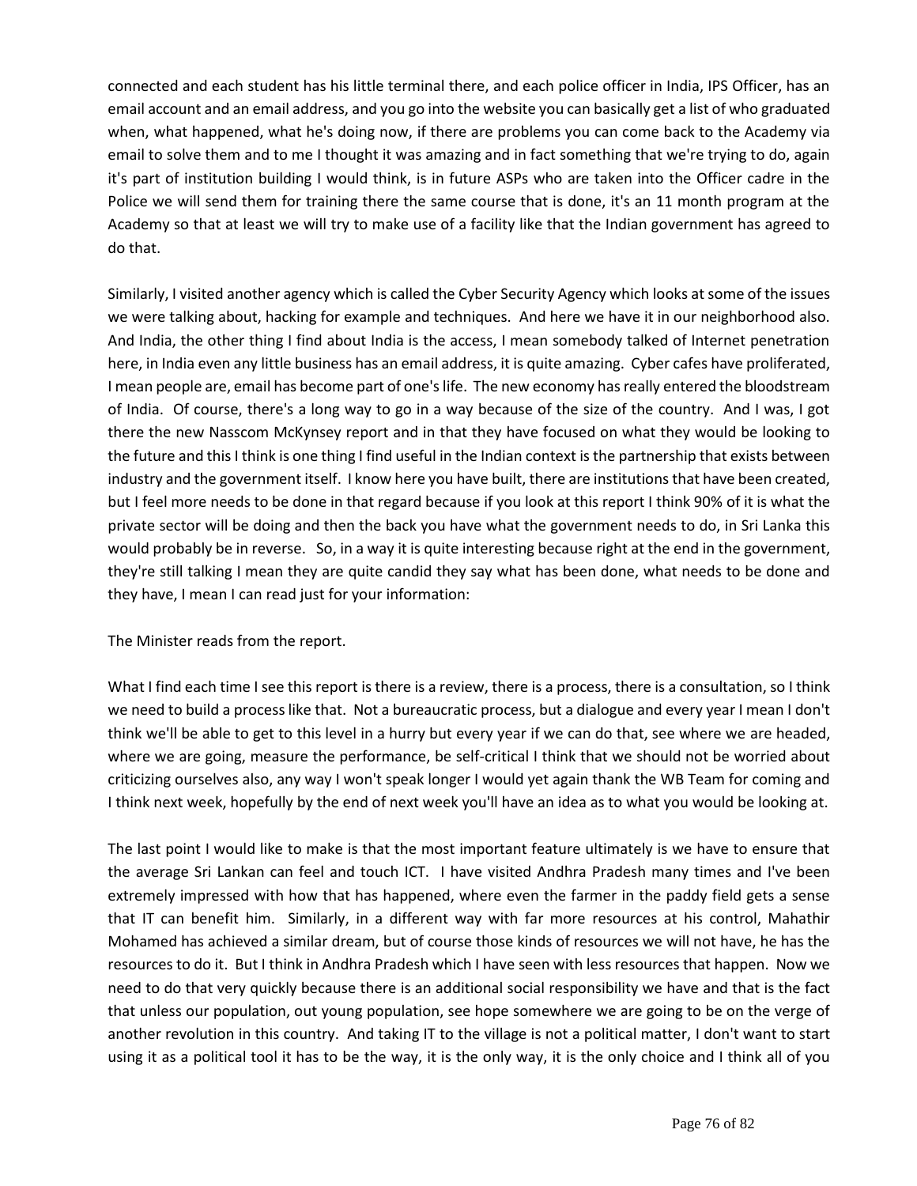connected and each student has his little terminal there, and each police officer in India, IPS Officer, has an email account and an email address, and you go into the website you can basically get a list of who graduated when, what happened, what he's doing now, if there are problems you can come back to the Academy via email to solve them and to me I thought it was amazing and in fact something that we're trying to do, again it's part of institution building I would think, is in future ASPs who are taken into the Officer cadre in the Police we will send them for training there the same course that is done, it's an 11 month program at the Academy so that at least we will try to make use of a facility like that the Indian government has agreed to do that.

Similarly, I visited another agency which is called the Cyber Security Agency which looks at some of the issues we were talking about, hacking for example and techniques. And here we have it in our neighborhood also. And India, the other thing I find about India is the access, I mean somebody talked of Internet penetration here, in India even any little business has an email address, it is quite amazing. Cyber cafes have proliferated, I mean people are, email has become part of one's life. The new economy has really entered the bloodstream of India. Of course, there's a long way to go in a way because of the size of the country. And I was, I got there the new Nasscom McKynsey report and in that they have focused on what they would be looking to the future and this I think is one thing I find useful in the Indian context is the partnership that exists between industry and the government itself. I know here you have built, there are institutions that have been created, but I feel more needs to be done in that regard because if you look at this report I think 90% of it is what the private sector will be doing and then the back you have what the government needs to do, in Sri Lanka this would probably be in reverse. So, in a way it is quite interesting because right at the end in the government, they're still talking I mean they are quite candid they say what has been done, what needs to be done and they have, I mean I can read just for your information:

The Minister reads from the report.

What I find each time I see this report is there is a review, there is a process, there is a consultation, so I think we need to build a process like that. Not a bureaucratic process, but a dialogue and every year I mean I don't think we'll be able to get to this level in a hurry but every year if we can do that, see where we are headed, where we are going, measure the performance, be self-critical I think that we should not be worried about criticizing ourselves also, any way I won't speak longer I would yet again thank the WB Team for coming and I think next week, hopefully by the end of next week you'll have an idea as to what you would be looking at.

The last point I would like to make is that the most important feature ultimately is we have to ensure that the average Sri Lankan can feel and touch ICT. I have visited Andhra Pradesh many times and I've been extremely impressed with how that has happened, where even the farmer in the paddy field gets a sense that IT can benefit him. Similarly, in a different way with far more resources at his control, Mahathir Mohamed has achieved a similar dream, but of course those kinds of resources we will not have, he has the resources to do it. But I think in Andhra Pradesh which I have seen with less resources that happen. Now we need to do that very quickly because there is an additional social responsibility we have and that is the fact that unless our population, out young population, see hope somewhere we are going to be on the verge of another revolution in this country. And taking IT to the village is not a political matter, I don't want to start using it as a political tool it has to be the way, it is the only way, it is the only choice and I think all of you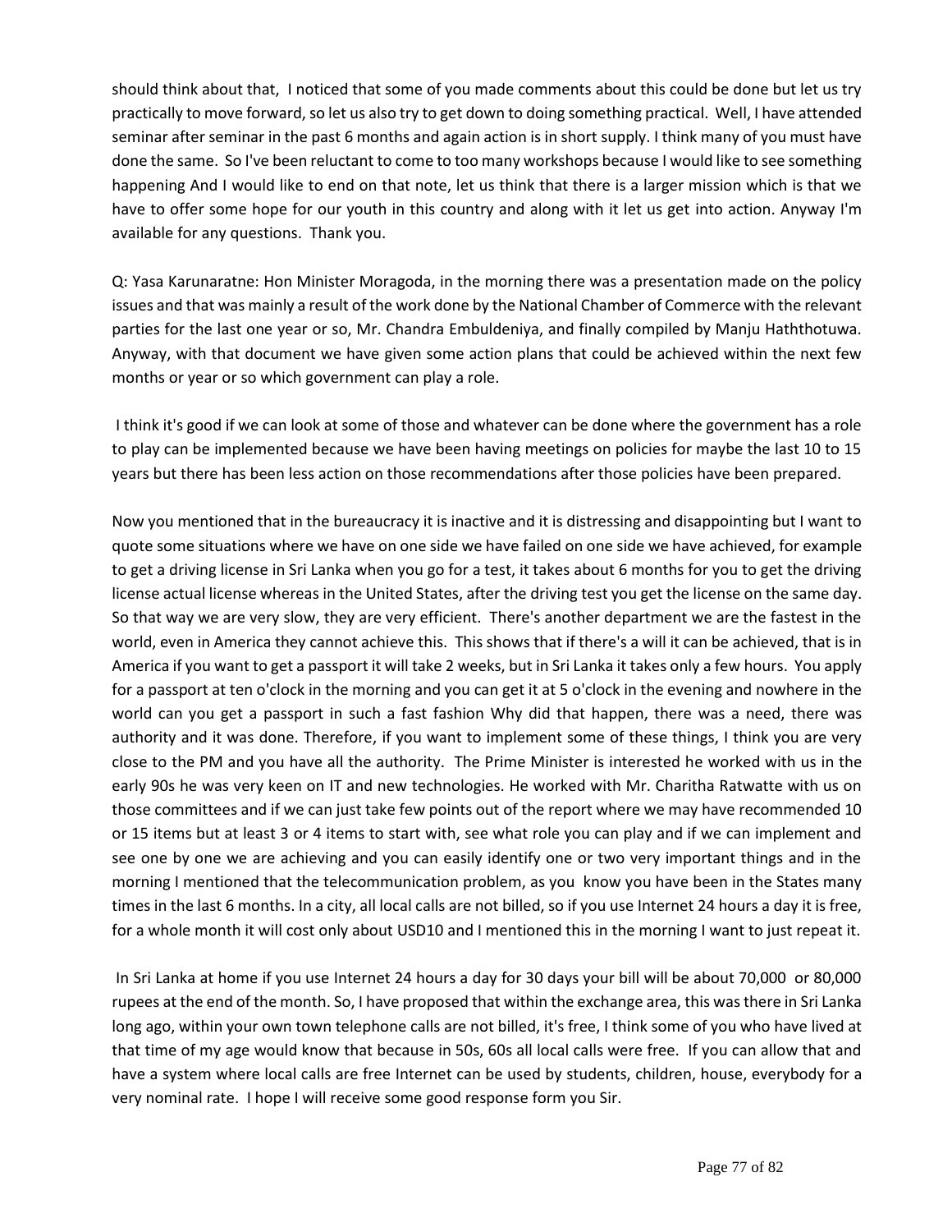should think about that, I noticed that some of you made comments about this could be done but let us try practically to move forward, so let us also try to get down to doing something practical. Well, I have attended seminar after seminar in the past 6 months and again action is in short supply. I think many of you must have done the same. So I've been reluctant to come to too many workshops because I would like to see something happening And I would like to end on that note, let us think that there is a larger mission which is that we have to offer some hope for our youth in this country and along with it let us get into action. Anyway I'm available for any questions. Thank you.

Q: Yasa Karunaratne: Hon Minister Moragoda, in the morning there was a presentation made on the policy issues and that was mainly a result of the work done by the National Chamber of Commerce with the relevant parties for the last one year or so, Mr. Chandra Embuldeniya, and finally compiled by Manju Haththotuwa. Anyway, with that document we have given some action plans that could be achieved within the next few months or year or so which government can play a role.

I think it's good if we can look at some of those and whatever can be done where the government has a role to play can be implemented because we have been having meetings on policies for maybe the last 10 to 15 years but there has been less action on those recommendations after those policies have been prepared.

Now you mentioned that in the bureaucracy it is inactive and it is distressing and disappointing but I want to quote some situations where we have on one side we have failed on one side we have achieved, for example to get a driving license in Sri Lanka when you go for a test, it takes about 6 months for you to get the driving license actual license whereas in the United States, after the driving test you get the license on the same day. So that way we are very slow, they are very efficient. There's another department we are the fastest in the world, even in America they cannot achieve this. This shows that if there's a will it can be achieved, that is in America if you want to get a passport it will take 2 weeks, but in Sri Lanka it takes only a few hours. You apply for a passport at ten o'clock in the morning and you can get it at 5 o'clock in the evening and nowhere in the world can you get a passport in such a fast fashion Why did that happen, there was a need, there was authority and it was done. Therefore, if you want to implement some of these things, I think you are very close to the PM and you have all the authority. The Prime Minister is interested he worked with us in the early 90s he was very keen on IT and new technologies. He worked with Mr. Charitha Ratwatte with us on those committees and if we can just take few points out of the report where we may have recommended 10 or 15 items but at least 3 or 4 items to start with, see what role you can play and if we can implement and see one by one we are achieving and you can easily identify one or two very important things and in the morning I mentioned that the telecommunication problem, as you know you have been in the States many times in the last 6 months. In a city, all local calls are not billed, so if you use Internet 24 hours a day it is free, for a whole month it will cost only about USD10 and I mentioned this in the morning I want to just repeat it.

In Sri Lanka at home if you use Internet 24 hours a day for 30 days your bill will be about 70,000 or 80,000 rupees at the end of the month. So, I have proposed that within the exchange area, this was there in Sri Lanka long ago, within your own town telephone calls are not billed, it's free, I think some of you who have lived at that time of my age would know that because in 50s, 60s all local calls were free. If you can allow that and have a system where local calls are free Internet can be used by students, children, house, everybody for a very nominal rate. I hope I will receive some good response form you Sir.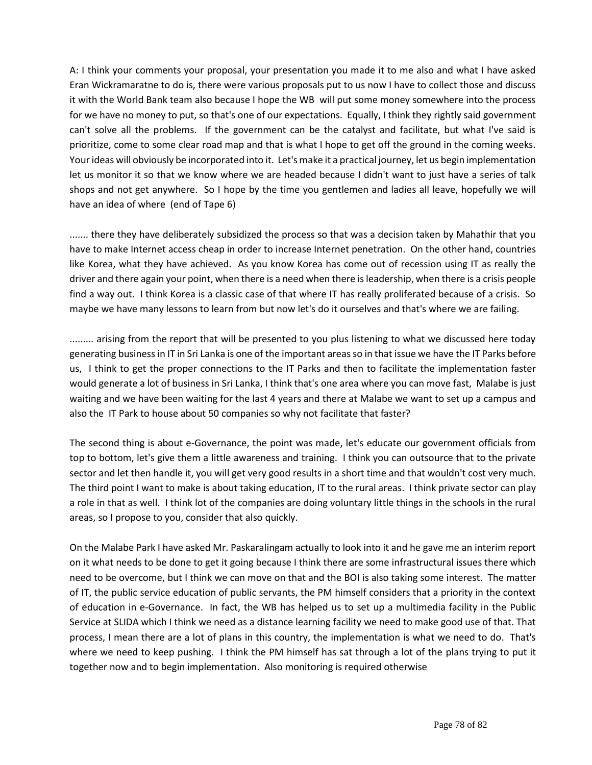A: I think your comments your proposal, your presentation you made it to me also and what I have asked Eran Wickramaratne to do is, there were various proposals put to us now I have to collect those and discuss it with the World Bank team also because I hope the WB will put some money somewhere into the process for we have no money to put, so that's one of our expectations. Equally, I think they rightly said government can't solve all the problems. If the government can be the catalyst and facilitate, but what I've said is prioritize, come to some clear road map and that is what I hope to get off the ground in the coming weeks. Your ideas will obviously be incorporated into it. Let's make it a practical journey, let us begin implementation let us monitor it so that we know where we are headed because I didn't want to just have a series of talk shops and not get anywhere. So I hope by the time you gentlemen and ladies all leave, hopefully we will have an idea of where (end of Tape 6)

....... there they have deliberately subsidized the process so that was a decision taken by Mahathir that you have to make Internet access cheap in order to increase Internet penetration. On the other hand, countries like Korea, what they have achieved. As you know Korea has come out of recession using IT as really the driver and there again your point, when there is a need when there is leadership, when there is a crisis people find a way out. I think Korea is a classic case of that where IT has really proliferated because of a crisis. So maybe we have many lessons to learn from but now let's do it ourselves and that's where we are failing.

......... arising from the report that will be presented to you plus listening to what we discussed here today generating business in IT in Sri Lanka is one of the important areas so in that issue we have the IT Parks before us, I think to get the proper connections to the IT Parks and then to facilitate the implementation faster would generate a lot of business in Sri Lanka, I think that's one area where you can move fast, Malabe is just waiting and we have been waiting for the last 4 years and there at Malabe we want to set up a campus and also the IT Park to house about 50 companies so why not facilitate that faster?

The second thing is about e-Governance, the point was made, let's educate our government officials from top to bottom, let's give them a little awareness and training. I think you can outsource that to the private sector and let then handle it, you will get very good results in a short time and that wouldn't cost very much. The third point I want to make is about taking education, IT to the rural areas. I think private sector can play a role in that as well. I think lot of the companies are doing voluntary little things in the schools in the rural areas, so I propose to you, consider that also quickly.

On the Malabe Park I have asked Mr. Paskaralingam actually to look into it and he gave me an interim report on it what needs to be done to get it going because I think there are some infrastructural issues there which need to be overcome, but I think we can move on that and the BOI is also taking some interest. The matter of IT, the public service education of public servants, the PM himself considers that a priority in the context of education in e-Governance. In fact, the WB has helped us to set up a multimedia facility in the Public Service at SLIDA which I think we need as a distance learning facility we need to make good use of that. That process, I mean there are a lot of plans in this country, the implementation is what we need to do. That's where we need to keep pushing. I think the PM himself has sat through a lot of the plans trying to put it together now and to begin implementation. Also monitoring is required otherwise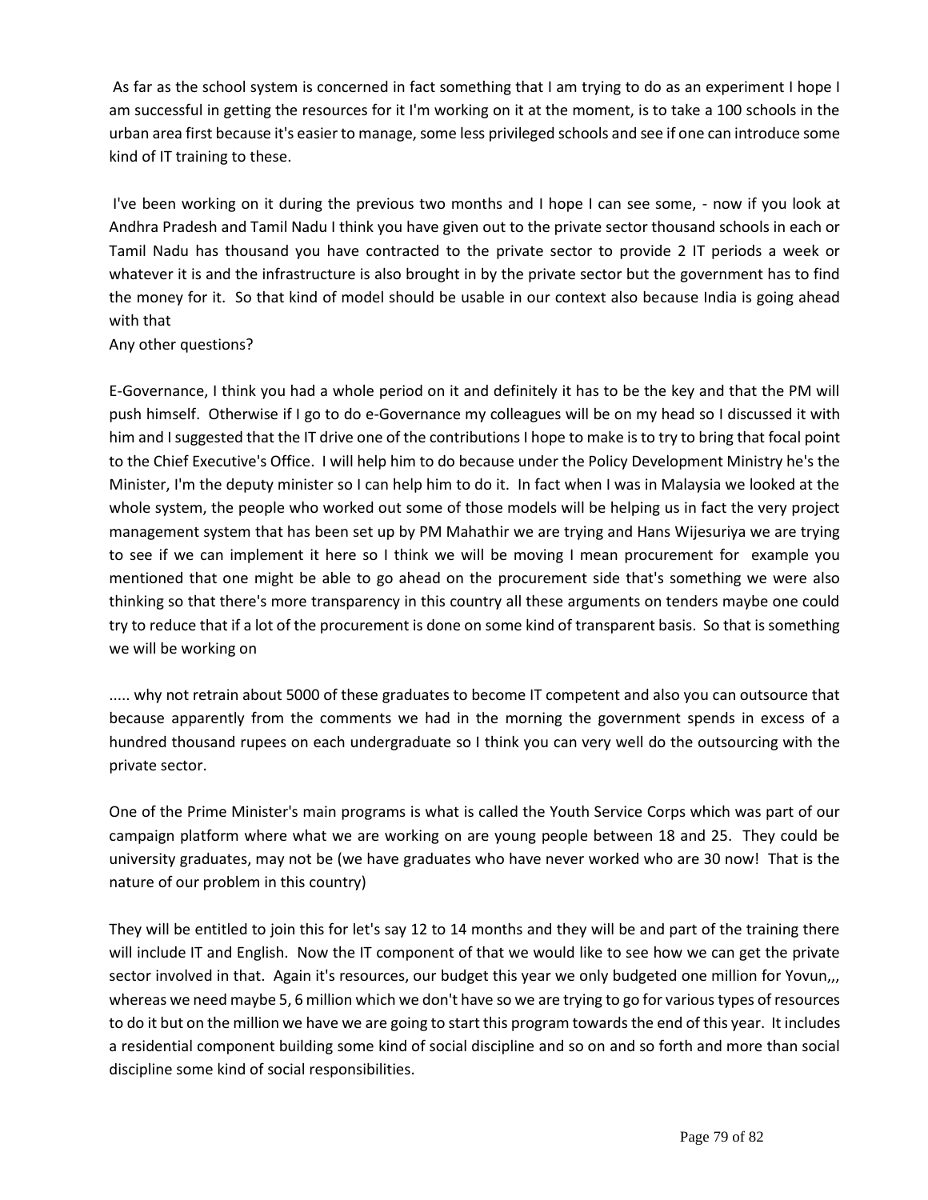As far as the school system is concerned in fact something that I am trying to do as an experiment I hope I am successful in getting the resources for it I'm working on it at the moment, is to take a 100 schools in the urban area first because it's easier to manage, some less privileged schools and see if one can introduce some kind of IT training to these.

I've been working on it during the previous two months and I hope I can see some, - now if you look at Andhra Pradesh and Tamil Nadu I think you have given out to the private sector thousand schools in each or Tamil Nadu has thousand you have contracted to the private sector to provide 2 IT periods a week or whatever it is and the infrastructure is also brought in by the private sector but the government has to find the money for it. So that kind of model should be usable in our context also because India is going ahead with that

Any other questions?

E-Governance, I think you had a whole period on it and definitely it has to be the key and that the PM will push himself. Otherwise if I go to do e-Governance my colleagues will be on my head so I discussed it with him and I suggested that the IT drive one of the contributions I hope to make is to try to bring that focal point to the Chief Executive's Office. I will help him to do because under the Policy Development Ministry he's the Minister, I'm the deputy minister so I can help him to do it. In fact when I was in Malaysia we looked at the whole system, the people who worked out some of those models will be helping us in fact the very project management system that has been set up by PM Mahathir we are trying and Hans Wijesuriya we are trying to see if we can implement it here so I think we will be moving I mean procurement for example you mentioned that one might be able to go ahead on the procurement side that's something we were also thinking so that there's more transparency in this country all these arguments on tenders maybe one could try to reduce that if a lot of the procurement is done on some kind of transparent basis. So that is something we will be working on

..... why not retrain about 5000 of these graduates to become IT competent and also you can outsource that because apparently from the comments we had in the morning the government spends in excess of a hundred thousand rupees on each undergraduate so I think you can very well do the outsourcing with the private sector.

One of the Prime Minister's main programs is what is called the Youth Service Corps which was part of our campaign platform where what we are working on are young people between 18 and 25. They could be university graduates, may not be (we have graduates who have never worked who are 30 now! That is the nature of our problem in this country)

They will be entitled to join this for let's say 12 to 14 months and they will be and part of the training there will include IT and English. Now the IT component of that we would like to see how we can get the private sector involved in that. Again it's resources, our budget this year we only budgeted one million for Yovun,,, whereas we need maybe 5, 6 million which we don't have so we are trying to go for various types of resources to do it but on the million we have we are going to start this program towards the end of this year. It includes a residential component building some kind of social discipline and so on and so forth and more than social discipline some kind of social responsibilities.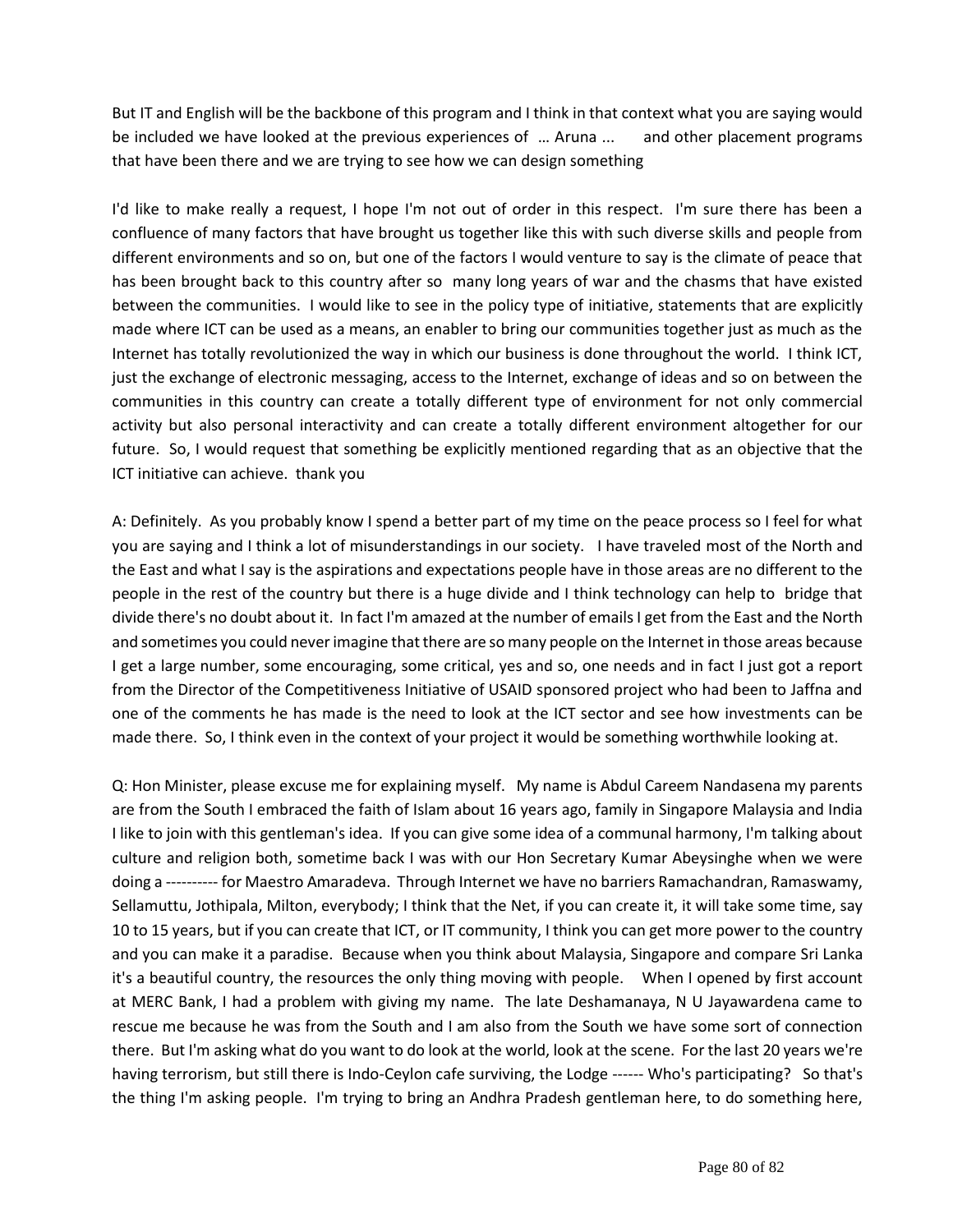But IT and English will be the backbone of this program and I think in that context what you are saying would be included we have looked at the previous experiences of … Aruna ... and other placement programs that have been there and we are trying to see how we can design something

I'd like to make really a request, I hope I'm not out of order in this respect. I'm sure there has been a confluence of many factors that have brought us together like this with such diverse skills and people from different environments and so on, but one of the factors I would venture to say is the climate of peace that has been brought back to this country after so many long years of war and the chasms that have existed between the communities. I would like to see in the policy type of initiative, statements that are explicitly made where ICT can be used as a means, an enabler to bring our communities together just as much as the Internet has totally revolutionized the way in which our business is done throughout the world. I think ICT, just the exchange of electronic messaging, access to the Internet, exchange of ideas and so on between the communities in this country can create a totally different type of environment for not only commercial activity but also personal interactivity and can create a totally different environment altogether for our future. So, I would request that something be explicitly mentioned regarding that as an objective that the ICT initiative can achieve. thank you

A: Definitely. As you probably know I spend a better part of my time on the peace process so I feel for what you are saying and I think a lot of misunderstandings in our society. I have traveled most of the North and the East and what I say is the aspirations and expectations people have in those areas are no different to the people in the rest of the country but there is a huge divide and I think technology can help to bridge that divide there's no doubt about it. In fact I'm amazed at the number of emails I get from the East and the North and sometimes you could never imagine that there are so many people on the Internet in those areas because I get a large number, some encouraging, some critical, yes and so, one needs and in fact I just got a report from the Director of the Competitiveness Initiative of USAID sponsored project who had been to Jaffna and one of the comments he has made is the need to look at the ICT sector and see how investments can be made there. So, I think even in the context of your project it would be something worthwhile looking at.

Q: Hon Minister, please excuse me for explaining myself. My name is Abdul Careem Nandasena my parents are from the South I embraced the faith of Islam about 16 years ago, family in Singapore Malaysia and India I like to join with this gentleman's idea. If you can give some idea of a communal harmony, I'm talking about culture and religion both, sometime back I was with our Hon Secretary Kumar Abeysinghe when we were doing a ---------- for Maestro Amaradeva. Through Internet we have no barriers Ramachandran, Ramaswamy, Sellamuttu, Jothipala, Milton, everybody; I think that the Net, if you can create it, it will take some time, say 10 to 15 years, but if you can create that ICT, or IT community, I think you can get more power to the country and you can make it a paradise. Because when you think about Malaysia, Singapore and compare Sri Lanka it's a beautiful country, the resources the only thing moving with people. When I opened by first account at MERC Bank, I had a problem with giving my name. The late Deshamanaya, N U Jayawardena came to rescue me because he was from the South and I am also from the South we have some sort of connection there. But I'm asking what do you want to do look at the world, look at the scene. For the last 20 years we're having terrorism, but still there is Indo-Ceylon cafe surviving, the Lodge ------ Who's participating? So that's the thing I'm asking people. I'm trying to bring an Andhra Pradesh gentleman here, to do something here,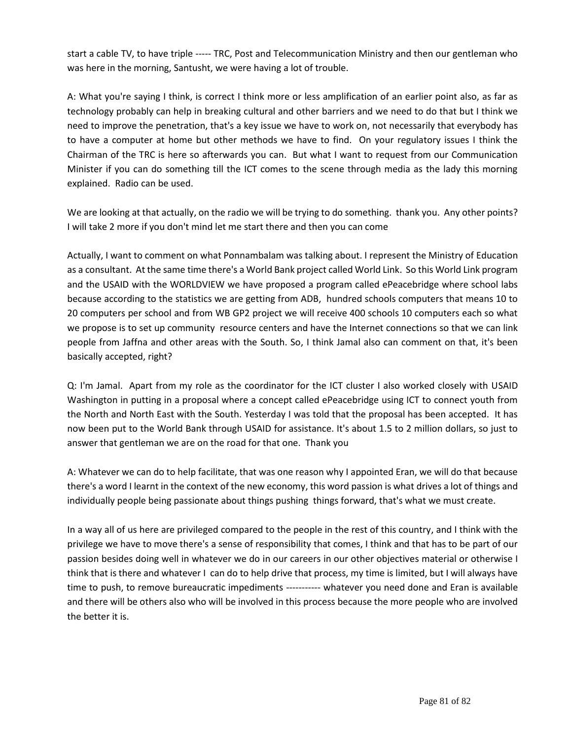start a cable TV, to have triple ----- TRC, Post and Telecommunication Ministry and then our gentleman who was here in the morning, Santusht, we were having a lot of trouble.

A: What you're saying I think, is correct I think more or less amplification of an earlier point also, as far as technology probably can help in breaking cultural and other barriers and we need to do that but I think we need to improve the penetration, that's a key issue we have to work on, not necessarily that everybody has to have a computer at home but other methods we have to find. On your regulatory issues I think the Chairman of the TRC is here so afterwards you can. But what I want to request from our Communication Minister if you can do something till the ICT comes to the scene through media as the lady this morning explained. Radio can be used.

We are looking at that actually, on the radio we will be trying to do something. thank you. Any other points? I will take 2 more if you don't mind let me start there and then you can come

Actually, I want to comment on what Ponnambalam was talking about. I represent the Ministry of Education as a consultant. At the same time there's a World Bank project called World Link. So this World Link program and the USAID with the WORLDVIEW we have proposed a program called ePeacebridge where school labs because according to the statistics we are getting from ADB, hundred schools computers that means 10 to 20 computers per school and from WB GP2 project we will receive 400 schools 10 computers each so what we propose is to set up community resource centers and have the Internet connections so that we can link people from Jaffna and other areas with the South. So, I think Jamal also can comment on that, it's been basically accepted, right?

Q: I'm Jamal. Apart from my role as the coordinator for the ICT cluster I also worked closely with USAID Washington in putting in a proposal where a concept called ePeacebridge using ICT to connect youth from the North and North East with the South. Yesterday I was told that the proposal has been accepted. It has now been put to the World Bank through USAID for assistance. It's about 1.5 to 2 million dollars, so just to answer that gentleman we are on the road for that one. Thank you

A: Whatever we can do to help facilitate, that was one reason why I appointed Eran, we will do that because there's a word I learnt in the context of the new economy, this word passion is what drives a lot of things and individually people being passionate about things pushing things forward, that's what we must create.

In a way all of us here are privileged compared to the people in the rest of this country, and I think with the privilege we have to move there's a sense of responsibility that comes, I think and that has to be part of our passion besides doing well in whatever we do in our careers in our other objectives material or otherwise I think that is there and whatever I can do to help drive that process, my time is limited, but I will always have time to push, to remove bureaucratic impediments ----------- whatever you need done and Eran is available and there will be others also who will be involved in this process because the more people who are involved the better it is.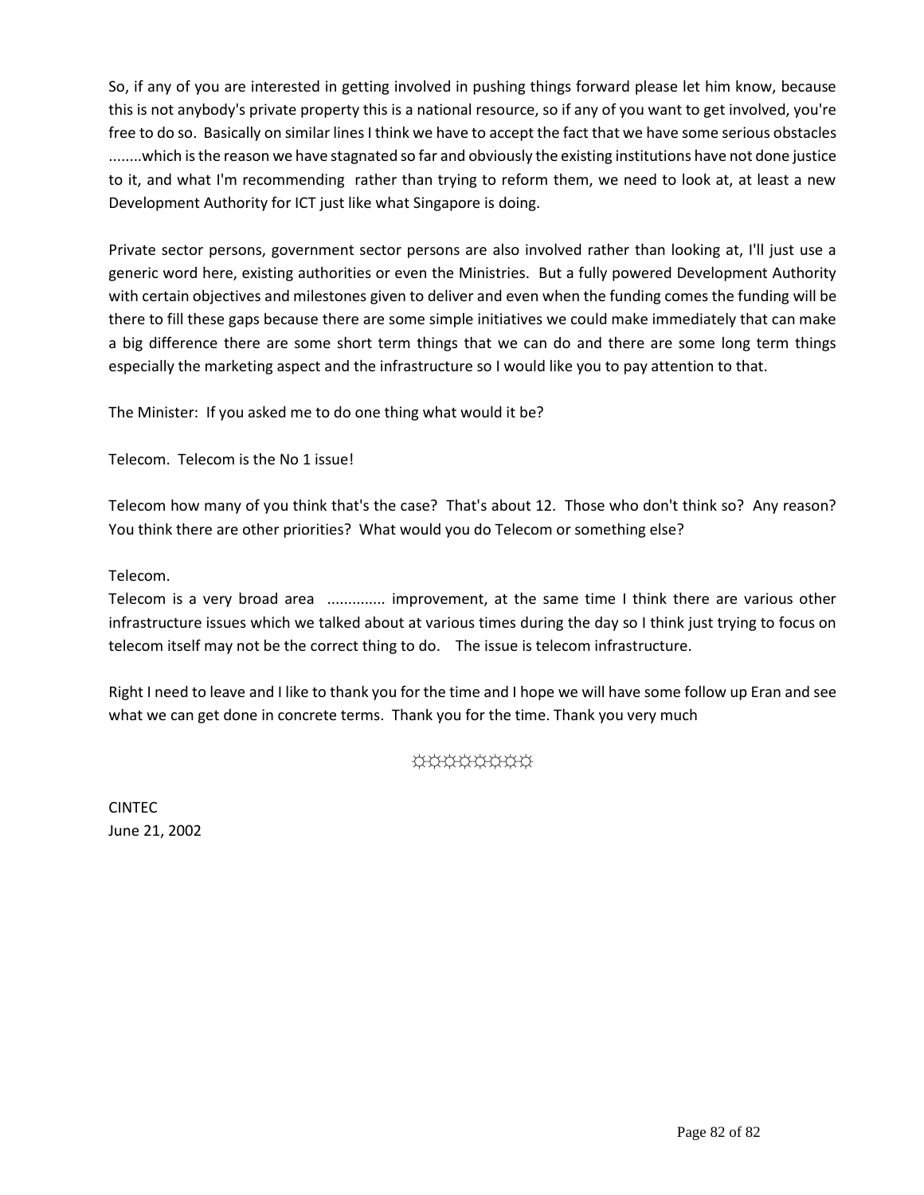So, if any of you are interested in getting involved in pushing things forward please let him know, because this is not anybody's private property this is a national resource, so if any of you want to get involved, you're free to do so. Basically on similar lines I think we have to accept the fact that we have some serious obstacles ........which is the reason we have stagnated so far and obviously the existing institutions have not done justice to it, and what I'm recommending rather than trying to reform them, we need to look at, at least a new Development Authority for ICT just like what Singapore is doing.

Private sector persons, government sector persons are also involved rather than looking at, I'll just use a generic word here, existing authorities or even the Ministries. But a fully powered Development Authority with certain objectives and milestones given to deliver and even when the funding comes the funding will be there to fill these gaps because there are some simple initiatives we could make immediately that can make a big difference there are some short term things that we can do and there are some long term things especially the marketing aspect and the infrastructure so I would like you to pay attention to that.

The Minister: If you asked me to do one thing what would it be?

Telecom. Telecom is the No 1 issue!

Telecom how many of you think that's the case? That's about 12. Those who don't think so? Any reason? You think there are other priorities? What would you do Telecom or something else?

Telecom.

Telecom is a very broad area .............. improvement, at the same time I think there are various other infrastructure issues which we talked about at various times during the day so I think just trying to focus on telecom itself may not be the correct thing to do. The issue is telecom infrastructure.

Right I need to leave and I like to thank you for the time and I hope we will have some follow up Eran and see what we can get done in concrete terms. Thank you for the time. Thank you very much

☼☼☼☼☼☼☼☼☼

CINTEC
June 21, 2002